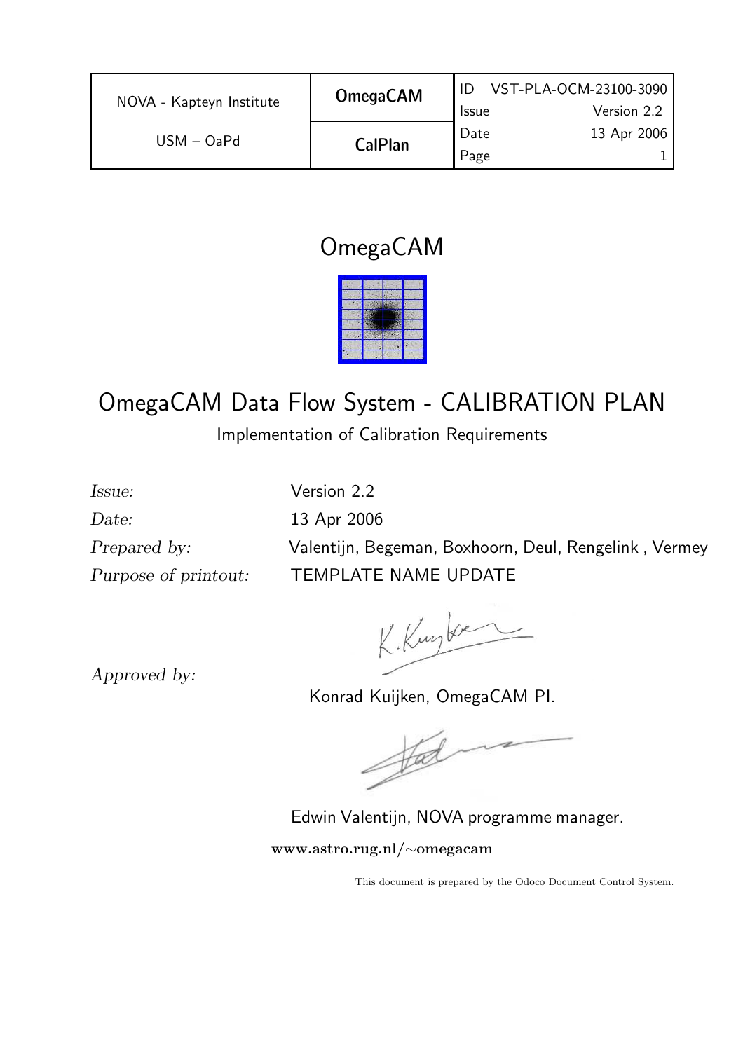| NOVA - Kapteyn Institute | **OmegaCAM** | ID VST-PLA-OCM-23100-3090 |
|---|---|---|
| | | Issue Version 2.2 |
| USM – OaPd | **CalPlan** | Date 13 Apr 2006 |
| | | Page 1 |

# OmegaCAM

# OmegaCAM Data Flow System - CALIBRATION PLAN

Implementation of Calibration Requirements

*Issue:* Version 2.2

*Date:* 13 Apr 2006

*Prepared by:* Valentijn, Begeman, Boxhoorn, Deul, Rengelink , Vermey

*Purpose of printout:* TEMPLATE NAME UPDATE

*Approved by:*

Konrad Kuijken, OmegaCAM PI.

Edwin Valentijn, NOVA programme manager.

**www.astro.rug.nl/∼omegacam**

This document is prepared by the Odoco Document Control System.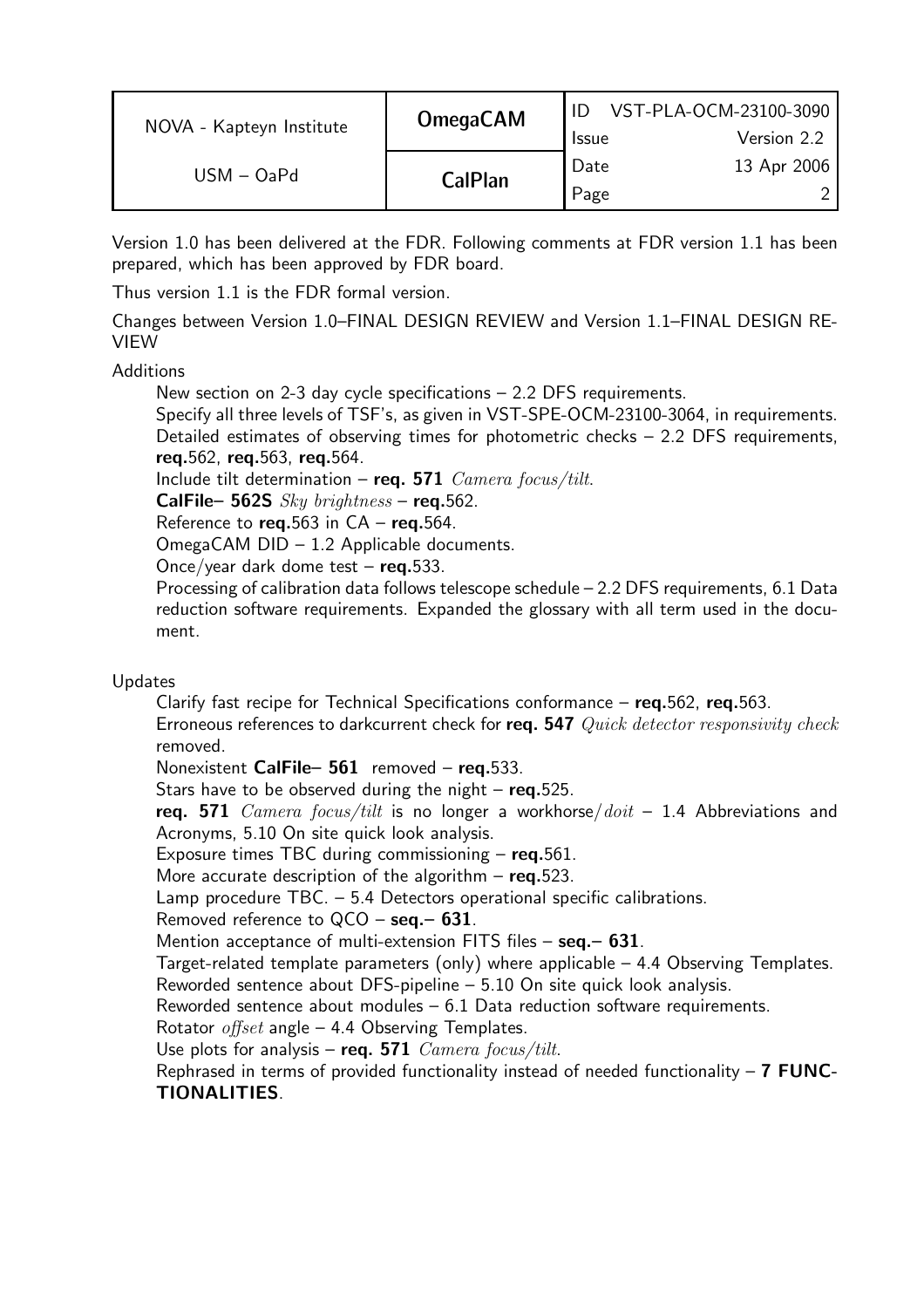Version 1.0 has been delivered at the FDR. Following comments at FDR version 1.1 has been prepared, which has been approved by FDR board.

Thus version 1.1 is the FDR formal version.

Changes between Version 1.0–FINAL DESIGN REVIEW and Version 1.1–FINAL DESIGN REVIEW

Additions

- New section on 2-3 day cycle specifications – 2.2 DFS requirements.
- Specify all three levels of TSF's, as given in VST-SPE-OCM-23100-3064, in requirements.
- Detailed estimates of observing times for photometric checks – 2.2 DFS requirements, **req.**562, **req.**563, **req.**564.
- Include tilt determination – **req. 571** *Camera focus/tilt*.
- **CalFile– 562S** *Sky brightness* – **req.**562.
- Reference to **req.**563 in CA – **req.**564.
- OmegaCAM DID – 1.2 Applicable documents.
- Once/year dark dome test – **req.**533.
- Processing of calibration data follows telescope schedule – 2.2 DFS requirements, 6.1 Data reduction software requirements. Expanded the glossary with all term used in the document.

Updates

- Clarify fast recipe for Technical Specifications conformance – **req.**562, **req.**563.
- Erroneous references to darkcurrent check for **req. 547** *Quick detector responsivity check* removed.
- Nonexistent **CalFile– 561** removed – **req.**533.
- Stars have to be observed during the night – **req.**525.
- **req. 571** *Camera focus/tilt* is no longer a workhorse/*doit* – 1.4 Abbreviations and Acronyms, 5.10 On site quick look analysis.
- Exposure times TBC during commissioning – **req.**561.
- More accurate description of the algorithm – **req.**523.
- Lamp procedure TBC. – 5.4 Detectors operational specific calibrations.
- Removed reference to QCO – **seq.– 631**.
- Mention acceptance of multi-extension FITS files – **seq.– 631**.
- Target-related template parameters (only) where applicable – 4.4 Observing Templates.
- Reworded sentence about DFS-pipeline – 5.10 On site quick look analysis.
- Reworded sentence about modules – 6.1 Data reduction software requirements.
- Rotator *offset* angle – 4.4 Observing Templates.
- Use plots for analysis – **req. 571** *Camera focus/tilt*.
- Rephrased in terms of provided functionality instead of needed functionality – **7 FUNCTIONALITIES**.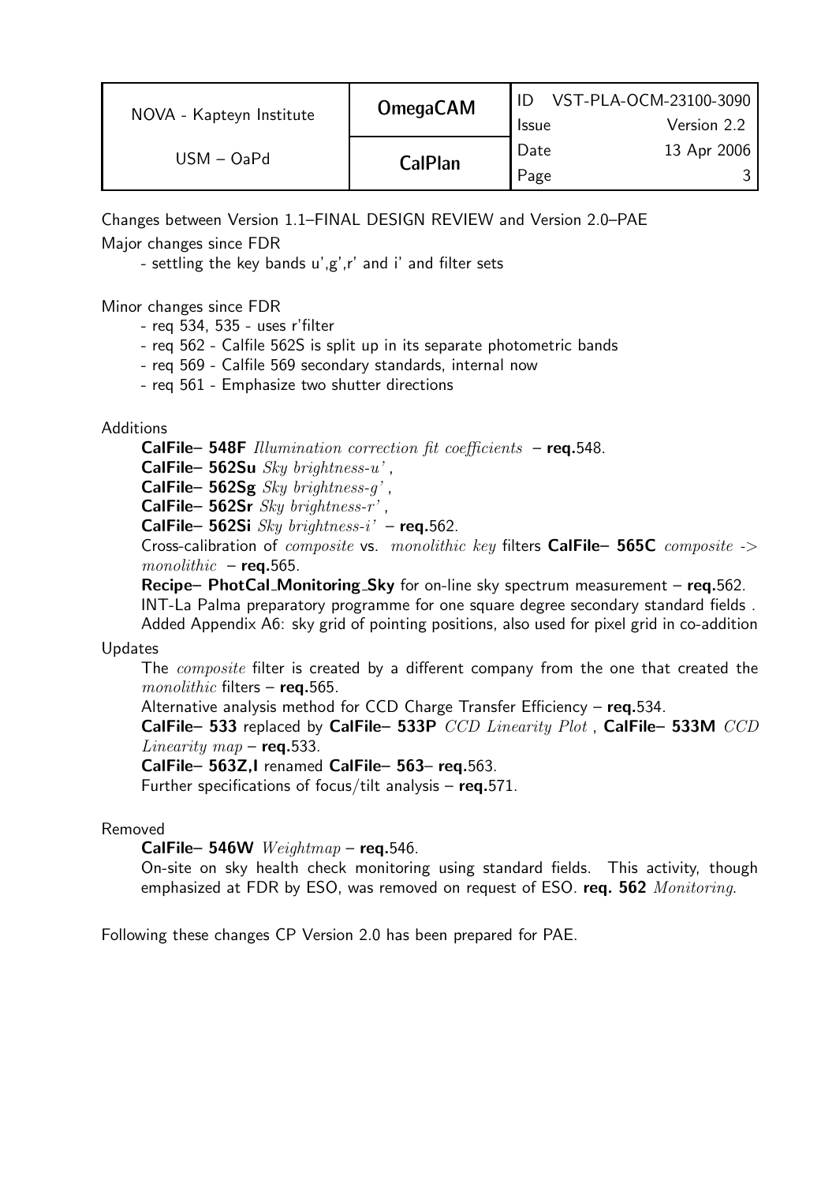Changes between Version 1.1–FINAL DESIGN REVIEW and Version 2.0–PAE

Major changes since FDR

- settling the key bands u',g',r' and i' and filter sets

Minor changes since FDR

- req 534, 535 - uses r'filter
- req 562 - Calfile 562S is split up in its separate photometric bands
- req 569 - Calfile 569 secondary standards, internal now
- req 561 - Emphasize two shutter directions

Additions

**CalFile– 548F** *Illumination correction fit coefficients* – **req.**548.
**CalFile– 562Su** *Sky brightness-u'* ,
**CalFile– 562Sg** *Sky brightness-g'* ,
**CalFile– 562Sr** *Sky brightness-r'* ,
**CalFile– 562Si** *Sky brightness-i'* – **req.**562.
Cross-calibration of *composite* vs. *monolithic key* filters **CalFile– 565C** *composite -> monolithic* – **req.**565.
**Recipe– PhotCal_Monitoring_Sky** for on-line sky spectrum measurement – **req.**562.
INT-La Palma preparatory programme for one square degree secondary standard fields .
Added Appendix A6: sky grid of pointing positions, also used for pixel grid in co-addition

Updates

The *composite* filter is created by a different company from the one that created the *monolithic* filters – **req.**565.
Alternative analysis method for CCD Charge Transfer Efficiency – **req.**534.
**CalFile– 533** replaced by **CalFile– 533P** *CCD Linearity Plot* , **CalFile– 533M** *CCD Linearity map* – **req.**533.
**CalFile– 563Z,I** renamed **CalFile– 563**– **req.**563.
Further specifications of focus/tilt analysis – **req.**571.

Removed

**CalFile– 546W** *Weightmap* – **req.**546.
On-site on sky health check monitoring using standard fields. This activity, though emphasized at FDR by ESO, was removed on request of ESO. **req. 562** *Monitoring.*

Following these changes CP Version 2.0 has been prepared for PAE.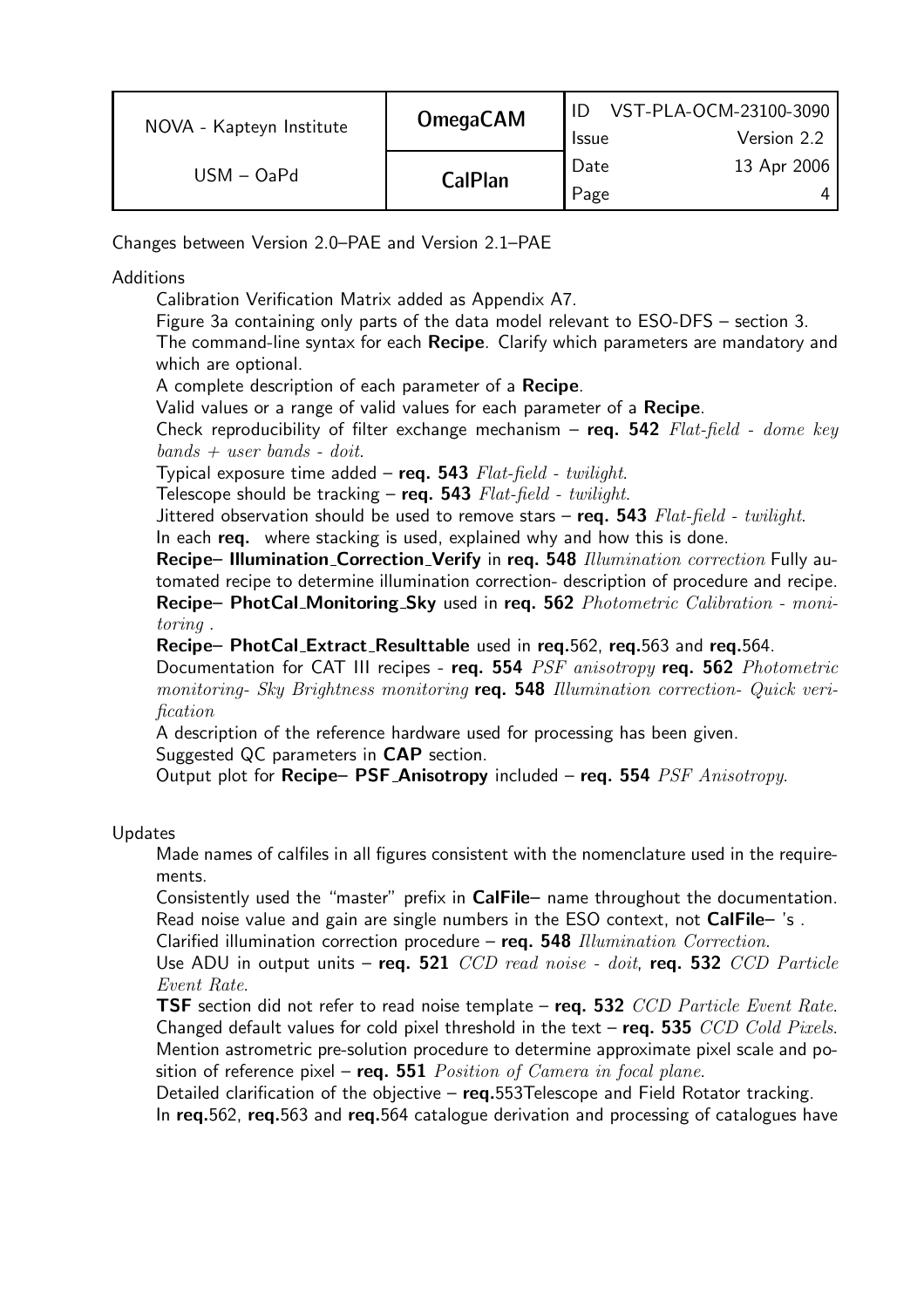Changes between Version 2.0–PAE and Version 2.1–PAE

Additions

Calibration Verification Matrix added as Appendix A7.

Figure 3a containing only parts of the data model relevant to ESO-DFS – section 3.

The command-line syntax for each **Recipe**. Clarify which parameters are mandatory and which are optional.

A complete description of each parameter of a **Recipe**.

Valid values or a range of valid values for each parameter of a **Recipe**.

Check reproducibility of filter exchange mechanism – **req. 542** *Flat-field - dome key bands + user bands - doit.*

Typical exposure time added – **req. 543** *Flat-field - twilight.*

Telescope should be tracking – **req. 543** *Flat-field - twilight.*

Jittered observation should be used to remove stars – **req. 543** *Flat-field - twilight.*

In each **req.** where stacking is used, explained why and how this is done.

**Recipe– Illumination_Correction_Verify** in **req. 548** *Illumination correction* Fully automated recipe to determine illumination correction- description of procedure and recipe.

**Recipe– PhotCal_Monitoring_Sky** used in **req. 562** *Photometric Calibration - monitoring .*

**Recipe– PhotCal_Extract_Resulttable** used in **req.**562, **req.**563 and **req.**564.

Documentation for CAT III recipes - **req. 554** *PSF anisotropy* **req. 562** *Photometric monitoring- Sky Brightness monitoring* **req. 548** *Illumination correction- Quick verification*

A description of the reference hardware used for processing has been given.

Suggested QC parameters in **CAP** section.

Output plot for **Recipe– PSF_Anisotropy** included – **req. 554** *PSF Anisotropy.*

Updates

Made names of calfiles in all figures consistent with the nomenclature used in the requirements.

Consistently used the "master" prefix in **CalFile**– name throughout the documentation.

Read noise value and gain are single numbers in the ESO context, not **CalFile**– 's .

Clarified illumination correction procedure – **req. 548** *Illumination Correction.*

Use ADU in output units – **req. 521** *CCD read noise - doit*, **req. 532** *CCD Particle Event Rate.*

**TSF** section did not refer to read noise template – **req. 532** *CCD Particle Event Rate.*

Changed default values for cold pixel threshold in the text – **req. 535** *CCD Cold Pixels.*

Mention astrometric pre-solution procedure to determine approximate pixel scale and position of reference pixel – **req. 551** *Position of Camera in focal plane.*

Detailed clarification of the objective – **req.**553Telescope and Field Rotator tracking.

In **req.**562, **req.**563 and **req.**564 catalogue derivation and processing of catalogues have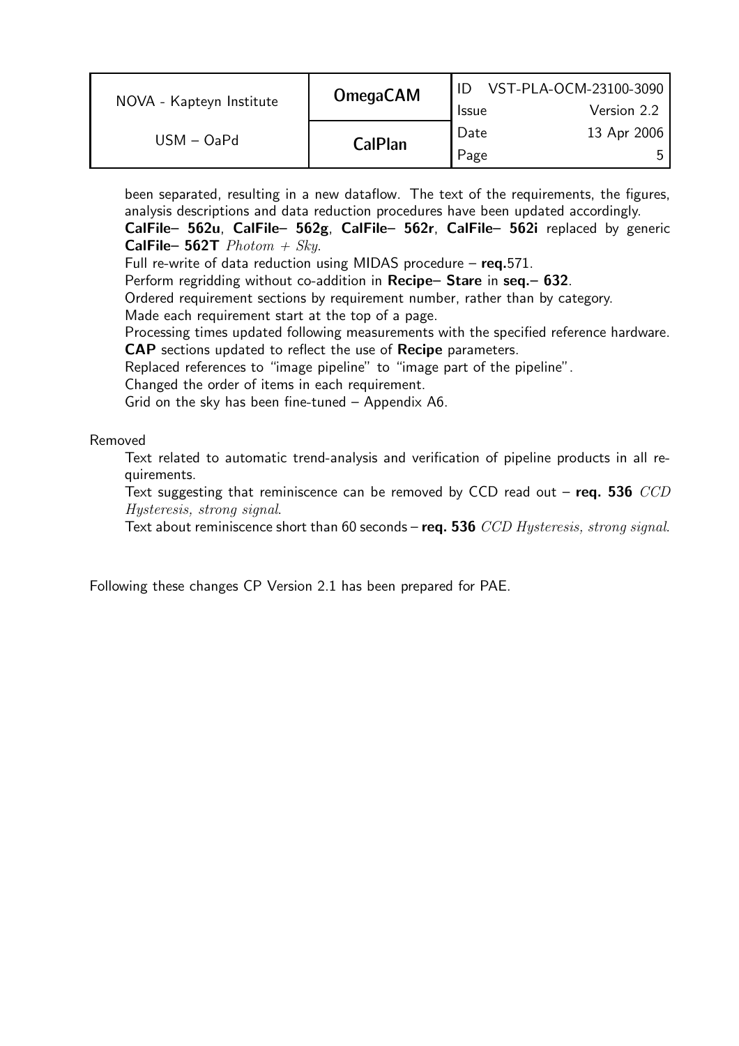been separated, resulting in a new dataflow. The text of the requirements, the figures, analysis descriptions and data reduction procedures have been updated accordingly.

**CalFile– 562u**, **CalFile– 562g**, **CalFile– 562r**, **CalFile– 562i** replaced by generic **CalFile– 562T** *Photom + Sky*.

Full re-write of data reduction using MIDAS procedure – **req.**571.

Perform regridding without co-addition in **Recipe– Stare** in **seq.– 632**.

Ordered requirement sections by requirement number, rather than by category.

Made each requirement start at the top of a page.

Processing times updated following measurements with the specified reference hardware.

**CAP** sections updated to reflect the use of **Recipe** parameters.

Replaced references to "image pipeline" to "image part of the pipeline".

Changed the order of items in each requirement.

Grid on the sky has been fine-tuned – Appendix A6.

Removed

Text related to automatic trend-analysis and verification of pipeline products in all requirements.

Text suggesting that reminiscence can be removed by CCD read out – **req. 536** *CCD Hysteresis, strong signal*.

Text about reminiscence short than 60 seconds – **req. 536** *CCD Hysteresis, strong signal*.

Following these changes CP Version 2.1 has been prepared for PAE.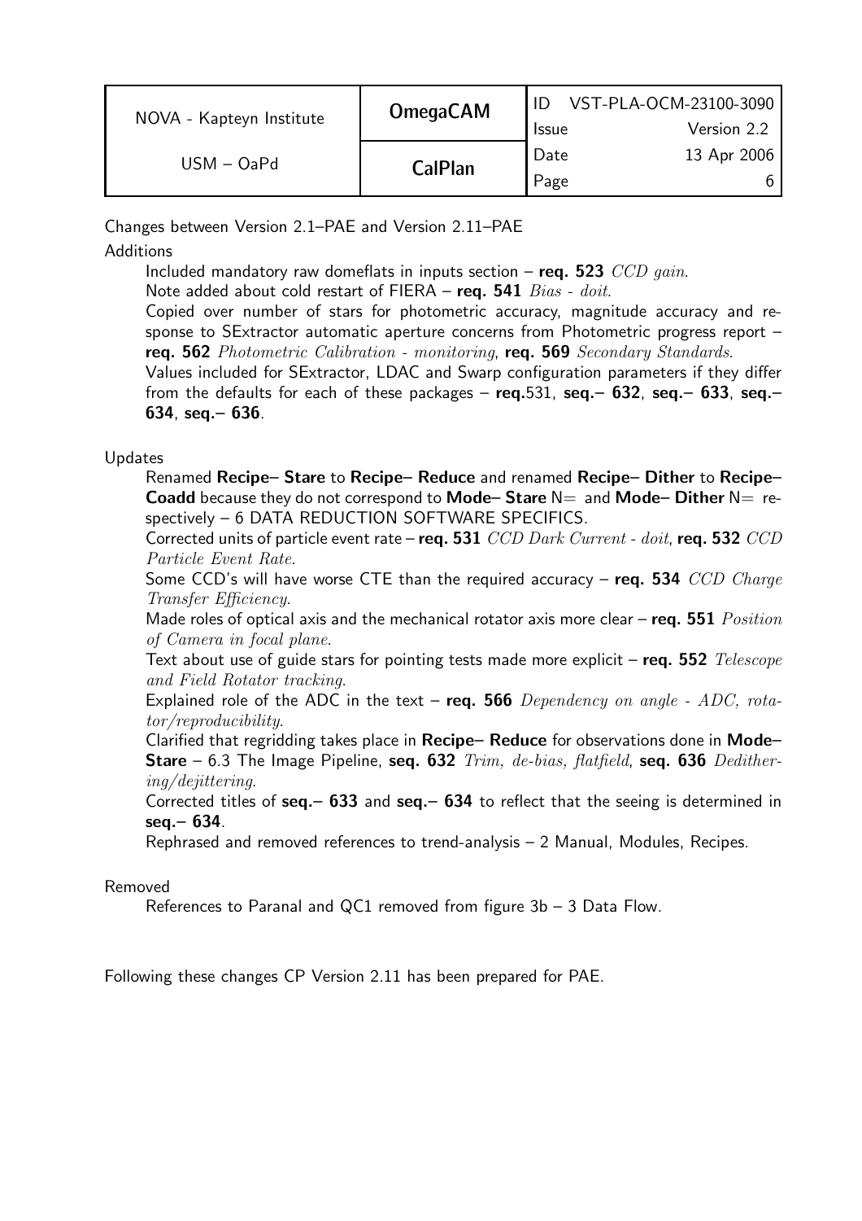Changes between Version 2.1–PAE and Version 2.11–PAE

Additions

Included mandatory raw domeflats in inputs section – **req. 523** *CCD gain*.
Note added about cold restart of FIERA – **req. 541** *Bias - doit*.
Copied over number of stars for photometric accuracy, magnitude accuracy and response to SExtractor automatic aperture concerns from Photometric progress report – **req. 562** *Photometric Calibration - monitoring*, **req. 569** *Secondary Standards*.
Values included for SExtractor, LDAC and Swarp configuration parameters if they differ from the defaults for each of these packages – **req.**531, **seq.– 632**, **seq.– 633**, **seq.– 634**, **seq.– 636**.

Updates

Renamed **Recipe– Stare** to **Recipe– Reduce** and renamed **Recipe– Dither** to **Recipe– Coadd** because they do not correspond to **Mode– Stare** N= and **Mode– Dither** N= respectively – 6 DATA REDUCTION SOFTWARE SPECIFICS.
Corrected units of particle event rate – **req. 531** *CCD Dark Current - doit*, **req. 532** *CCD Particle Event Rate*.
Some CCD's will have worse CTE than the required accuracy – **req. 534** *CCD Charge Transfer Efficiency*.
Made roles of optical axis and the mechanical rotator axis more clear – **req. 551** *Position of Camera in focal plane*.
Text about use of guide stars for pointing tests made more explicit – **req. 552** *Telescope and Field Rotator tracking*.
Explained role of the ADC in the text – **req. 566** *Dependency on angle - ADC, rotator/reproducibility*.
Clarified that regridding takes place in **Recipe– Reduce** for observations done in **Mode– Stare** – 6.3 The Image Pipeline, **seq. 632** *Trim, de-bias, flatfield*, **seq. 636** *Dedithering/dejittering*.
Corrected titles of **seq.– 633** and **seq.– 634** to reflect that the seeing is determined in **seq.– 634**.
Rephrased and removed references to trend-analysis – 2 Manual, Modules, Recipes.

Removed

References to Paranal and QC1 removed from figure 3b – 3 Data Flow.

Following these changes CP Version 2.11 has been prepared for PAE.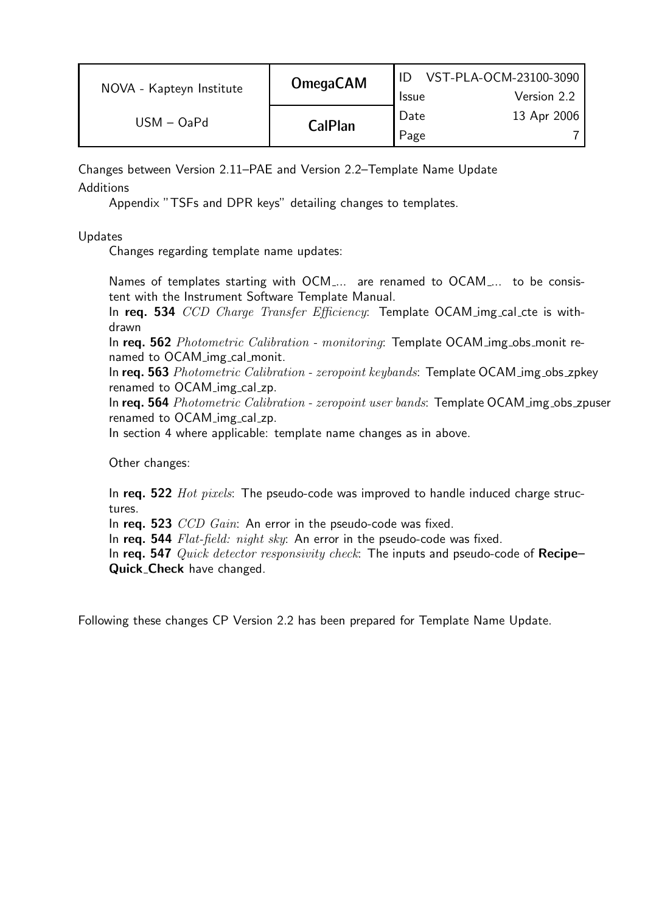Changes between Version 2.11–PAE and Version 2.2–Template Name Update

Additions

Appendix "TSFs and DPR keys" detailing changes to templates.

Updates

Changes regarding template name updates:

Names of templates starting with OCM_... are renamed to OCAM_... to be consistent with the Instrument Software Template Manual.
In **req. 534** *CCD Charge Transfer Efficiency*: Template OCAM_img_cal_cte is withdrawn
In **req. 562** *Photometric Calibration - monitoring*: Template OCAM_img_obs_monit renamed to OCAM_img_cal_monit.
In **req. 563** *Photometric Calibration - zeropoint keybands*: Template OCAM_img_obs_zpkey renamed to OCAM_img_cal_zp.
In **req. 564** *Photometric Calibration - zeropoint user bands*: Template OCAM_img_obs_zpuser renamed to OCAM_img_cal_zp.
In section 4 where applicable: template name changes as in above.

Other changes:

In **req. 522** *Hot pixels*: The pseudo-code was improved to handle induced charge structures.
In **req. 523** *CCD Gain*: An error in the pseudo-code was fixed.
In **req. 544** *Flat-field: night sky*: An error in the pseudo-code was fixed.
In **req. 547** *Quick detector responsivity check*: The inputs and pseudo-code of **Recipe–Quick_Check** have changed.

Following these changes CP Version 2.2 has been prepared for Template Name Update.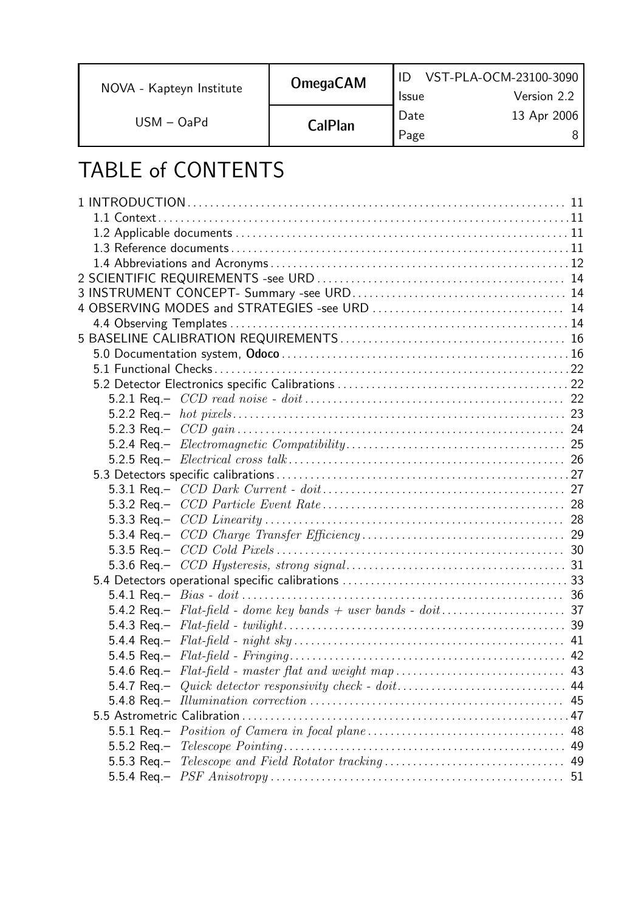# TABLE of CONTENTS

1 INTRODUCTION ..... 11
- 1.1 Context ..... 11
- 1.2 Applicable documents ..... 11
- 1.3 Reference documents ..... 11
- 1.4 Abbreviations and Acronyms ..... 12

2 SCIENTIFIC REQUIREMENTS -see URD ..... 14

3 INSTRUMENT CONCEPT- Summary -see URD ..... 14

4 OBSERVING MODES and STRATEGIES -see URD ..... 14
- 4.4 Observing Templates ..... 14

5 BASELINE CALIBRATION REQUIREMENTS ..... 16
- 5.0 Documentation system, **Odoco** ..... 16
- 5.1 Functional Checks ..... 22
- 5.2 Detector Electronics specific Calibrations ..... 22
  - 5.2.1 Req.– *CCD read noise - doit* ..... 22
  - 5.2.2 Req.– *hot pixels* ..... 23
  - 5.2.3 Req.– *CCD gain* ..... 24
  - 5.2.4 Req.– *Electromagnetic Compatibility* ..... 25
  - 5.2.5 Req.– *Electrical cross talk* ..... 26
- 5.3 Detectors specific calibrations ..... 27
  - 5.3.1 Req.– *CCD Dark Current - doit* ..... 27
  - 5.3.2 Req.– *CCD Particle Event Rate* ..... 28
  - 5.3.3 Req.– *CCD Linearity* ..... 28
  - 5.3.4 Req.– *CCD Charge Transfer Efficiency* ..... 29
  - 5.3.5 Req.– *CCD Cold Pixels* ..... 30
  - 5.3.6 Req.– *CCD Hysteresis, strong signal* ..... 31
- 5.4 Detectors operational specific calibrations ..... 33
  - 5.4.1 Req.– *Bias - doit* ..... 36
  - 5.4.2 Req.– *Flat-field - dome key bands + user bands - doit* ..... 37
  - 5.4.3 Req.– *Flat-field - twilight* ..... 39
  - 5.4.4 Req.– *Flat-field - night sky* ..... 41
  - 5.4.5 Req.– *Flat-field - Fringing* ..... 42
  - 5.4.6 Req.– *Flat-field - master flat and weight map* ..... 43
  - 5.4.7 Req.– *Quick detector responsivity check - doit* ..... 44
  - 5.4.8 Req.– *Illumination correction* ..... 45
- 5.5 Astrometric Calibration ..... 47
  - 5.5.1 Req.– *Position of Camera in focal plane* ..... 48
  - 5.5.2 Req.– *Telescope Pointing* ..... 49
  - 5.5.3 Req.– *Telescope and Field Rotator tracking* ..... 49
  - 5.5.4 Req.– *PSF Anisotropy* ..... 51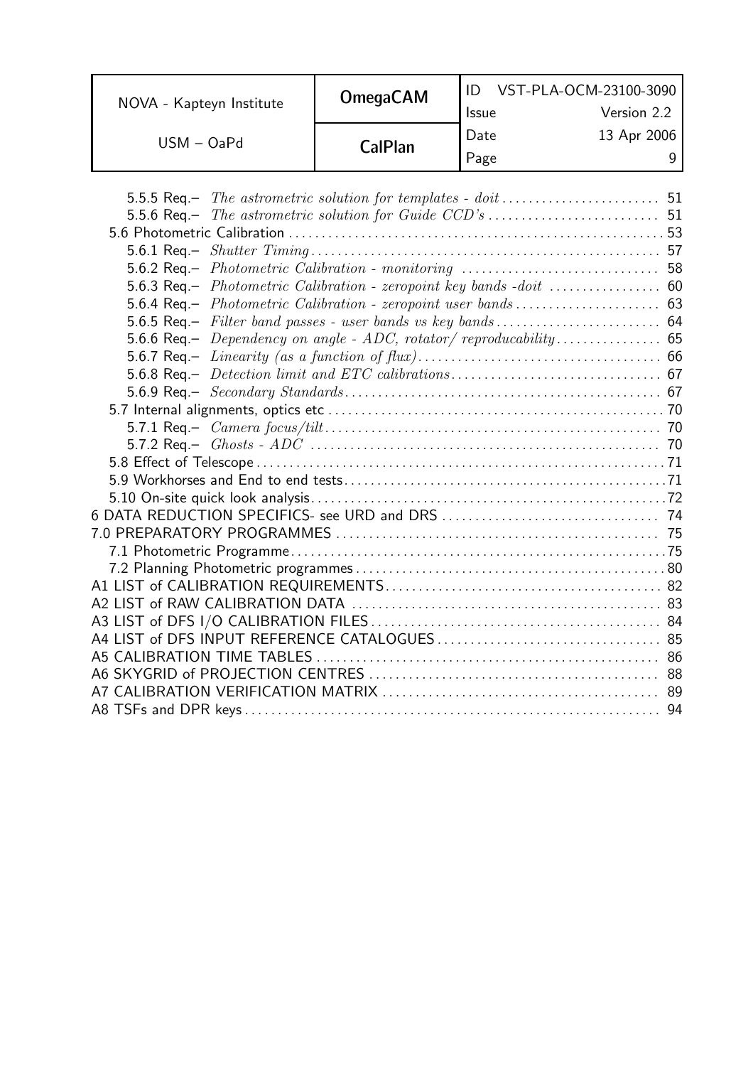5.5.5 Req.– *The astrometric solution for templates - doit* ........................ 51
5.5.6 Req.– *The astrometric solution for Guide CCD's* .......................... 51
5.6 Photometric Calibration ........................................................ 53
5.6.1 Req.– *Shutter Timing* ................................................... 57
5.6.2 Req.– *Photometric Calibration - monitoring* ............................. 58
5.6.3 Req.– *Photometric Calibration - zeropoint key bands -doit* ................. 60
5.6.4 Req.– *Photometric Calibration - zeropoint user bands* ...................... 63
5.6.5 Req.– *Filter band passes - user bands vs key bands* ........................ 64
5.6.6 Req.– *Dependency on angle - ADC, rotator/ reproducability* ................ 65
5.6.7 Req.– *Linearity (as a function of flux)* .................................... 66
5.6.8 Req.– *Detection limit and ETC calibrations* ................................ 67
5.6.9 Req.– *Secondary Standards* ................................................ 67
5.7 Internal alignments, optics etc ................................................. 70
5.7.1 Req.– *Camera focus/tilt* .................................................. 70
5.7.2 Req.– *Ghosts - ADC* ..................................................... 70
5.8 Effect of Telescope ............................................................. 71
5.9 Workhorses and End to end tests ................................................ 71
5.10 On-site quick look analysis ..................................................... 72
6 DATA REDUCTION SPECIFICS- see URD and DRS ................................ 74
7.0 PREPARATORY PROGRAMMES ................................................ 75
7.1 Photometric Programme ........................................................ 75
7.2 Planning Photometric programmes ............................................... 80
A1 LIST of CALIBRATION REQUIREMENTS ......................................... 82
A2 LIST of RAW CALIBRATION DATA .............................................. 83
A3 LIST of DFS I/O CALIBRATION FILES ........................................... 84
A4 LIST of DFS INPUT REFERENCE CATALOGUES .................................. 85
A5 CALIBRATION TIME TABLES .................................................. 86
A6 SKYGRID of PROJECTION CENTRES ........................................... 88
A7 CALIBRATION VERIFICATION MATRIX ......................................... 89
A8 TSFs and DPR keys ............................................................. 94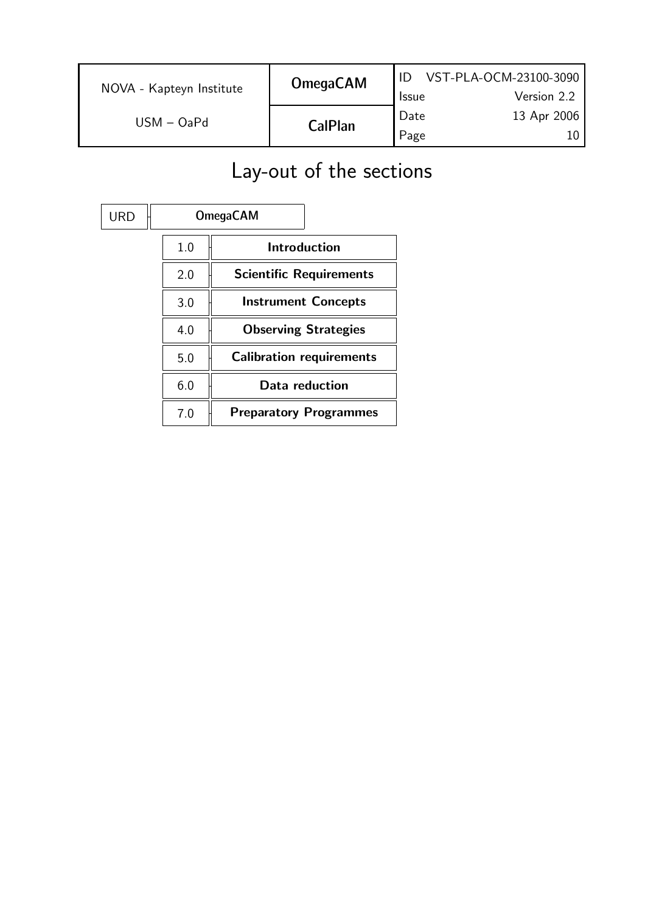# Lay-out of the sections

| URD | OmegaCAM |
|---|---|
| 1.0 | **Introduction** |
| 2.0 | **Scientific Requirements** |
| 3.0 | **Instrument Concepts** |
| 4.0 | **Observing Strategies** |
| 5.0 | **Calibration requirements** |
| 6.0 | **Data reduction** |
| 7.0 | **Preparatory Programmes** |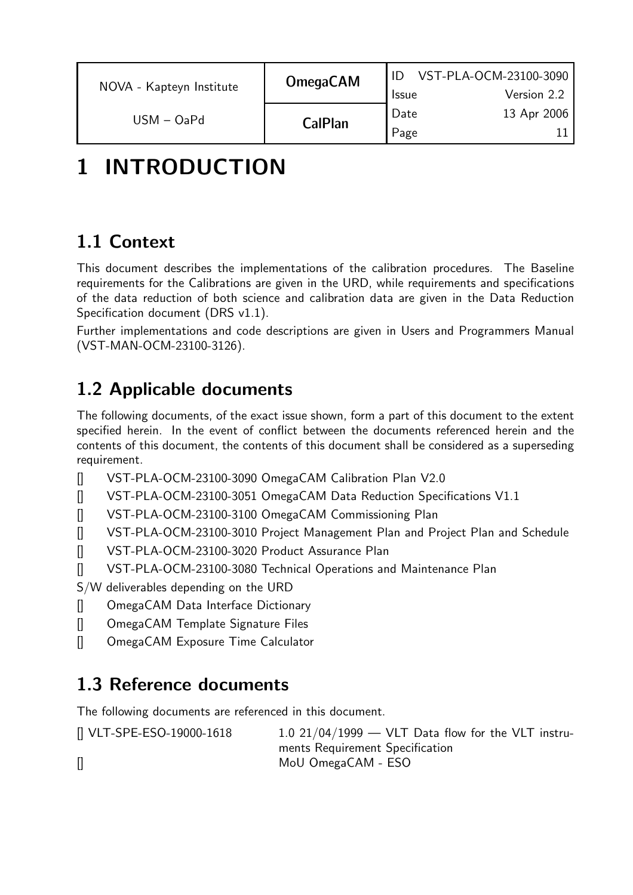# 1 INTRODUCTION

## 1.1 Context

This document describes the implementations of the calibration procedures. The Baseline requirements for the Calibrations are given in the URD, while requirements and specifications of the data reduction of both science and calibration data are given in the Data Reduction Specification document (DRS v1.1).

Further implementations and code descriptions are given in Users and Programmers Manual (VST-MAN-OCM-23100-3126).

## 1.2 Applicable documents

The following documents, of the exact issue shown, form a part of this document to the extent specified herein. In the event of conflict between the documents referenced herein and the contents of this document, the contents of this document shall be considered as a superseding requirement.

[] VST-PLA-OCM-23100-3090 OmegaCAM Calibration Plan V2.0

[] VST-PLA-OCM-23100-3051 OmegaCAM Data Reduction Specifications V1.1

[] VST-PLA-OCM-23100-3100 OmegaCAM Commissioning Plan

[] VST-PLA-OCM-23100-3010 Project Management Plan and Project Plan and Schedule

[] VST-PLA-OCM-23100-3020 Product Assurance Plan

[] VST-PLA-OCM-23100-3080 Technical Operations and Maintenance Plan

S/W deliverables depending on the URD

[] OmegaCAM Data Interface Dictionary

[] OmegaCAM Template Signature Files

[] OmegaCAM Exposure Time Calculator

## 1.3 Reference documents

The following documents are referenced in this document.

| | |
|---|---|
| [] VLT-SPE-ESO-19000-1618 | 1.0 21/04/1999 — VLT Data flow for the VLT instruments Requirement Specification |
| [] | MoU OmegaCAM - ESO |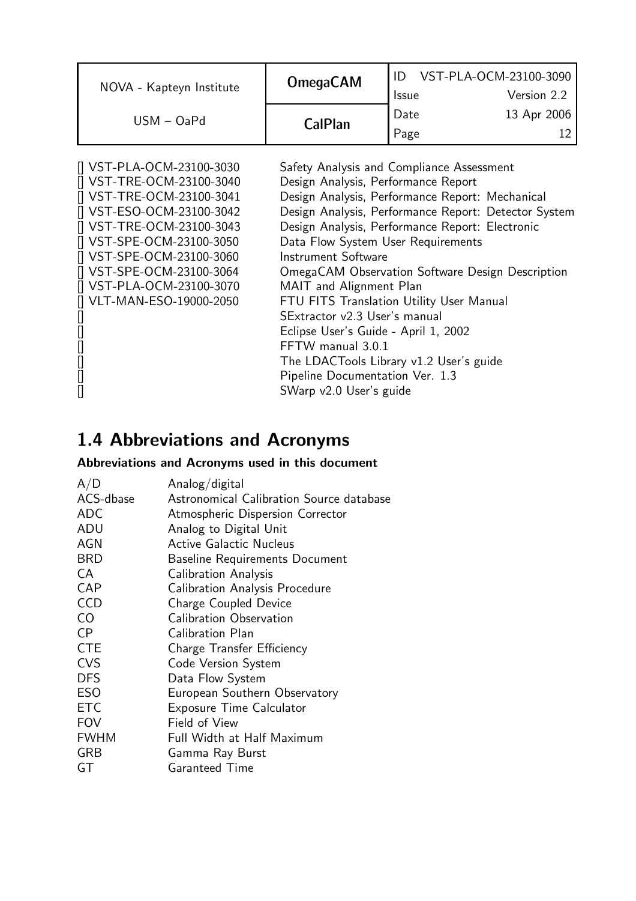| | | |
|---|---|---|
| [] | VST-PLA-OCM-23100-3030 | Safety Analysis and Compliance Assessment |
| [] | VST-TRE-OCM-23100-3040 | Design Analysis, Performance Report |
| [] | VST-TRE-OCM-23100-3041 | Design Analysis, Performance Report: Mechanical |
| [] | VST-ESO-OCM-23100-3042 | Design Analysis, Performance Report: Detector System |
| [] | VST-TRE-OCM-23100-3043 | Design Analysis, Performance Report: Electronic |
| [] | VST-SPE-OCM-23100-3050 | Data Flow System User Requirements |
| [] | VST-SPE-OCM-23100-3060 | Instrument Software |
| [] | VST-SPE-OCM-23100-3064 | OmegaCAM Observation Software Design Description |
| [] | VST-PLA-OCM-23100-3070 | MAIT and Alignment Plan |
| [] | VLT-MAN-ESO-19000-2050 | FTU FITS Translation Utility User Manual |
| [] | | SExtractor v2.3 User's manual |
| [] | | Eclipse User's Guide - April 1, 2002 |
| [] | | FFTW manual 3.0.1 |
| [] | | The LDACTools Library v1.2 User's guide |
| [] | | Pipeline Documentation Ver. 1.3 |
| [] | | SWarp v2.0 User's guide |

## 1.4 Abbreviations and Acronyms

**Abbreviations and Acronyms used in this document**

| | |
|---|---|
| A/D | Analog/digital |
| ACS-dbase | Astronomical Calibration Source database |
| ADC | Atmospheric Dispersion Corrector |
| ADU | Analog to Digital Unit |
| AGN | Active Galactic Nucleus |
| BRD | Baseline Requirements Document |
| CA | Calibration Analysis |
| CAP | Calibration Analysis Procedure |
| CCD | Charge Coupled Device |
| CO | Calibration Observation |
| CP | Calibration Plan |
| CTE | Charge Transfer Efficiency |
| CVS | Code Version System |
| DFS | Data Flow System |
| ESO | European Southern Observatory |
| ETC | Exposure Time Calculator |
| FOV | Field of View |
| FWHM | Full Width at Half Maximum |
| GRB | Gamma Ray Burst |
| GT | Garanteed Time |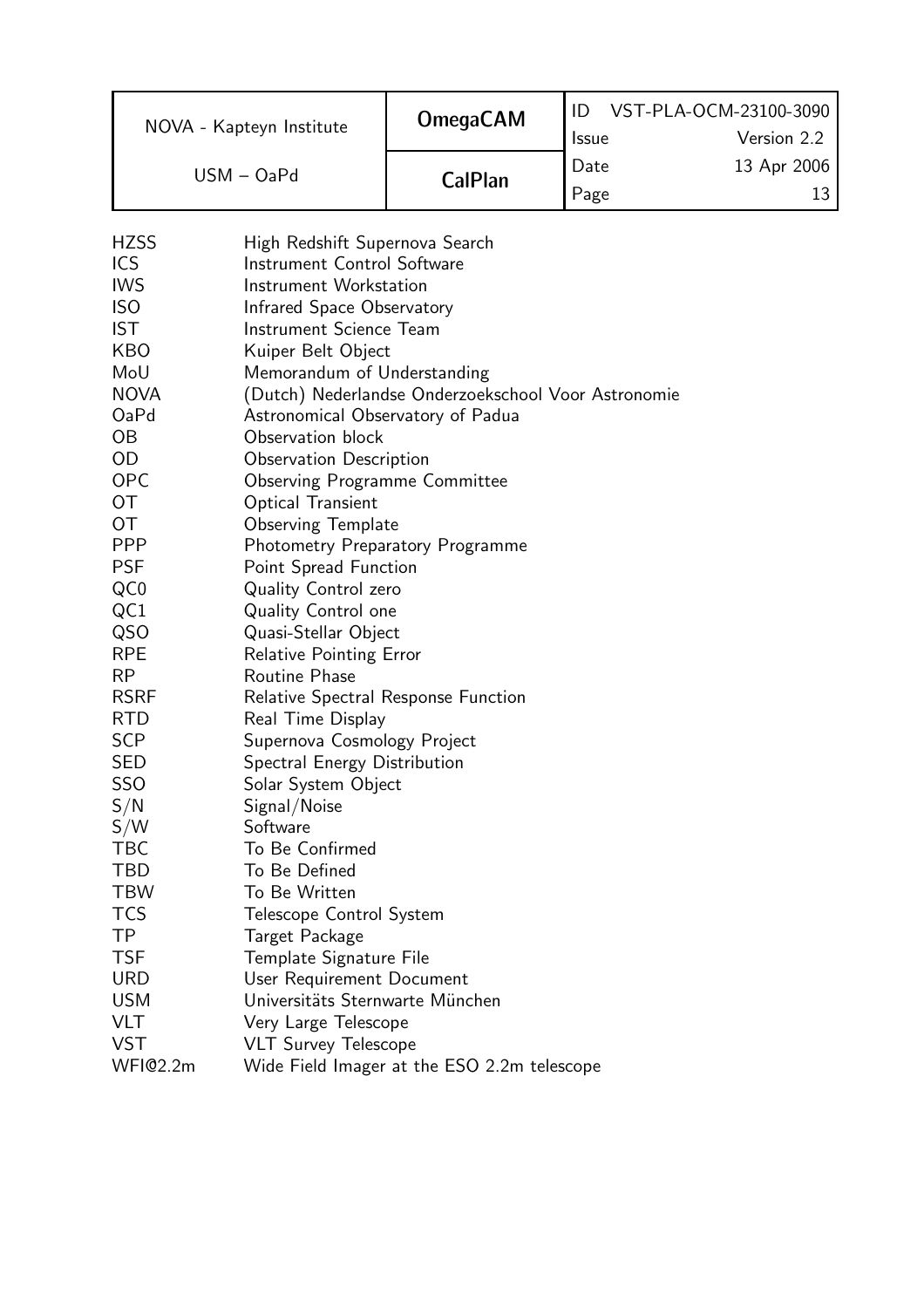| | |
|---|---|
| HZSS | High Redshift Supernova Search |
| ICS | Instrument Control Software |
| IWS | Instrument Workstation |
| ISO | Infrared Space Observatory |
| IST | Instrument Science Team |
| KBO | Kuiper Belt Object |
| MoU | Memorandum of Understanding |
| NOVA | (Dutch) Nederlandse Onderzoekschool Voor Astronomie |
| OaPd | Astronomical Observatory of Padua |
| OB | Observation block |
| OD | Observation Description |
| OPC | Observing Programme Committee |
| OT | Optical Transient |
| OT | Observing Template |
| PPP | Photometry Preparatory Programme |
| PSF | Point Spread Function |
| QC0 | Quality Control zero |
| QC1 | Quality Control one |
| QSO | Quasi-Stellar Object |
| RPE | Relative Pointing Error |
| RP | Routine Phase |
| RSRF | Relative Spectral Response Function |
| RTD | Real Time Display |
| SCP | Supernova Cosmology Project |
| SED | Spectral Energy Distribution |
| SSO | Solar System Object |
| S/N | Signal/Noise |
| S/W | Software |
| TBC | To Be Confirmed |
| TBD | To Be Defined |
| TBW | To Be Written |
| TCS | Telescope Control System |
| TP | Target Package |
| TSF | Template Signature File |
| URD | User Requirement Document |
| USM | Universitäts Sternwarte München |
| VLT | Very Large Telescope |
| VST | VLT Survey Telescope |
| WFI@2.2m | Wide Field Imager at the ESO 2.2m telescope |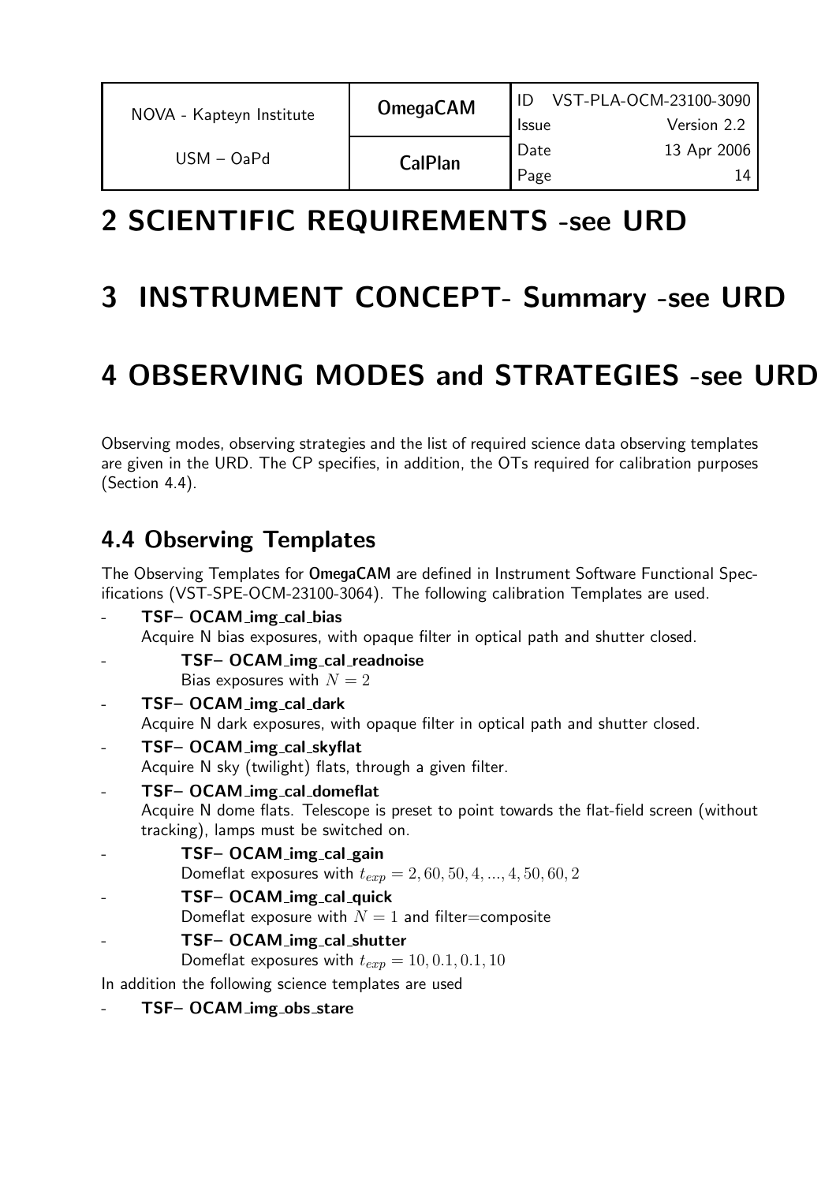# 2 SCIENTIFIC REQUIREMENTS -see URD

# 3 INSTRUMENT CONCEPT- Summary -see URD

# 4 OBSERVING MODES and STRATEGIES -see URD

Observing modes, observing strategies and the list of required science data observing templates are given in the URD. The CP specifies, in addition, the OTs required for calibration purposes (Section 4.4).

## 4.4 Observing Templates

The Observing Templates for **OmegaCAM** are defined in Instrument Software Functional Specifications (VST-SPE-OCM-23100-3064). The following calibration Templates are used.

- **TSF– OCAM_img_cal_bias**
  Acquire N bias exposures, with opaque filter in optical path and shutter closed.
    - **TSF– OCAM_img_cal_readnoise**
      Bias exposures with $N = 2$
- **TSF– OCAM_img_cal_dark**
  Acquire N dark exposures, with opaque filter in optical path and shutter closed.
- **TSF– OCAM_img_cal_skyflat**
  Acquire N sky (twilight) flats, through a given filter.
- **TSF– OCAM_img_cal_domeflat**
  Acquire N dome flats. Telescope is preset to point towards the flat-field screen (without tracking), lamps must be switched on.
    - **TSF– OCAM_img_cal_gain**
      Domeflat exposures with $t_{exp} = 2, 60, 50, 4, ..., 4, 50, 60, 2$
    - **TSF– OCAM_img_cal_quick**
      Domeflat exposure with $N = 1$ and filter=composite
    - **TSF– OCAM_img_cal_shutter**
      Domeflat exposures with $t_{exp} = 10, 0.1, 0.1, 10$

In addition the following science templates are used

- **TSF– OCAM_img_obs_stare**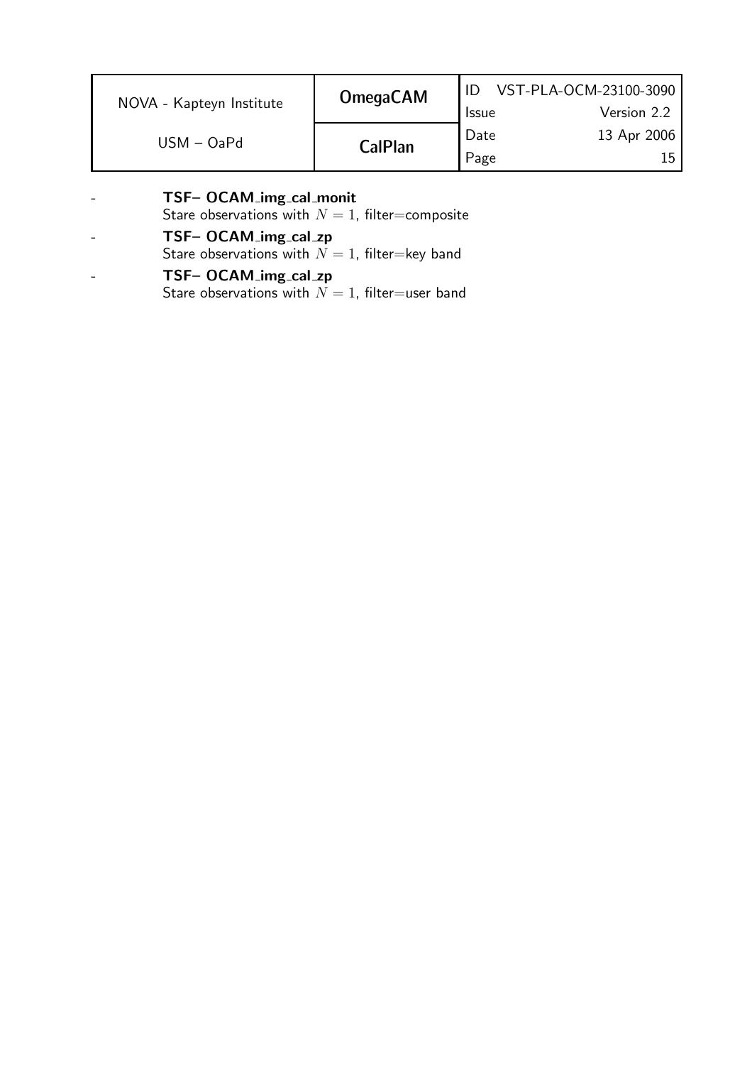- **TSF– OCAM_img_cal_monit**
  Stare observations with $N = 1$, filter=composite
- **TSF– OCAM_img_cal_zp**
  Stare observations with $N = 1$, filter=key band
- **TSF– OCAM_img_cal_zp**
  Stare observations with $N = 1$, filter=user band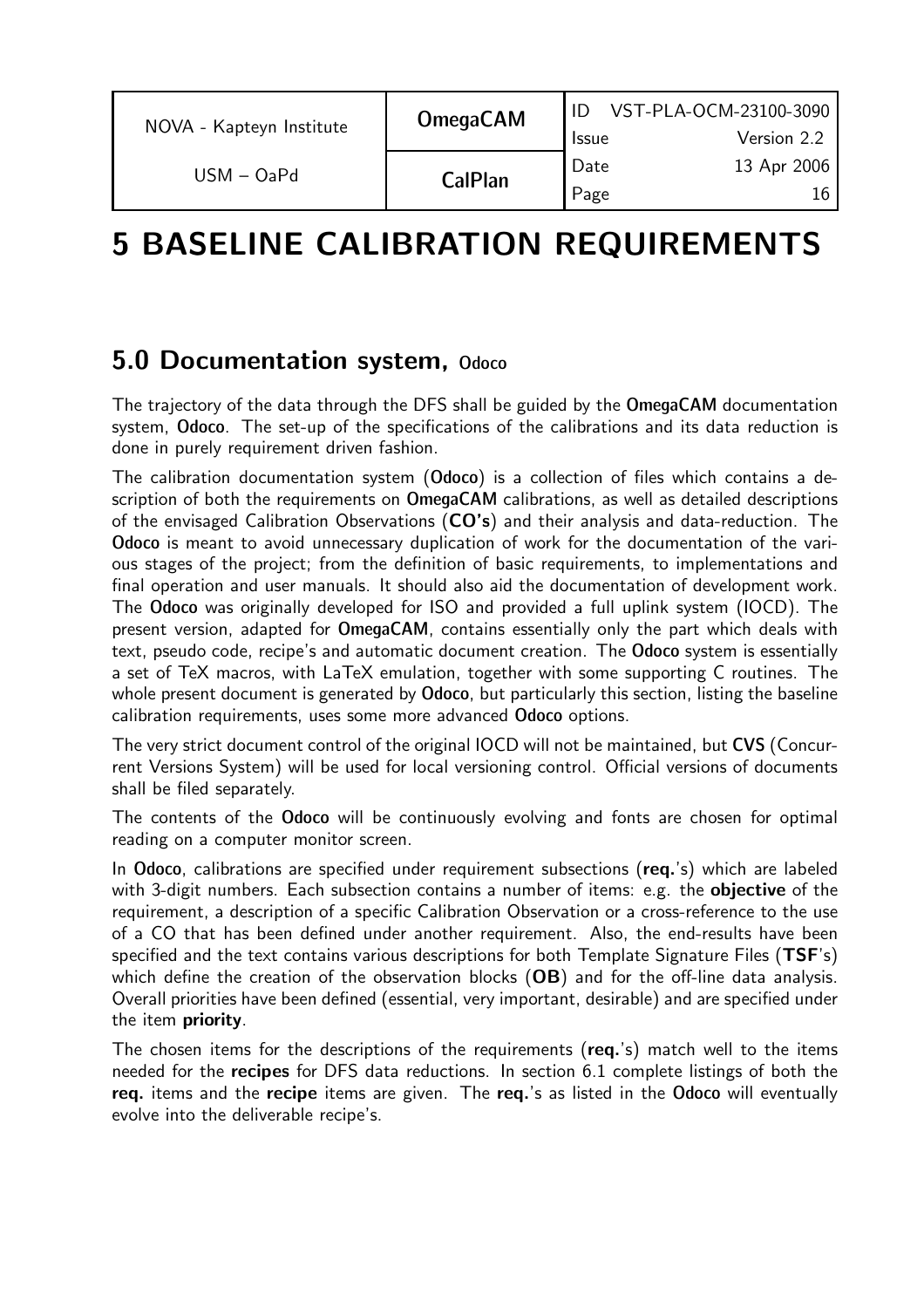# 5 BASELINE CALIBRATION REQUIREMENTS

## 5.0 Documentation system, Odoco

The trajectory of the data through the DFS shall be guided by the **OmegaCAM** documentation system, **Odoco**. The set-up of the specifications of the calibrations and its data reduction is done in purely requirement driven fashion.

The calibration documentation system (**Odoco**) is a collection of files which contains a description of both the requirements on **OmegaCAM** calibrations, as well as detailed descriptions of the envisaged Calibration Observations (**CO's**) and their analysis and data-reduction. The **Odoco** is meant to avoid unnecessary duplication of work for the documentation of the various stages of the project; from the definition of basic requirements, to implementations and final operation and user manuals. It should also aid the documentation of development work. The **Odoco** was originally developed for ISO and provided a full uplink system (IOCD). The present version, adapted for **OmegaCAM**, contains essentially only the part which deals with text, pseudo code, recipe's and automatic document creation. The **Odoco** system is essentially a set of TeX macros, with LaTeX emulation, together with some supporting C routines. The whole present document is generated by **Odoco**, but particularly this section, listing the baseline calibration requirements, uses some more advanced **Odoco** options.

The very strict document control of the original IOCD will not be maintained, but **CVS** (Concurrent Versions System) will be used for local versioning control. Official versions of documents shall be filed separately.

The contents of the **Odoco** will be continuously evolving and fonts are chosen for optimal reading on a computer monitor screen.

In **Odoco**, calibrations are specified under requirement subsections (**req.**'s) which are labeled with 3-digit numbers. Each subsection contains a number of items: e.g. the **objective** of the requirement, a description of a specific Calibration Observation or a cross-reference to the use of a CO that has been defined under another requirement. Also, the end-results have been specified and the text contains various descriptions for both Template Signature Files (**TSF**'s) which define the creation of the observation blocks (**OB**) and for the off-line data analysis. Overall priorities have been defined (essential, very important, desirable) and are specified under the item **priority**.

The chosen items for the descriptions of the requirements (**req.**'s) match well to the items needed for the **recipes** for DFS data reductions. In section 6.1 complete listings of both the **req.** items and the **recipe** items are given. The **req.**'s as listed in the **Odoco** will eventually evolve into the deliverable recipe's.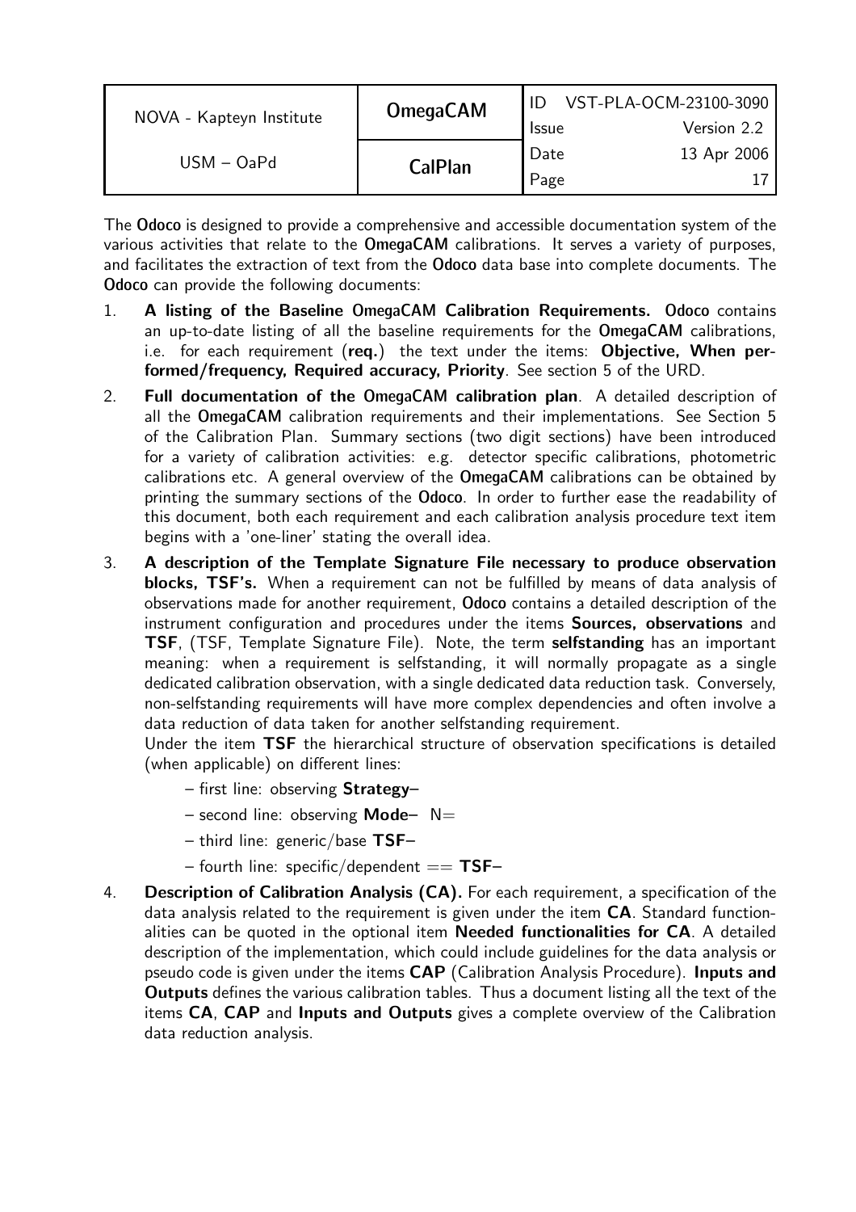The **Odoco** is designed to provide a comprehensive and accessible documentation system of the various activities that relate to the **OmegaCAM** calibrations. It serves a variety of purposes, and facilitates the extraction of text from the **Odoco** data base into complete documents. The **Odoco** can provide the following documents:

1. **A listing of the Baseline OmegaCAM Calibration Requirements.** **Odoco** contains an up-to-date listing of all the baseline requirements for the **OmegaCAM** calibrations, i.e. for each requirement (**req.**) the text under the items: **Objective, When performed/frequency, Required accuracy, Priority**. See section 5 of the URD.

2. **Full documentation of the OmegaCAM calibration plan**. A detailed description of all the **OmegaCAM** calibration requirements and their implementations. See Section 5 of the Calibration Plan. Summary sections (two digit sections) have been introduced for a variety of calibration activities: e.g. detector specific calibrations, photometric calibrations etc. A general overview of the **OmegaCAM** calibrations can be obtained by printing the summary sections of the **Odoco**. In order to further ease the readability of this document, both each requirement and each calibration analysis procedure text item begins with a 'one-liner' stating the overall idea.

3. **A description of the Template Signature File necessary to produce observation blocks, TSF's.** When a requirement can not be fulfilled by means of data analysis of observations made for another requirement, **Odoco** contains a detailed description of the instrument configuration and procedures under the items **Sources, observations** and **TSF**, (TSF, Template Signature File). Note, the term **selfstanding** has an important meaning: when a requirement is selfstanding, it will normally propagate as a single dedicated calibration observation, with a single dedicated data reduction task. Conversely, non-selfstanding requirements will have more complex dependencies and often involve a data reduction of data taken for another selfstanding requirement.

   Under the item **TSF** the hierarchical structure of observation specifications is detailed (when applicable) on different lines:

   – first line: observing **Strategy**–

   – second line: observing **Mode**– N=

   – third line: generic/base **TSF**–

   – fourth line: specific/dependent == **TSF**–

4. **Description of Calibration Analysis (CA).** For each requirement, a specification of the data analysis related to the requirement is given under the item **CA**. Standard functionalities can be quoted in the optional item **Needed functionalities for CA**. A detailed description of the implementation, which could include guidelines for the data analysis or pseudo code is given under the items **CAP** (Calibration Analysis Procedure). **Inputs and Outputs** defines the various calibration tables. Thus a document listing all the text of the items **CA**, **CAP** and **Inputs and Outputs** gives a complete overview of the Calibration data reduction analysis.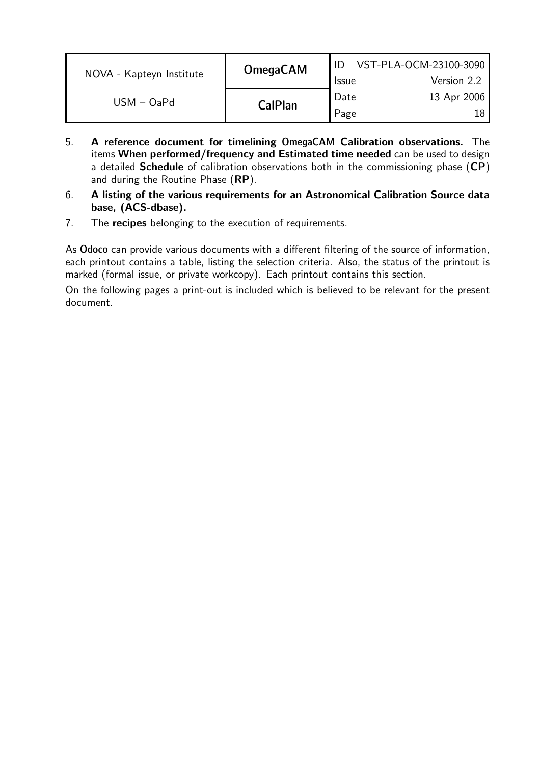5. **A reference document for timelining OmegaCAM Calibration observations.** The items **When performed/frequency and Estimated time needed** can be used to design a detailed **Schedule** of calibration observations both in the commissioning phase (**CP**) and during the Routine Phase (**RP**).
6. **A listing of the various requirements for an Astronomical Calibration Source data base, (ACS-dbase).**
7. The **recipes** belonging to the execution of requirements.

As **Odoco** can provide various documents with a different filtering of the source of information, each printout contains a table, listing the selection criteria. Also, the status of the printout is marked (formal issue, or private workcopy). Each printout contains this section.

On the following pages a print-out is included which is believed to be relevant for the present document.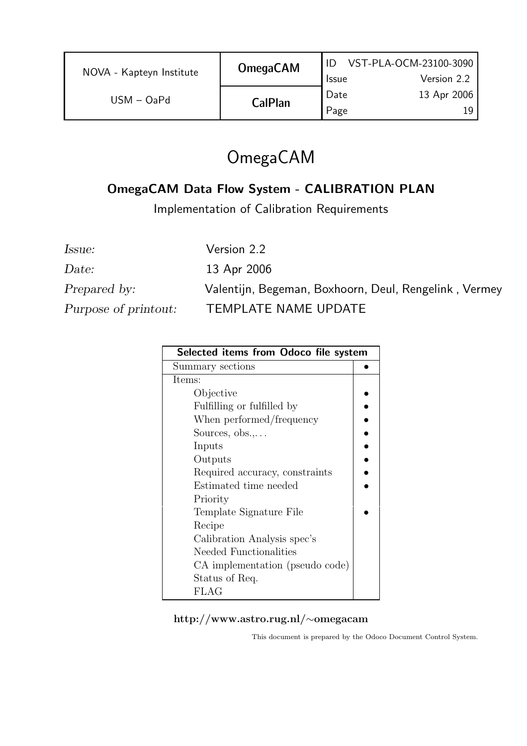# OmegaCAM

## OmegaCAM Data Flow System - CALIBRATION PLAN

Implementation of Calibration Requirements

*Issue:* Version 2.2

*Date:* 13 Apr 2006

*Prepared by:* Valentijn, Begeman, Boxhoorn, Deul, Rengelink , Vermey

*Purpose of printout:* TEMPLATE NAME UPDATE

| Selected items from Odoco file system | |
|---|---|
| Summary sections | • |
| Items: | |
| Objective | • |
| Fulfilling or fulfilled by | • |
| When performed/frequency | • |
| Sources, obs.,... | • |
| Inputs | • |
| Outputs | • |
| Required accuracy, constraints | • |
| Estimated time needed | • |
| Priority | |
| Template Signature File | • |
| Recipe | |
| Calibration Analysis spec's | |
| Needed Functionalities | |
| CA implementation (pseudo code) | |
| Status of Req. | |
| FLAG | |

**http://www.astro.rug.nl/∼omegacam**

This document is prepared by the Odoco Document Control System.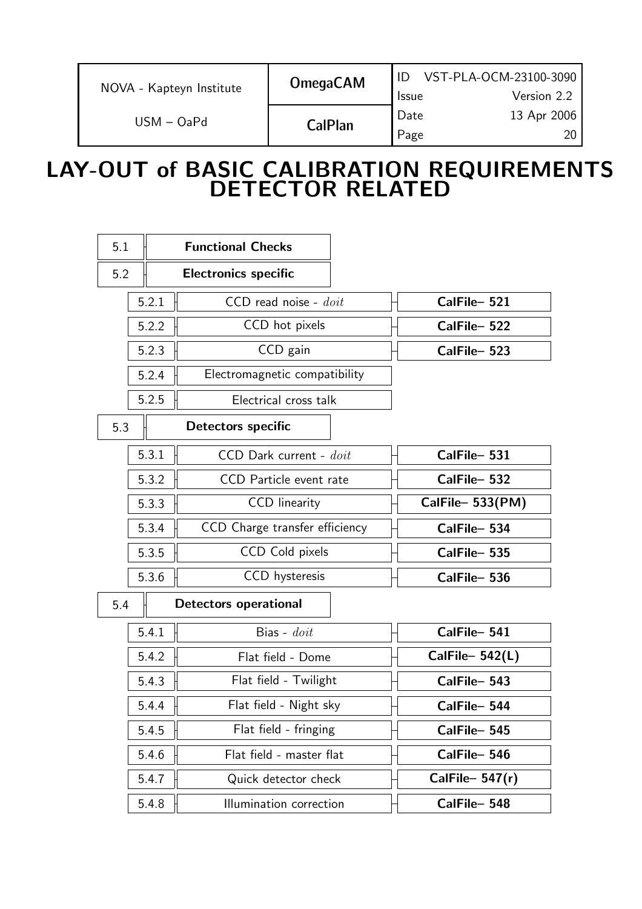# LAY-OUT of BASIC CALIBRATION REQUIREMENTS DETECTOR RELATED

| Section | Item | CalFile |
|---|---|---|
| 5.1 | **Functional Checks** | |
| 5.2 | **Electronics specific** | |
| 5.2.1 | CCD read noise - *doit* | **CalFile– 521** |
| 5.2.2 | CCD hot pixels | **CalFile– 522** |
| 5.2.3 | CCD gain | **CalFile– 523** |
| 5.2.4 | Electromagnetic compatibility | |
| 5.2.5 | Electrical cross talk | |
| 5.3 | **Detectors specific** | |
| 5.3.1 | CCD Dark current - *doit* | **CalFile– 531** |
| 5.3.2 | CCD Particle event rate | **CalFile– 532** |
| 5.3.3 | CCD linearity | **CalFile– 533(PM)** |
| 5.3.4 | CCD Charge transfer efficiency | **CalFile– 534** |
| 5.3.5 | CCD Cold pixels | **CalFile– 535** |
| 5.3.6 | CCD hysteresis | **CalFile– 536** |
| 5.4 | **Detectors operational** | |
| 5.4.1 | Bias - *doit* | **CalFile– 541** |
| 5.4.2 | Flat field - Dome | **CalFile– 542(L)** |
| 5.4.3 | Flat field - Twilight | **CalFile– 543** |
| 5.4.4 | Flat field - Night sky | **CalFile– 544** |
| 5.4.5 | Flat field - fringing | **CalFile– 545** |
| 5.4.6 | Flat field - master flat | **CalFile– 546** |
| 5.4.7 | Quick detector check | **CalFile– 547(r)** |
| 5.4.8 | Illumination correction | **CalFile– 548** |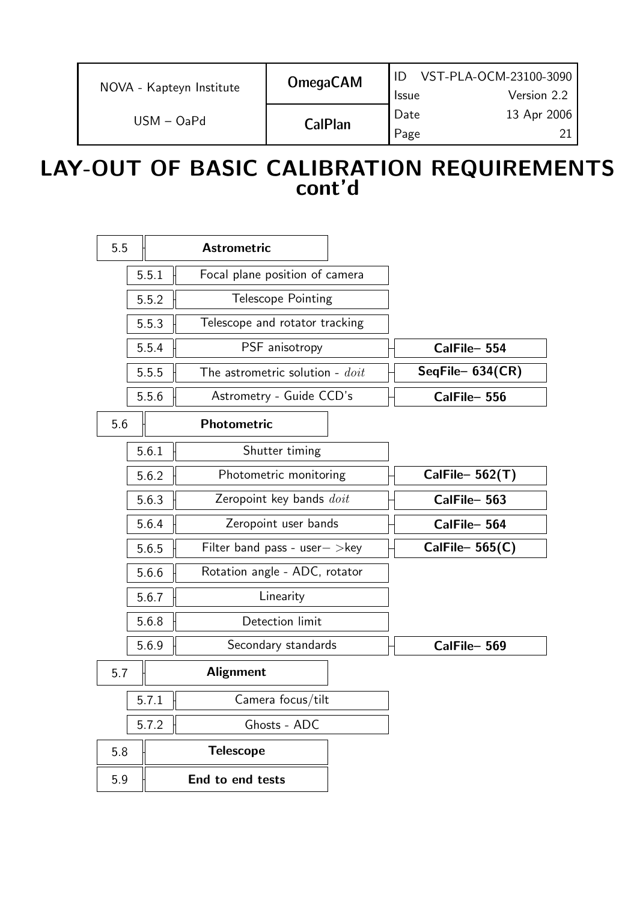# LAY-OUT OF BASIC CALIBRATION REQUIREMENTS cont'd

| Section | Subsection | Requirement | File |
|---|---|---|---|
| 5.5 | | **Astrometric** | |
| | 5.5.1 | Focal plane position of camera | |
| | 5.5.2 | Telescope Pointing | |
| | 5.5.3 | Telescope and rotator tracking | |
| | 5.5.4 | PSF anisotropy | **CalFile– 554** |
| | 5.5.5 | The astrometric solution - *doit* | **SeqFile– 634(CR)** |
| | 5.5.6 | Astrometry - Guide CCD's | **CalFile– 556** |
| 5.6 | | **Photometric** | |
| | 5.6.1 | Shutter timing | |
| | 5.6.2 | Photometric monitoring | **CalFile– 562(T)** |
| | 5.6.3 | Zeropoint key bands *doit* | **CalFile– 563** |
| | 5.6.4 | Zeropoint user bands | **CalFile– 564** |
| | 5.6.5 | Filter band pass - user− >key | **CalFile– 565(C)** |
| | 5.6.6 | Rotation angle - ADC, rotator | |
| | 5.6.7 | Linearity | |
| | 5.6.8 | Detection limit | |
| | 5.6.9 | Secondary standards | **CalFile– 569** |
| 5.7 | | **Alignment** | |
| | 5.7.1 | Camera focus/tilt | |
| | 5.7.2 | Ghosts - ADC | |
| 5.8 | | **Telescope** | |
| 5.9 | | **End to end tests** | |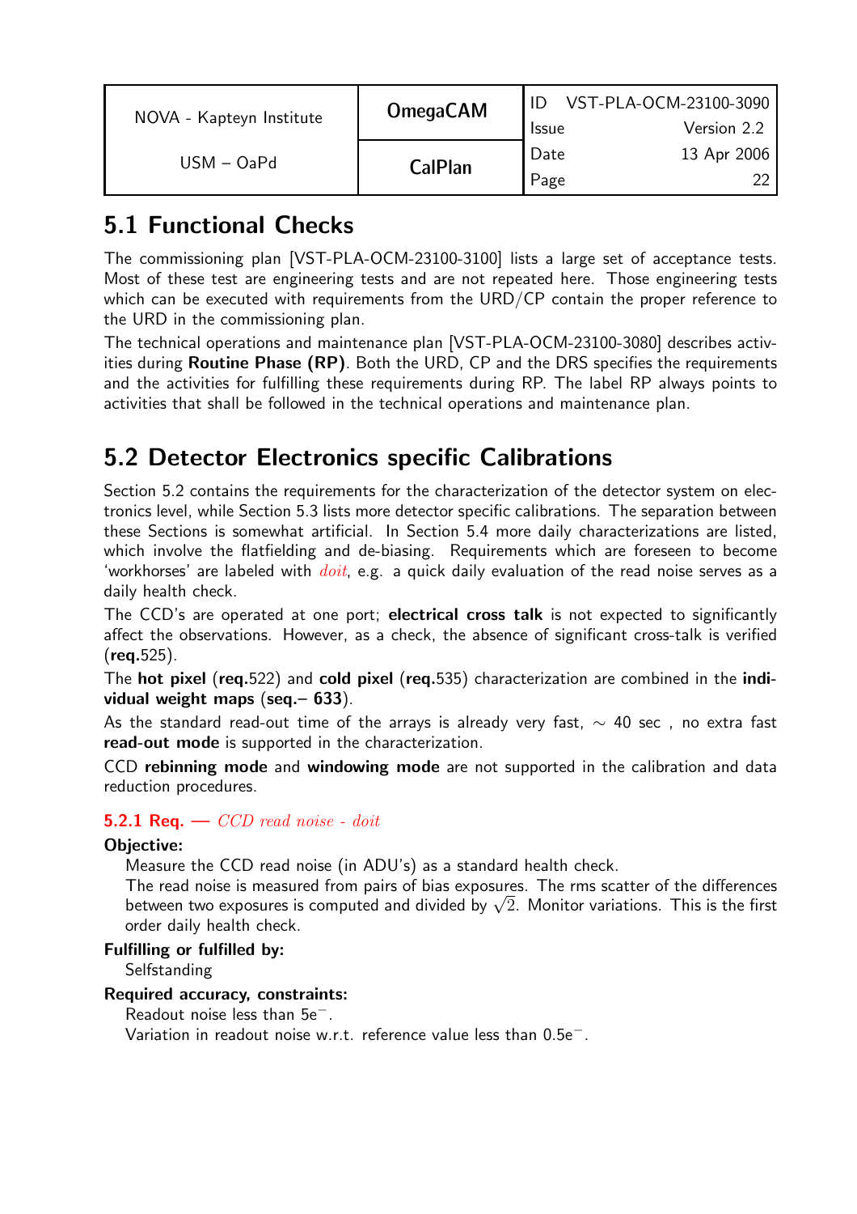## 5.1 Functional Checks

The commissioning plan [VST-PLA-OCM-23100-3100] lists a large set of acceptance tests. Most of these test are engineering tests and are not repeated here. Those engineering tests which can be executed with requirements from the URD/CP contain the proper reference to the URD in the commissioning plan.

The technical operations and maintenance plan [VST-PLA-OCM-23100-3080] describes activities during **Routine Phase (RP)**. Both the URD, CP and the DRS specifies the requirements and the activities for fulfilling these requirements during RP. The label RP always points to activities that shall be followed in the technical operations and maintenance plan.

## 5.2 Detector Electronics specific Calibrations

Section 5.2 contains the requirements for the characterization of the detector system on electronics level, while Section 5.3 lists more detector specific calibrations. The separation between these Sections is somewhat artificial. In Section 5.4 more daily characterizations are listed, which involve the flatfielding and de-biasing. Requirements which are foreseen to become 'workhorses' are labeled with *doit*, e.g. a quick daily evaluation of the read noise serves as a daily health check.

The CCD's are operated at one port; **electrical cross talk** is not expected to significantly affect the observations. However, as a check, the absence of significant cross-talk is verified (**req.**525).

The **hot pixel** (**req.**522) and **cold pixel** (**req.**535) characterization are combined in the **individual weight maps** (**seq.– 633**).

As the standard read-out time of the arrays is already very fast, $\sim$ 40 sec , no extra fast **read-out mode** is supported in the characterization.

CCD **rebinning mode** and **windowing mode** are not supported in the calibration and data reduction procedures.

### 5.2.1 Req. — *CCD read noise - doit*

**Objective:**

Measure the CCD read noise (in ADU's) as a standard health check.
The read noise is measured from pairs of bias exposures. The rms scatter of the differences between two exposures is computed and divided by $\sqrt{2}$. Monitor variations. This is the first order daily health check.

**Fulfilling or fulfilled by:**

Selfstanding

**Required accuracy, constraints:**

Readout noise less than $5e^{-}$.
Variation in readout noise w.r.t. reference value less than $0.5e^{-}$.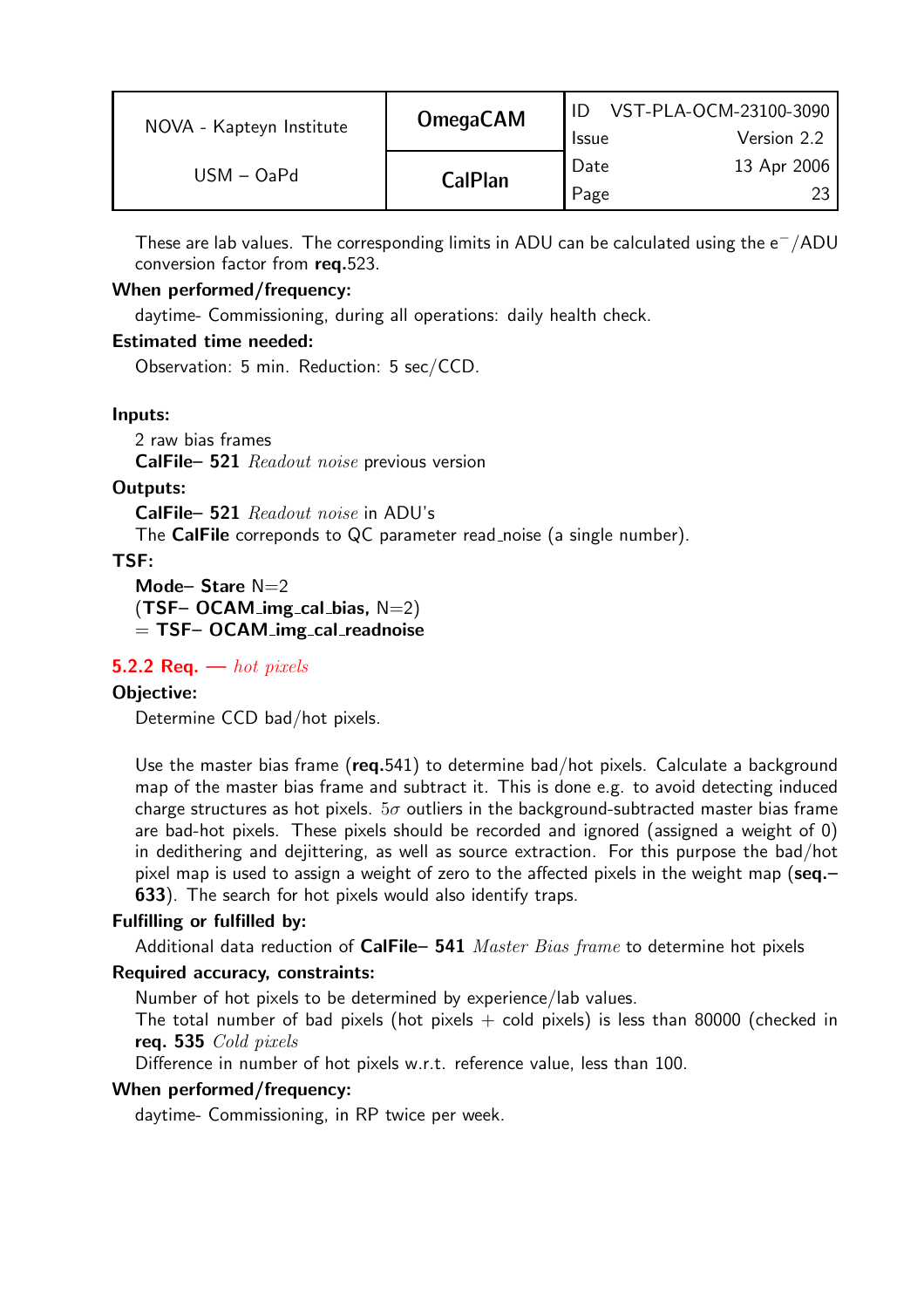These are lab values. The corresponding limits in ADU can be calculated using the e$^-$/ADU conversion factor from **req.**523.

**When performed/frequency:**

daytime- Commissioning, during all operations: daily health check.

**Estimated time needed:**

Observation: 5 min. Reduction: 5 sec/CCD.

**Inputs:**

2 raw bias frames
**CalFile– 521** *Readout noise* previous version

**Outputs:**

**CalFile– 521** *Readout noise* in ADU's
The **CalFile** correponds to QC parameter read_noise (a single number).

**TSF:**

**Mode– Stare** N=2
(**TSF– OCAM_img_cal_bias,** N=2)
= **TSF– OCAM_img_cal_readnoise**

### 5.2.2 Req. — *hot pixels*

**Objective:**

Determine CCD bad/hot pixels.

Use the master bias frame (**req.**541) to determine bad/hot pixels. Calculate a background map of the master bias frame and subtract it. This is done e.g. to avoid detecting induced charge structures as hot pixels. $5\sigma$ outliers in the background-subtracted master bias frame are bad-hot pixels. These pixels should be recorded and ignored (assigned a weight of 0) in dedithering and dejittering, as well as source extraction. For this purpose the bad/hot pixel map is used to assign a weight of zero to the affected pixels in the weight map (**seq.–633**). The search for hot pixels would also identify traps.

**Fulfilling or fulfilled by:**

Additional data reduction of **CalFile– 541** *Master Bias frame* to determine hot pixels

**Required accuracy, constraints:**

Number of hot pixels to be determined by experience/lab values.
The total number of bad pixels (hot pixels + cold pixels) is less than 80000 (checked in **req. 535** *Cold pixels*
Difference in number of hot pixels w.r.t. reference value, less than 100.

**When performed/frequency:**

daytime- Commissioning, in RP twice per week.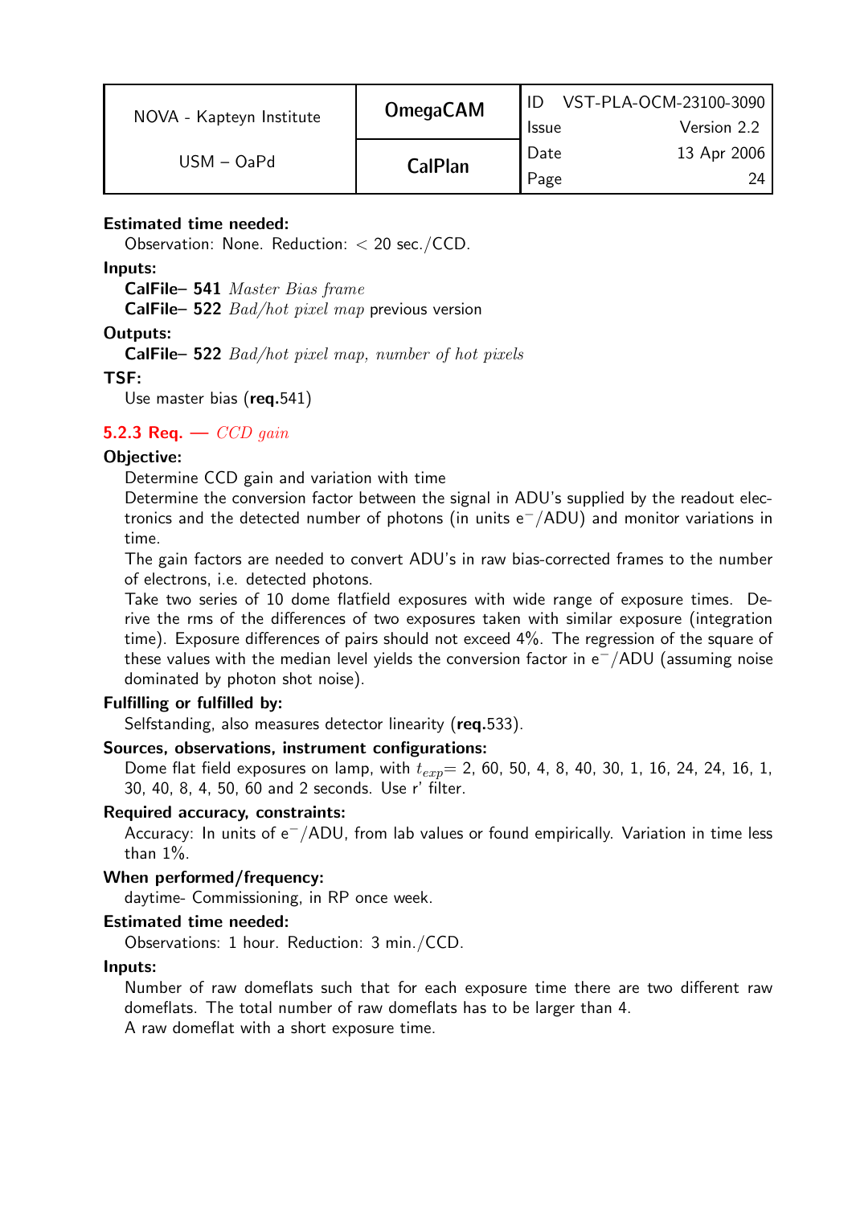**Estimated time needed:**

Observation: None. Reduction: < 20 sec./CCD.

**Inputs:**

**CalFile– 541** *Master Bias frame*
**CalFile– 522** *Bad/hot pixel map* previous version

**Outputs:**

**CalFile– 522** *Bad/hot pixel map, number of hot pixels*

**TSF:**

Use master bias (**req.**541)

### 5.2.3 Req. — *CCD gain*

**Objective:**

Determine CCD gain and variation with time

Determine the conversion factor between the signal in ADU's supplied by the readout electronics and the detected number of photons (in units $e^-$/ADU) and monitor variations in time.

The gain factors are needed to convert ADU's in raw bias-corrected frames to the number of electrons, i.e. detected photons.

Take two series of 10 dome flatfield exposures with wide range of exposure times. Derive the rms of the differences of two exposures taken with similar exposure (integration time). Exposure differences of pairs should not exceed 4%. The regression of the square of these values with the median level yields the conversion factor in $e^-$/ADU (assuming noise dominated by photon shot noise).

**Fulfilling or fulfilled by:**

Selfstanding, also measures detector linearity (**req.**533).

**Sources, observations, instrument configurations:**

Dome flat field exposures on lamp, with $t_{exp}$= 2, 60, 50, 4, 8, 40, 30, 1, 16, 24, 24, 16, 1, 30, 40, 8, 4, 50, 60 and 2 seconds. Use r' filter.

**Required accuracy, constraints:**

Accuracy: In units of $e^-$/ADU, from lab values or found empirically. Variation in time less than 1%.

**When performed/frequency:**

daytime- Commissioning, in RP once week.

**Estimated time needed:**

Observations: 1 hour. Reduction: 3 min./CCD.

**Inputs:**

Number of raw domeflats such that for each exposure time there are two different raw domeflats. The total number of raw domeflats has to be larger than 4.
A raw domeflat with a short exposure time.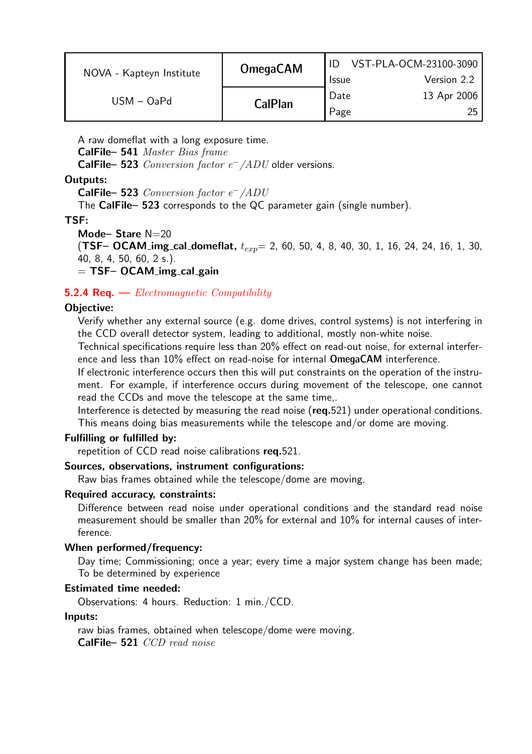A raw domeflat with a long exposure time.
**CalFile– 541** *Master Bias frame*
**CalFile– 523** *Conversion factor $e^-/ADU$* older versions.

**Outputs:**

**CalFile– 523** *Conversion factor $e^-/ADU$*
The **CalFile– 523** corresponds to the QC parameter gain (single number).

**TSF:**

**Mode– Stare** N=20
(**TSF– OCAM_img_cal_domeflat,** $t_{exp}$= 2, 60, 50, 4, 8, 40, 30, 1, 16, 24, 24, 16, 1, 30, 40, 8, 4, 50, 60, 2 s.).
= **TSF– OCAM_img_cal_gain**

### 5.2.4 Req. — *Electromagnetic Compatibility*

**Objective:**

Verify whether any external source (e.g. dome drives, control systems) is not interfering in the CCD overall detector system, leading to additional, mostly non-white noise.
Technical specifications require less than 20% effect on read-out noise, for external interference and less than 10% effect on read-noise for internal **OmegaCAM** interference.
If electronic interference occurs then this will put constraints on the operation of the instrument. For example, if interference occurs during movement of the telescope, one cannot read the CCDs and move the telescope at the same time,.
Interference is detected by measuring the read noise (**req.**521) under operational conditions. This means doing bias measurements while the telescope and/or dome are moving.

**Fulfilling or fulfilled by:**

repetition of CCD read noise calibrations **req.**521.

**Sources, observations, instrument configurations:**

Raw bias frames obtained while the telescope/dome are moving.

**Required accuracy, constraints:**

Difference between read noise under operational conditions and the standard read noise measurement should be smaller than 20% for external and 10% for internal causes of interference.

**When performed/frequency:**

Day time; Commissioning; once a year; every time a major system change has been made; To be determined by experience

**Estimated time needed:**

Observations: 4 hours. Reduction: 1 min./CCD.

**Inputs:**

raw bias frames, obtained when telescope/dome were moving.
**CalFile– 521** *CCD read noise*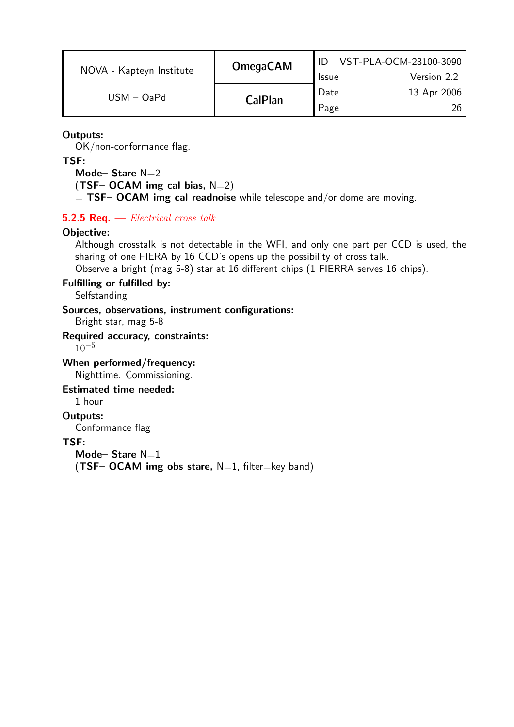**Outputs:**
OK/non-conformance flag.

**TSF:**
**Mode– Stare** N=2
(**TSF– OCAM_img_cal_bias,** N=2)
= **TSF– OCAM_img_cal_readnoise** while telescope and/or dome are moving.

### 5.2.5 Req. — *Electrical cross talk*

**Objective:**
Although crosstalk is not detectable in the WFI, and only one part per CCD is used, the sharing of one FIERA by 16 CCD's opens up the possibility of cross talk.
Observe a bright (mag 5-8) star at 16 different chips (1 FIERRA serves 16 chips).

**Fulfilling or fulfilled by:**
Selfstanding

**Sources, observations, instrument configurations:**
Bright star, mag 5-8

**Required accuracy, constraints:**
$10^{-5}$

**When performed/frequency:**
Nighttime. Commissioning.

**Estimated time needed:**
1 hour

**Outputs:**
Conformance flag

**TSF:**
**Mode– Stare** N=1
(**TSF– OCAM_img_obs_stare,** N=1, filter=key band)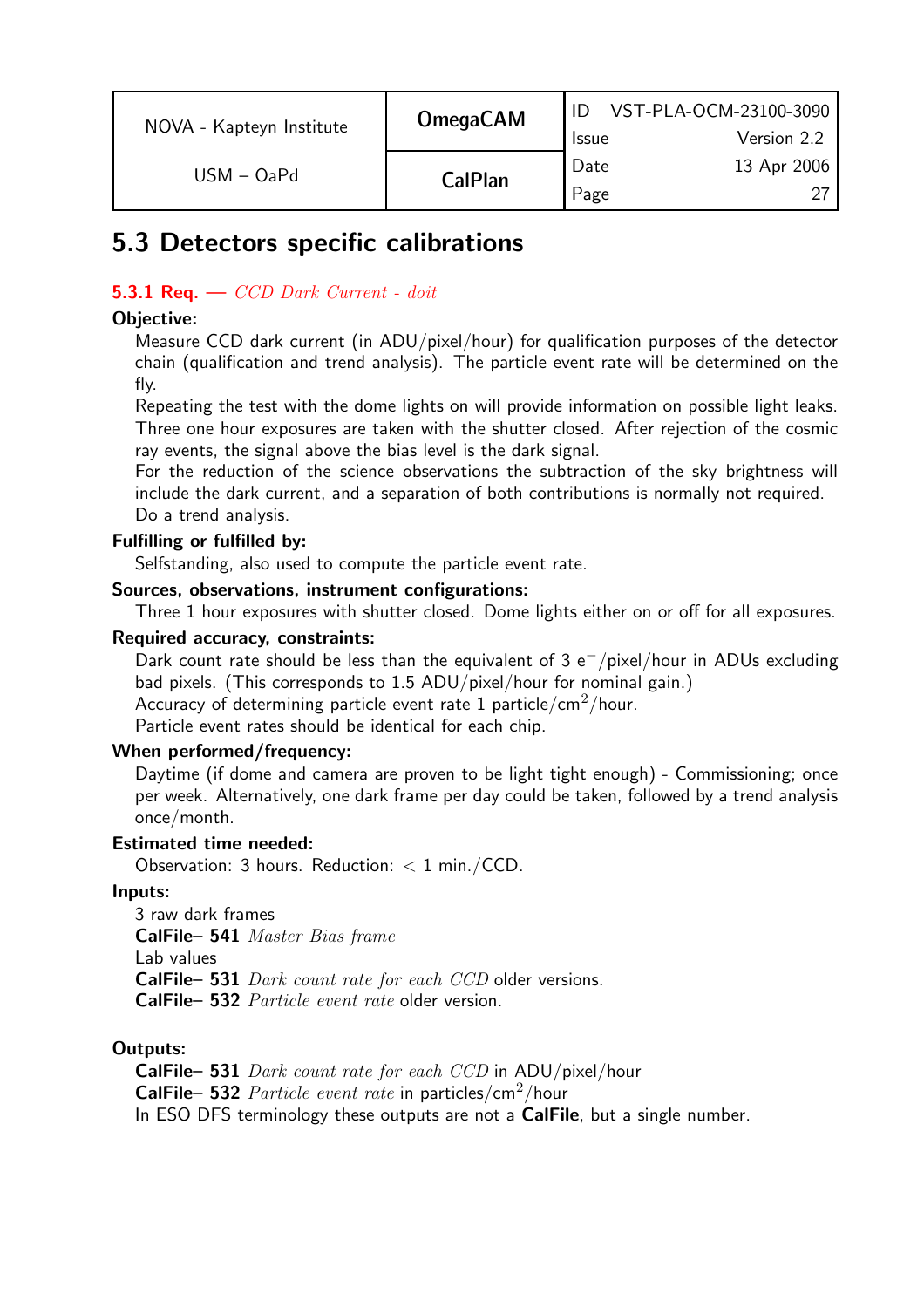## 5.3 Detectors specific calibrations

### 5.3.1 Req. — *CCD Dark Current - doit*

**Objective:**

Measure CCD dark current (in ADU/pixel/hour) for qualification purposes of the detector chain (qualification and trend analysis). The particle event rate will be determined on the fly.

Repeating the test with the dome lights on will provide information on possible light leaks. Three one hour exposures are taken with the shutter closed. After rejection of the cosmic ray events, the signal above the bias level is the dark signal.

For the reduction of the science observations the subtraction of the sky brightness will include the dark current, and a separation of both contributions is normally not required.

Do a trend analysis.

**Fulfilling or fulfilled by:**

Selfstanding, also used to compute the particle event rate.

**Sources, observations, instrument configurations:**

Three 1 hour exposures with shutter closed. Dome lights either on or off for all exposures.

**Required accuracy, constraints:**

Dark count rate should be less than the equivalent of 3 $e^{-}$/pixel/hour in ADUs excluding bad pixels. (This corresponds to 1.5 ADU/pixel/hour for nominal gain.)

Accuracy of determining particle event rate 1 particle/$cm^{2}$/hour.

Particle event rates should be identical for each chip.

**When performed/frequency:**

Daytime (if dome and camera are proven to be light tight enough) - Commissioning; once per week. Alternatively, one dark frame per day could be taken, followed by a trend analysis once/month.

**Estimated time needed:**

Observation: 3 hours. Reduction: $<$ 1 min./CCD.

**Inputs:**

3 raw dark frames
**CalFile– 541** *Master Bias frame*
Lab values
**CalFile– 531** *Dark count rate for each CCD* older versions.
**CalFile– 532** *Particle event rate* older version.

**Outputs:**

**CalFile– 531** *Dark count rate for each CCD* in ADU/pixel/hour
**CalFile– 532** *Particle event rate* in particles/$cm^{2}$/hour
In ESO DFS terminology these outputs are not a **CalFile**, but a single number.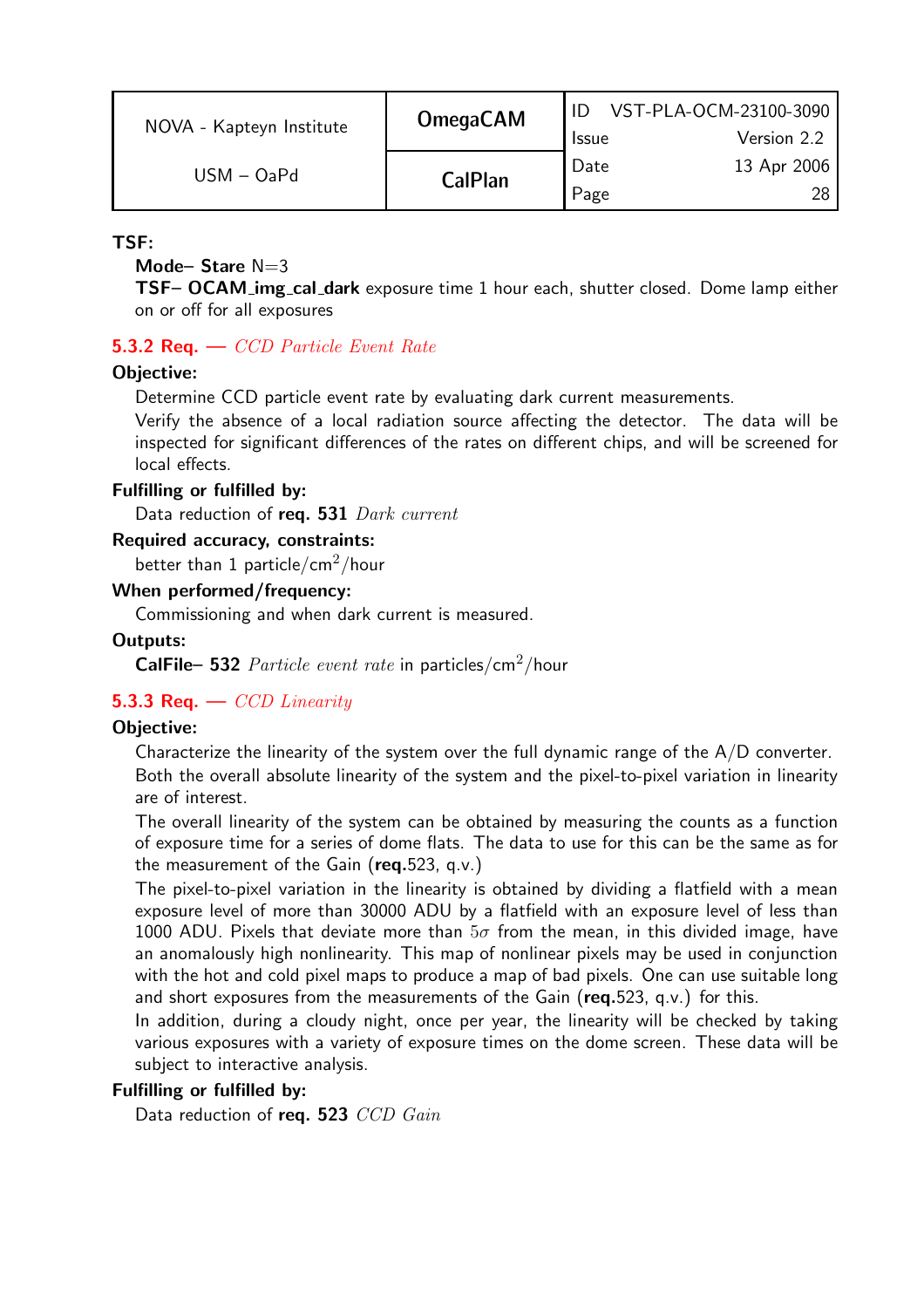**TSF:**

**Mode– Stare** N=3

**TSF– OCAM_img_cal_dark** exposure time 1 hour each, shutter closed. Dome lamp either on or off for all exposures

### 5.3.2 Req. — *CCD Particle Event Rate*

**Objective:**

Determine CCD particle event rate by evaluating dark current measurements.

Verify the absence of a local radiation source affecting the detector. The data will be inspected for significant differences of the rates on different chips, and will be screened for local effects.

**Fulfilling or fulfilled by:**

Data reduction of **req. 531** *Dark current*

**Required accuracy, constraints:**

better than 1 particle/cm$^2$/hour

**When performed/frequency:**

Commissioning and when dark current is measured.

**Outputs:**

**CalFile– 532** *Particle event rate* in particles/cm$^2$/hour

### 5.3.3 Req. — *CCD Linearity*

**Objective:**

Characterize the linearity of the system over the full dynamic range of the A/D converter. Both the overall absolute linearity of the system and the pixel-to-pixel variation in linearity are of interest.

The overall linearity of the system can be obtained by measuring the counts as a function of exposure time for a series of dome flats. The data to use for this can be the same as for the measurement of the Gain (**req.**523, q.v.)

The pixel-to-pixel variation in the linearity is obtained by dividing a flatfield with a mean exposure level of more than 30000 ADU by a flatfield with an exposure level of less than 1000 ADU. Pixels that deviate more than $5\sigma$ from the mean, in this divided image, have an anomalously high nonlinearity. This map of nonlinear pixels may be used in conjunction with the hot and cold pixel maps to produce a map of bad pixels. One can use suitable long and short exposures from the measurements of the Gain (**req.**523, q.v.) for this.

In addition, during a cloudy night, once per year, the linearity will be checked by taking various exposures with a variety of exposure times on the dome screen. These data will be subject to interactive analysis.

**Fulfilling or fulfilled by:**

Data reduction of **req. 523** *CCD Gain*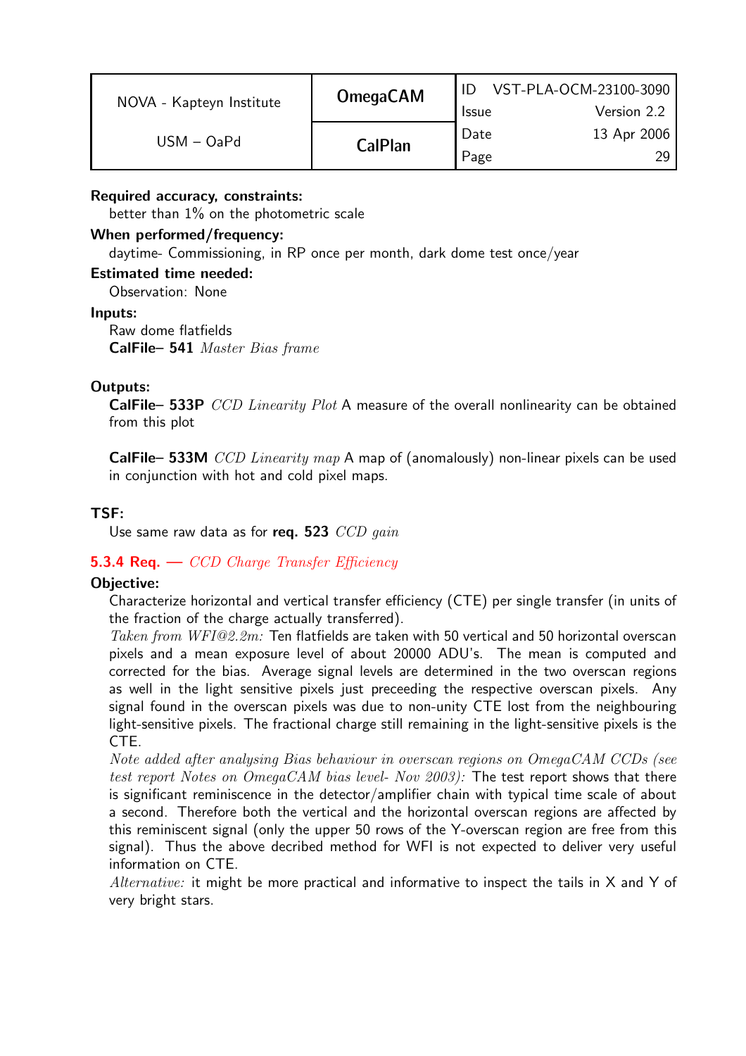**Required accuracy, constraints:**
better than 1% on the photometric scale

**When performed/frequency:**
daytime- Commissioning, in RP once per month, dark dome test once/year

**Estimated time needed:**
Observation: None

**Inputs:**
Raw dome flatfields
**CalFile– 541** *Master Bias frame*

**Outputs:**
**CalFile– 533P** *CCD Linearity Plot* A measure of the overall nonlinearity can be obtained from this plot

**CalFile– 533M** *CCD Linearity map* A map of (anomalously) non-linear pixels can be used in conjunction with hot and cold pixel maps.

**TSF:**
Use same raw data as for **req. 523** *CCD gain*

### 5.3.4 Req. — *CCD Charge Transfer Efficiency*

**Objective:**
Characterize horizontal and vertical transfer efficiency (CTE) per single transfer (in units of the fraction of the charge actually transferred).
*Taken from WFI@2.2m:* Ten flatfields are taken with 50 vertical and 50 horizontal overscan pixels and a mean exposure level of about 20000 ADU's. The mean is computed and corrected for the bias. Average signal levels are determined in the two overscan regions as well in the light sensitive pixels just preceeding the respective overscan pixels. Any signal found in the overscan pixels was due to non-unity CTE lost from the neighbouring light-sensitive pixels. The fractional charge still remaining in the light-sensitive pixels is the CTE.
*Note added after analysing Bias behaviour in overscan regions on OmegaCAM CCDs (see test report Notes on OmegaCAM bias level- Nov 2003):* The test report shows that there is significant reminiscence in the detector/amplifier chain with typical time scale of about a second. Therefore both the vertical and the horizontal overscan regions are affected by this reminiscent signal (only the upper 50 rows of the Y-overscan region are free from this signal). Thus the above decribed method for WFI is not expected to deliver very useful information on CTE.
*Alternative:* it might be more practical and informative to inspect the tails in X and Y of very bright stars.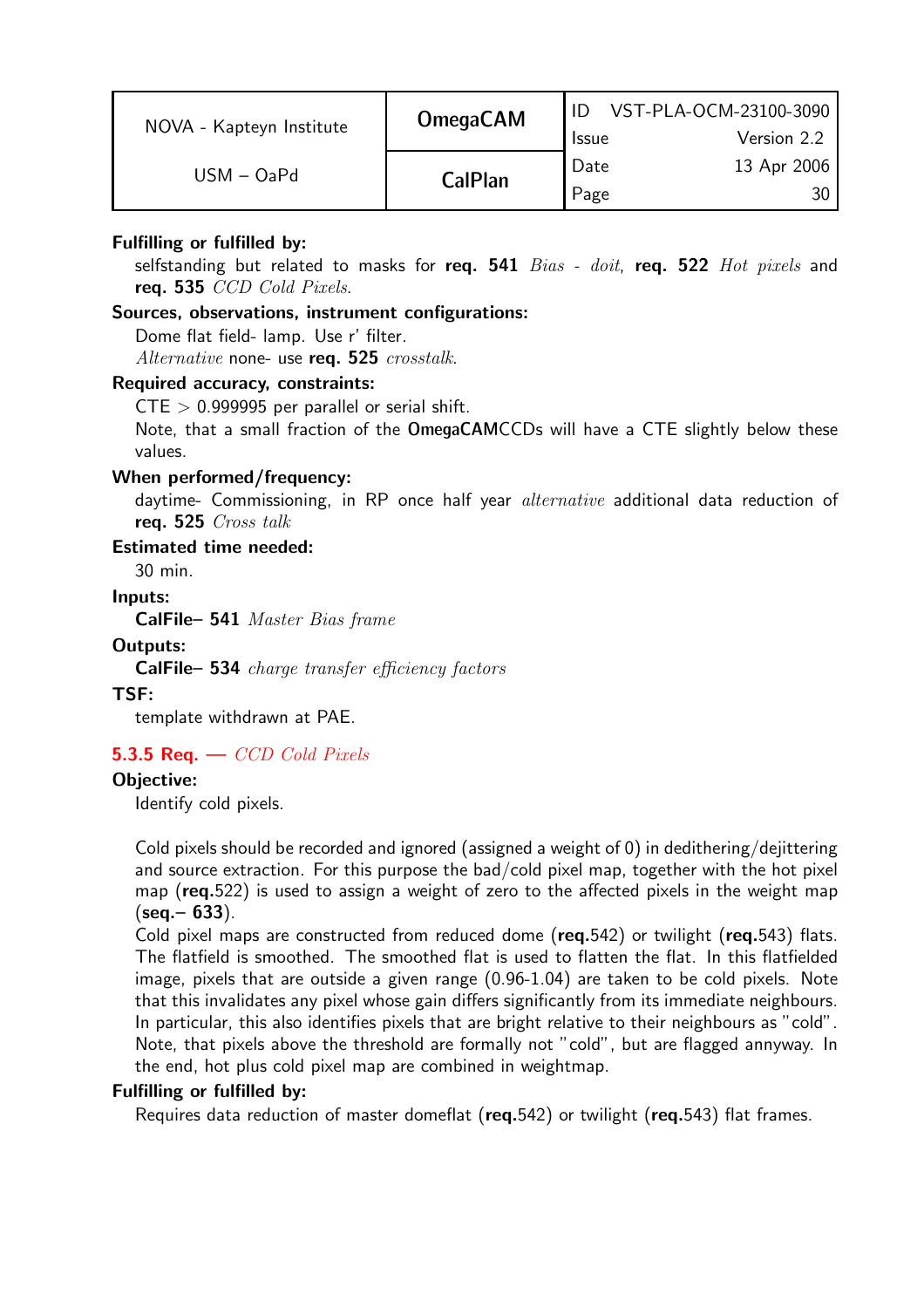**Fulfilling or fulfilled by:**

selfstanding but related to masks for **req. 541** *Bias - doit*, **req. 522** *Hot pixels* and **req. 535** *CCD Cold Pixels*.

**Sources, observations, instrument configurations:**

Dome flat field- lamp. Use r' filter.
*Alternative* none- use **req. 525** *crosstalk*.

**Required accuracy, constraints:**

CTE $>$ 0.999995 per parallel or serial shift.
Note, that a small fraction of the **OmegaCAM**CCDs will have a CTE slightly below these values.

**When performed/frequency:**

daytime- Commissioning, in RP once half year *alternative* additional data reduction of **req. 525** *Cross talk*

**Estimated time needed:**

30 min.

**Inputs:**

**CalFile– 541** *Master Bias frame*

**Outputs:**

**CalFile– 534** *charge transfer efficiency factors*

**TSF:**

template withdrawn at PAE.

### 5.3.5 Req. — *CCD Cold Pixels*

**Objective:**

Identify cold pixels.

Cold pixels should be recorded and ignored (assigned a weight of 0) in dedithering/dejittering and source extraction. For this purpose the bad/cold pixel map, together with the hot pixel map (**req.**522) is used to assign a weight of zero to the affected pixels in the weight map (**seq.– 633**).
Cold pixel maps are constructed from reduced dome (**req.**542) or twilight (**req.**543) flats. The flatfield is smoothed. The smoothed flat is used to flatten the flat. In this flatfielded image, pixels that are outside a given range (0.96-1.04) are taken to be cold pixels. Note that this invalidates any pixel whose gain differs significantly from its immediate neighbours. In particular, this also identifies pixels that are bright relative to their neighbours as "cold". Note, that pixels above the threshold are formally not "cold", but are flagged annyway. In the end, hot plus cold pixel map are combined in weightmap.

**Fulfilling or fulfilled by:**

Requires data reduction of master domeflat (**req.**542) or twilight (**req.**543) flat frames.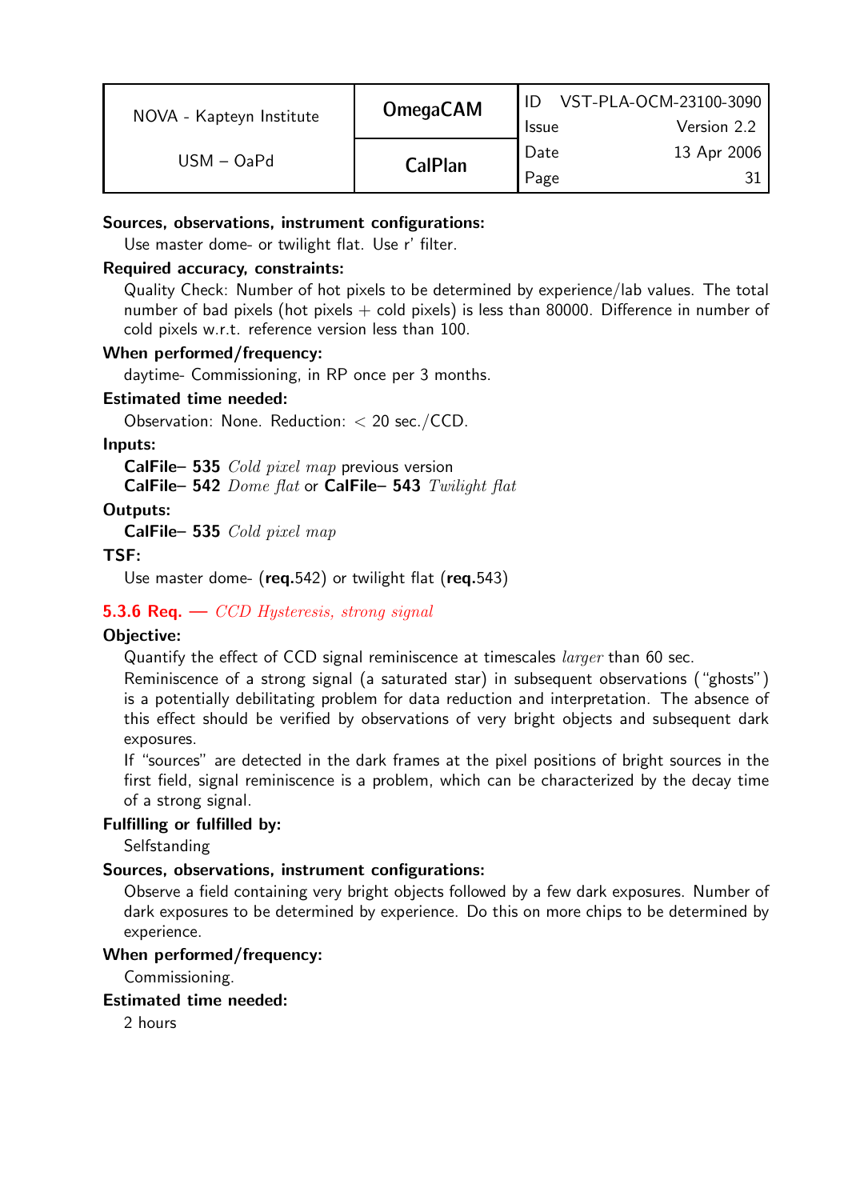**Sources, observations, instrument configurations:**

Use master dome- or twilight flat. Use r' filter.

**Required accuracy, constraints:**

Quality Check: Number of hot pixels to be determined by experience/lab values. The total number of bad pixels (hot pixels + cold pixels) is less than 80000. Difference in number of cold pixels w.r.t. reference version less than 100.

**When performed/frequency:**

daytime- Commissioning, in RP once per 3 months.

**Estimated time needed:**

Observation: None. Reduction: < 20 sec./CCD.

**Inputs:**

**CalFile– 535** *Cold pixel map* previous version
**CalFile– 542** *Dome flat* or **CalFile– 543** *Twilight flat*

**Outputs:**

**CalFile– 535** *Cold pixel map*

**TSF:**

Use master dome- (**req.**542) or twilight flat (**req.**543)

### 5.3.6 Req. — *CCD Hysteresis, strong signal*

**Objective:**

Quantify the effect of CCD signal reminiscence at timescales *larger* than 60 sec.

Reminiscence of a strong signal (a saturated star) in subsequent observations ("ghosts") is a potentially debilitating problem for data reduction and interpretation. The absence of this effect should be verified by observations of very bright objects and subsequent dark exposures.

If "sources" are detected in the dark frames at the pixel positions of bright sources in the first field, signal reminiscence is a problem, which can be characterized by the decay time of a strong signal.

**Fulfilling or fulfilled by:**

Selfstanding

**Sources, observations, instrument configurations:**

Observe a field containing very bright objects followed by a few dark exposures. Number of dark exposures to be determined by experience. Do this on more chips to be determined by experience.

**When performed/frequency:**

Commissioning.

**Estimated time needed:**

2 hours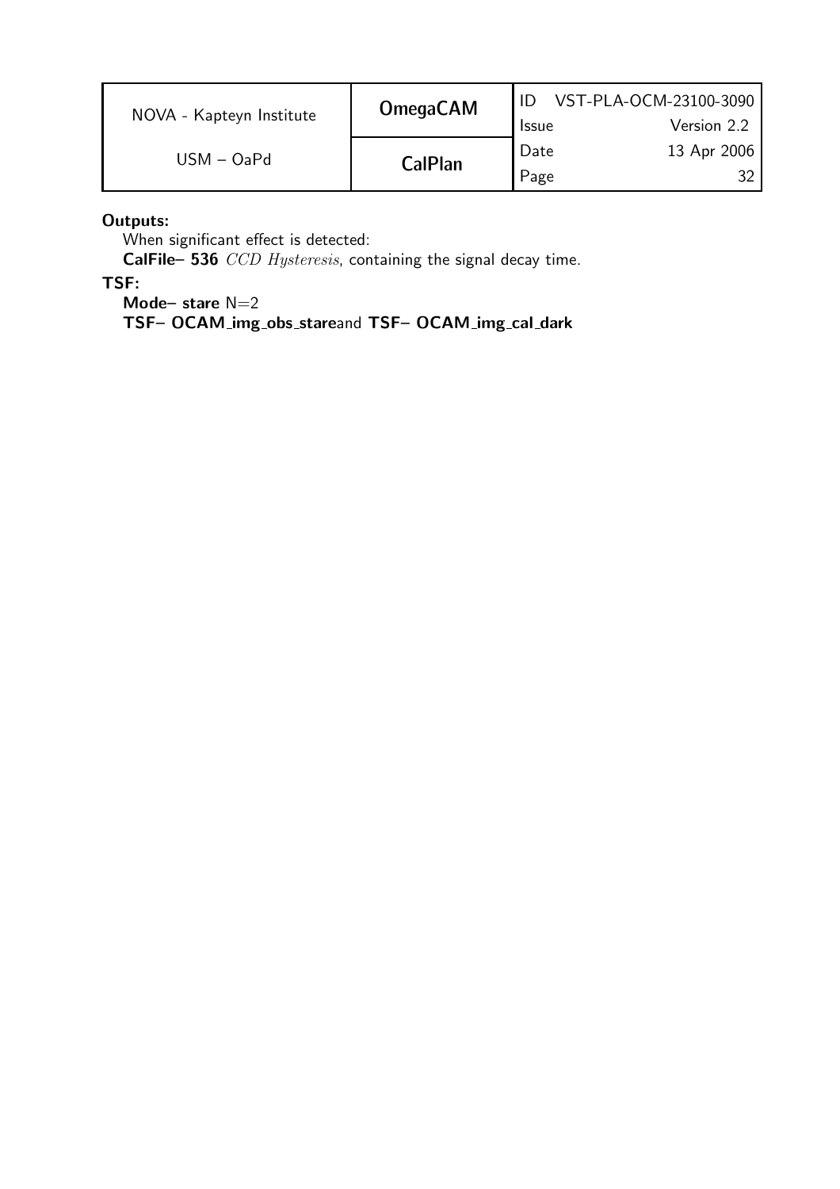**Outputs:**

When significant effect is detected:

**CalFile– 536** *CCD Hysteresis*, containing the signal decay time.

**TSF:**

**Mode– stare** N=2

**TSF– OCAM_img_obs_stare**and **TSF– OCAM_img_cal_dark**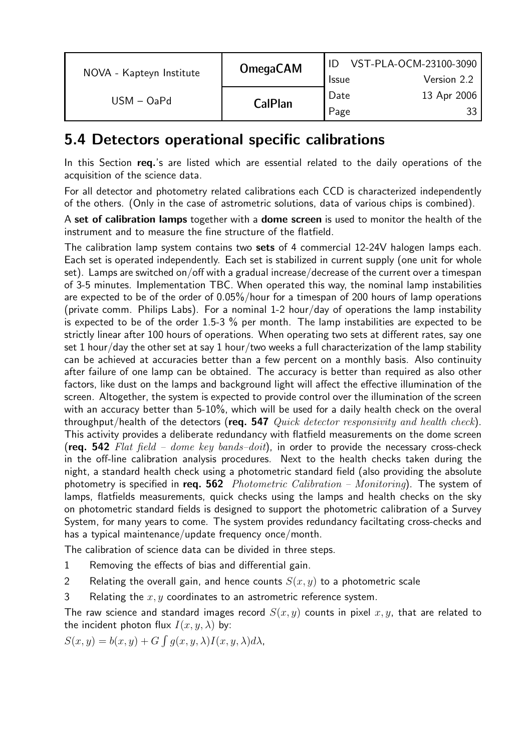## 5.4 Detectors operational specific calibrations

In this Section **req.**'s are listed which are essential related to the daily operations of the acquisition of the science data.

For all detector and photometry related calibrations each CCD is characterized independently of the others. (Only in the case of astrometric solutions, data of various chips is combined).

A **set of calibration lamps** together with a **dome screen** is used to monitor the health of the instrument and to measure the fine structure of the flatfield.

The calibration lamp system contains two **sets** of 4 commercial 12-24V halogen lamps each. Each set is operated independently. Each set is stabilized in current supply (one unit for whole set). Lamps are switched on/off with a gradual increase/decrease of the current over a timespan of 3-5 minutes. Implementation TBC. When operated this way, the nominal lamp instabilities are expected to be of the order of 0.05%/hour for a timespan of 200 hours of lamp operations (private comm. Philips Labs). For a nominal 1-2 hour/day of operations the lamp instability is expected to be of the order 1.5-3 % per month. The lamp instabilities are expected to be strictly linear after 100 hours of operations. When operating two sets at different rates, say one set 1 hour/day the other set at say 1 hour/two weeks a full characterization of the lamp stability can be achieved at accuracies better than a few percent on a monthly basis. Also continuity after failure of one lamp can be obtained. The accuracy is better than required as also other factors, like dust on the lamps and background light will affect the effective illumination of the screen. Altogether, the system is expected to provide control over the illumination of the screen with an accuracy better than 5-10%, which will be used for a daily health check on the overal throughput/health of the detectors (**req. 547** *Quick detector responsivity and health check*). This activity provides a deliberate redundancy with flatfield measurements on the dome screen (**req. 542** *Flat field – dome key bands–doit*), in order to provide the necessary cross-check in the off-line calibration analysis procedures. Next to the health checks taken during the night, a standard health check using a photometric standard field (also providing the absolute photometry is specified in **req. 562** *Photometric Calibration – Monitoring*). The system of lamps, flatfields measurements, quick checks using the lamps and health checks on the sky on photometric standard fields is designed to support the photometric calibration of a Survey System, for many years to come. The system provides redundancy faciltating cross-checks and has a typical maintenance/update frequency once/month.

The calibration of science data can be divided in three steps.

1. Removing the effects of bias and differential gain.
2. Relating the overall gain, and hence counts $S(x, y)$ to a photometric scale
3. Relating the $x, y$ coordinates to an astrometric reference system.

The raw science and standard images record $S(x, y)$ counts in pixel $x, y$, that are related to the incident photon flux $I(x, y, \lambda)$ by:

$S(x, y) = b(x, y) + G \int g(x, y, \lambda) I(x, y, \lambda) d\lambda,$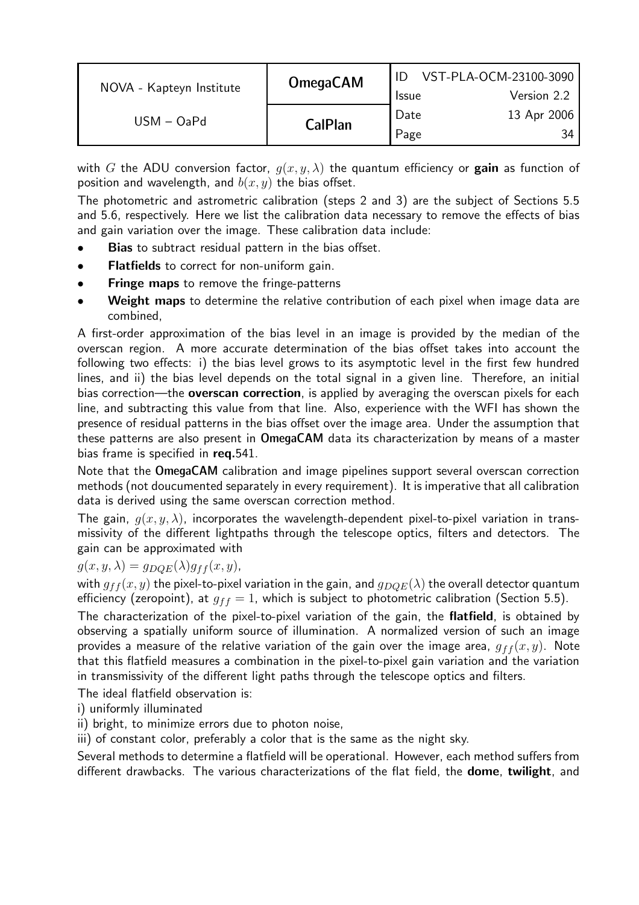with $G$ the ADU conversion factor, $g(x, y, \lambda)$ the quantum efficiency or **gain** as function of position and wavelength, and $b(x, y)$ the bias offset.

The photometric and astrometric calibration (steps 2 and 3) are the subject of Sections 5.5 and 5.6, respectively. Here we list the calibration data necessary to remove the effects of bias and gain variation over the image. These calibration data include:

- **Bias** to subtract residual pattern in the bias offset.
- **Flatfields** to correct for non-uniform gain.
- **Fringe maps** to remove the fringe-patterns
- **Weight maps** to determine the relative contribution of each pixel when image data are combined,

A first-order approximation of the bias level in an image is provided by the median of the overscan region. A more accurate determination of the bias offset takes into account the following two effects: i) the bias level grows to its asymptotic level in the first few hundred lines, and ii) the bias level depends on the total signal in a given line. Therefore, an initial bias correction—the **overscan correction**, is applied by averaging the overscan pixels for each line, and subtracting this value from that line. Also, experience with the WFI has shown the presence of residual patterns in the bias offset over the image area. Under the assumption that these patterns are also present in **OmegaCAM** data its characterization by means of a master bias frame is specified in **req.**541.

Note that the **OmegaCAM** calibration and image pipelines support several overscan correction methods (not doucumented separately in every requirement). It is imperative that all calibration data is derived using the same overscan correction method.

The gain, $g(x, y, \lambda)$, incorporates the wavelength-dependent pixel-to-pixel variation in transmissivity of the different lightpaths through the telescope optics, filters and detectors. The gain can be approximated with

$g(x, y, \lambda) = g_{DQE}(\lambda) g_{ff}(x, y)$,

with $g_{ff}(x, y)$ the pixel-to-pixel variation in the gain, and $g_{DQE}(\lambda)$ the overall detector quantum efficiency (zeropoint), at $g_{ff} = 1$, which is subject to photometric calibration (Section 5.5).

The characterization of the pixel-to-pixel variation of the gain, the **flatfield**, is obtained by observing a spatially uniform source of illumination. A normalized version of such an image provides a measure of the relative variation of the gain over the image area, $g_{ff}(x, y)$. Note that this flatfield measures a combination in the pixel-to-pixel gain variation and the variation in transmissivity of the different light paths through the telescope optics and filters.

The ideal flatfield observation is:

i) uniformly illuminated

ii) bright, to minimize errors due to photon noise,

iii) of constant color, preferably a color that is the same as the night sky.

Several methods to determine a flatfield will be operational. However, each method suffers from different drawbacks. The various characterizations of the flat field, the **dome**, **twilight**, and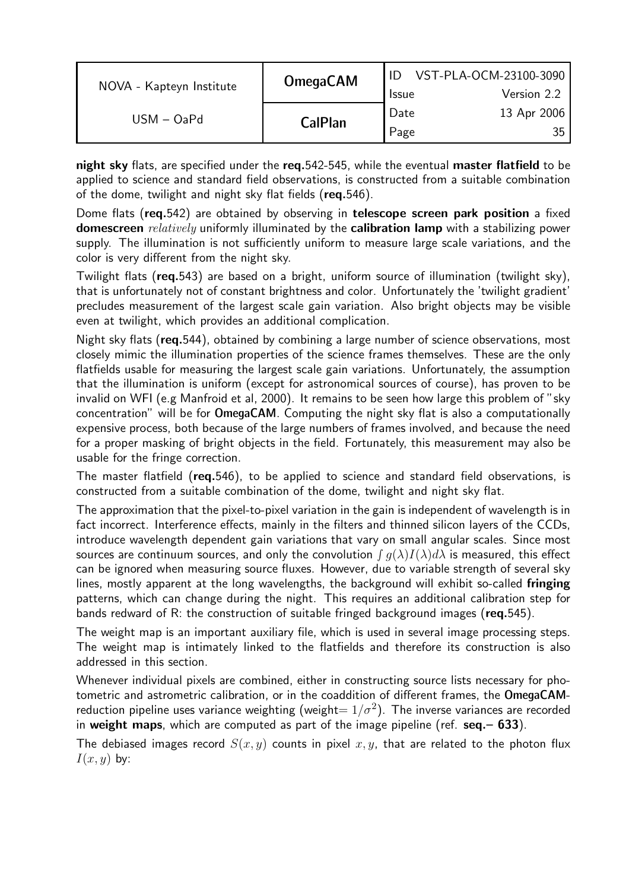**night sky** flats, are specified under the **req.**542-545, while the eventual **master flatfield** to be applied to science and standard field observations, is constructed from a suitable combination of the dome, twilight and night sky flat fields (**req.**546).

Dome flats (**req.**542) are obtained by observing in **telescope screen park position** a fixed **domescreen** *relatively* uniformly illuminated by the **calibration lamp** with a stabilizing power supply. The illumination is not sufficiently uniform to measure large scale variations, and the color is very different from the night sky.

Twilight flats (**req.**543) are based on a bright, uniform source of illumination (twilight sky), that is unfortunately not of constant brightness and color. Unfortunately the 'twilight gradient' precludes measurement of the largest scale gain variation. Also bright objects may be visible even at twilight, which provides an additional complication.

Night sky flats (**req.**544), obtained by combining a large number of science observations, most closely mimic the illumination properties of the science frames themselves. These are the only flatfields usable for measuring the largest scale gain variations. Unfortunately, the assumption that the illumination is uniform (except for astronomical sources of course), has proven to be invalid on WFI (e.g Manfroid et al, 2000). It remains to be seen how large this problem of "sky concentration" will be for **OmegaCAM**. Computing the night sky flat is also a computationally expensive process, both because of the large numbers of frames involved, and because the need for a proper masking of bright objects in the field. Fortunately, this measurement may also be usable for the fringe correction.

The master flatfield (**req.**546), to be applied to science and standard field observations, is constructed from a suitable combination of the dome, twilight and night sky flat.

The approximation that the pixel-to-pixel variation in the gain is independent of wavelength is in fact incorrect. Interference effects, mainly in the filters and thinned silicon layers of the CCDs, introduce wavelength dependent gain variations that vary on small angular scales. Since most sources are continuum sources, and only the convolution $\int g(\lambda)I(\lambda)d\lambda$ is measured, this effect can be ignored when measuring source fluxes. However, due to variable strength of several sky lines, mostly apparent at the long wavelengths, the background will exhibit so-called **fringing** patterns, which can change during the night. This requires an additional calibration step for bands redward of R: the construction of suitable fringed background images (**req.**545).

The weight map is an important auxiliary file, which is used in several image processing steps. The weight map is intimately linked to the flatfields and therefore its construction is also addressed in this section.

Whenever individual pixels are combined, either in constructing source lists necessary for photometric and astrometric calibration, or in the coaddition of different frames, the **OmegaCAM**-reduction pipeline uses variance weighting (weight$= 1/\sigma^2$). The inverse variances are recorded in **weight maps**, which are computed as part of the image pipeline (ref. **seq.– 633**).

The debiased images record $S(x, y)$ counts in pixel $x, y$, that are related to the photon flux $I(x, y)$ by: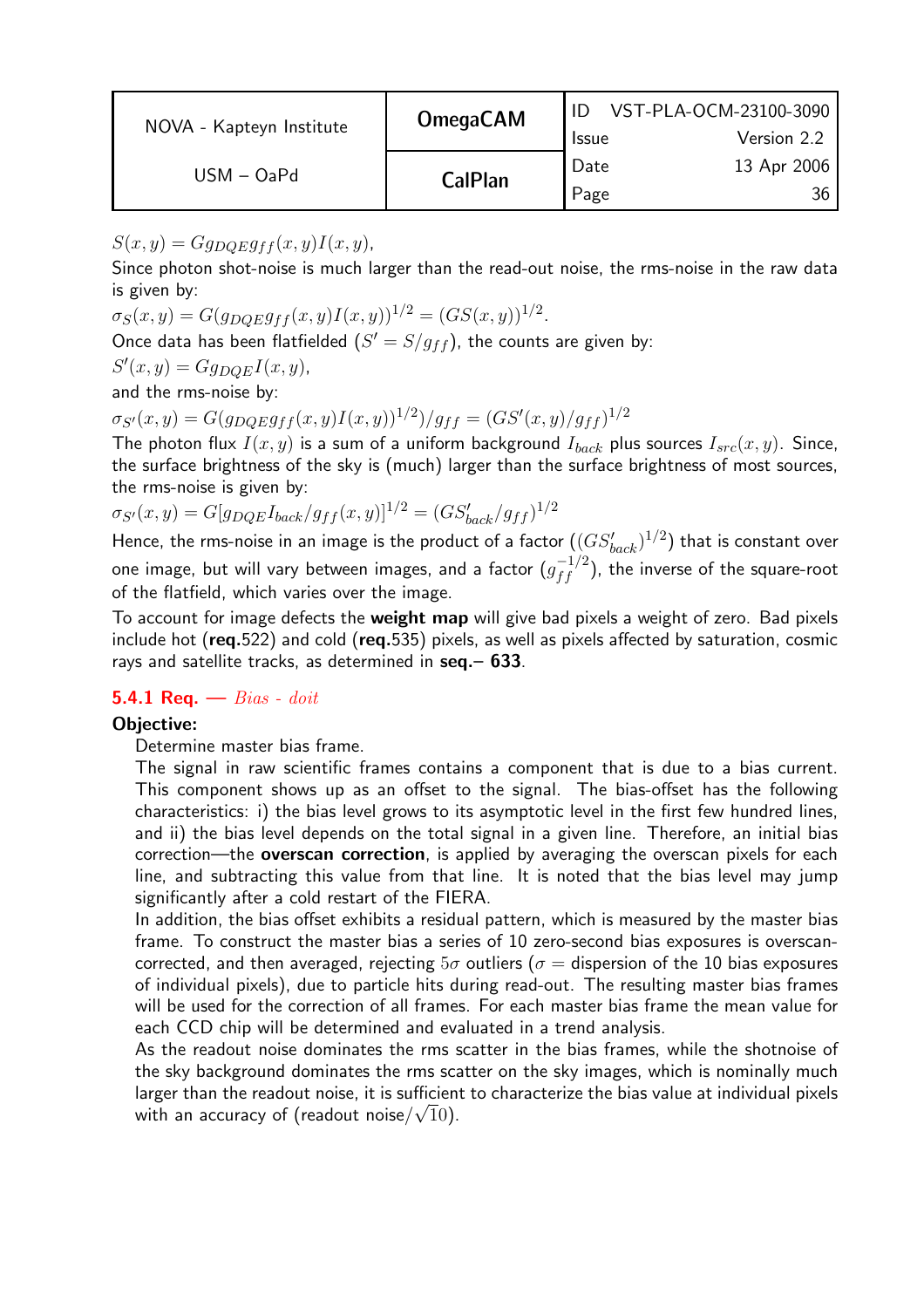$S(x,y) = G g_{DQE} g_{ff}(x,y) I(x,y)$,

Since photon shot-noise is much larger than the read-out noise, the rms-noise in the raw data is given by:

$\sigma_S(x,y) = G(g_{DQE} g_{ff}(x,y) I(x,y))^{1/2} = (GS(x,y))^{1/2}$.

Once data has been flatfielded ($S' = S/g_{ff}$), the counts are given by:

$S'(x,y) = G g_{DQE} I(x,y)$,

and the rms-noise by:

$\sigma_{S'}(x,y) = G(g_{DQE} g_{ff}(x,y) I(x,y))^{1/2})/g_{ff} = (GS'(x,y)/g_{ff})^{1/2}$

The photon flux $I(x,y)$ is a sum of a uniform background $I_{back}$ plus sources $I_{src}(x,y)$. Since, the surface brightness of the sky is (much) larger than the surface brightness of most sources, the rms-noise is given by:

$\sigma_{S'}(x,y) = G[g_{DQE} I_{back}/g_{ff}(x,y)]^{1/2} = (GS'_{back}/g_{ff})^{1/2}$

Hence, the rms-noise in an image is the product of a factor ($(GS'_{back})^{1/2}$) that is constant over one image, but will vary between images, and a factor ($g_{ff}^{-1/2}$), the inverse of the square-root of the flatfield, which varies over the image.

To account for image defects the **weight map** will give bad pixels a weight of zero. Bad pixels include hot (**req.**522) and cold (**req.**535) pixels, as well as pixels affected by saturation, cosmic rays and satellite tracks, as determined in **seq.– 633**.

### 5.4.1 Req. — *Bias - doit*

**Objective:**

Determine master bias frame.

The signal in raw scientific frames contains a component that is due to a bias current. This component shows up as an offset to the signal. The bias-offset has the following characteristics: i) the bias level grows to its asymptotic level in the first few hundred lines, and ii) the bias level depends on the total signal in a given line. Therefore, an initial bias correction—the **overscan correction**, is applied by averaging the overscan pixels for each line, and subtracting this value from that line. It is noted that the bias level may jump significantly after a cold restart of the FIERA.

In addition, the bias offset exhibits a residual pattern, which is measured by the master bias frame. To construct the master bias a series of 10 zero-second bias exposures is overscan-corrected, and then averaged, rejecting $5\sigma$ outliers ($\sigma =$ dispersion of the 10 bias exposures of individual pixels), due to particle hits during read-out. The resulting master bias frames will be used for the correction of all frames. For each master bias frame the mean value for each CCD chip will be determined and evaluated in a trend analysis.

As the readout noise dominates the rms scatter in the bias frames, while the shotnoise of the sky background dominates the rms scatter on the sky images, which is nominally much larger than the readout noise, it is sufficient to characterize the bias value at individual pixels with an accuracy of (readout noise/$\sqrt{10}$).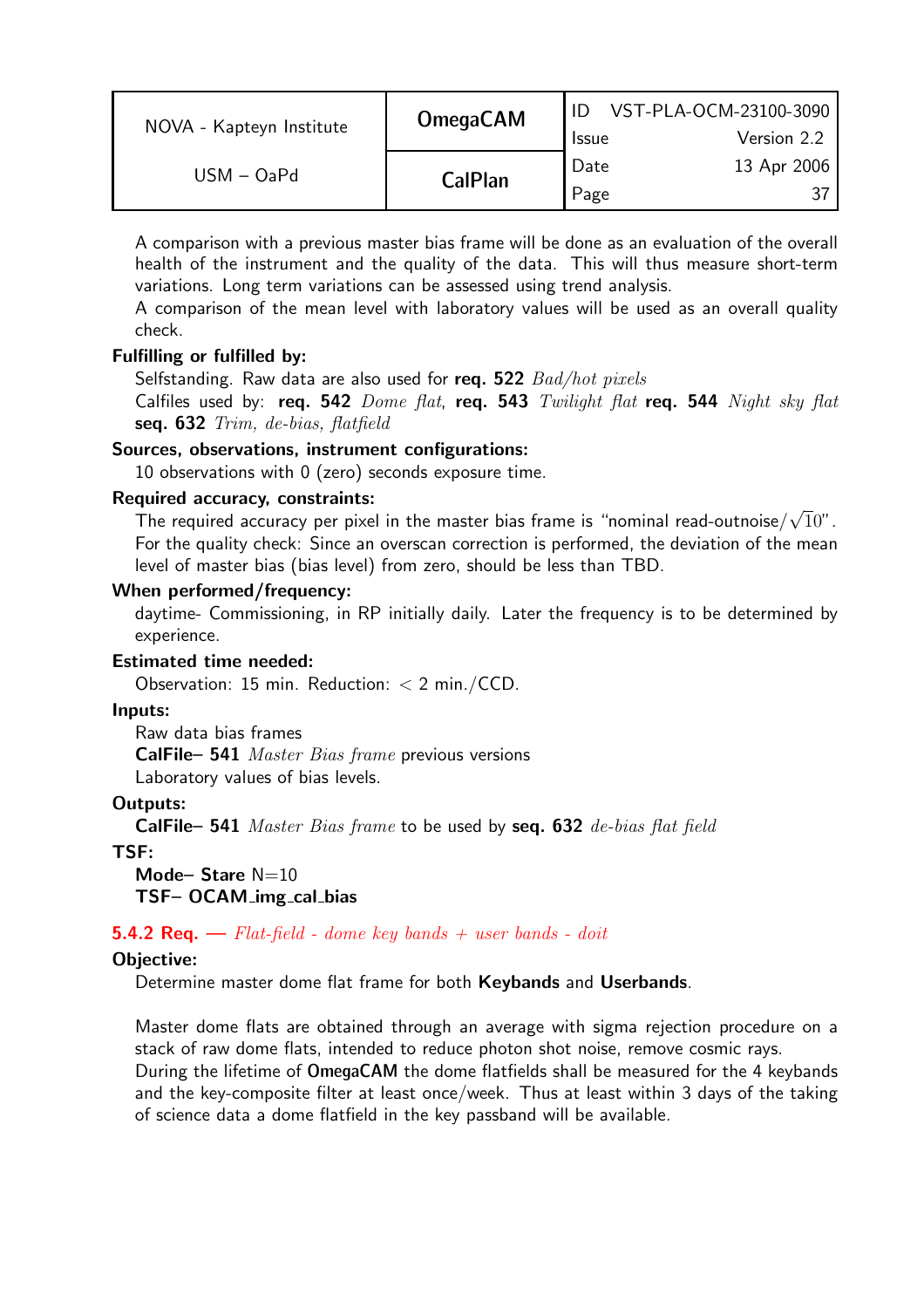A comparison with a previous master bias frame will be done as an evaluation of the overall health of the instrument and the quality of the data. This will thus measure short-term variations. Long term variations can be assessed using trend analysis.
A comparison of the mean level with laboratory values will be used as an overall quality check.

**Fulfilling or fulfilled by:**

Selfstanding. Raw data are also used for **req. 522** *Bad/hot pixels*
Calfiles used by: **req. 542** *Dome flat*, **req. 543** *Twilight flat* **req. 544** *Night sky flat* **seq. 632** *Trim, de-bias, flatfield*

**Sources, observations, instrument configurations:**

10 observations with 0 (zero) seconds exposure time.

**Required accuracy, constraints:**

The required accuracy per pixel in the master bias frame is "nominal read-outnoise/$\sqrt{10}$".
For the quality check: Since an overscan correction is performed, the deviation of the mean level of master bias (bias level) from zero, should be less than TBD.

**When performed/frequency:**

daytime- Commissioning, in RP initially daily. Later the frequency is to be determined by experience.

**Estimated time needed:**

Observation: 15 min. Reduction: < 2 min./CCD.

**Inputs:**

Raw data bias frames
**CalFile– 541** *Master Bias frame* previous versions
Laboratory values of bias levels.

**Outputs:**

**CalFile– 541** *Master Bias frame* to be used by **seq. 632** *de-bias flat field*

**TSF:**

**Mode– Stare** N=10
**TSF– OCAM_img_cal_bias**

### 5.4.2 Req. — *Flat-field - dome key bands + user bands - doit*

**Objective:**

Determine master dome flat frame for both **Keybands** and **Userbands**.

Master dome flats are obtained through an average with sigma rejection procedure on a stack of raw dome flats, intended to reduce photon shot noise, remove cosmic rays.
During the lifetime of **OmegaCAM** the dome flatfields shall be measured for the 4 keybands and the key-composite filter at least once/week. Thus at least within 3 days of the taking of science data a dome flatfield in the key passband will be available.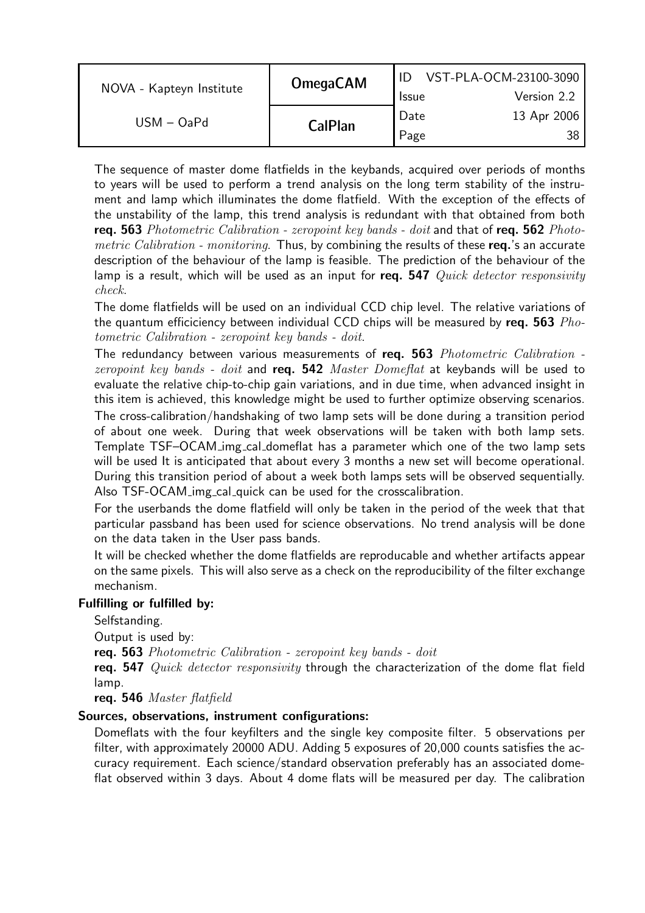The sequence of master dome flatfields in the keybands, acquired over periods of months to years will be used to perform a trend analysis on the long term stability of the instrument and lamp which illuminates the dome flatfield. With the exception of the effects of the unstability of the lamp, this trend analysis is redundant with that obtained from both **req. 563** *Photometric Calibration - zeropoint key bands - doit* and that of **req. 562** *Photometric Calibration - monitoring*. Thus, by combining the results of these **req.**'s an accurate description of the behaviour of the lamp is feasible. The prediction of the behaviour of the lamp is a result, which will be used as an input for **req. 547** *Quick detector responsivity check*.

The dome flatfields will be used on an individual CCD chip level. The relative variations of the quantum efficiciency between individual CCD chips will be measured by **req. 563** *Photometric Calibration - zeropoint key bands - doit*.

The redundancy between various measurements of **req. 563** *Photometric Calibration - zeropoint key bands - doit* and **req. 542** *Master Domeflat* at keybands will be used to evaluate the relative chip-to-chip gain variations, and in due time, when advanced insight in this item is achieved, this knowledge might be used to further optimize observing scenarios.

The cross-calibration/handshaking of two lamp sets will be done during a transition period of about one week. During that week observations will be taken with both lamp sets. Template TSF–OCAM_img_cal_domeflat has a parameter which one of the two lamp sets will be used It is anticipated that about every 3 months a new set will become operational. During this transition period of about a week both lamps sets will be observed sequentially. Also TSF-OCAM_img_cal_quick can be used for the crosscalibration.

For the userbands the dome flatfield will only be taken in the period of the week that that particular passband has been used for science observations. No trend analysis will be done on the data taken in the User pass bands.

It will be checked whether the dome flatfields are reproducable and whether artifacts appear on the same pixels. This will also serve as a check on the reproducibility of the filter exchange mechanism.

**Fulfilling or fulfilled by:**

Selfstanding.

Output is used by:

**req. 563** *Photometric Calibration - zeropoint key bands - doit*

**req. 547** *Quick detector responsivity* through the characterization of the dome flat field lamp.

**req. 546** *Master flatfield*

**Sources, observations, instrument configurations:**

Domeflats with the four keyfilters and the single key composite filter. 5 observations per filter, with approximately 20000 ADU. Adding 5 exposures of 20,000 counts satisfies the accuracy requirement. Each science/standard observation preferably has an associated domeflat observed within 3 days. About 4 dome flats will be measured per day. The calibration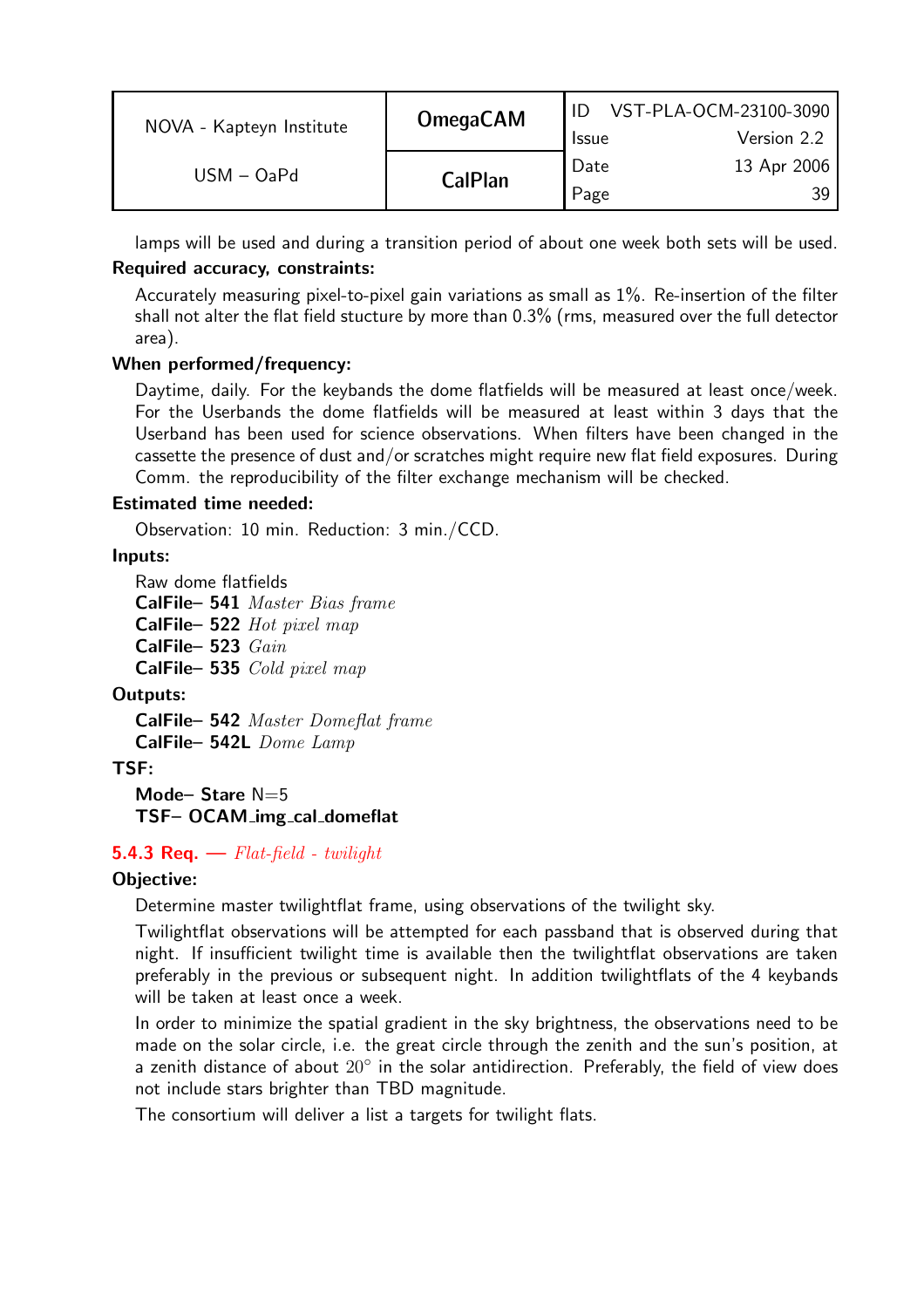lamps will be used and during a transition period of about one week both sets will be used.

**Required accuracy, constraints:**

Accurately measuring pixel-to-pixel gain variations as small as 1%. Re-insertion of the filter shall not alter the flat field stucture by more than 0.3% (rms, measured over the full detector area).

**When performed/frequency:**

Daytime, daily. For the keybands the dome flatfields will be measured at least once/week. For the Userbands the dome flatfields will be measured at least within 3 days that the Userband has been used for science observations. When filters have been changed in the cassette the presence of dust and/or scratches might require new flat field exposures. During Comm. the reproducibility of the filter exchange mechanism will be checked.

**Estimated time needed:**

Observation: 10 min. Reduction: 3 min./CCD.

**Inputs:**

Raw dome flatfields
**CalFile– 541** *Master Bias frame*
**CalFile– 522** *Hot pixel map*
**CalFile– 523** *Gain*
**CalFile– 535** *Cold pixel map*

**Outputs:**

**CalFile– 542** *Master Domeflat frame*
**CalFile– 542L** *Dome Lamp*

**TSF:**

**Mode– Stare** N=5
**TSF– OCAM_img_cal_domeflat**

### 5.4.3 Req. — *Flat-field - twilight*

**Objective:**

Determine master twilightflat frame, using observations of the twilight sky.

Twilightflat observations will be attempted for each passband that is observed during that night. If insufficient twilight time is available then the twilightflat observations are taken preferably in the previous or subsequent night. In addition twilightflats of the 4 keybands will be taken at least once a week.

In order to minimize the spatial gradient in the sky brightness, the observations need to be made on the solar circle, i.e. the great circle through the zenith and the sun's position, at a zenith distance of about $20^\circ$ in the solar antidirection. Preferably, the field of view does not include stars brighter than TBD magnitude.

The consortium will deliver a list a targets for twilight flats.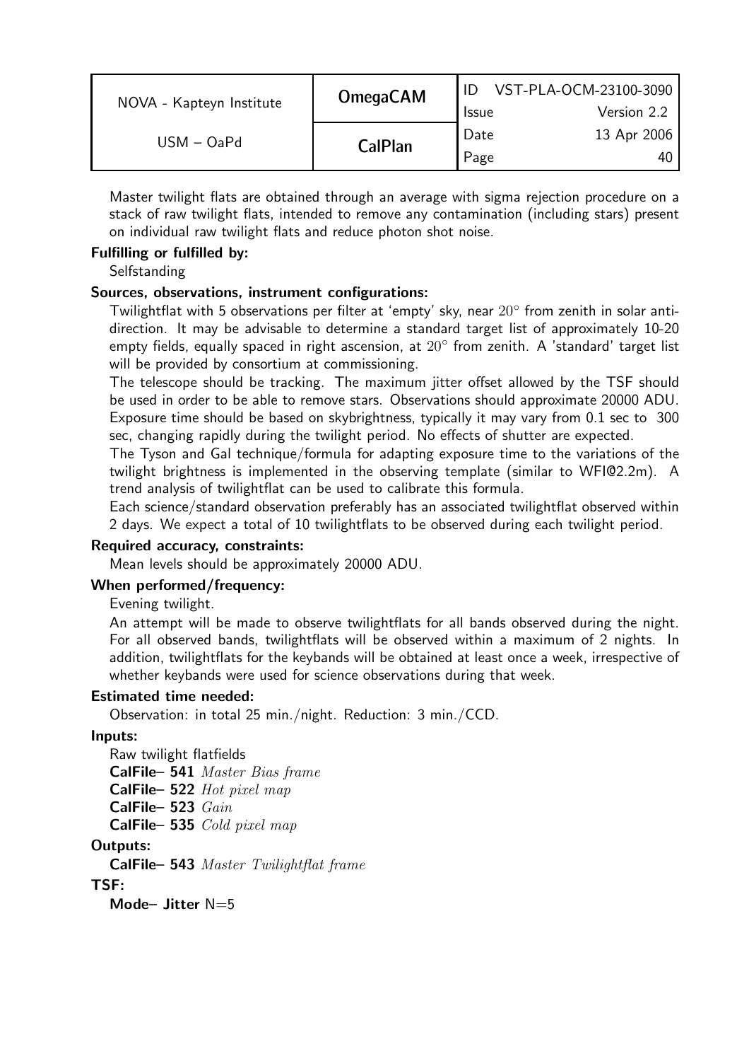Master twilight flats are obtained through an average with sigma rejection procedure on a stack of raw twilight flats, intended to remove any contamination (including stars) present on individual raw twilight flats and reduce photon shot noise.

**Fulfilling or fulfilled by:**

Selfstanding

**Sources, observations, instrument configurations:**

Twilightflat with 5 observations per filter at 'empty' sky, near $20^\circ$ from zenith in solar antidirection. It may be advisable to determine a standard target list of approximately 10-20 empty fields, equally spaced in right ascension, at $20^\circ$ from zenith. A 'standard' target list will be provided by consortium at commissioning.

The telescope should be tracking. The maximum jitter offset allowed by the TSF should be used in order to be able to remove stars. Observations should approximate 20000 ADU. Exposure time should be based on skybrightness, typically it may vary from 0.1 sec to 300 sec, changing rapidly during the twilight period. No effects of shutter are expected.

The Tyson and Gal technique/formula for adapting exposure time to the variations of the twilight brightness is implemented in the observing template (similar to WFI@2.2m). A trend analysis of twilightflat can be used to calibrate this formula.

Each science/standard observation preferably has an associated twilightflat observed within 2 days. We expect a total of 10 twilightflats to be observed during each twilight period.

**Required accuracy, constraints:**

Mean levels should be approximately 20000 ADU.

**When performed/frequency:**

Evening twilight.

An attempt will be made to observe twilightflats for all bands observed during the night. For all observed bands, twilightflats will be observed within a maximum of 2 nights. In addition, twilightflats for the keybands will be obtained at least once a week, irrespective of whether keybands were used for science observations during that week.

**Estimated time needed:**

Observation: in total 25 min./night. Reduction: 3 min./CCD.

**Inputs:**

Raw twilight flatfields

**CalFile– 541** *Master Bias frame*

**CalFile– 522** *Hot pixel map*

**CalFile– 523** *Gain*

**CalFile– 535** *Cold pixel map*

**Outputs:**

**CalFile– 543** *Master Twilightflat frame*

**TSF:**

**Mode– Jitter** N=5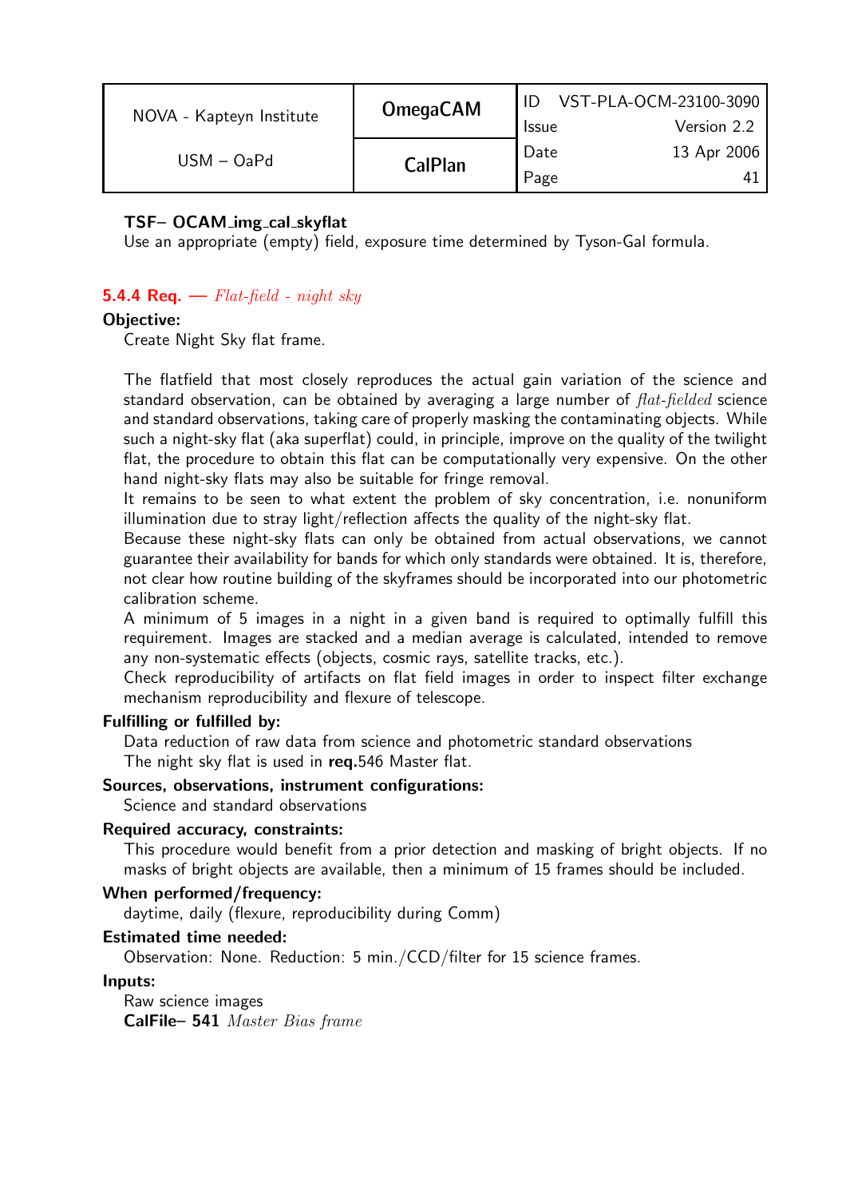**TSF– OCAM_img_cal_skyflat**
Use an appropriate (empty) field, exposure time determined by Tyson-Gal formula.

### 5.4.4 Req. — *Flat-field - night sky*

**Objective:**

Create Night Sky flat frame.

The flatfield that most closely reproduces the actual gain variation of the science and standard observation, can be obtained by averaging a large number of *flat-fielded* science and standard observations, taking care of properly masking the contaminating objects. While such a night-sky flat (aka superflat) could, in principle, improve on the quality of the twilight flat, the procedure to obtain this flat can be computationally very expensive. On the other hand night-sky flats may also be suitable for fringe removal.
It remains to be seen to what extent the problem of sky concentration, i.e. nonuniform illumination due to stray light/reflection affects the quality of the night-sky flat.
Because these night-sky flats can only be obtained from actual observations, we cannot guarantee their availability for bands for which only standards were obtained. It is, therefore, not clear how routine building of the skyframes should be incorporated into our photometric calibration scheme.
A minimum of 5 images in a night in a given band is required to optimally fulfill this requirement. Images are stacked and a median average is calculated, intended to remove any non-systematic effects (objects, cosmic rays, satellite tracks, etc.).
Check reproducibility of artifacts on flat field images in order to inspect filter exchange mechanism reproducibility and flexure of telescope.

**Fulfilling or fulfilled by:**

Data reduction of raw data from science and photometric standard observations
The night sky flat is used in **req.**546 Master flat.

**Sources, observations, instrument configurations:**

Science and standard observations

**Required accuracy, constraints:**

This procedure would benefit from a prior detection and masking of bright objects. If no masks of bright objects are available, then a minimum of 15 frames should be included.

**When performed/frequency:**

daytime, daily (flexure, reproducibility during Comm)

**Estimated time needed:**

Observation: None. Reduction: 5 min./CCD/filter for 15 science frames.

**Inputs:**

Raw science images
**CalFile– 541** *Master Bias frame*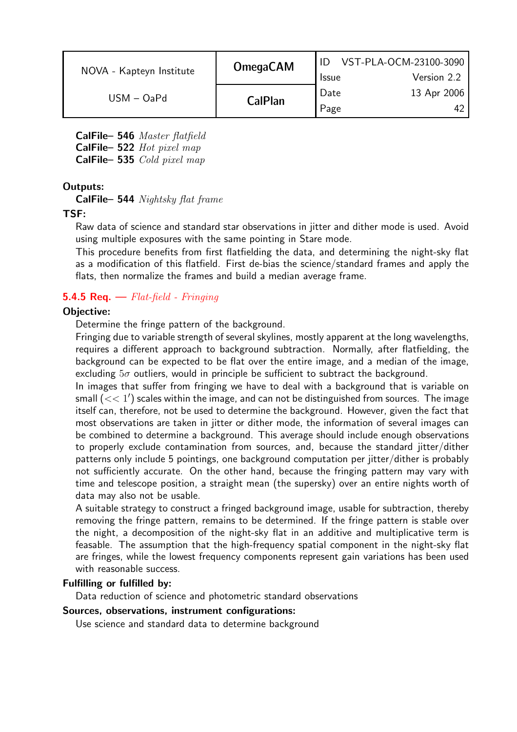**CalFile– 546** *Master flatfield*
**CalFile– 522** *Hot pixel map*
**CalFile– 535** *Cold pixel map*

**Outputs:**

**CalFile– 544** *Nightsky flat frame*

**TSF:**

Raw data of science and standard star observations in jitter and dither mode is used. Avoid using multiple exposures with the same pointing in Stare mode.

This procedure benefits from first flatfielding the data, and determining the night-sky flat as a modification of this flatfield. First de-bias the science/standard frames and apply the flats, then normalize the frames and build a median average frame.

### 5.4.5 Req. — *Flat-field - Fringing*

**Objective:**

Determine the fringe pattern of the background.

Fringing due to variable strength of several skylines, mostly apparent at the long wavelengths, requires a different approach to background subtraction. Normally, after flatfielding, the background can be expected to be flat over the entire image, and a median of the image, excluding $5\sigma$ outliers, would in principle be sufficient to subtract the background.

In images that suffer from fringing we have to deal with a background that is variable on small ($<< 1'$) scales within the image, and can not be distinguished from sources. The image itself can, therefore, not be used to determine the background. However, given the fact that most observations are taken in jitter or dither mode, the information of several images can be combined to determine a background. This average should include enough observations to properly exclude contamination from sources, and, because the standard jitter/dither patterns only include 5 pointings, one background computation per jitter/dither is probably not sufficiently accurate. On the other hand, because the fringing pattern may vary with time and telescope position, a straight mean (the supersky) over an entire nights worth of data may also not be usable.

A suitable strategy to construct a fringed background image, usable for subtraction, thereby removing the fringe pattern, remains to be determined. If the fringe pattern is stable over the night, a decomposition of the night-sky flat in an additive and multiplicative term is feasable. The assumption that the high-frequency spatial component in the night-sky flat are fringes, while the lowest frequency components represent gain variations has been used with reasonable success.

**Fulfilling or fulfilled by:**

Data reduction of science and photometric standard observations

**Sources, observations, instrument configurations:**

Use science and standard data to determine background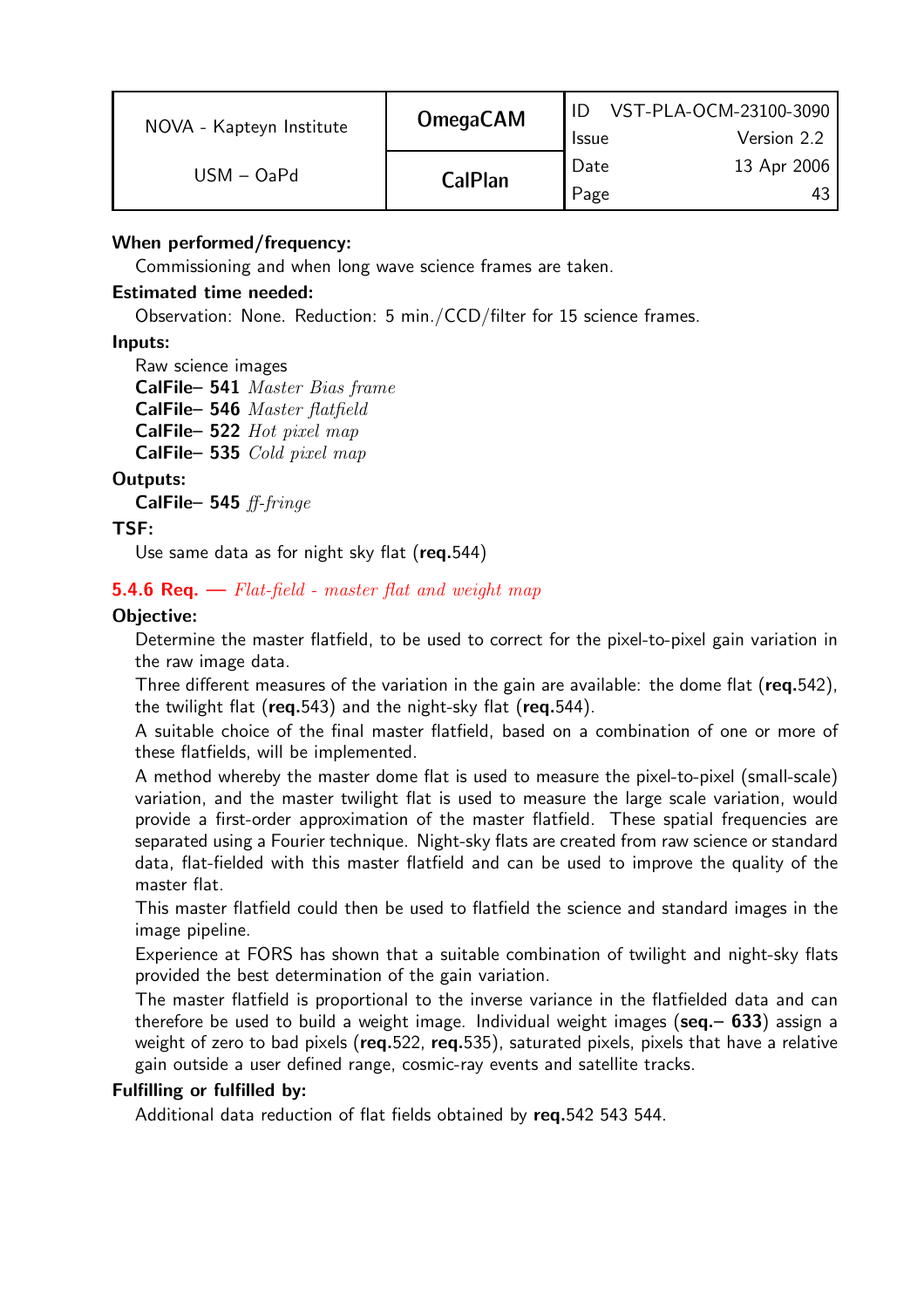**When performed/frequency:**

Commissioning and when long wave science frames are taken.

**Estimated time needed:**

Observation: None. Reduction: 5 min./CCD/filter for 15 science frames.

**Inputs:**

Raw science images
**CalFile– 541** *Master Bias frame*
**CalFile– 546** *Master flatfield*
**CalFile– 522** *Hot pixel map*
**CalFile– 535** *Cold pixel map*

**Outputs:**

**CalFile– 545** *ff-fringe*

**TSF:**

Use same data as for night sky flat (**req.**544)

### 5.4.6 Req. — *Flat-field - master flat and weight map*

**Objective:**

Determine the master flatfield, to be used to correct for the pixel-to-pixel gain variation in the raw image data.

Three different measures of the variation in the gain are available: the dome flat (**req.**542), the twilight flat (**req.**543) and the night-sky flat (**req.**544).

A suitable choice of the final master flatfield, based on a combination of one or more of these flatfields, will be implemented.

A method whereby the master dome flat is used to measure the pixel-to-pixel (small-scale) variation, and the master twilight flat is used to measure the large scale variation, would provide a first-order approximation of the master flatfield. These spatial frequencies are separated using a Fourier technique. Night-sky flats are created from raw science or standard data, flat-fielded with this master flatfield and can be used to improve the quality of the master flat.

This master flatfield could then be used to flatfield the science and standard images in the image pipeline.

Experience at FORS has shown that a suitable combination of twilight and night-sky flats provided the best determination of the gain variation.

The master flatfield is proportional to the inverse variance in the flatfielded data and can therefore be used to build a weight image. Individual weight images (**seq.– 633**) assign a weight of zero to bad pixels (**req.**522, **req.**535), saturated pixels, pixels that have a relative gain outside a user defined range, cosmic-ray events and satellite tracks.

**Fulfilling or fulfilled by:**

Additional data reduction of flat fields obtained by **req.**542 543 544.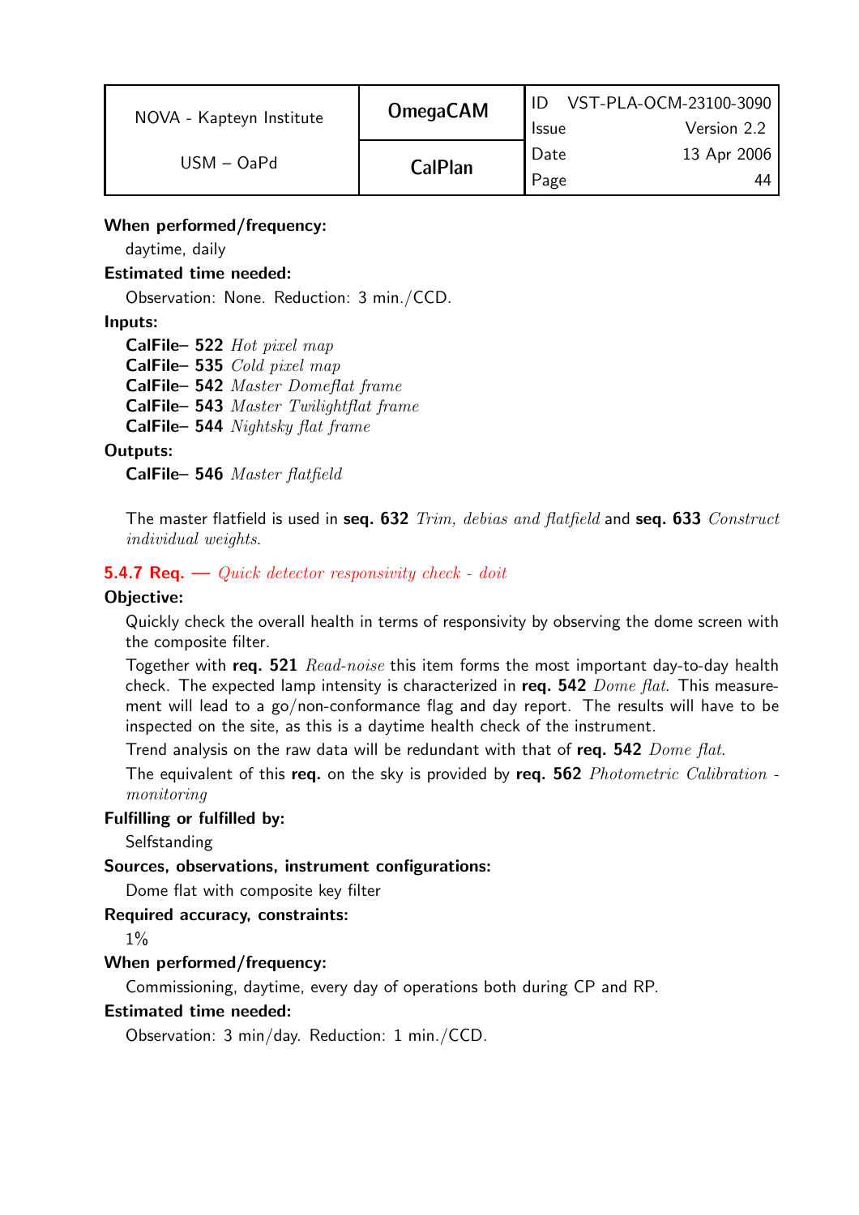**When performed/frequency:**

daytime, daily

**Estimated time needed:**

Observation: None. Reduction: 3 min./CCD.

**Inputs:**

**CalFile– 522** *Hot pixel map*
**CalFile– 535** *Cold pixel map*
**CalFile– 542** *Master Domeflat frame*
**CalFile– 543** *Master Twilightflat frame*
**CalFile– 544** *Nightsky flat frame*

**Outputs:**

**CalFile– 546** *Master flatfield*

The master flatfield is used in **seq. 632** *Trim, debias and flatfield* and **seq. 633** *Construct individual weights*.

### 5.4.7 Req. — *Quick detector responsivity check - doit*

**Objective:**

Quickly check the overall health in terms of responsivity by observing the dome screen with the composite filter.

Together with **req. 521** *Read-noise* this item forms the most important day-to-day health check. The expected lamp intensity is characterized in **req. 542** *Dome flat*. This measurement will lead to a go/non-conformance flag and day report. The results will have to be inspected on the site, as this is a daytime health check of the instrument.

Trend analysis on the raw data will be redundant with that of **req. 542** *Dome flat*.

The equivalent of this **req.** on the sky is provided by **req. 562** *Photometric Calibration - monitoring*

**Fulfilling or fulfilled by:**

Selfstanding

**Sources, observations, instrument configurations:**

Dome flat with composite key filter

**Required accuracy, constraints:**

1%

**When performed/frequency:**

Commissioning, daytime, every day of operations both during CP and RP.

**Estimated time needed:**

Observation: 3 min/day. Reduction: 1 min./CCD.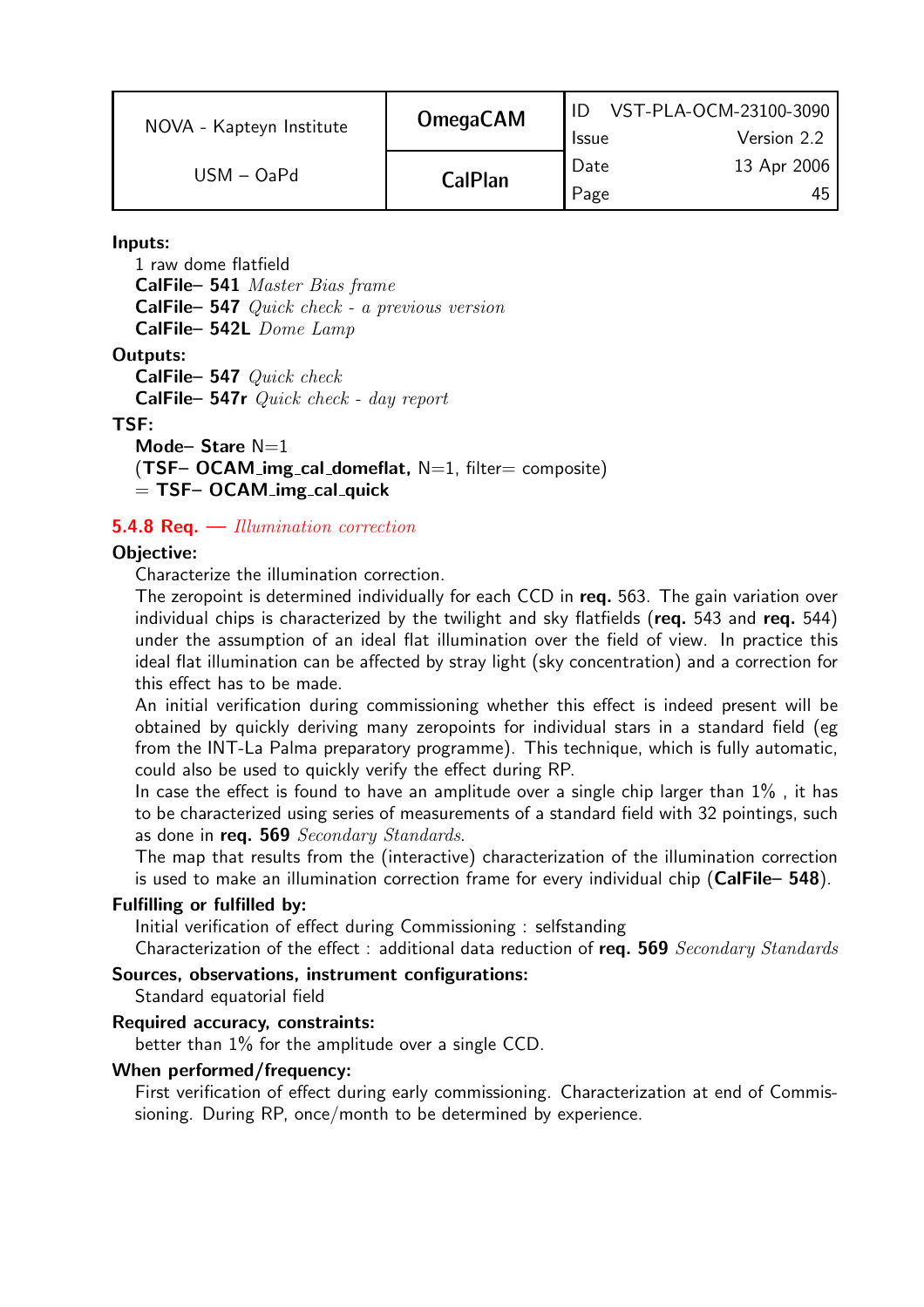**Inputs:**

1 raw dome flatfield
**CalFile– 541** *Master Bias frame*
**CalFile– 547** *Quick check - a previous version*
**CalFile– 542L** *Dome Lamp*

**Outputs:**

**CalFile– 547** *Quick check*
**CalFile– 547r** *Quick check - day report*

**TSF:**

**Mode– Stare** N=1
(**TSF– OCAM_img_cal_domeflat,** N=1, filter= composite)
= **TSF– OCAM_img_cal_quick**

### 5.4.8 Req. — *Illumination correction*

**Objective:**

Characterize the illumination correction.

The zeropoint is determined individually for each CCD in **req.** 563. The gain variation over individual chips is characterized by the twilight and sky flatfields (**req.** 543 and **req.** 544) under the assumption of an ideal flat illumination over the field of view. In practice this ideal flat illumination can be affected by stray light (sky concentration) and a correction for this effect has to be made.

An initial verification during commissioning whether this effect is indeed present will be obtained by quickly deriving many zeropoints for individual stars in a standard field (eg from the INT-La Palma preparatory programme). This technique, which is fully automatic, could also be used to quickly verify the effect during RP.

In case the effect is found to have an amplitude over a single chip larger than 1% , it has to be characterized using series of measurements of a standard field with 32 pointings, such as done in **req. 569** *Secondary Standards.*

The map that results from the (interactive) characterization of the illumination correction is used to make an illumination correction frame for every individual chip (**CalFile– 548**).

**Fulfilling or fulfilled by:**

Initial verification of effect during Commissioning : selfstanding
Characterization of the effect : additional data reduction of **req. 569** *Secondary Standards*

**Sources, observations, instrument configurations:**

Standard equatorial field

**Required accuracy, constraints:**

better than 1% for the amplitude over a single CCD.

**When performed/frequency:**

First verification of effect during early commissioning. Characterization at end of Commissioning. During RP, once/month to be determined by experience.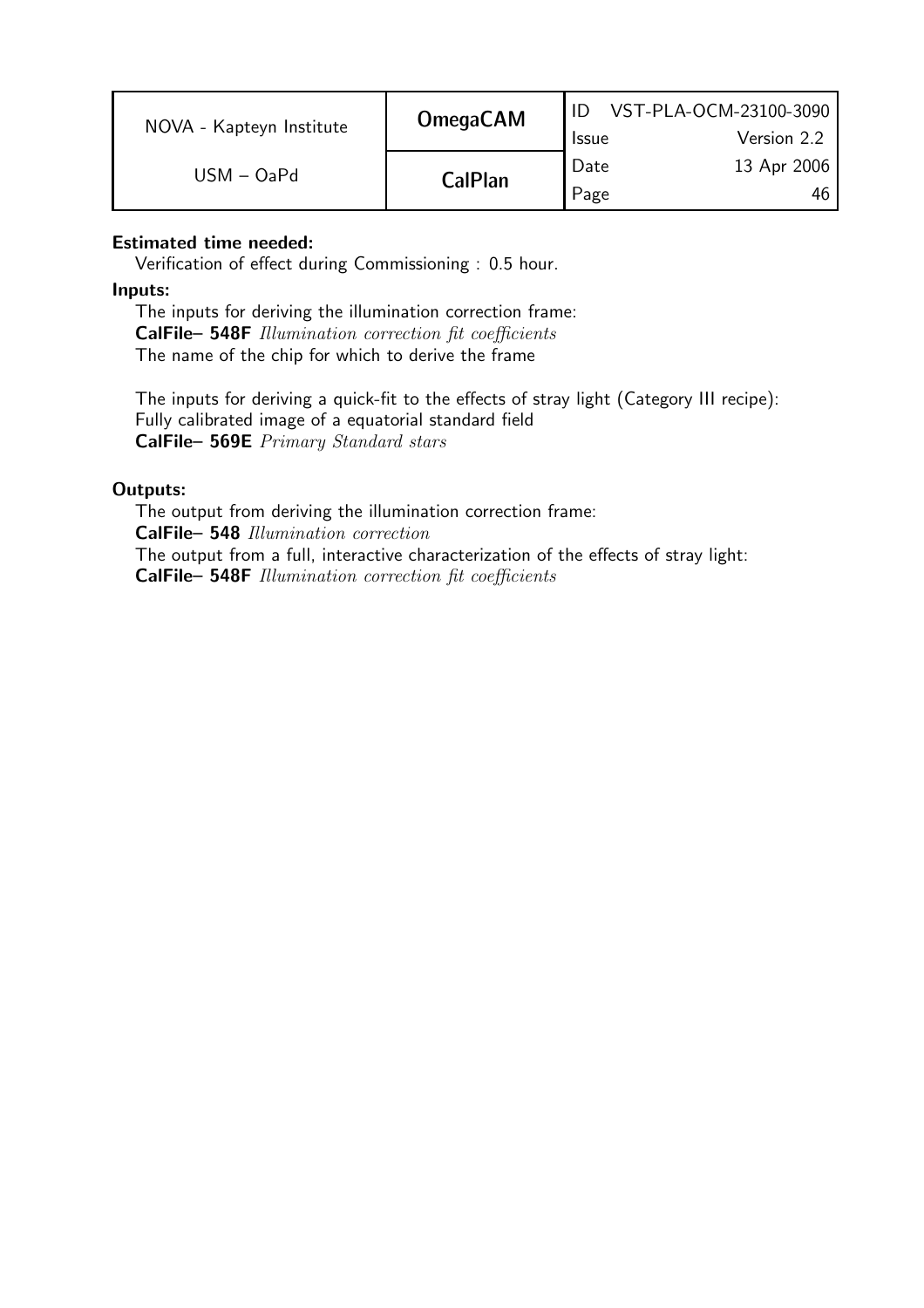**Estimated time needed:**

Verification of effect during Commissioning : 0.5 hour.

**Inputs:**

The inputs for deriving the illumination correction frame:
**CalFile– 548F** *Illumination correction fit coefficients*
The name of the chip for which to derive the frame

The inputs for deriving a quick-fit to the effects of stray light (Category III recipe):
Fully calibrated image of a equatorial standard field
**CalFile– 569E** *Primary Standard stars*

**Outputs:**

The output from deriving the illumination correction frame:
**CalFile– 548** *Illumination correction*
The output from a full, interactive characterization of the effects of stray light:
**CalFile– 548F** *Illumination correction fit coefficients*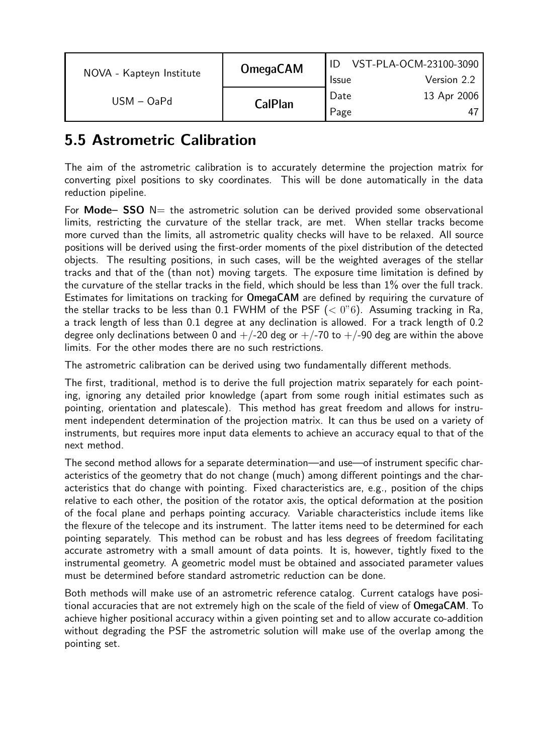## 5.5 Astrometric Calibration

The aim of the astrometric calibration is to accurately determine the projection matrix for converting pixel positions to sky coordinates. This will be done automatically in the data reduction pipeline.

For **Mode– SSO** N= the astrometric solution can be derived provided some observational limits, restricting the curvature of the stellar track, are met. When stellar tracks become more curved than the limits, all astrometric quality checks will have to be relaxed. All source positions will be derived using the first-order moments of the pixel distribution of the detected objects. The resulting positions, in such cases, will be the weighted averages of the stellar tracks and that of the (than not) moving targets. The exposure time limitation is defined by the curvature of the stellar tracks in the field, which should be less than 1% over the full track. Estimates for limitations on tracking for **OmegaCAM** are defined by requiring the curvature of the stellar tracks to be less than 0.1 FWHM of the PSF ($< 0''6$). Assuming tracking in Ra, a track length of less than 0.1 degree at any declination is allowed. For a track length of 0.2 degree only declinations between 0 and +/-20 deg or +/-70 to +/-90 deg are within the above limits. For the other modes there are no such restrictions.

The astrometric calibration can be derived using two fundamentally different methods.

The first, traditional, method is to derive the full projection matrix separately for each pointing, ignoring any detailed prior knowledge (apart from some rough initial estimates such as pointing, orientation and platescale). This method has great freedom and allows for instrument independent determination of the projection matrix. It can thus be used on a variety of instruments, but requires more input data elements to achieve an accuracy equal to that of the next method.

The second method allows for a separate determination—and use—of instrument specific characteristics of the geometry that do not change (much) among different pointings and the characteristics that do change with pointing. Fixed characteristics are, e.g., position of the chips relative to each other, the position of the rotator axis, the optical deformation at the position of the focal plane and perhaps pointing accuracy. Variable characteristics include items like the flexure of the telecope and its instrument. The latter items need to be determined for each pointing separately. This method can be robust and has less degrees of freedom facilitating accurate astrometry with a small amount of data points. It is, however, tightly fixed to the instrumental geometry. A geometric model must be obtained and associated parameter values must be determined before standard astrometric reduction can be done.

Both methods will make use of an astrometric reference catalog. Current catalogs have positional accuracies that are not extremely high on the scale of the field of view of **OmegaCAM**. To achieve higher positional accuracy within a given pointing set and to allow accurate co-addition without degrading the PSF the astrometric solution will make use of the overlap among the pointing set.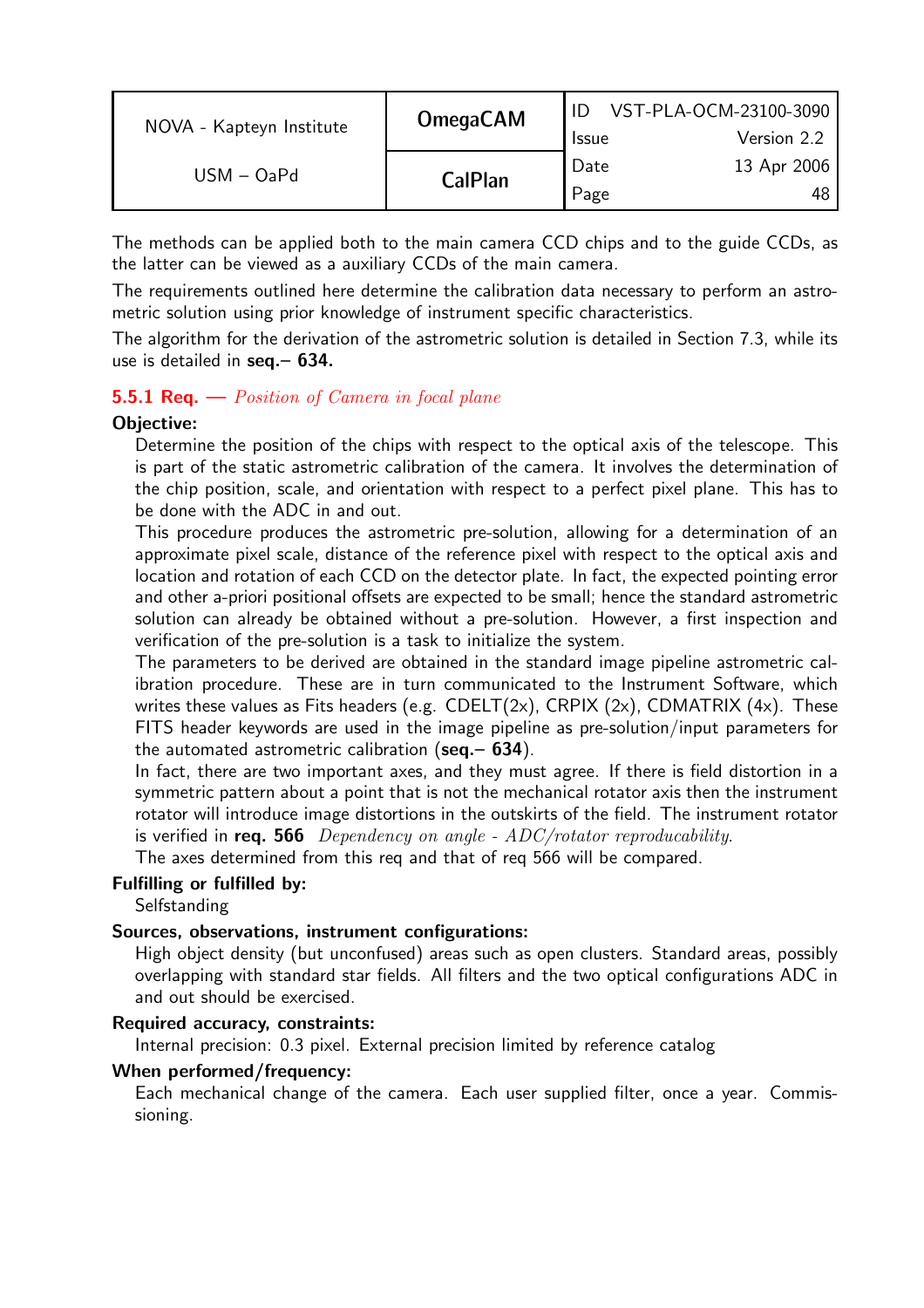The methods can be applied both to the main camera CCD chips and to the guide CCDs, as the latter can be viewed as a auxiliary CCDs of the main camera.

The requirements outlined here determine the calibration data necessary to perform an astrometric solution using prior knowledge of instrument specific characteristics.

The algorithm for the derivation of the astrometric solution is detailed in Section 7.3, while its use is detailed in **seq.– 634.**

### 5.5.1 Req. — *Position of Camera in focal plane*

**Objective:**

Determine the position of the chips with respect to the optical axis of the telescope. This is part of the static astrometric calibration of the camera. It involves the determination of the chip position, scale, and orientation with respect to a perfect pixel plane. This has to be done with the ADC in and out.

This procedure produces the astrometric pre-solution, allowing for a determination of an approximate pixel scale, distance of the reference pixel with respect to the optical axis and location and rotation of each CCD on the detector plate. In fact, the expected pointing error and other a-priori positional offsets are expected to be small; hence the standard astrometric solution can already be obtained without a pre-solution. However, a first inspection and verification of the pre-solution is a task to initialize the system.

The parameters to be derived are obtained in the standard image pipeline astrometric calibration procedure. These are in turn communicated to the Instrument Software, which writes these values as Fits headers (e.g. CDELT(2x), CRPIX (2x), CDMATRIX (4x). These FITS header keywords are used in the image pipeline as pre-solution/input parameters for the automated astrometric calibration (**seq.– 634**).

In fact, there are two important axes, and they must agree. If there is field distortion in a symmetric pattern about a point that is not the mechanical rotator axis then the instrument rotator will introduce image distortions in the outskirts of the field. The instrument rotator is verified in **req. 566** *Dependency on angle - ADC/rotator reproducability*.

The axes determined from this req and that of req 566 will be compared.

**Fulfilling or fulfilled by:**

Selfstanding

**Sources, observations, instrument configurations:**

High object density (but unconfused) areas such as open clusters. Standard areas, possibly overlapping with standard star fields. All filters and the two optical configurations ADC in and out should be exercised.

**Required accuracy, constraints:**

Internal precision: 0.3 pixel. External precision limited by reference catalog

**When performed/frequency:**

Each mechanical change of the camera. Each user supplied filter, once a year. Commissioning.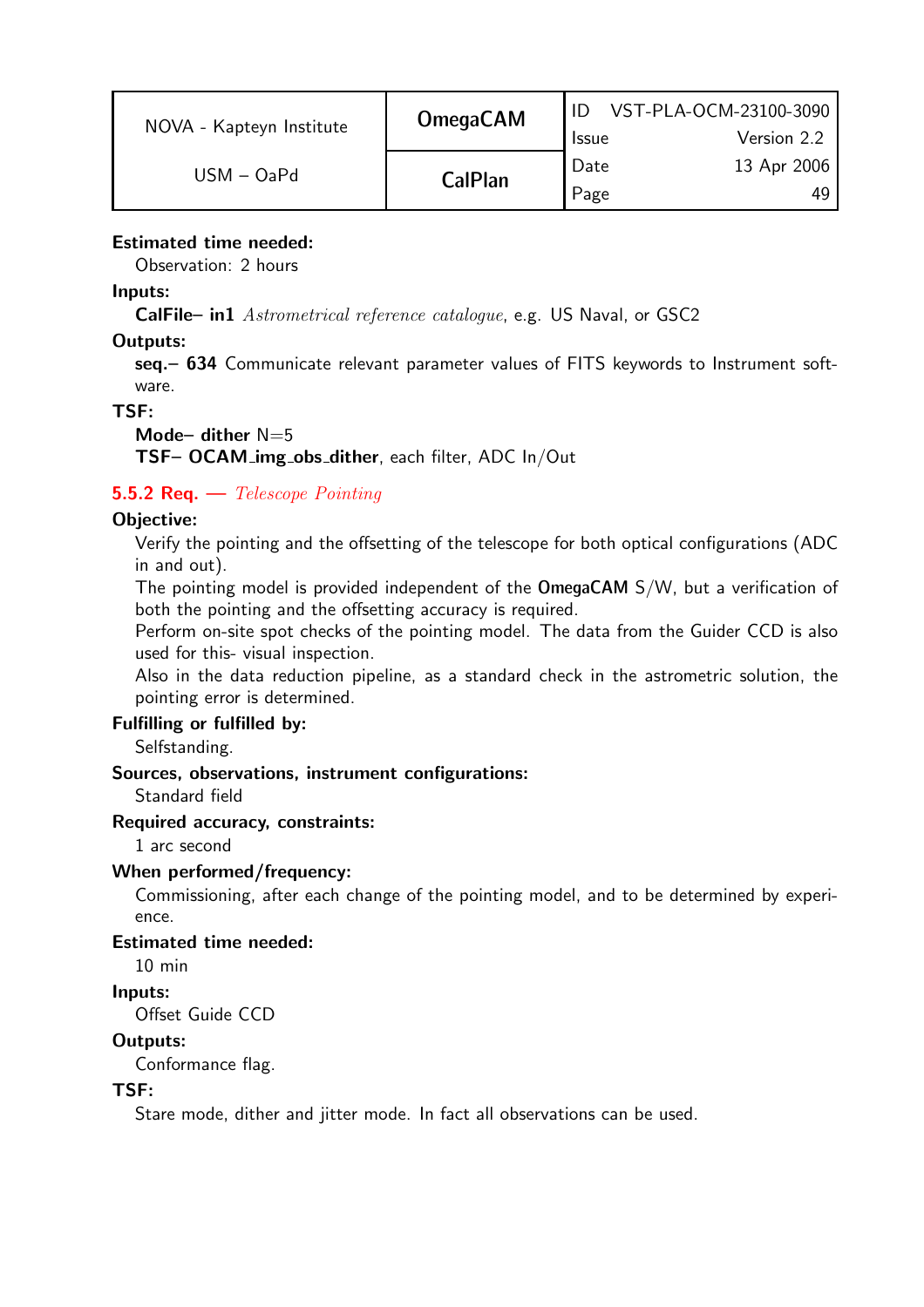**Estimated time needed:**

Observation: 2 hours

**Inputs:**

**CalFile– in1** *Astrometrical reference catalogue*, e.g. US Naval, or GSC2

**Outputs:**

**seq.– 634** Communicate relevant parameter values of FITS keywords to Instrument software.

**TSF:**

**Mode– dither** N=5
**TSF– OCAM_img_obs_dither**, each filter, ADC In/Out

### 5.5.2 Req. — *Telescope Pointing*

**Objective:**

Verify the pointing and the offsetting of the telescope for both optical configurations (ADC in and out).
The pointing model is provided independent of the **OmegaCAM** S/W, but a verification of both the pointing and the offsetting accuracy is required.
Perform on-site spot checks of the pointing model. The data from the Guider CCD is also used for this- visual inspection.
Also in the data reduction pipeline, as a standard check in the astrometric solution, the pointing error is determined.

**Fulfilling or fulfilled by:**

Selfstanding.

**Sources, observations, instrument configurations:**

Standard field

**Required accuracy, constraints:**

1 arc second

**When performed/frequency:**

Commissioning, after each change of the pointing model, and to be determined by experience.

**Estimated time needed:**

10 min

**Inputs:**

Offset Guide CCD

**Outputs:**

Conformance flag.

**TSF:**

Stare mode, dither and jitter mode. In fact all observations can be used.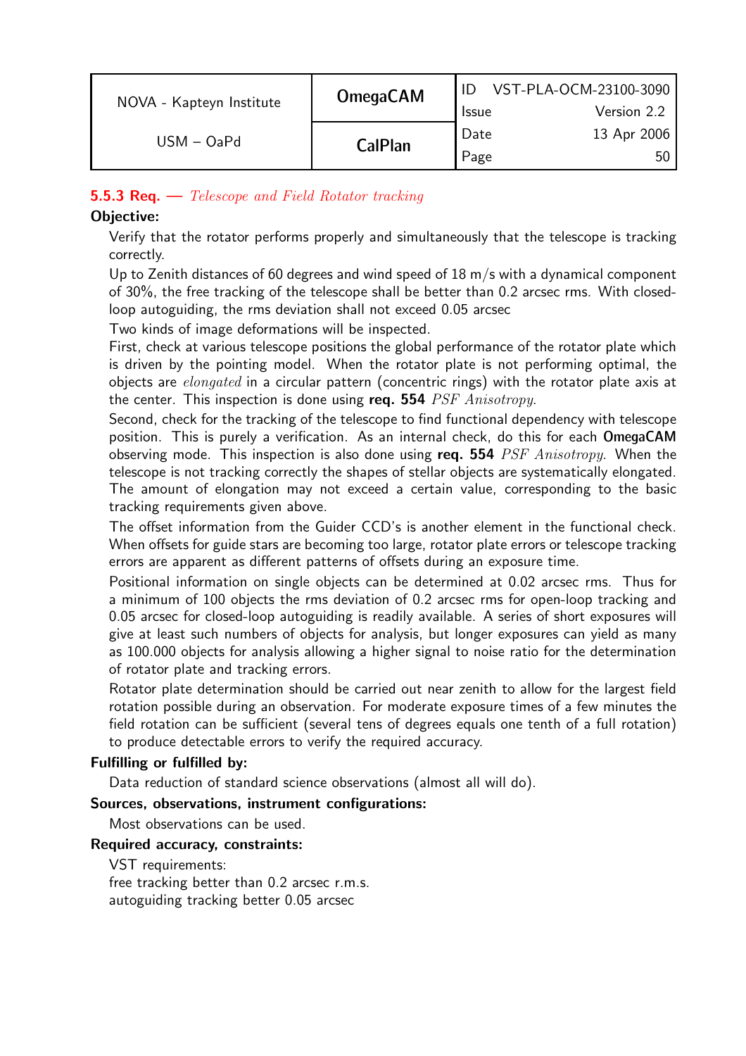### 5.5.3 Req. — *Telescope and Field Rotator tracking*

**Objective:**

Verify that the rotator performs properly and simultaneously that the telescope is tracking correctly.

Up to Zenith distances of 60 degrees and wind speed of 18 m/s with a dynamical component of 30%, the free tracking of the telescope shall be better than 0.2 arcsec rms. With closed-loop autoguiding, the rms deviation shall not exceed 0.05 arcsec

Two kinds of image deformations will be inspected.

First, check at various telescope positions the global performance of the rotator plate which is driven by the pointing model. When the rotator plate is not performing optimal, the objects are *elongated* in a circular pattern (concentric rings) with the rotator plate axis at the center. This inspection is done using **req. 554** *PSF Anisotropy*.

Second, check for the tracking of the telescope to find functional dependency with telescope position. This is purely a verification. As an internal check, do this for each **OmegaCAM** observing mode. This inspection is also done using **req. 554** *PSF Anisotropy*. When the telescope is not tracking correctly the shapes of stellar objects are systematically elongated. The amount of elongation may not exceed a certain value, corresponding to the basic tracking requirements given above.

The offset information from the Guider CCD's is another element in the functional check. When offsets for guide stars are becoming too large, rotator plate errors or telescope tracking errors are apparent as different patterns of offsets during an exposure time.

Positional information on single objects can be determined at 0.02 arcsec rms. Thus for a minimum of 100 objects the rms deviation of 0.2 arcsec rms for open-loop tracking and 0.05 arcsec for closed-loop autoguiding is readily available. A series of short exposures will give at least such numbers of objects for analysis, but longer exposures can yield as many as 100.000 objects for analysis allowing a higher signal to noise ratio for the determination of rotator plate and tracking errors.

Rotator plate determination should be carried out near zenith to allow for the largest field rotation possible during an observation. For moderate exposure times of a few minutes the field rotation can be sufficient (several tens of degrees equals one tenth of a full rotation) to produce detectable errors to verify the required accuracy.

**Fulfilling or fulfilled by:**

Data reduction of standard science observations (almost all will do).

**Sources, observations, instrument configurations:**

Most observations can be used.

**Required accuracy, constraints:**

VST requirements:
free tracking better than 0.2 arcsec r.m.s.
autoguiding tracking better 0.05 arcsec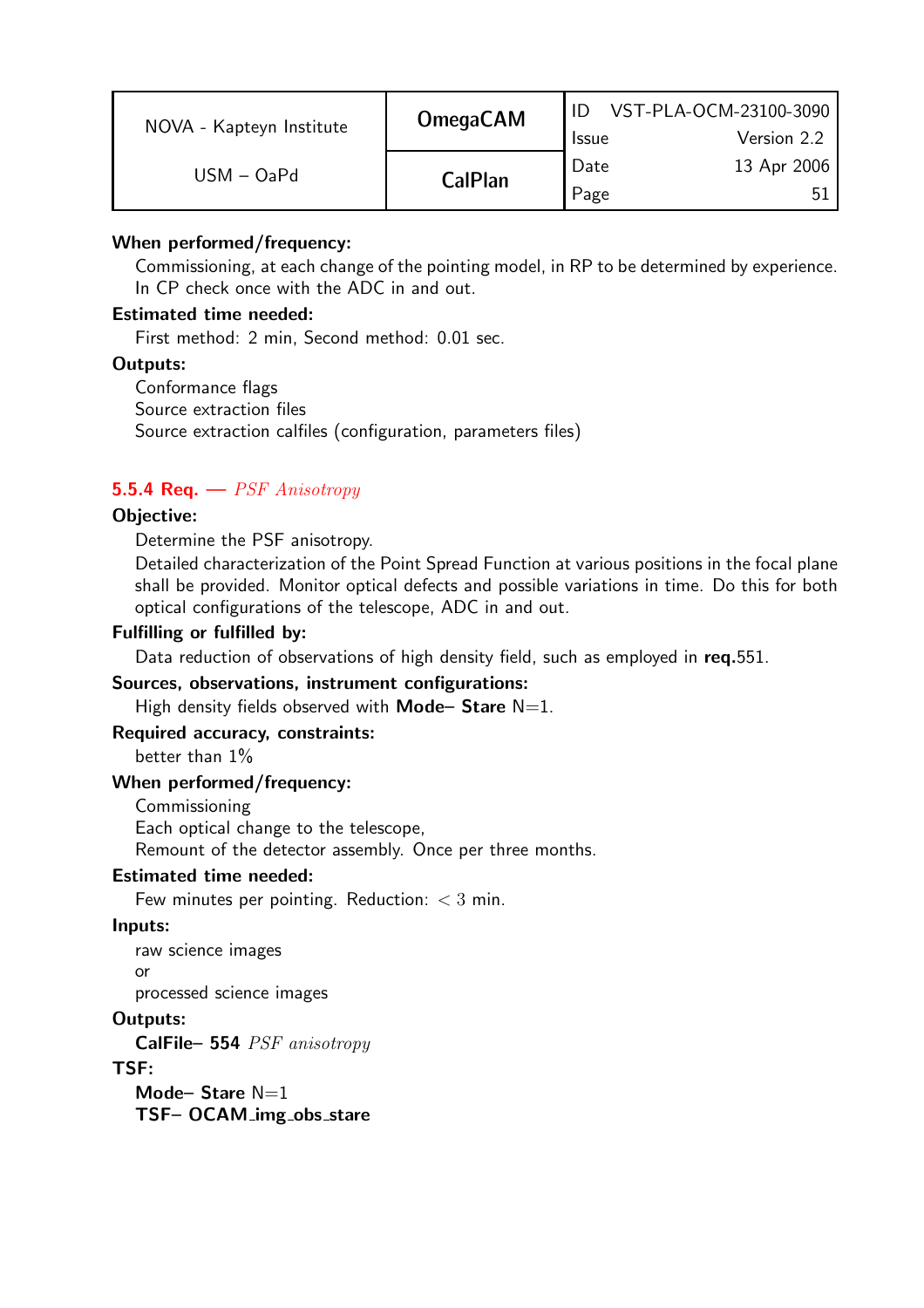**When performed/frequency:**

Commissioning, at each change of the pointing model, in RP to be determined by experience. In CP check once with the ADC in and out.

**Estimated time needed:**

First method: 2 min, Second method: 0.01 sec.

**Outputs:**

Conformance flags
Source extraction files
Source extraction calfiles (configuration, parameters files)

### 5.5.4 Req. — *PSF Anisotropy*

**Objective:**

Determine the PSF anisotropy.
Detailed characterization of the Point Spread Function at various positions in the focal plane shall be provided. Monitor optical defects and possible variations in time. Do this for both optical configurations of the telescope, ADC in and out.

**Fulfilling or fulfilled by:**

Data reduction of observations of high density field, such as employed in **req.**551.

**Sources, observations, instrument configurations:**

High density fields observed with **Mode– Stare** N=1.

**Required accuracy, constraints:**

better than 1%

**When performed/frequency:**

Commissioning
Each optical change to the telescope,
Remount of the detector assembly. Once per three months.

**Estimated time needed:**

Few minutes per pointing. Reduction: $< 3$ min.

**Inputs:**

raw science images
or
processed science images

**Outputs:**

**CalFile– 554** *PSF anisotropy*

**TSF:**

**Mode– Stare** N=1
**TSF– OCAM_img_obs_stare**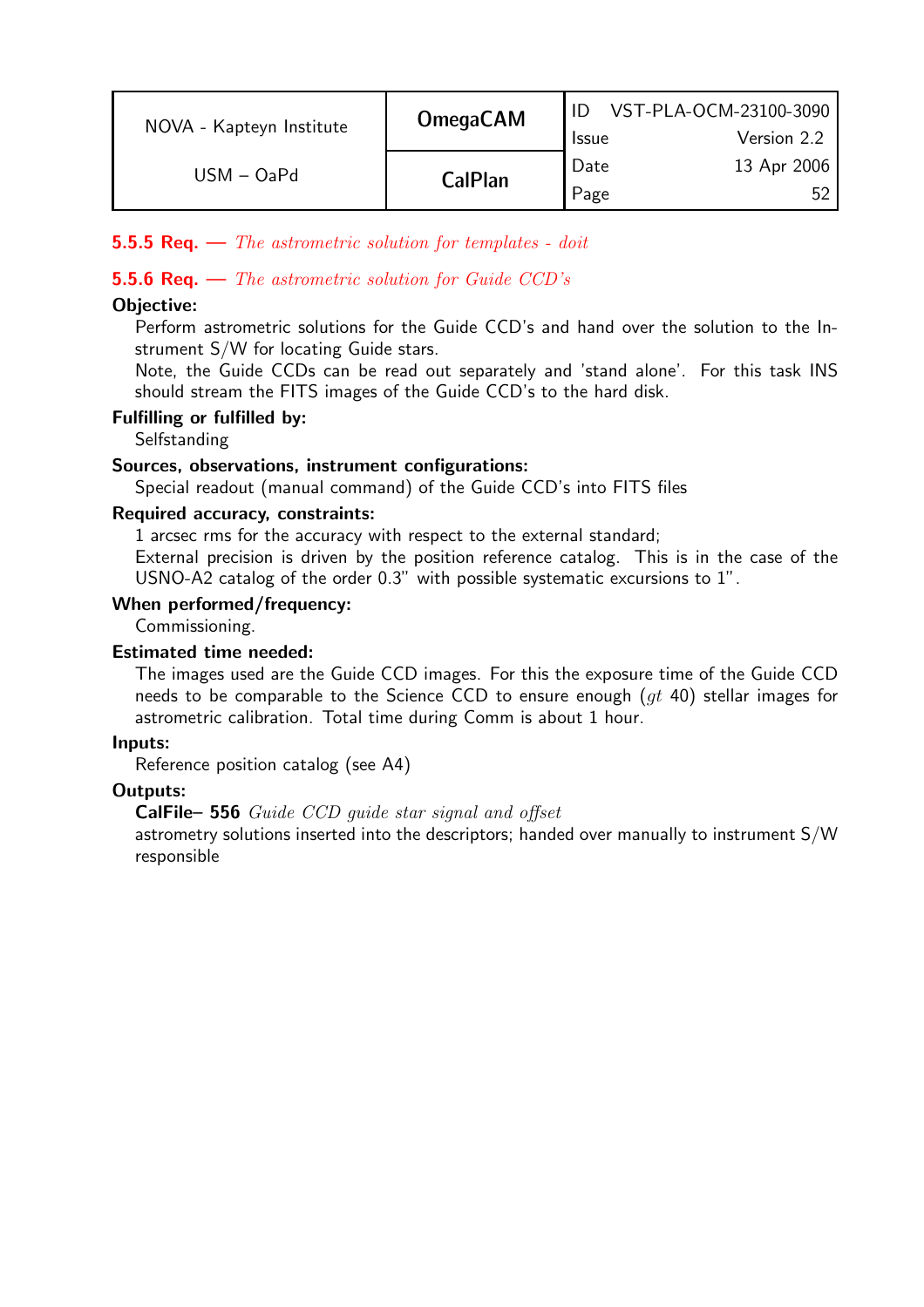### 5.5.5 Req. — *The astrometric solution for templates - doit*

### 5.5.6 Req. — *The astrometric solution for Guide CCD's*

**Objective:**

Perform astrometric solutions for the Guide CCD's and hand over the solution to the Instrument S/W for locating Guide stars.
Note, the Guide CCDs can be read out separately and 'stand alone'. For this task INS should stream the FITS images of the Guide CCD's to the hard disk.

**Fulfilling or fulfilled by:**

Selfstanding

**Sources, observations, instrument configurations:**

Special readout (manual command) of the Guide CCD's into FITS files

**Required accuracy, constraints:**

1 arcsec rms for the accuracy with respect to the external standard;
External precision is driven by the position reference catalog. This is in the case of the USNO-A2 catalog of the order 0.3" with possible systematic excursions to 1".

**When performed/frequency:**

Commissioning.

**Estimated time needed:**

The images used are the Guide CCD images. For this the exposure time of the Guide CCD needs to be comparable to the Science CCD to ensure enough ($gt$ 40) stellar images for astrometric calibration. Total time during Comm is about 1 hour.

**Inputs:**

Reference position catalog (see A4)

**Outputs:**

**CalFile– 556** *Guide CCD guide star signal and offset*
astrometry solutions inserted into the descriptors; handed over manually to instrument S/W responsible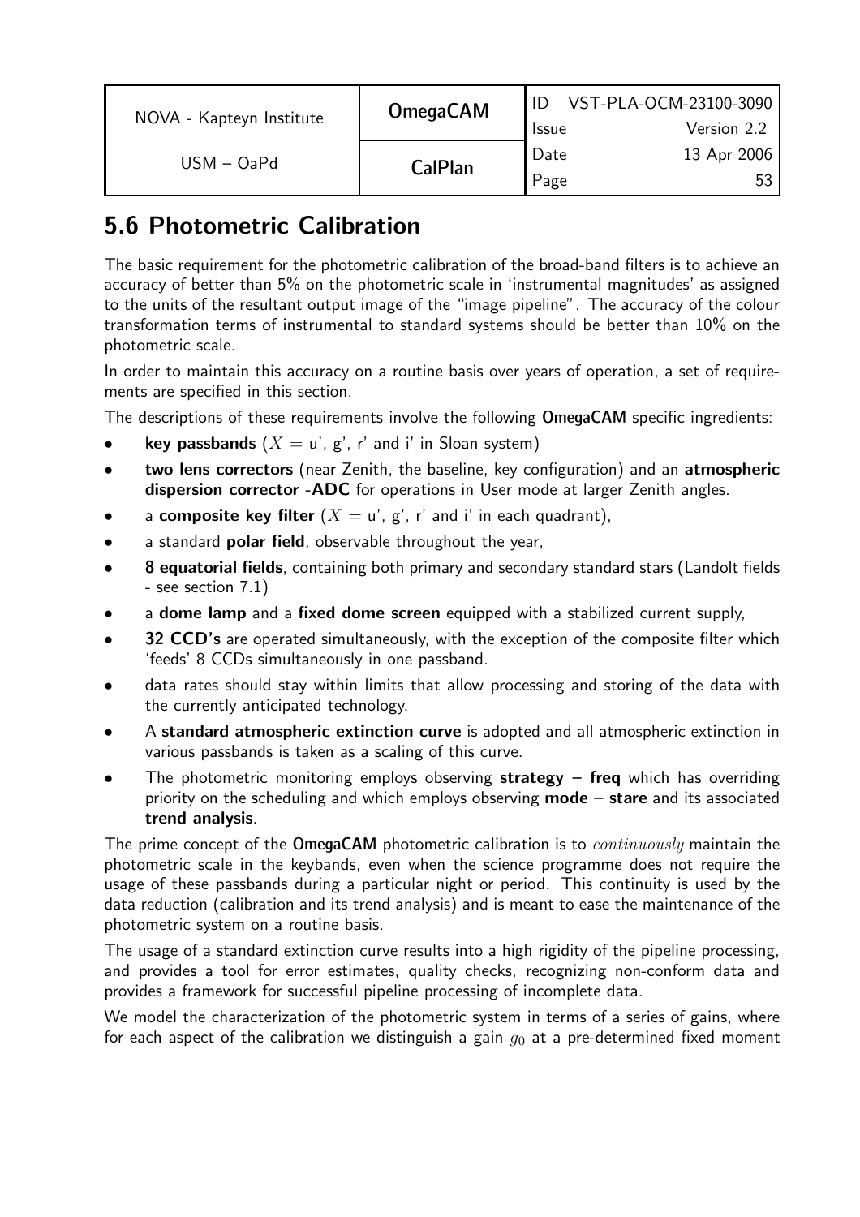## 5.6 Photometric Calibration

The basic requirement for the photometric calibration of the broad-band filters is to achieve an accuracy of better than 5% on the photometric scale in 'instrumental magnitudes' as assigned to the units of the resultant output image of the "image pipeline". The accuracy of the colour transformation terms of instrumental to standard systems should be better than 10% on the photometric scale.

In order to maintain this accuracy on a routine basis over years of operation, a set of requirements are specified in this section.

The descriptions of these requirements involve the following **OmegaCAM** specific ingredients:

- **key passbands** ($X$ = u', g', r' and i' in Sloan system)
- **two lens correctors** (near Zenith, the baseline, key configuration) and an **atmospheric dispersion corrector -ADC** for operations in User mode at larger Zenith angles.
- a **composite key filter** ($X$ = u', g', r' and i' in each quadrant),
- a standard **polar field**, observable throughout the year,
- **8 equatorial fields**, containing both primary and secondary standard stars (Landolt fields - see section 7.1)
- a **dome lamp** and a **fixed dome screen** equipped with a stabilized current supply,
- **32 CCD's** are operated simultaneously, with the exception of the composite filter which 'feeds' 8 CCDs simultaneously in one passband.
- data rates should stay within limits that allow processing and storing of the data with the currently anticipated technology.
- A **standard atmospheric extinction curve** is adopted and all atmospheric extinction in various passbands is taken as a scaling of this curve.
- The photometric monitoring employs observing **strategy – freq** which has overriding priority on the scheduling and which employs observing **mode – stare** and its associated **trend analysis**.

The prime concept of the **OmegaCAM** photometric calibration is to *continuously* maintain the photometric scale in the keybands, even when the science programme does not require the usage of these passbands during a particular night or period. This continuity is used by the data reduction (calibration and its trend analysis) and is meant to ease the maintenance of the photometric system on a routine basis.

The usage of a standard extinction curve results into a high rigidity of the pipeline processing, and provides a tool for error estimates, quality checks, recognizing non-conform data and provides a framework for successful pipeline processing of incomplete data.

We model the characterization of the photometric system in terms of a series of gains, where for each aspect of the calibration we distinguish a gain $g_0$ at a pre-determined fixed moment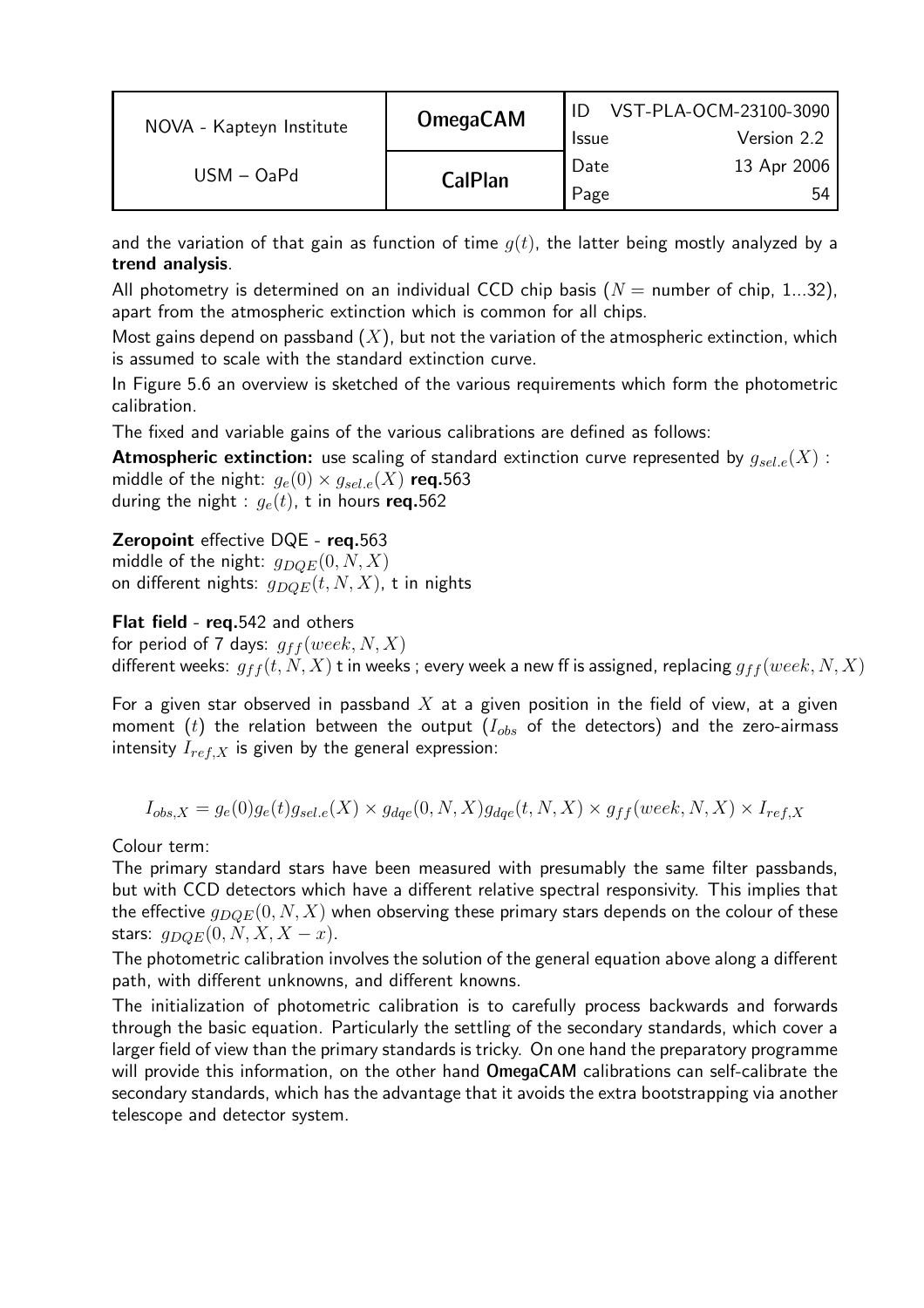and the variation of that gain as function of time $g(t)$, the latter being mostly analyzed by a **trend analysis**.

All photometry is determined on an individual CCD chip basis ($N$ = number of chip, 1...32), apart from the atmospheric extinction which is common for all chips.

Most gains depend on passband ($X$), but not the variation of the atmospheric extinction, which is assumed to scale with the standard extinction curve.

In Figure 5.6 an overview is sketched of the various requirements which form the photometric calibration.

The fixed and variable gains of the various calibrations are defined as follows:

**Atmospheric extinction:** use scaling of standard extinction curve represented by $g_{sel.e}(X)$ :
middle of the night: $g_e(0) \times g_{sel.e}(X)$ **req.**563
during the night : $g_e(t)$, t in hours **req.**562

**Zeropoint** effective DQE - **req.**563
middle of the night: $g_{DQE}(0, N, X)$
on different nights: $g_{DQE}(t, N, X)$, t in nights

**Flat field** - **req.**542 and others
for period of 7 days: $g_{ff}(week, N, X)$
different weeks: $g_{ff}(t, N, X)$ t in weeks ; every week a new ff is assigned, replacing $g_{ff}(week, N, X)$

For a given star observed in passband $X$ at a given position in the field of view, at a given moment ($t$) the relation between the output ($I_{obs}$ of the detectors) and the zero-airmass intensity $I_{ref,X}$ is given by the general expression:

$$I_{obs,X} = g_e(0)g_e(t)g_{sel.e}(X) \times g_{dqe}(0, N, X)g_{dqe}(t, N, X) \times g_{ff}(week, N, X) \times I_{ref,X}$$

Colour term:
The primary standard stars have been measured with presumably the same filter passbands, but with CCD detectors which have a different relative spectral responsivity. This implies that the effective $g_{DQE}(0, N, X)$ when observing these primary stars depends on the colour of these stars: $g_{DQE}(0, N, X, X - x)$.

The photometric calibration involves the solution of the general equation above along a different path, with different unknowns, and different knowns.

The initialization of photometric calibration is to carefully process backwards and forwards through the basic equation. Particularly the settling of the secondary standards, which cover a larger field of view than the primary standards is tricky. On one hand the preparatory programme will provide this information, on the other hand **OmegaCAM** calibrations can self-calibrate the secondary standards, which has the advantage that it avoids the extra bootstrapping via another telescope and detector system.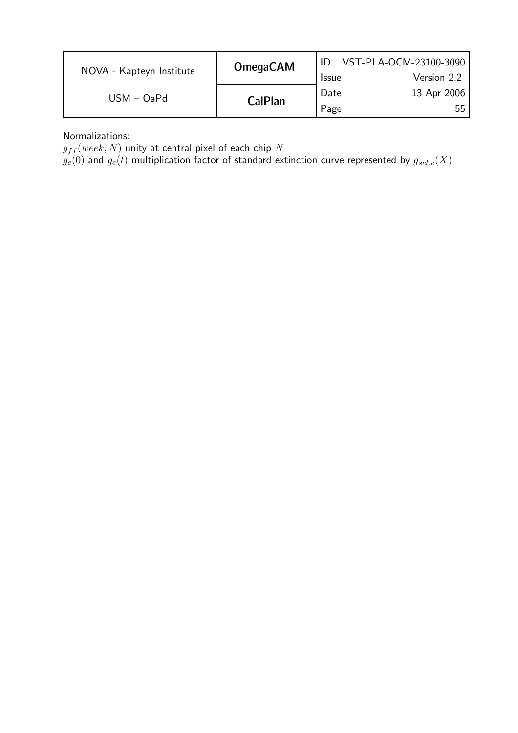Normalizations:
$g_{ff}(week, N)$ unity at central pixel of each chip $N$
$g_e(0)$ and $g_e(t)$ multiplication factor of standard extinction curve represented by $g_{sel.e}(X)$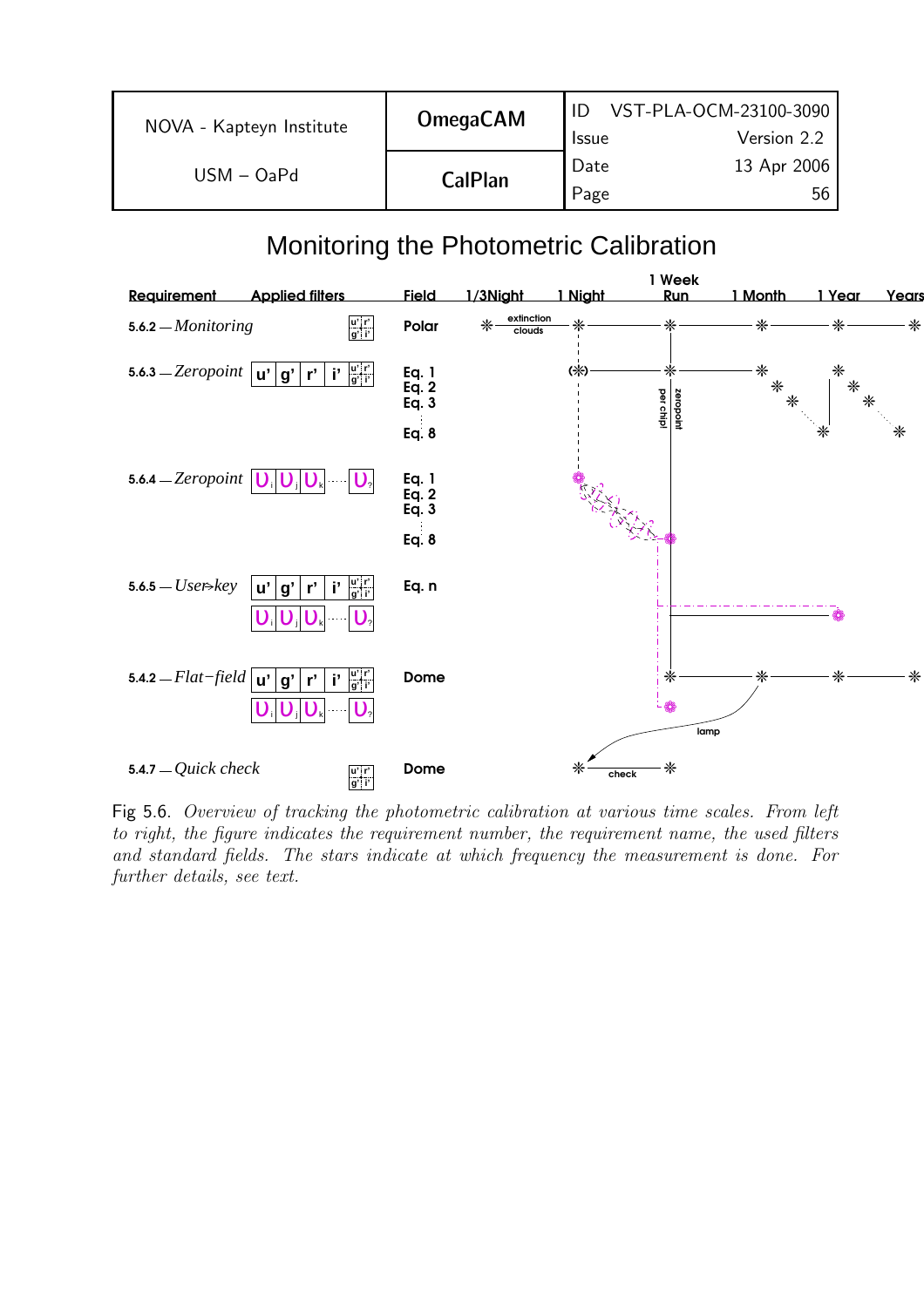## Monitoring the Photometric Calibration

| Requirement | Applied filters | Field |
|---|---|---|
| 5.6.2 — *Monitoring* | u' g' r' i' (composite) | Polar |
| 5.6.3 — *Zeropoint* | u' g' r' i' | Eq. 1, Eq. 2, Eq. 3, ..., Eq. 8 |
| 5.6.4 — *Zeropoint* | $\upsilon_i$ $\upsilon_j$ $\upsilon_k$ ... $\upsilon_?$ | Eq. 1, Eq. 2, Eq. 3, ..., Eq. 8 |
| 5.6.5 — *User-key* | u' g' r' i'; $\upsilon_i$ $\upsilon_j$ $\upsilon_k$ ... $\upsilon_?$ | Eq. n |
| 5.4.2 — *Flat-field* | u' g' r' i'; $\upsilon_i$ $\upsilon_j$ $\upsilon_k$ ... $\upsilon_?$ | Dome |
| 5.4.7 — *Quick check* | u' g' r' i' (composite) | Dome |

Time scales: 1/3Night, 1 Night, 1 Week Run, 1 Month, 1 Year, Years. Labels: extinction clouds; zeropoint per chip; lamp; check.

Fig 5.6. *Overview of tracking the photometric calibration at various time scales. From left to right, the figure indicates the requirement number, the requirement name, the used filters and standard fields. The stars indicate at which frequency the measurement is done. For further details, see text.*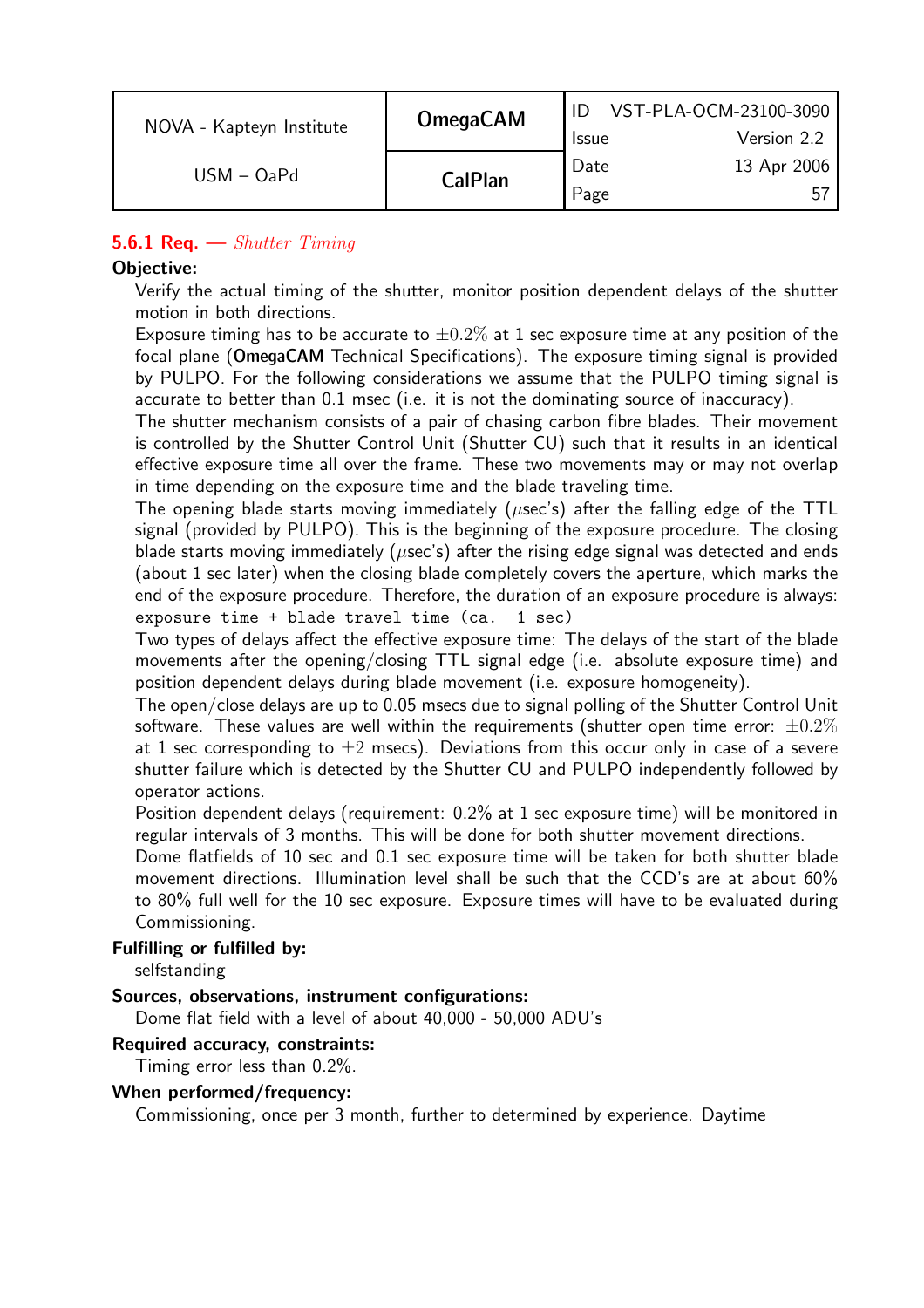### 5.6.1 Req. — *Shutter Timing*

**Objective:**

Verify the actual timing of the shutter, monitor position dependent delays of the shutter motion in both directions.

Exposure timing has to be accurate to $\pm 0.2\%$ at 1 sec exposure time at any position of the focal plane (**OmegaCAM** Technical Specifications). The exposure timing signal is provided by PULPO. For the following considerations we assume that the PULPO timing signal is accurate to better than 0.1 msec (i.e. it is not the dominating source of inaccuracy).

The shutter mechanism consists of a pair of chasing carbon fibre blades. Their movement is controlled by the Shutter Control Unit (Shutter CU) such that it results in an identical effective exposure time all over the frame. These two movements may or may not overlap in time depending on the exposure time and the blade traveling time.

The opening blade starts moving immediately ($\mu$sec's) after the falling edge of the TTL signal (provided by PULPO). This is the beginning of the exposure procedure. The closing blade starts moving immediately ($\mu$sec's) after the rising edge signal was detected and ends (about 1 sec later) when the closing blade completely covers the aperture, which marks the end of the exposure procedure. Therefore, the duration of an exposure procedure is always: `exposure time + blade travel time (ca. 1 sec)`

Two types of delays affect the effective exposure time: The delays of the start of the blade movements after the opening/closing TTL signal edge (i.e. absolute exposure time) and position dependent delays during blade movement (i.e. exposure homogeneity).

The open/close delays are up to 0.05 msecs due to signal polling of the Shutter Control Unit software. These values are well within the requirements (shutter open time error: $\pm 0.2\%$ at 1 sec corresponding to $\pm 2$ msecs). Deviations from this occur only in case of a severe shutter failure which is detected by the Shutter CU and PULPO independently followed by operator actions.

Position dependent delays (requirement: 0.2% at 1 sec exposure time) will be monitored in regular intervals of 3 months. This will be done for both shutter movement directions.

Dome flatfields of 10 sec and 0.1 sec exposure time will be taken for both shutter blade movement directions. Illumination level shall be such that the CCD's are at about 60% to 80% full well for the 10 sec exposure. Exposure times will have to be evaluated during Commissioning.

**Fulfilling or fulfilled by:**

selfstanding

**Sources, observations, instrument configurations:**

Dome flat field with a level of about 40,000 - 50,000 ADU's

**Required accuracy, constraints:**

Timing error less than 0.2%.

**When performed/frequency:**

Commissioning, once per 3 month, further to determined by experience. Daytime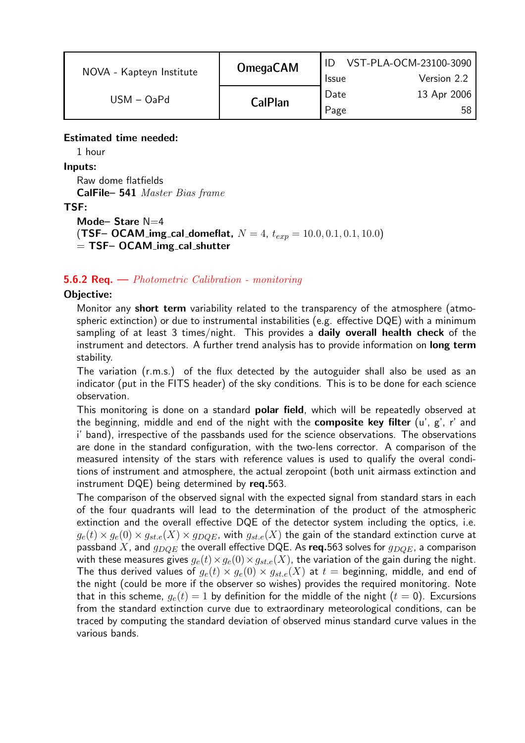**Estimated time needed:**

1 hour

**Inputs:**

Raw dome flatfields
**CalFile– 541** *Master Bias frame*

**TSF:**

**Mode– Stare** N=4
(**TSF– OCAM_img_cal_domeflat,** $N = 4$, $t_{exp} = 10.0, 0.1, 0.1, 10.0$)
= **TSF– OCAM_img_cal_shutter**

### 5.6.2 Req. — *Photometric Calibration - monitoring*

**Objective:**

Monitor any **short term** variability related to the transparency of the atmosphere (atmospheric extinction) or due to instrumental instabilities (e.g. effective DQE) with a minimum sampling of at least 3 times/night. This provides a **daily overall health check** of the instrument and detectors. A further trend analysis has to provide information on **long term** stability.

The variation (r.m.s.) of the flux detected by the autoguider shall also be used as an indicator (put in the FITS header) of the sky conditions. This is to be done for each science observation.

This monitoring is done on a standard **polar field**, which will be repeatedly observed at the beginning, middle and end of the night with the **composite key filter** (u', g', r' and i' band), irrespective of the passbands used for the science observations. The observations are done in the standard configuration, with the two-lens corrector. A comparison of the measured intensity of the stars with reference values is used to qualify the overal conditions of instrument and atmosphere, the actual zeropoint (both unit airmass extinction and instrument DQE) being determined by **req.**563.

The comparison of the observed signal with the expected signal from standard stars in each of the four quadrants will lead to the determination of the product of the atmospheric extinction and the overall effective DQE of the detector system including the optics, i.e. $g_e(t) \times g_e(0) \times g_{st.e}(X) \times g_{DQE}$, with $g_{st.e}(X)$ the gain of the standard extinction curve at passband $X$, and $g_{DQE}$ the overall effective DQE. As **req.**563 solves for $g_{DQE}$, a comparison with these measures gives $g_e(t) \times g_e(0) \times g_{st.e}(X)$, the variation of the gain during the night. The thus derived values of $g_e(t) \times g_e(0) \times g_{st.e}(X)$ at $t$ = beginning, middle, and end of the night (could be more if the observer so wishes) provides the required monitoring. Note that in this scheme, $g_e(t) = 1$ by definition for the middle of the night ($t = 0$). Excursions from the standard extinction curve due to extraordinary meteorological conditions, can be traced by computing the standard deviation of observed minus standard curve values in the various bands.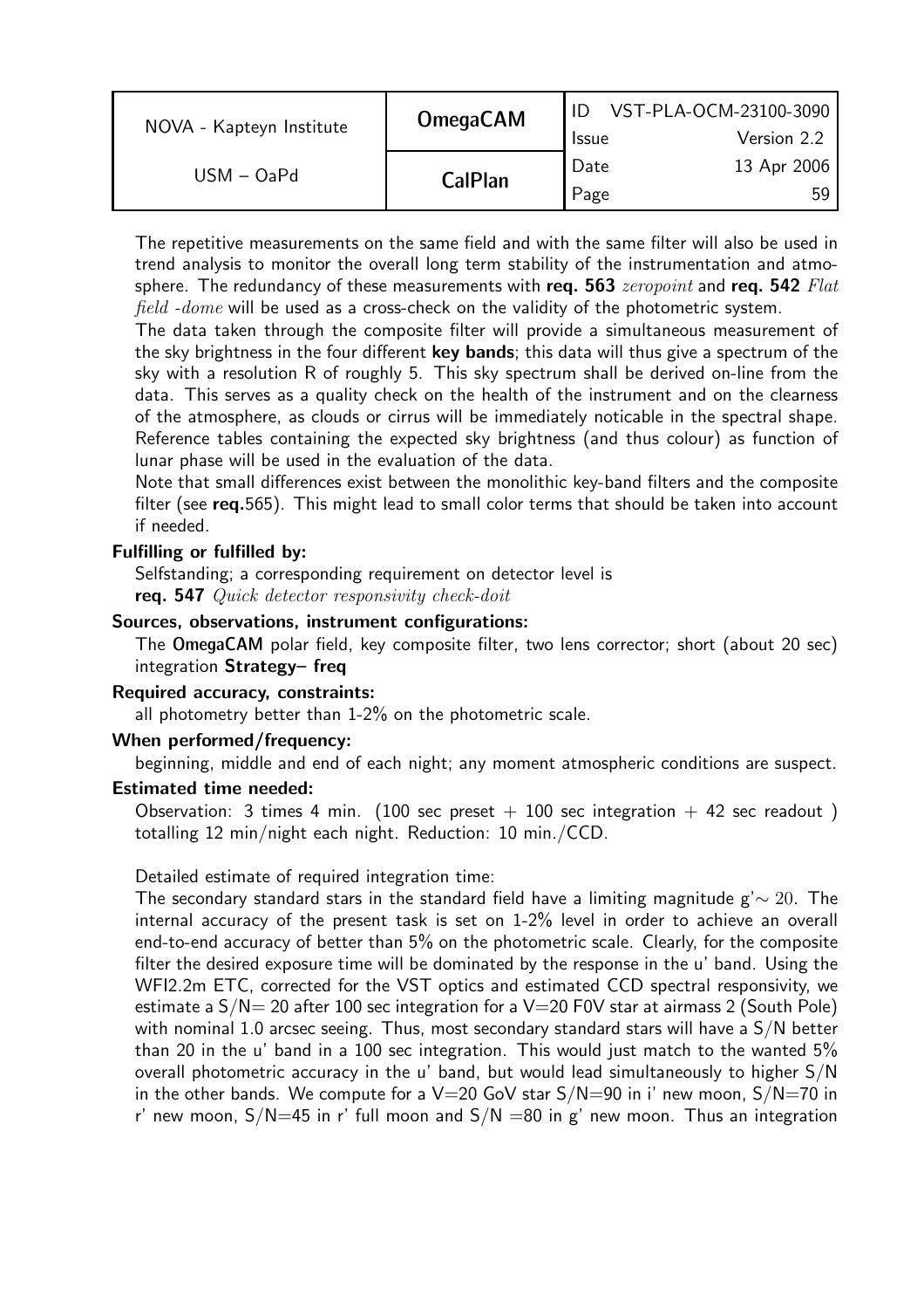The repetitive measurements on the same field and with the same filter will also be used in trend analysis to monitor the overall long term stability of the instrumentation and atmosphere. The redundancy of these measurements with **req. 563** *zeropoint* and **req. 542** *Flat field -dome* will be used as a cross-check on the validity of the photometric system.

The data taken through the composite filter will provide a simultaneous measurement of the sky brightness in the four different **key bands**; this data will thus give a spectrum of the sky with a resolution R of roughly 5. This sky spectrum shall be derived on-line from the data. This serves as a quality check on the health of the instrument and on the clearness of the atmosphere, as clouds or cirrus will be immediately noticable in the spectral shape. Reference tables containing the expected sky brightness (and thus colour) as function of lunar phase will be used in the evaluation of the data.

Note that small differences exist between the monolithic key-band filters and the composite filter (see **req.**565). This might lead to small color terms that should be taken into account if needed.

**Fulfilling or fulfilled by:**

Selfstanding; a corresponding requirement on detector level is **req. 547** *Quick detector responsivity check-doit*

**Sources, observations, instrument configurations:**

The OmegaCAM polar field, key composite filter, two lens corrector; short (about 20 sec) integration **Strategy– freq**

**Required accuracy, constraints:**

all photometry better than 1-2% on the photometric scale.

**When performed/frequency:**

beginning, middle and end of each night; any moment atmospheric conditions are suspect.

**Estimated time needed:**

Observation: 3 times 4 min. (100 sec preset + 100 sec integration + 42 sec readout ) totalling 12 min/night each night. Reduction: 10 min./CCD.

Detailed estimate of required integration time:

The secondary standard stars in the standard field have a limiting magnitude g'$\sim 20$. The internal accuracy of the present task is set on 1-2% level in order to achieve an overall end-to-end accuracy of better than 5% on the photometric scale. Clearly, for the composite filter the desired exposure time will be dominated by the response in the u' band. Using the WFI2.2m ETC, corrected for the VST optics and estimated CCD spectral responsivity, we estimate a S/N= 20 after 100 sec integration for a V=20 F0V star at airmass 2 (South Pole) with nominal 1.0 arcsec seeing. Thus, most secondary standard stars will have a S/N better than 20 in the u' band in a 100 sec integration. This would just match to the wanted 5% overall photometric accuracy in the u' band, but would lead simultaneously to higher S/N in the other bands. We compute for a V=20 GoV star S/N=90 in i' new moon, S/N=70 in r' new moon, S/N=45 in r' full moon and S/N =80 in g' new moon. Thus an integration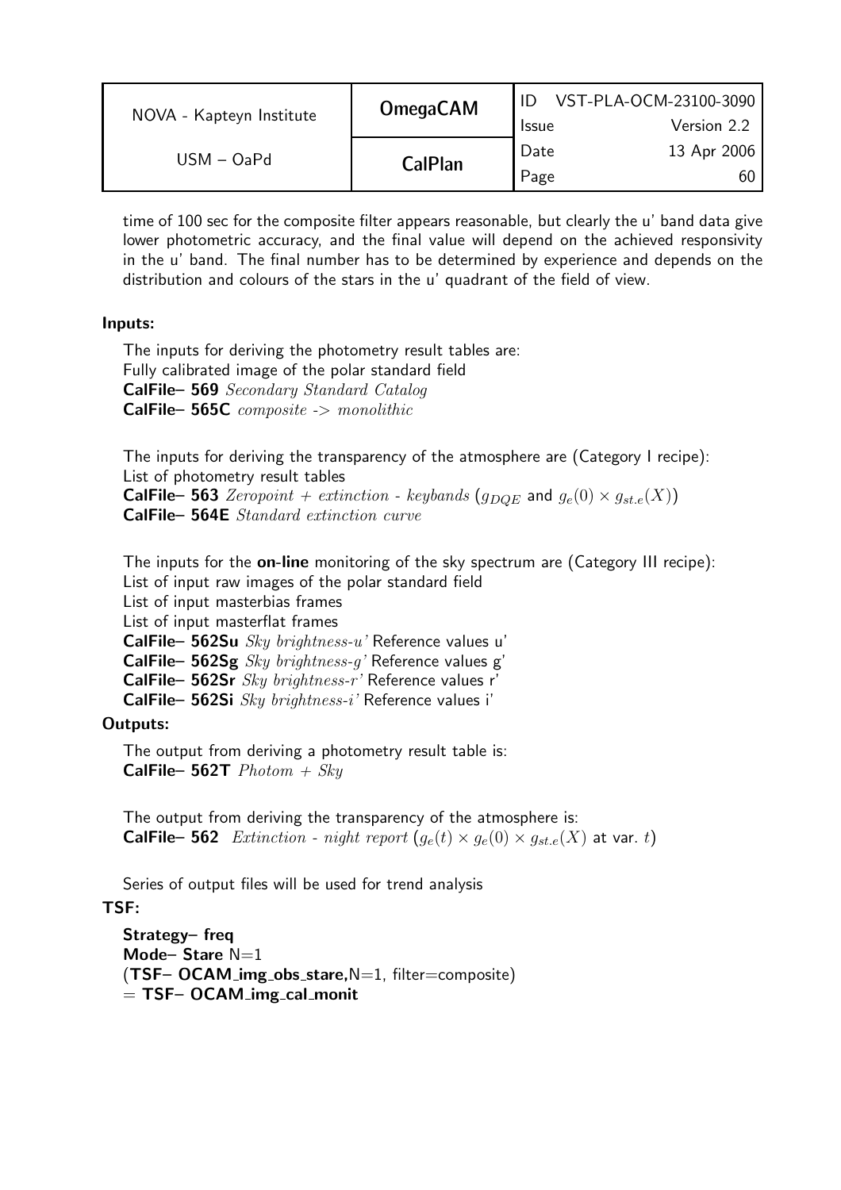time of 100 sec for the composite filter appears reasonable, but clearly the u' band data give lower photometric accuracy, and the final value will depend on the achieved responsivity in the u' band. The final number has to be determined by experience and depends on the distribution and colours of the stars in the u' quadrant of the field of view.

**Inputs:**

The inputs for deriving the photometry result tables are:
Fully calibrated image of the polar standard field
**CalFile– 569** *Secondary Standard Catalog*
**CalFile– 565C** *composite -> monolithic*

The inputs for deriving the transparency of the atmosphere are (Category I recipe):
List of photometry result tables
**CalFile– 563** *Zeropoint + extinction - keybands* ($g_{DQE}$ and $g_e(0) \times g_{st.e}(X)$)
**CalFile– 564E** *Standard extinction curve*

The inputs for the **on-line** monitoring of the sky spectrum are (Category III recipe):
List of input raw images of the polar standard field
List of input masterbias frames
List of input masterflat frames
**CalFile– 562Su** *Sky brightness-u'* Reference values u'
**CalFile– 562Sg** *Sky brightness-g'* Reference values g'
**CalFile– 562Sr** *Sky brightness-r'* Reference values r'
**CalFile– 562Si** *Sky brightness-i'* Reference values i'

**Outputs:**

The output from deriving a photometry result table is:
**CalFile– 562T** *Photom + Sky*

The output from deriving the transparency of the atmosphere is:
**CalFile– 562** *Extinction - night report* ($g_e(t) \times g_e(0) \times g_{st.e}(X)$ at var. $t$)

Series of output files will be used for trend analysis

**TSF:**

**Strategy– freq**
**Mode– Stare** N=1
(**TSF– OCAM_img_obs_stare,**N=1, filter=composite)
= **TSF– OCAM_img_cal_monit**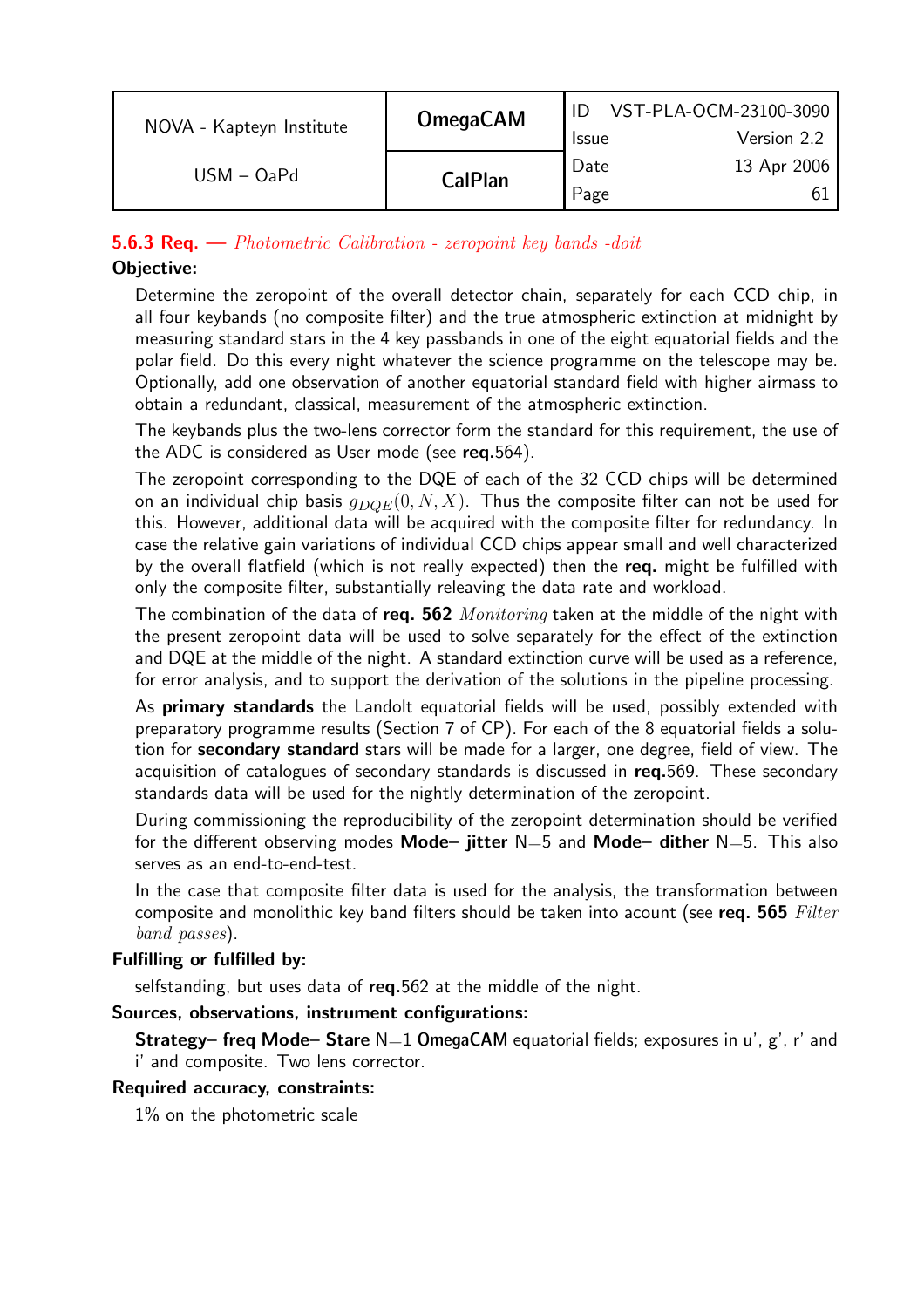### 5.6.3 Req. — *Photometric Calibration - zeropoint key bands -doit*

**Objective:**

Determine the zeropoint of the overall detector chain, separately for each CCD chip, in all four keybands (no composite filter) and the true atmospheric extinction at midnight by measuring standard stars in the 4 key passbands in one of the eight equatorial fields and the polar field. Do this every night whatever the science programme on the telescope may be. Optionally, add one observation of another equatorial standard field with higher airmass to obtain a redundant, classical, measurement of the atmospheric extinction.

The keybands plus the two-lens corrector form the standard for this requirement, the use of the ADC is considered as User mode (see **req.**564).

The zeropoint corresponding to the DQE of each of the 32 CCD chips will be determined on an individual chip basis $g_{DQE}(0, N, X)$. Thus the composite filter can not be used for this. However, additional data will be acquired with the composite filter for redundancy. In case the relative gain variations of individual CCD chips appear small and well characterized by the overall flatfield (which is not really expected) then the **req.** might be fulfilled with only the composite filter, substantially releaving the data rate and workload.

The combination of the data of **req. 562** *Monitoring* taken at the middle of the night with the present zeropoint data will be used to solve separately for the effect of the extinction and DQE at the middle of the night. A standard extinction curve will be used as a reference, for error analysis, and to support the derivation of the solutions in the pipeline processing.

As **primary standards** the Landolt equatorial fields will be used, possibly extended with preparatory programme results (Section 7 of CP). For each of the 8 equatorial fields a solution for **secondary standard** stars will be made for a larger, one degree, field of view. The acquisition of catalogues of secondary standards is discussed in **req.**569. These secondary standards data will be used for the nightly determination of the zeropoint.

During commissioning the reproducibility of the zeropoint determination should be verified for the different observing modes **Mode– jitter** N=5 and **Mode– dither** N=5. This also serves as an end-to-end-test.

In the case that composite filter data is used for the analysis, the transformation between composite and monolithic key band filters should be taken into acount (see **req. 565** *Filter band passes*).

**Fulfilling or fulfilled by:**

selfstanding, but uses data of **req.**562 at the middle of the night.

**Sources, observations, instrument configurations:**

**Strategy– freq Mode– Stare** N=1 **OmegaCAM** equatorial fields; exposures in u', g', r' and i' and composite. Two lens corrector.

**Required accuracy, constraints:**

1% on the photometric scale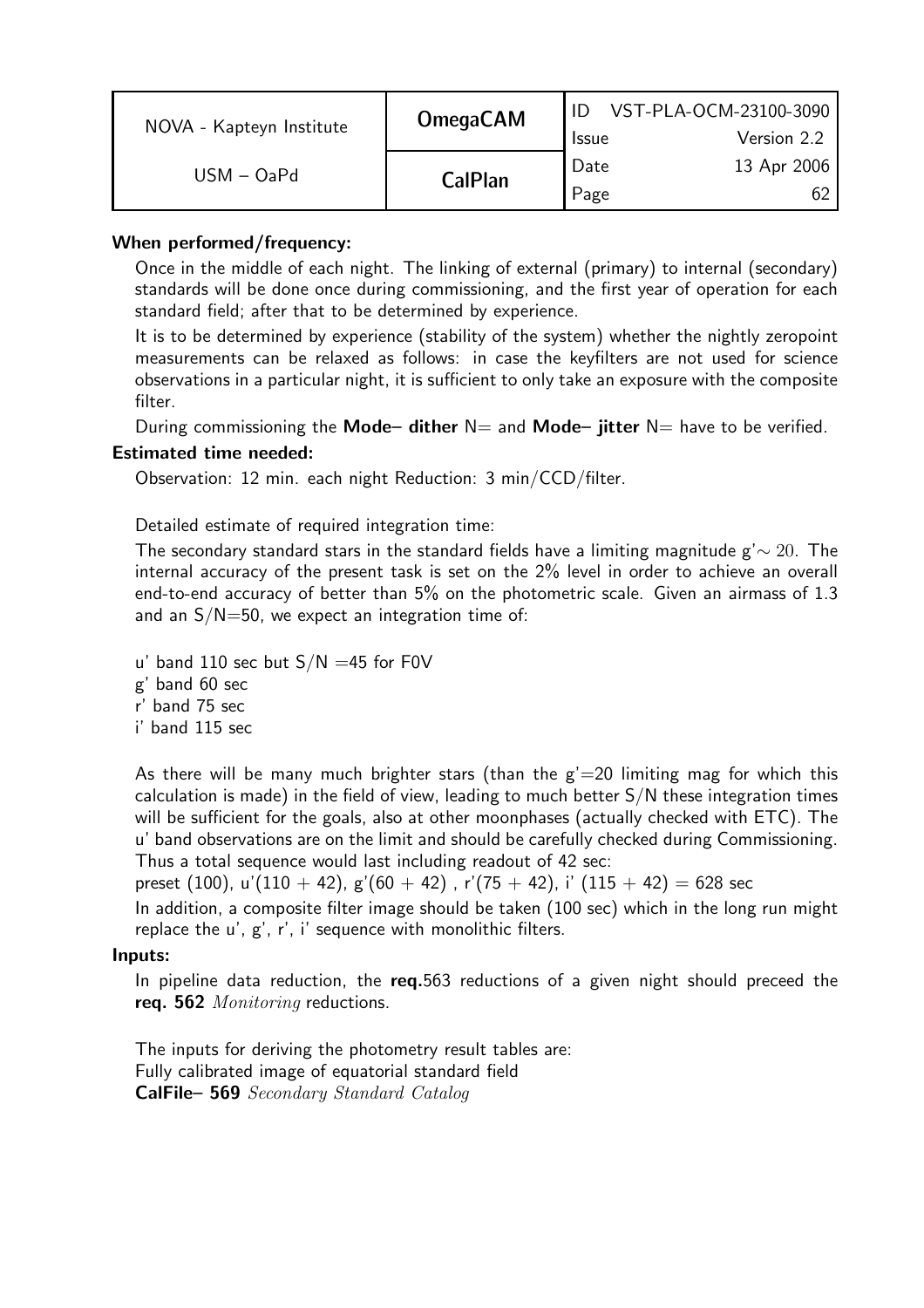**When performed/frequency:**

Once in the middle of each night. The linking of external (primary) to internal (secondary) standards will be done once during commissioning, and the first year of operation for each standard field; after that to be determined by experience.

It is to be determined by experience (stability of the system) whether the nightly zeropoint measurements can be relaxed as follows: in case the keyfilters are not used for science observations in a particular night, it is sufficient to only take an exposure with the composite filter.

During commissioning the **Mode– dither** N= and **Mode– jitter** N= have to be verified.

**Estimated time needed:**

Observation: 12 min. each night Reduction: 3 min/CCD/filter.

Detailed estimate of required integration time:

The secondary standard stars in the standard fields have a limiting magnitude g'$\sim 20$. The internal accuracy of the present task is set on the 2% level in order to achieve an overall end-to-end accuracy of better than 5% on the photometric scale. Given an airmass of 1.3 and an S/N=50, we expect an integration time of:

u' band 110 sec but S/N =45 for F0V
g' band 60 sec
r' band 75 sec
i' band 115 sec

As there will be many much brighter stars (than the g'=20 limiting mag for which this calculation is made) in the field of view, leading to much better S/N these integration times will be sufficient for the goals, also at other moonphases (actually checked with ETC). The u' band observations are on the limit and should be carefully checked during Commissioning. Thus a total sequence would last including readout of 42 sec:

preset (100), u'(110 + 42), g'(60 + 42) , r'(75 + 42), i' (115 + 42) = 628 sec

In addition, a composite filter image should be taken (100 sec) which in the long run might replace the u', g', r', i' sequence with monolithic filters.

**Inputs:**

In pipeline data reduction, the **req.**563 reductions of a given night should preceed the **req. 562** *Monitoring* reductions.

The inputs for deriving the photometry result tables are:
Fully calibrated image of equatorial standard field
**CalFile– 569** *Secondary Standard Catalog*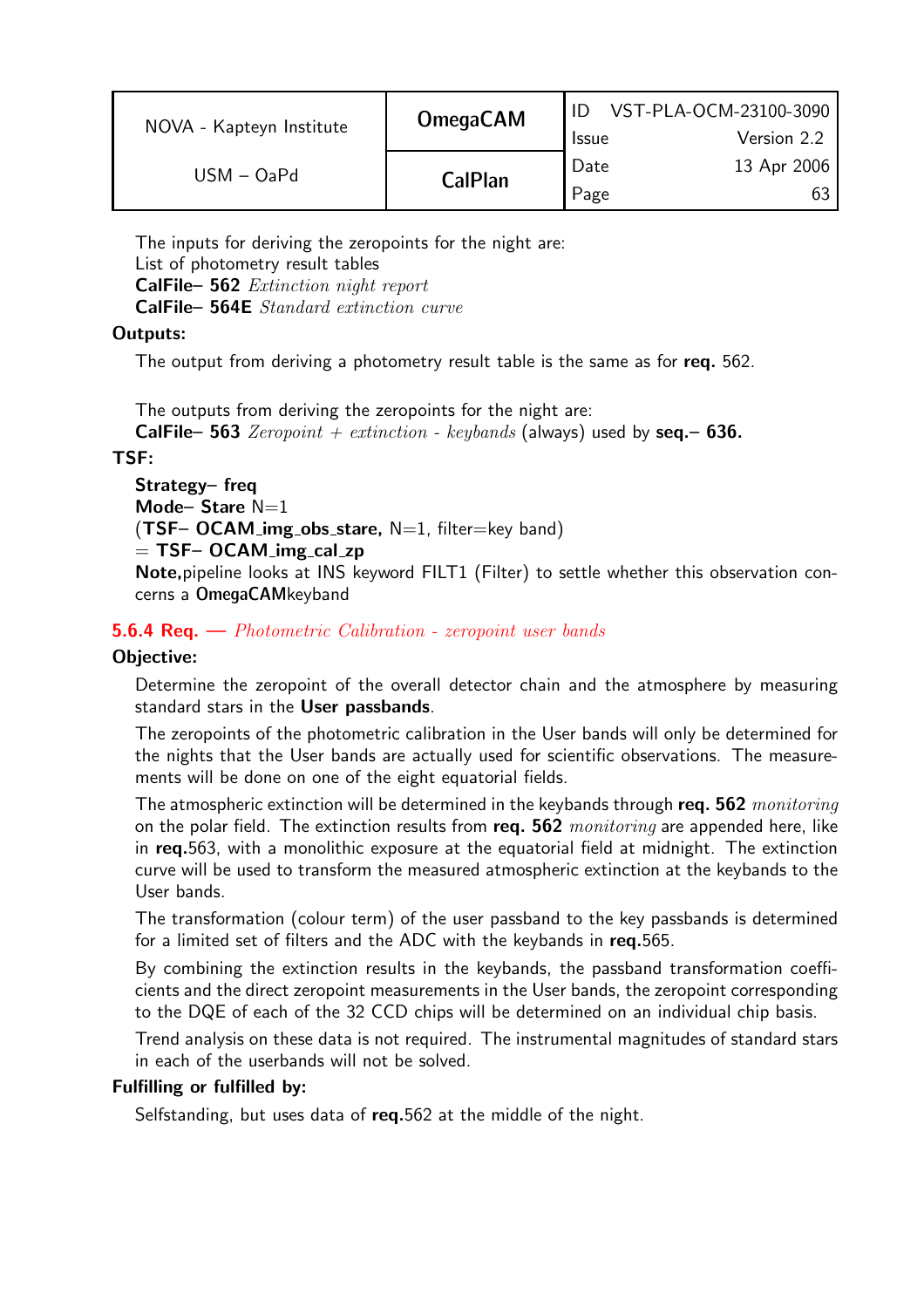The inputs for deriving the zeropoints for the night are:
List of photometry result tables
**CalFile– 562** *Extinction night report*
**CalFile– 564E** *Standard extinction curve*

**Outputs:**

The output from deriving a photometry result table is the same as for **req.** 562.

The outputs from deriving the zeropoints for the night are:
**CalFile– 563** *Zeropoint + extinction - keybands* (always) used by **seq.– 636.**

**TSF:**

**Strategy– freq**
**Mode– Stare** N=1
(**TSF– OCAM_img_obs_stare,** N=1, filter=key band)
= **TSF– OCAM_img_cal_zp**
**Note,**pipeline looks at INS keyword FILT1 (Filter) to settle whether this observation concerns a **OmegaCAM**keyband

### 5.6.4 Req. — *Photometric Calibration - zeropoint user bands*

**Objective:**

Determine the zeropoint of the overall detector chain and the atmosphere by measuring standard stars in the **User passbands**.

The zeropoints of the photometric calibration in the User bands will only be determined for the nights that the User bands are actually used for scientific observations. The measurements will be done on one of the eight equatorial fields.

The atmospheric extinction will be determined in the keybands through **req. 562** *monitoring* on the polar field. The extinction results from **req. 562** *monitoring* are appended here, like in **req.**563, with a monolithic exposure at the equatorial field at midnight. The extinction curve will be used to transform the measured atmospheric extinction at the keybands to the User bands.

The transformation (colour term) of the user passband to the key passbands is determined for a limited set of filters and the ADC with the keybands in **req.**565.

By combining the extinction results in the keybands, the passband transformation coefficients and the direct zeropoint measurements in the User bands, the zeropoint corresponding to the DQE of each of the 32 CCD chips will be determined on an individual chip basis.

Trend analysis on these data is not required. The instrumental magnitudes of standard stars in each of the userbands will not be solved.

**Fulfilling or fulfilled by:**

Selfstanding, but uses data of **req.**562 at the middle of the night.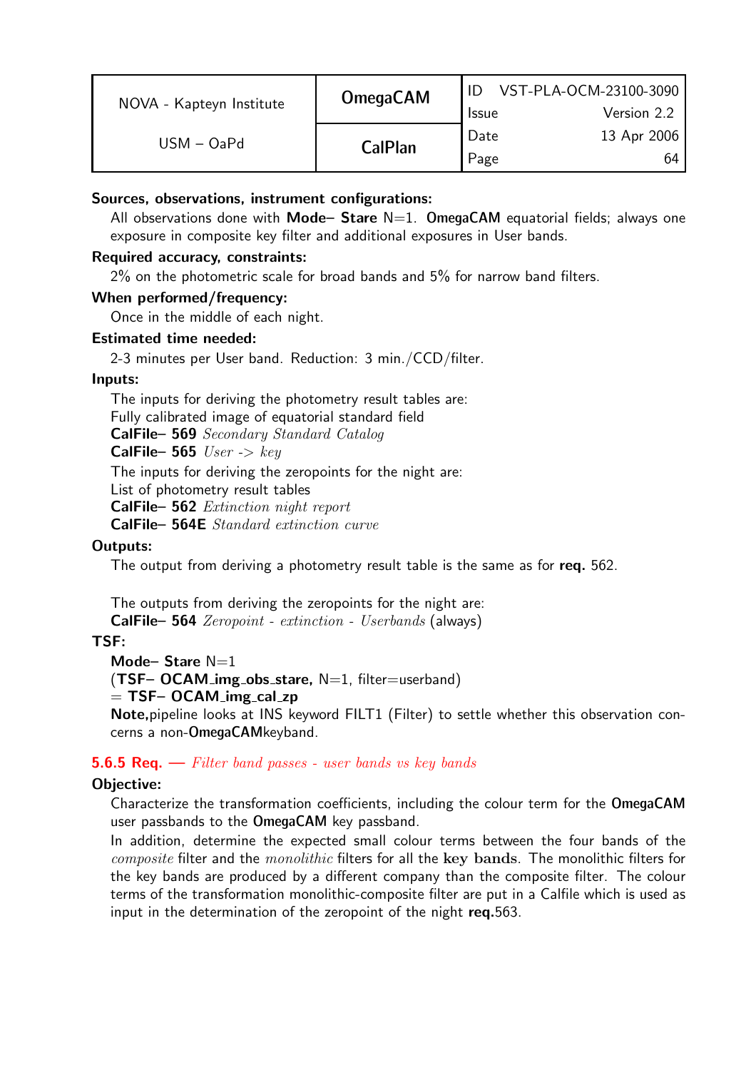**Sources, observations, instrument configurations:**

All observations done with **Mode– Stare** N=1. **OmegaCAM** equatorial fields; always one exposure in composite key filter and additional exposures in User bands.

**Required accuracy, constraints:**

2% on the photometric scale for broad bands and 5% for narrow band filters.

**When performed/frequency:**

Once in the middle of each night.

**Estimated time needed:**

2-3 minutes per User band. Reduction: 3 min./CCD/filter.

**Inputs:**

The inputs for deriving the photometry result tables are:
Fully calibrated image of equatorial standard field
**CalFile– 569** *Secondary Standard Catalog*
**CalFile– 565** *User -> key*

The inputs for deriving the zeropoints for the night are:
List of photometry result tables
**CalFile– 562** *Extinction night report*
**CalFile– 564E** *Standard extinction curve*

**Outputs:**

The output from deriving a photometry result table is the same as for **req.** 562.

The outputs from deriving the zeropoints for the night are:
**CalFile– 564** *Zeropoint - extinction - Userbands* (always)

**TSF:**

**Mode– Stare** N=1
(**TSF– OCAM_img_obs_stare,** N=1, filter=userband)
= **TSF– OCAM_img_cal_zp**
**Note,**pipeline looks at INS keyword FILT1 (Filter) to settle whether this observation concerns a non-**OmegaCAM**keyband.

### 5.6.5 Req. — *Filter band passes - user bands vs key bands*

**Objective:**

Characterize the transformation coefficients, including the colour term for the **OmegaCAM** user passbands to the **OmegaCAM** key passband.

In addition, determine the expected small colour terms between the four bands of the *composite* filter and the *monolithic* filters for all the **key bands**. The monolithic filters for the key bands are produced by a different company than the composite filter. The colour terms of the transformation monolithic-composite filter are put in a Calfile which is used as input in the determination of the zeropoint of the night **req.**563.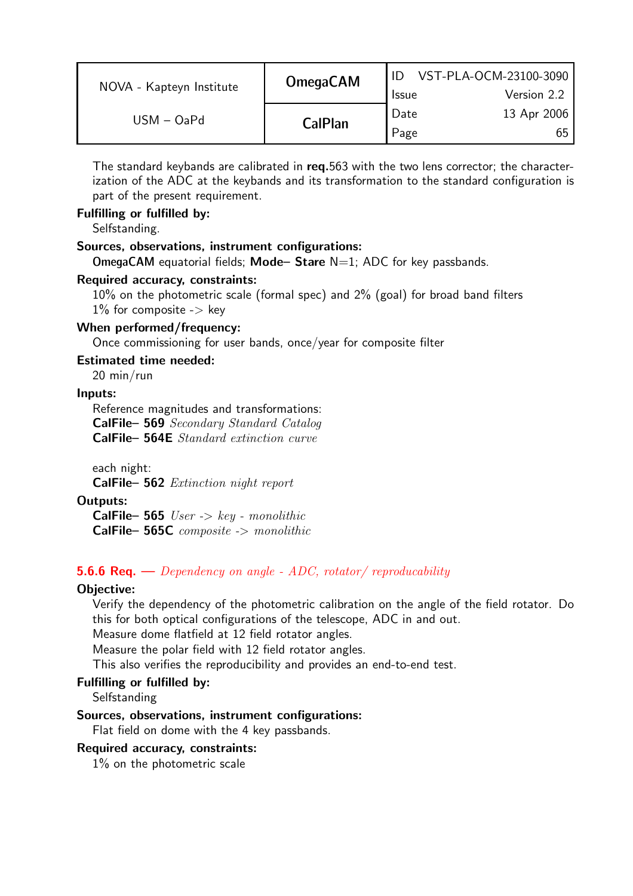The standard keybands are calibrated in **req.**563 with the two lens corrector; the characterization of the ADC at the keybands and its transformation to the standard configuration is part of the present requirement.

**Fulfilling or fulfilled by:**
Selfstanding.

**Sources, observations, instrument configurations:**
OmegaCAM equatorial fields; **Mode– Stare** N=1; ADC for key passbands.

**Required accuracy, constraints:**
10% on the photometric scale (formal spec) and 2% (goal) for broad band filters
1% for composite -> key

**When performed/frequency:**
Once commissioning for user bands, once/year for composite filter

**Estimated time needed:**
20 min/run

**Inputs:**
Reference magnitudes and transformations:
**CalFile– 569** *Secondary Standard Catalog*
**CalFile– 564E** *Standard extinction curve*

each night:
**CalFile– 562** *Extinction night report*

**Outputs:**
**CalFile– 565** *User -> key - monolithic*
**CalFile– 565C** *composite -> monolithic*

### 5.6.6 Req. — *Dependency on angle - ADC, rotator/ reproducability*

**Objective:**
Verify the dependency of the photometric calibration on the angle of the field rotator. Do this for both optical configurations of the telescope, ADC in and out.
Measure dome flatfield at 12 field rotator angles.
Measure the polar field with 12 field rotator angles.
This also verifies the reproducibility and provides an end-to-end test.

**Fulfilling or fulfilled by:**
Selfstanding

**Sources, observations, instrument configurations:**
Flat field on dome with the 4 key passbands.

**Required accuracy, constraints:**
1% on the photometric scale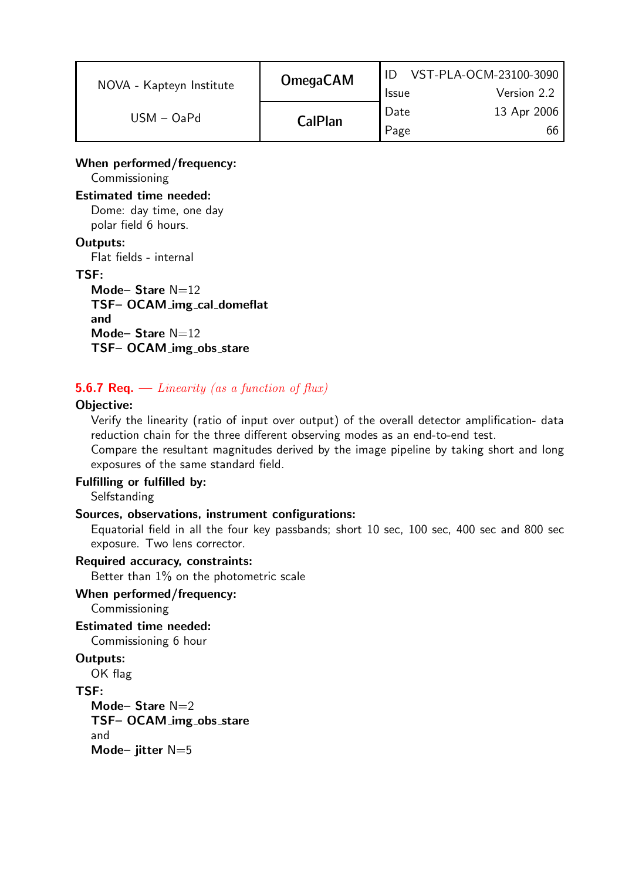**When performed/frequency:**
Commissioning

**Estimated time needed:**
Dome: day time, one day
polar field 6 hours.

**Outputs:**
Flat fields - internal

**TSF:**
**Mode– Stare** N=12
**TSF– OCAM_img_cal_domeflat**
**and**
**Mode– Stare** N=12
**TSF– OCAM_img_obs_stare**

### 5.6.7 Req. — *Linearity (as a function of flux)*

**Objective:**
Verify the linearity (ratio of input over output) of the overall detector amplification- data reduction chain for the three different observing modes as an end-to-end test.
Compare the resultant magnitudes derived by the image pipeline by taking short and long exposures of the same standard field.

**Fulfilling or fulfilled by:**
Selfstanding

**Sources, observations, instrument configurations:**
Equatorial field in all the four key passbands; short 10 sec, 100 sec, 400 sec and 800 sec exposure. Two lens corrector.

**Required accuracy, constraints:**
Better than 1% on the photometric scale

**When performed/frequency:**
Commissioning

**Estimated time needed:**
Commissioning 6 hour

**Outputs:**
OK flag

**TSF:**
**Mode– Stare** N=2
**TSF– OCAM_img_obs_stare**
and
**Mode– jitter** N=5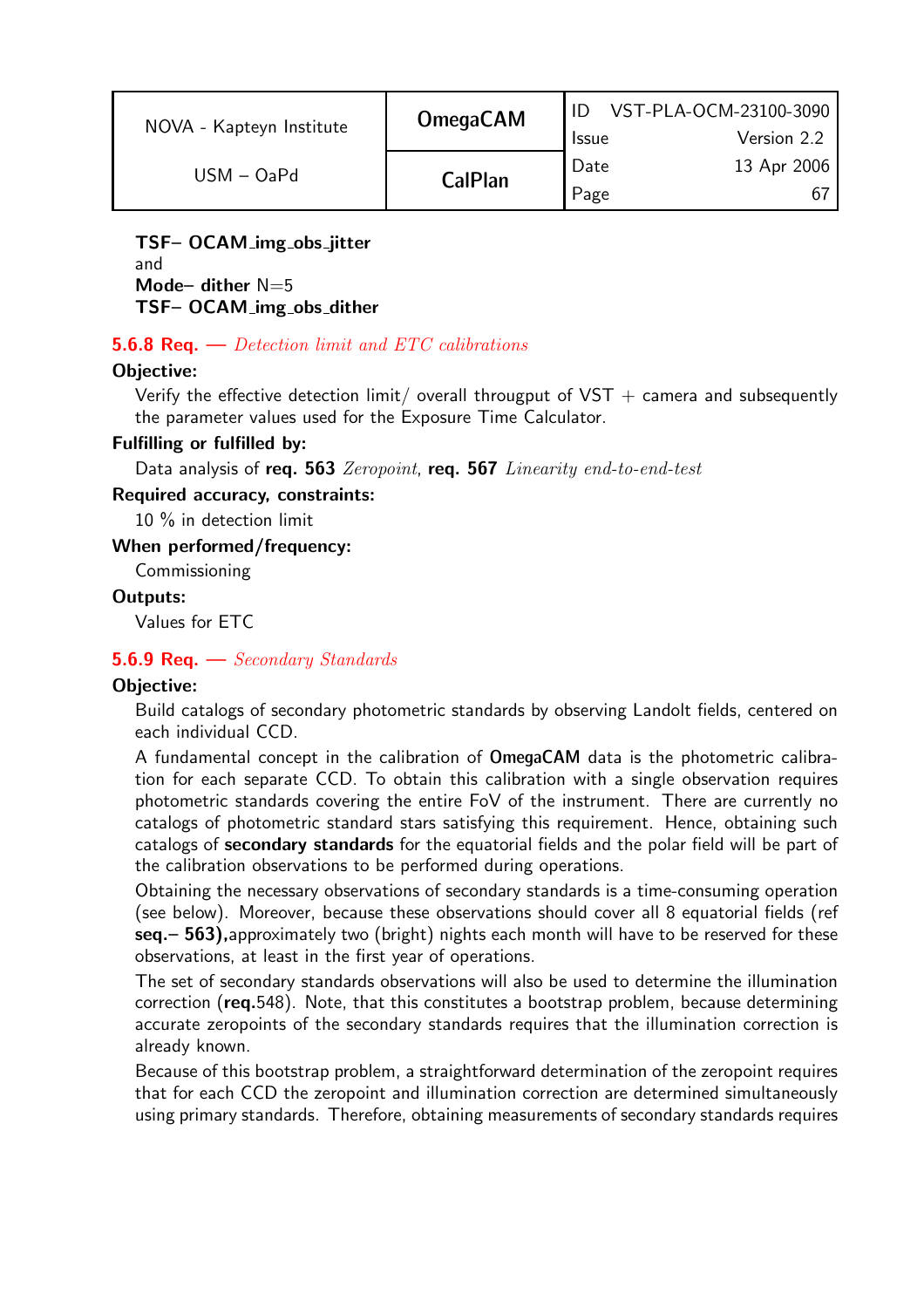**TSF– OCAM_img_obs_jitter**
and
**Mode– dither** N=5
**TSF– OCAM_img_obs_dither**

### 5.6.8 Req. — *Detection limit and ETC calibrations*

**Objective:**

Verify the effective detection limit/ overall througput of VST + camera and subsequently the parameter values used for the Exposure Time Calculator.

**Fulfilling or fulfilled by:**

Data analysis of **req. 563** *Zeropoint*, **req. 567** *Linearity end-to-end-test*

**Required accuracy, constraints:**

10 % in detection limit

**When performed/frequency:**

Commissioning

**Outputs:**

Values for ETC

### 5.6.9 Req. — *Secondary Standards*

**Objective:**

Build catalogs of secondary photometric standards by observing Landolt fields, centered on each individual CCD.

A fundamental concept in the calibration of **OmegaCAM** data is the photometric calibration for each separate CCD. To obtain this calibration with a single observation requires photometric standards covering the entire FoV of the instrument. There are currently no catalogs of photometric standard stars satisfying this requirement. Hence, obtaining such catalogs of **secondary standards** for the equatorial fields and the polar field will be part of the calibration observations to be performed during operations.

Obtaining the necessary observations of secondary standards is a time-consuming operation (see below). Moreover, because these observations should cover all 8 equatorial fields (ref **seq.– 563),**approximately two (bright) nights each month will have to be reserved for these observations, at least in the first year of operations.

The set of secondary standards observations will also be used to determine the illumination correction (**req.**548). Note, that this constitutes a bootstrap problem, because determining accurate zeropoints of the secondary standards requires that the illumination correction is already known.

Because of this bootstrap problem, a straightforward determination of the zeropoint requires that for each CCD the zeropoint and illumination correction are determined simultaneously using primary standards. Therefore, obtaining measurements of secondary standards requires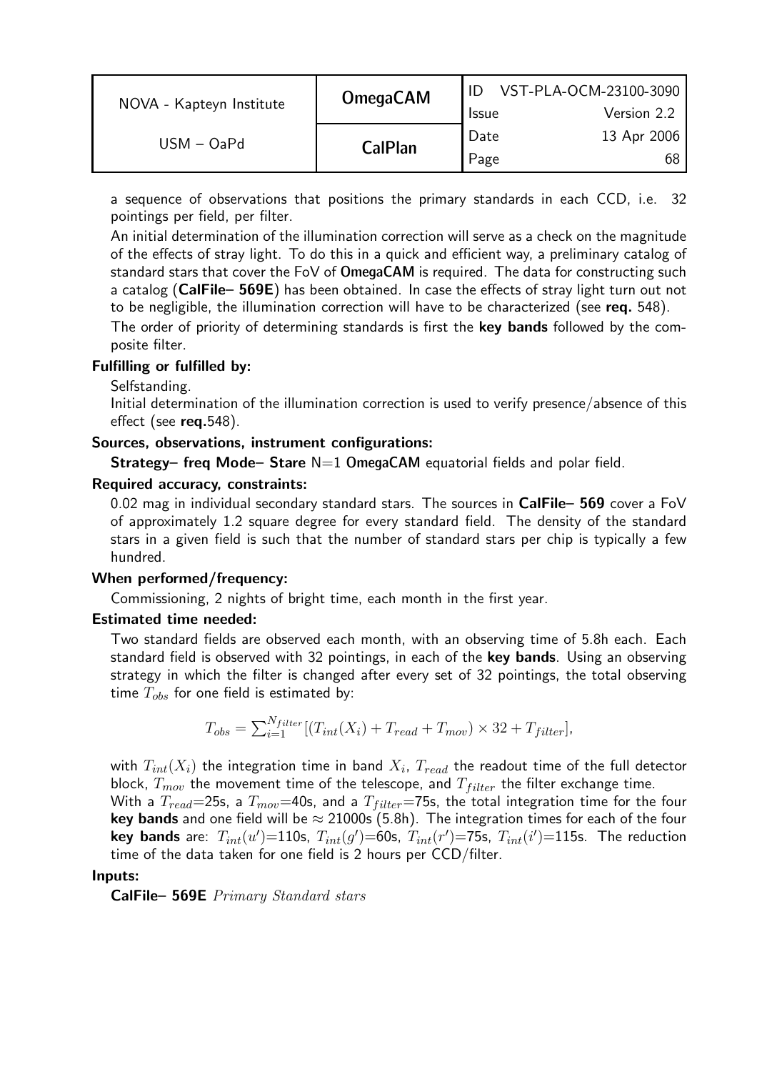a sequence of observations that positions the primary standards in each CCD, i.e. 32 pointings per field, per filter.

An initial determination of the illumination correction will serve as a check on the magnitude of the effects of stray light. To do this in a quick and efficient way, a preliminary catalog of standard stars that cover the FoV of OmegaCAM is required. The data for constructing such a catalog (**CalFile– 569E**) has been obtained. In case the effects of stray light turn out not to be negligible, the illumination correction will have to be characterized (see **req.** 548).

The order of priority of determining standards is first the **key bands** followed by the composite filter.

**Fulfilling or fulfilled by:**

Selfstanding.

Initial determination of the illumination correction is used to verify presence/absence of this effect (see **req.**548).

**Sources, observations, instrument configurations:**

**Strategy– freq Mode– Stare** N=1 OmegaCAM equatorial fields and polar field.

**Required accuracy, constraints:**

0.02 mag in individual secondary standard stars. The sources in **CalFile– 569** cover a FoV of approximately 1.2 square degree for every standard field. The density of the standard stars in a given field is such that the number of standard stars per chip is typically a few hundred.

**When performed/frequency:**

Commissioning, 2 nights of bright time, each month in the first year.

**Estimated time needed:**

Two standard fields are observed each month, with an observing time of 5.8h each. Each standard field is observed with 32 pointings, in each of the **key bands**. Using an observing strategy in which the filter is changed after every set of 32 pointings, the total observing time $T_{obs}$ for one field is estimated by:

$$T_{obs} = \sum_{i=1}^{N_{filter}} [(T_{int}(X_i) + T_{read} + T_{mov}) \times 32 + T_{filter}],$$

with $T_{int}(X_i)$ the integration time in band $X_i$, $T_{read}$ the readout time of the full detector block, $T_{mov}$ the movement time of the telescope, and $T_{filter}$ the filter exchange time.

With a $T_{read}$=25s, a $T_{mov}$=40s, and a $T_{filter}$=75s, the total integration time for the four **key bands** and one field will be $\approx$ 21000s (5.8h). The integration times for each of the four **key bands** are: $T_{int}(u')$=110s, $T_{int}(g')$=60s, $T_{int}(r')$=75s, $T_{int}(i')$=115s. The reduction time of the data taken for one field is 2 hours per CCD/filter.

**Inputs:**

**CalFile– 569E** *Primary Standard stars*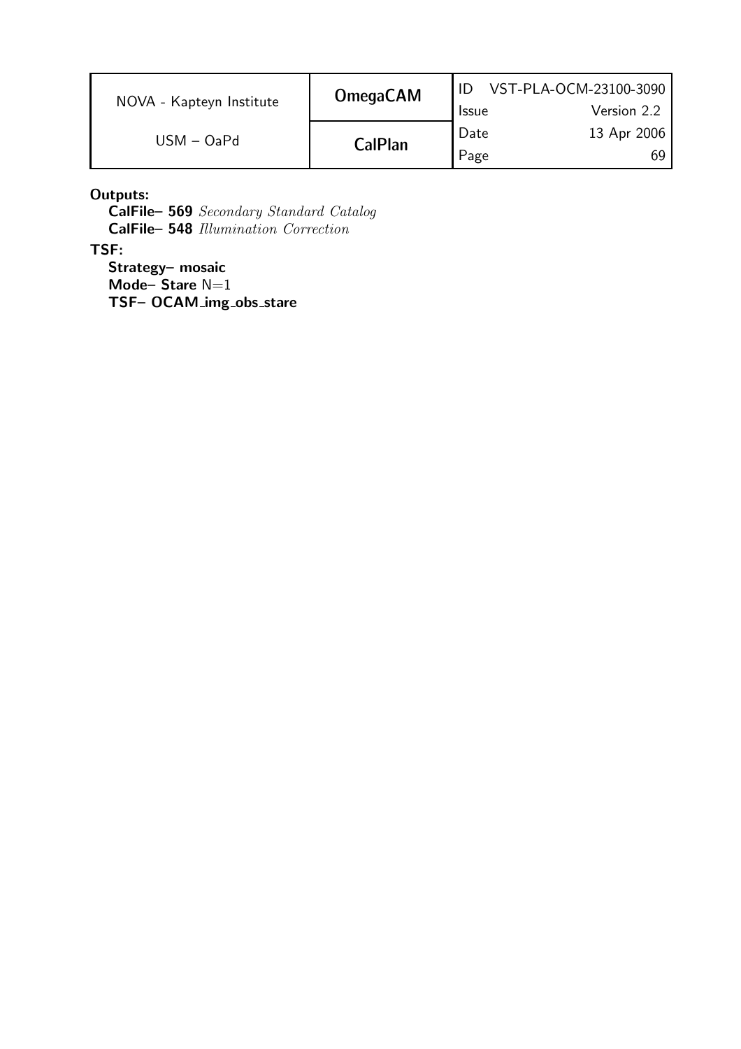**Outputs:**

**CalFile– 569** *Secondary Standard Catalog*
**CalFile– 548** *Illumination Correction*

**TSF:**

**Strategy– mosaic**
**Mode– Stare** N=1
**TSF– OCAM_img_obs_stare**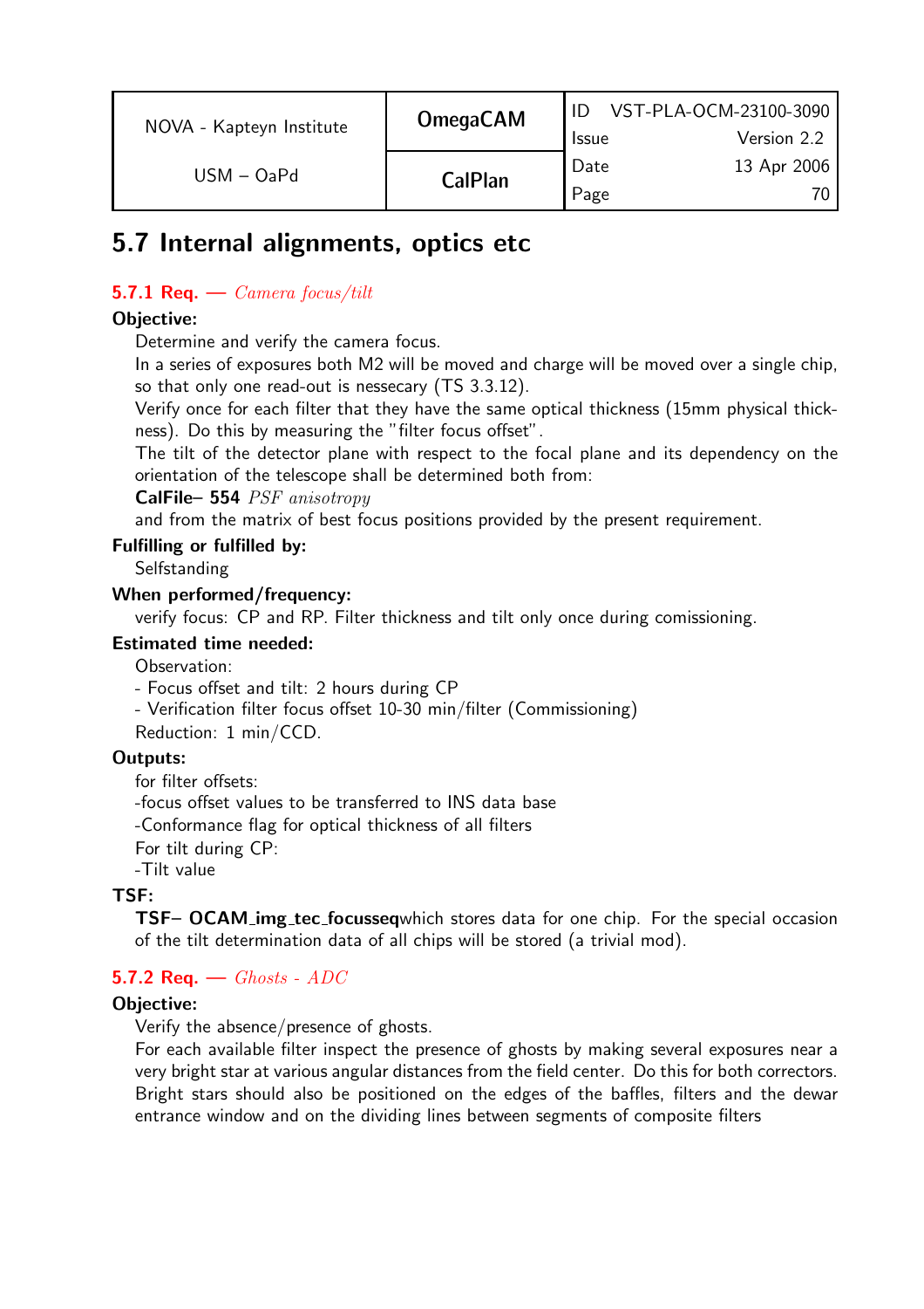## 5.7 Internal alignments, optics etc

### 5.7.1 Req. — *Camera focus/tilt*

**Objective:**

Determine and verify the camera focus.
In a series of exposures both M2 will be moved and charge will be moved over a single chip, so that only one read-out is nessecary (TS 3.3.12).
Verify once for each filter that they have the same optical thickness (15mm physical thickness). Do this by measuring the "filter focus offset".
The tilt of the detector plane with respect to the focal plane and its dependency on the orientation of the telescope shall be determined both from:
**CalFile– 554** *PSF anisotropy*
and from the matrix of best focus positions provided by the present requirement.

**Fulfilling or fulfilled by:**

Selfstanding

**When performed/frequency:**

verify focus: CP and RP. Filter thickness and tilt only once during comissioning.

**Estimated time needed:**

Observation:
- Focus offset and tilt: 2 hours during CP
- Verification filter focus offset 10-30 min/filter (Commissioning)

Reduction: 1 min/CCD.

**Outputs:**

for filter offsets:
-focus offset values to be transferred to INS data base
-Conformance flag for optical thickness of all filters
For tilt during CP:
-Tilt value

**TSF:**

**TSF– OCAM_img_tec_focusseq**which stores data for one chip. For the special occasion of the tilt determination data of all chips will be stored (a trivial mod).

### 5.7.2 Req. — *Ghosts - ADC*

**Objective:**

Verify the absence/presence of ghosts.
For each available filter inspect the presence of ghosts by making several exposures near a very bright star at various angular distances from the field center. Do this for both correctors. Bright stars should also be positioned on the edges of the baffles, filters and the dewar entrance window and on the dividing lines between segments of composite filters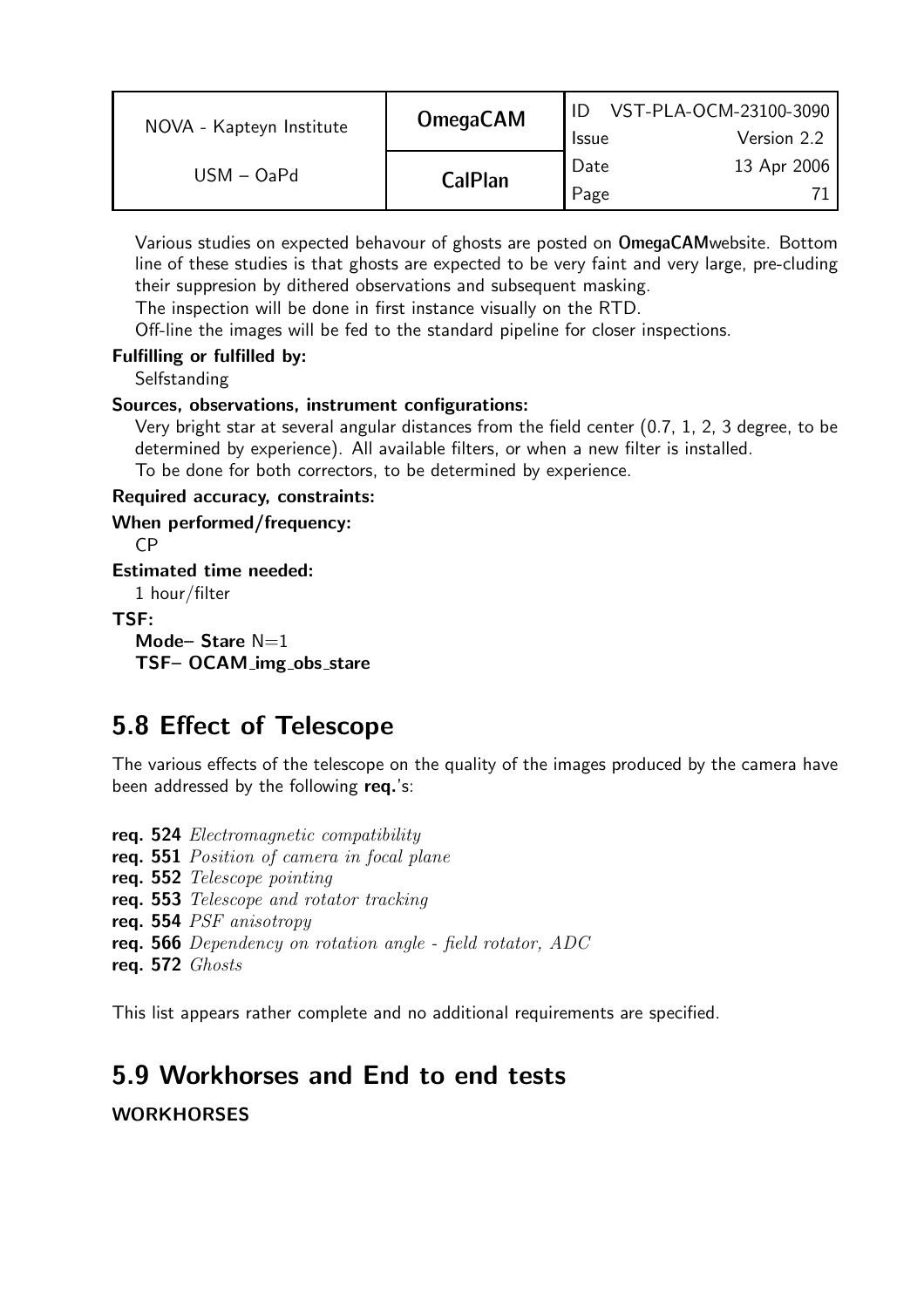Various studies on expected behaviour of ghosts are posted on **OmegaCAM**website. Bottom line of these studies is that ghosts are expected to be very faint and very large, pre-cluding their suppresion by dithered observations and subsequent masking.
The inspection will be done in first instance visually on the RTD.
Off-line the images will be fed to the standard pipeline for closer inspections.

**Fulfilling or fulfilled by:**
Selfstanding

**Sources, observations, instrument configurations:**
Very bright star at several angular distances from the field center (0.7, 1, 2, 3 degree, to be determined by experience). All available filters, or when a new filter is installed.
To be done for both correctors, to be determined by experience.

**Required accuracy, constraints:**

**When performed/frequency:**
CP

**Estimated time needed:**
1 hour/filter

**TSF:**
**Mode– Stare** N=1
**TSF– OCAM_img_obs_stare**

## 5.8 Effect of Telescope

The various effects of the telescope on the quality of the images produced by the camera have been addressed by the following **req.**'s:

**req. 524** *Electromagnetic compatibility*
**req. 551** *Position of camera in focal plane*
**req. 552** *Telescope pointing*
**req. 553** *Telescope and rotator tracking*
**req. 554** *PSF anisotropy*
**req. 566** *Dependency on rotation angle - field rotator, ADC*
**req. 572** *Ghosts*

This list appears rather complete and no additional requirements are specified.

## 5.9 Workhorses and End to end tests

**WORKHORSES**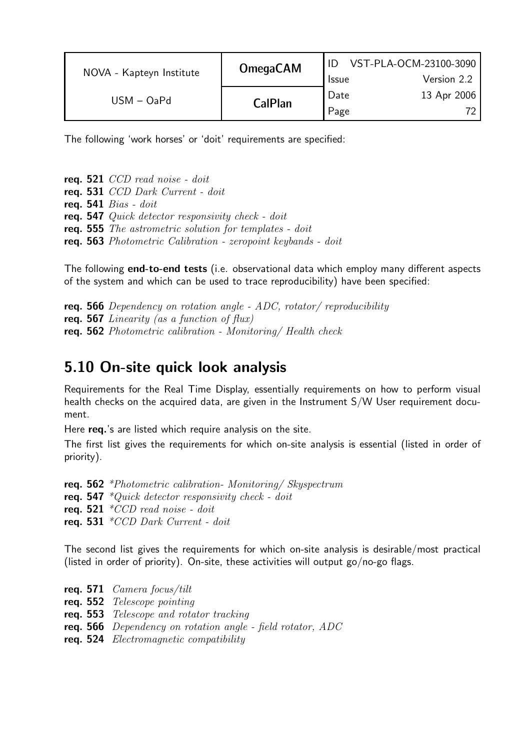The following 'work horses' or 'doit' requirements are specified:

**req. 521** *CCD read noise - doit*  
**req. 531** *CCD Dark Current - doit*  
**req. 541** *Bias - doit*  
**req. 547** *Quick detector responsivity check - doit*  
**req. 555** *The astrometric solution for templates - doit*  
**req. 563** *Photometric Calibration - zeropoint keybands - doit*

The following **end-to-end tests** (i.e. observational data which employ many different aspects of the system and which can be used to trace reproducibility) have been specified:

**req. 566** *Dependency on rotation angle - ADC, rotator/ reproducibility*  
**req. 567** *Linearity (as a function of flux)*  
**req. 562** *Photometric calibration - Monitoring/ Health check*

## 5.10 On-site quick look analysis

Requirements for the Real Time Display, essentially requirements on how to perform visual health checks on the acquired data, are given in the Instrument S/W User requirement document.

Here **req.**'s are listed which require analysis on the site.

The first list gives the requirements for which on-site analysis is essential (listed in order of priority).

**req. 562** *\*Photometric calibration- Monitoring/ Skyspectrum*  
**req. 547** *\*Quick detector responsivity check - doit*  
**req. 521** *\*CCD read noise - doit*  
**req. 531** *\*CCD Dark Current - doit*

The second list gives the requirements for which on-site analysis is desirable/most practical (listed in order of priority). On-site, these activities will output go/no-go flags.

**req. 571** *Camera focus/tilt*  
**req. 552** *Telescope pointing*  
**req. 553** *Telescope and rotator tracking*  
**req. 566** *Dependency on rotation angle - field rotator, ADC*  
**req. 524** *Electromagnetic compatibility*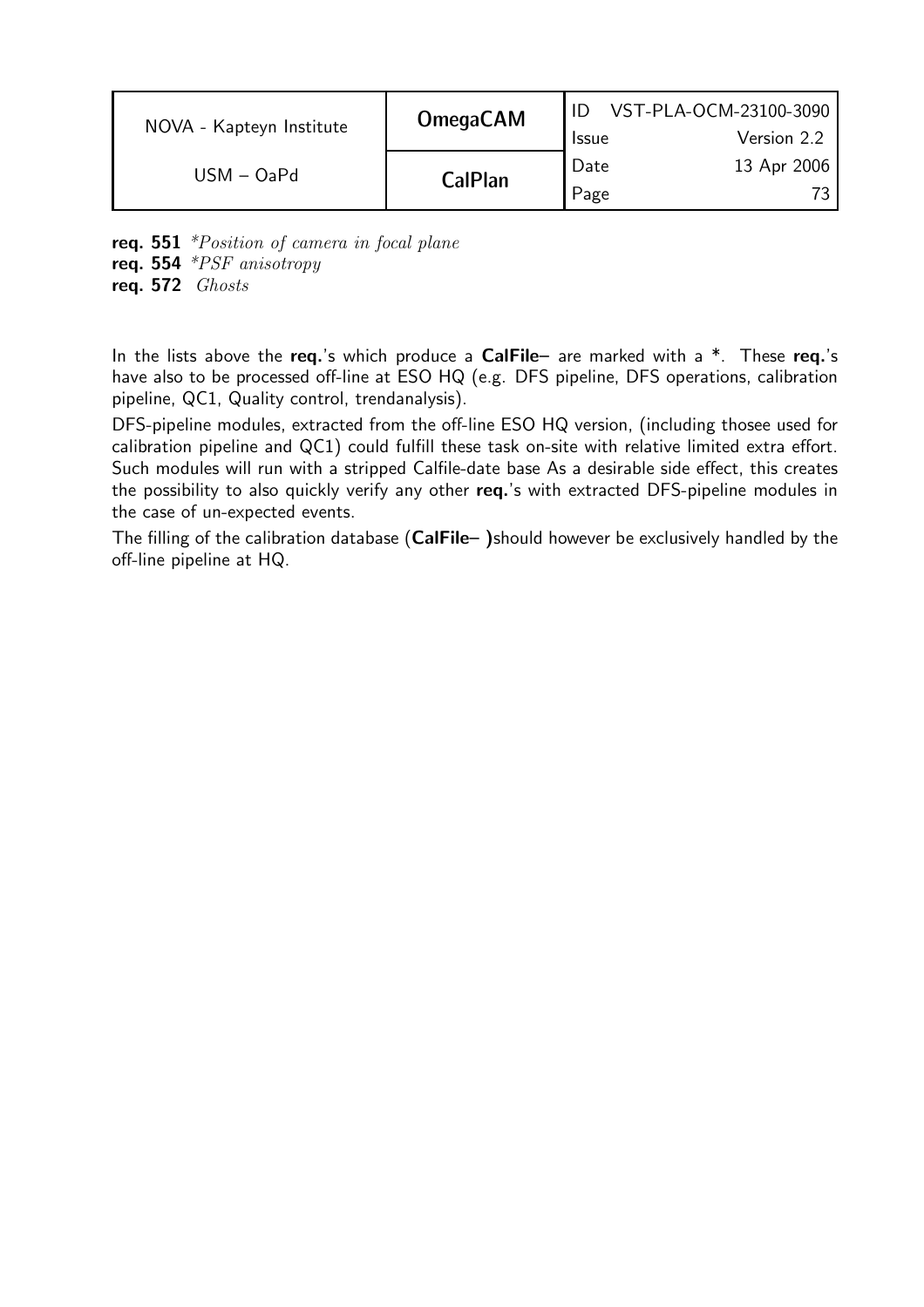**req. 551** *\*Position of camera in focal plane*
**req. 554** *\*PSF anisotropy*
**req. 572** *Ghosts*

In the lists above the **req.**'s which produce a **CalFile–** are marked with a *. These **req.**'s have also to be processed off-line at ESO HQ (e.g. DFS pipeline, DFS operations, calibration pipeline, QC1, Quality control, trendanalysis).

DFS-pipeline modules, extracted from the off-line ESO HQ version, (including thosee used for calibration pipeline and QC1) could fulfill these task on-site with relative limited extra effort. Such modules will run with a stripped Calfile-date base As a desirable side effect, this creates the possibility to also quickly verify any other **req.**'s with extracted DFS-pipeline modules in the case of un-expected events.

The filling of the calibration database (**CalFile– )**should however be exclusively handled by the off-line pipeline at HQ.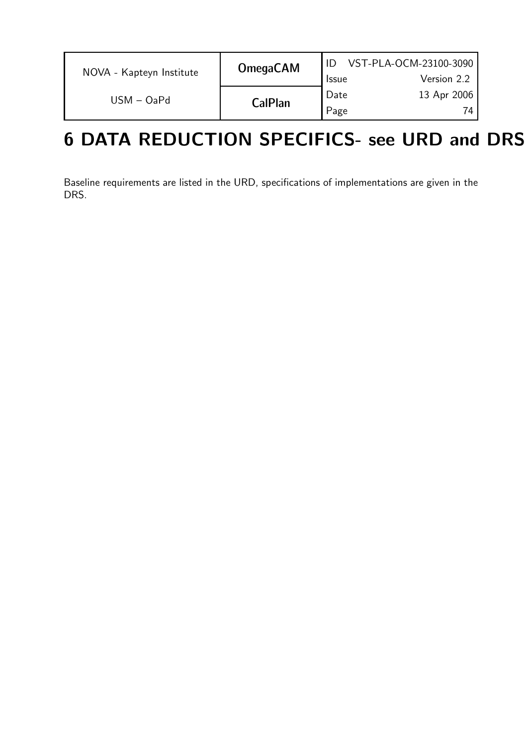# 6 DATA REDUCTION SPECIFICS- see URD and DRS

Baseline requirements are listed in the URD, specifications of implementations are given in the DRS.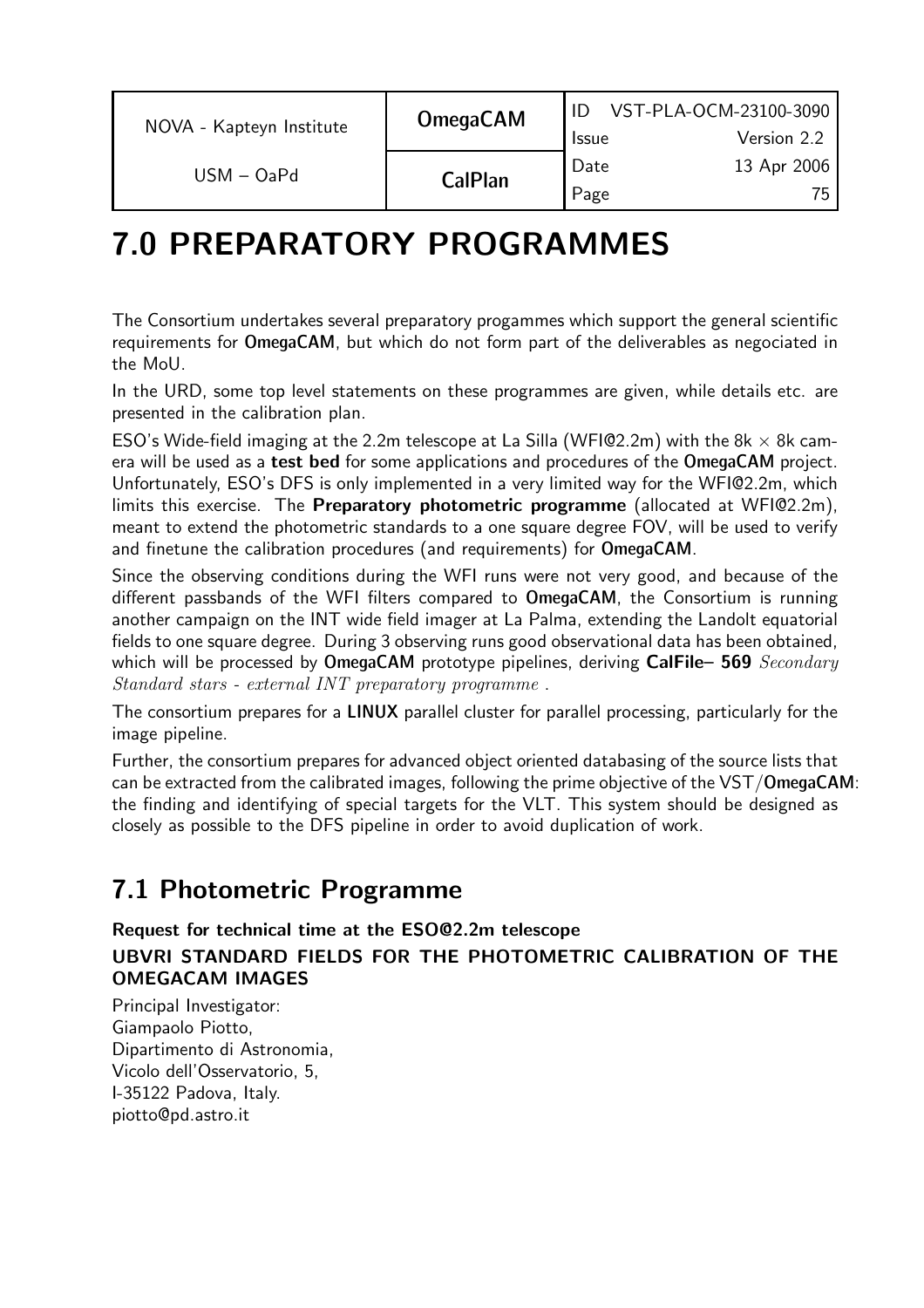# 7.0 PREPARATORY PROGRAMMES

The Consortium undertakes several preparatory progammes which support the general scientific requirements for **OmegaCAM**, but which do not form part of the deliverables as negociated in the MoU.

In the URD, some top level statements on these programmes are given, while details etc. are presented in the calibration plan.

ESO's Wide-field imaging at the 2.2m telescope at La Silla (WFI@2.2m) with the 8k × 8k camera will be used as a **test bed** for some applications and procedures of the **OmegaCAM** project. Unfortunately, ESO's DFS is only implemented in a very limited way for the WFI@2.2m, which limits this exercise. The **Preparatory photometric programme** (allocated at WFI@2.2m), meant to extend the photometric standards to a one square degree FOV, will be used to verify and finetune the calibration procedures (and requirements) for **OmegaCAM**.

Since the observing conditions during the WFI runs were not very good, and because of the different passbands of the WFI filters compared to **OmegaCAM**, the Consortium is running another campaign on the INT wide field imager at La Palma, extending the Landolt equatorial fields to one square degree. During 3 observing runs good observational data has been obtained, which will be processed by **OmegaCAM** prototype pipelines, deriving **CalFile– 569** *Secondary Standard stars - external INT preparatory programme* .

The consortium prepares for a **LINUX** parallel cluster for parallel processing, particularly for the image pipeline.

Further, the consortium prepares for advanced object oriented databasing of the source lists that can be extracted from the calibrated images, following the prime objective of the VST/**OmegaCAM**: the finding and identifying of special targets for the VLT. This system should be designed as closely as possible to the DFS pipeline in order to avoid duplication of work.

## 7.1 Photometric Programme

**Request for technical time at the ESO@2.2m telescope**

**UBVRI STANDARD FIELDS FOR THE PHOTOMETRIC CALIBRATION OF THE OMEGACAM IMAGES**

Principal Investigator:
Giampaolo Piotto,
Dipartimento di Astronomia,
Vicolo dell'Osservatorio, 5,
I-35122 Padova, Italy.
piotto@pd.astro.it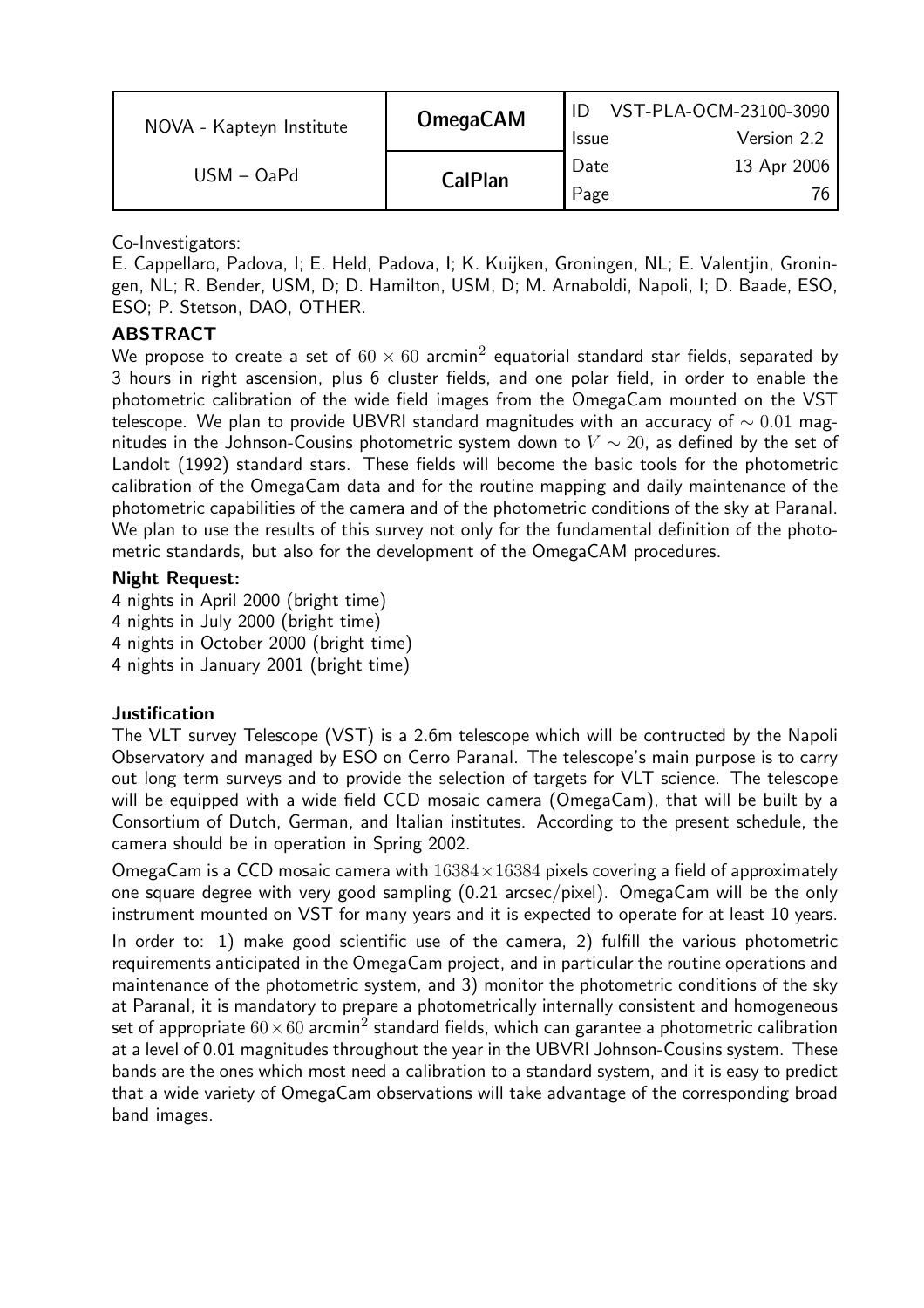Co-Investigators:

E. Cappellaro, Padova, I; E. Held, Padova, I; K. Kuijken, Groningen, NL; E. Valentjin, Groningen, NL; R. Bender, USM, D; D. Hamilton, USM, D; M. Arnaboldi, Napoli, I; D. Baade, ESO, ESO; P. Stetson, DAO, OTHER.

**ABSTRACT**

We propose to create a set of $60 \times 60$ arcmin$^2$ equatorial standard star fields, separated by 3 hours in right ascension, plus 6 cluster fields, and one polar field, in order to enable the photometric calibration of the wide field images from the OmegaCam mounted on the VST telescope. We plan to provide UBVRI standard magnitudes with an accuracy of $\sim 0.01$ magnitudes in the Johnson-Cousins photometric system down to $V \sim 20$, as defined by the set of Landolt (1992) standard stars. These fields will become the basic tools for the photometric calibration of the OmegaCam data and for the routine mapping and daily maintenance of the photometric capabilities of the camera and of the photometric conditions of the sky at Paranal. We plan to use the results of this survey not only for the fundamental definition of the photometric standards, but also for the development of the OmegaCAM procedures.

**Night Request:**

4 nights in April 2000 (bright time)
4 nights in July 2000 (bright time)
4 nights in October 2000 (bright time)
4 nights in January 2001 (bright time)

**Justification**

The VLT survey Telescope (VST) is a 2.6m telescope which will be contructed by the Napoli Observatory and managed by ESO on Cerro Paranal. The telescope's main purpose is to carry out long term surveys and to provide the selection of targets for VLT science. The telescope will be equipped with a wide field CCD mosaic camera (OmegaCam), that will be built by a Consortium of Dutch, German, and Italian institutes. According to the present schedule, the camera should be in operation in Spring 2002.

OmegaCam is a CCD mosaic camera with $16384 \times 16384$ pixels covering a field of approximately one square degree with very good sampling (0.21 arcsec/pixel). OmegaCam will be the only instrument mounted on VST for many years and it is expected to operate for at least 10 years.

In order to: 1) make good scientific use of the camera, 2) fulfill the various photometric requirements anticipated in the OmegaCam project, and in particular the routine operations and maintenance of the photometric system, and 3) monitor the photometric conditions of the sky at Paranal, it is mandatory to prepare a photometrically internally consistent and homogeneous set of appropriate $60 \times 60$ arcmin$^2$ standard fields, which can garantee a photometric calibration at a level of 0.01 magnitudes throughout the year in the UBVRI Johnson-Cousins system. These bands are the ones which most need a calibration to a standard system, and it is easy to predict that a wide variety of OmegaCam observations will take advantage of the corresponding broad band images.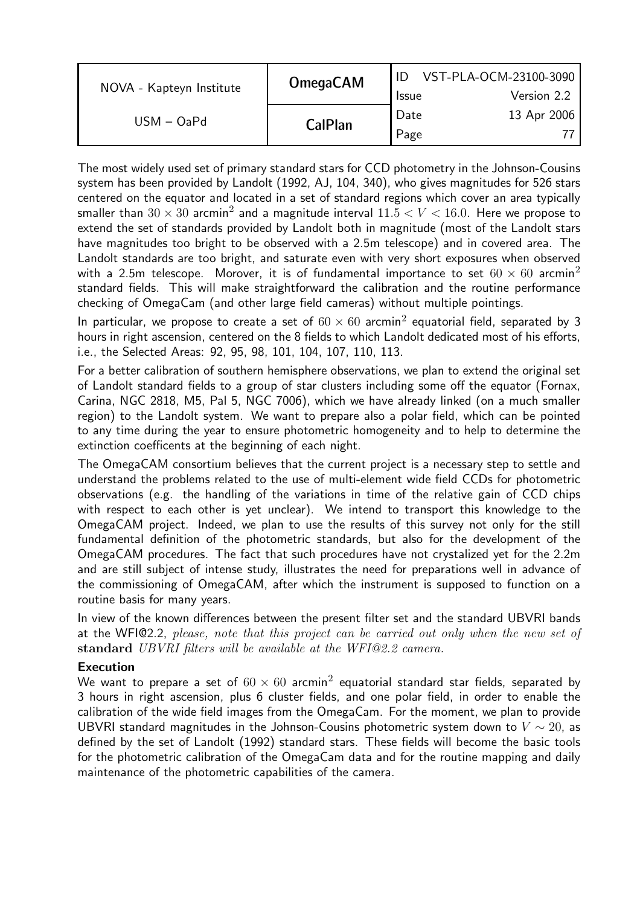The most widely used set of primary standard stars for CCD photometry in the Johnson-Cousins system has been provided by Landolt (1992, AJ, 104, 340), who gives magnitudes for 526 stars centered on the equator and located in a set of standard regions which cover an area typically smaller than $30 \times 30$ arcmin$^2$ and a magnitude interval $11.5 < V < 16.0$. Here we propose to extend the set of standards provided by Landolt both in magnitude (most of the Landolt stars have magnitudes too bright to be observed with a 2.5m telescope) and in covered area. The Landolt standards are too bright, and saturate even with very short exposures when observed with a 2.5m telescope. Morover, it is of fundamental importance to set $60 \times 60$ arcmin$^2$ standard fields. This will make straightforward the calibration and the routine performance checking of OmegaCam (and other large field cameras) without multiple pointings.

In particular, we propose to create a set of $60 \times 60$ arcmin$^2$ equatorial field, separated by 3 hours in right ascension, centered on the 8 fields to which Landolt dedicated most of his efforts, i.e., the Selected Areas: 92, 95, 98, 101, 104, 107, 110, 113.

For a better calibration of southern hemisphere observations, we plan to extend the original set of Landolt standard fields to a group of star clusters including some off the equator (Fornax, Carina, NGC 2818, M5, Pal 5, NGC 7006), which we have already linked (on a much smaller region) to the Landolt system. We want to prepare also a polar field, which can be pointed to any time during the year to ensure photometric homogeneity and to help to determine the extinction coefficents at the beginning of each night.

The OmegaCAM consortium believes that the current project is a necessary step to settle and understand the problems related to the use of multi-element wide field CCDs for photometric observations (e.g. the handling of the variations in time of the relative gain of CCD chips with respect to each other is yet unclear). We intend to transport this knowledge to the OmegaCAM project. Indeed, we plan to use the results of this survey not only for the still fundamental definition of the photometric standards, but also for the development of the OmegaCAM procedures. The fact that such procedures have not crystalized yet for the 2.2m and are still subject of intense study, illustrates the need for preparations well in advance of the commissioning of OmegaCAM, after which the instrument is supposed to function on a routine basis for many years.

In view of the known differences between the present filter set and the standard UBVRI bands at the WFI@2.2, *please, note that this project can be carried out only when the new set of* **standard** *UBVRI filters will be available at the WFI@2.2 camera.*

**Execution**

We want to prepare a set of $60 \times 60$ arcmin$^2$ equatorial standard star fields, separated by 3 hours in right ascension, plus 6 cluster fields, and one polar field, in order to enable the calibration of the wide field images from the OmegaCam. For the moment, we plan to provide UBVRI standard magnitudes in the Johnson-Cousins photometric system down to $V \sim 20$, as defined by the set of Landolt (1992) standard stars. These fields will become the basic tools for the photometric calibration of the OmegaCam data and for the routine mapping and daily maintenance of the photometric capabilities of the camera.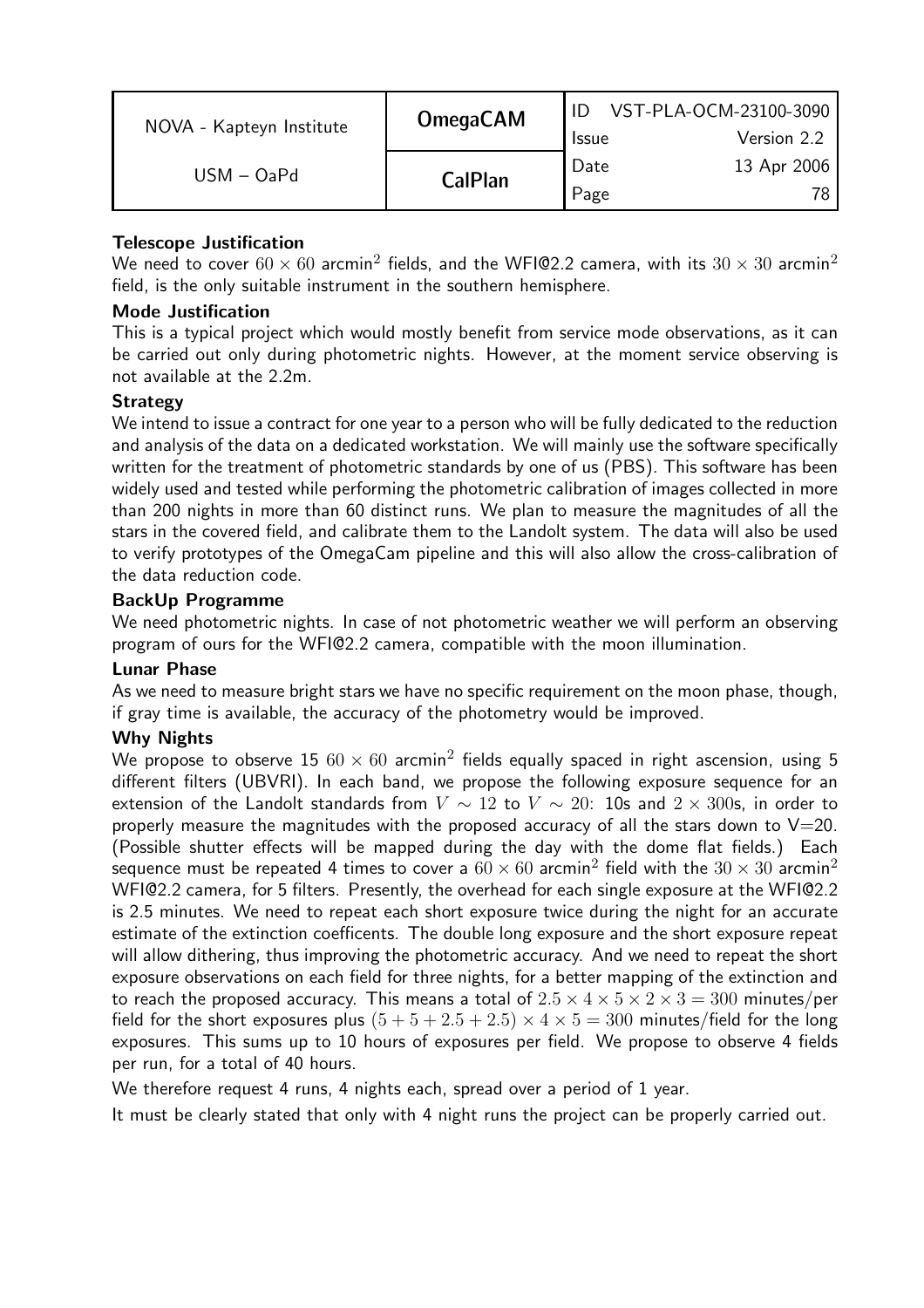**Telescope Justification**

We need to cover $60 \times 60$ arcmin$^2$ fields, and the WFI@2.2 camera, with its $30 \times 30$ arcmin$^2$ field, is the only suitable instrument in the southern hemisphere.

**Mode Justification**

This is a typical project which would mostly benefit from service mode observations, as it can be carried out only during photometric nights. However, at the moment service observing is not available at the 2.2m.

**Strategy**

We intend to issue a contract for one year to a person who will be fully dedicated to the reduction and analysis of the data on a dedicated workstation. We will mainly use the software specifically written for the treatment of photometric standards by one of us (PBS). This software has been widely used and tested while performing the photometric calibration of images collected in more than 200 nights in more than 60 distinct runs. We plan to measure the magnitudes of all the stars in the covered field, and calibrate them to the Landolt system. The data will also be used to verify prototypes of the OmegaCam pipeline and this will also allow the cross-calibration of the data reduction code.

**BackUp Programme**

We need photometric nights. In case of not photometric weather we will perform an observing program of ours for the WFI@2.2 camera, compatible with the moon illumination.

**Lunar Phase**

As we need to measure bright stars we have no specific requirement on the moon phase, though, if gray time is available, the accuracy of the photometry would be improved.

**Why Nights**

We propose to observe 15 $60 \times 60$ arcmin$^2$ fields equally spaced in right ascension, using 5 different filters (UBVRI). In each band, we propose the following exposure sequence for an extension of the Landolt standards from $V \sim 12$ to $V \sim 20$: 10s and $2 \times 300$s, in order to properly measure the magnitudes with the proposed accuracy of all the stars down to V=20. (Possible shutter effects will be mapped during the day with the dome flat fields.) Each sequence must be repeated 4 times to cover a $60 \times 60$ arcmin$^2$ field with the $30 \times 30$ arcmin$^2$ WFI@2.2 camera, for 5 filters. Presently, the overhead for each single exposure at the WFI@2.2 is 2.5 minutes. We need to repeat each short exposure twice during the night for an accurate estimate of the extinction coefficents. The double long exposure and the short exposure repeat will allow dithering, thus improving the photometric accuracy. And we need to repeat the short exposure observations on each field for three nights, for a better mapping of the extinction and to reach the proposed accuracy. This means a total of $2.5 \times 4 \times 5 \times 2 \times 3 = 300$ minutes/per field for the short exposures plus $(5 + 5 + 2.5 + 2.5) \times 4 \times 5 = 300$ minutes/field for the long exposures. This sums up to 10 hours of exposures per field. We propose to observe 4 fields per run, for a total of 40 hours.

We therefore request 4 runs, 4 nights each, spread over a period of 1 year.

It must be clearly stated that only with 4 night runs the project can be properly carried out.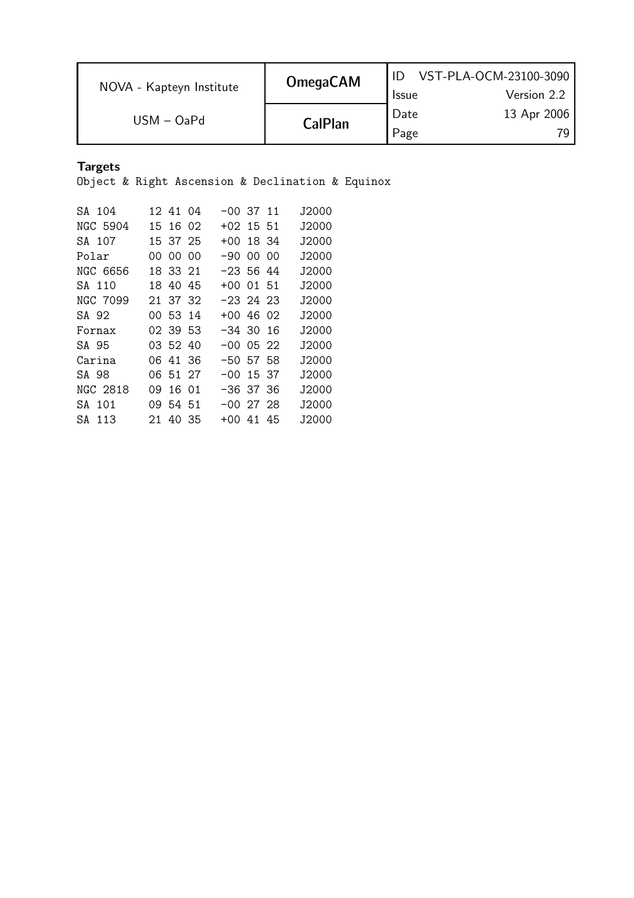**Targets**

```
Object & Right Ascension & Declination & Equinox

SA 104     12 41 04   -00 37 11   J2000
NGC 5904   15 16 02   +02 15 51   J2000
SA 107     15 37 25   +00 18 34   J2000
Polar      00 00 00   -90 00 00   J2000
NGC 6656   18 33 21   -23 56 44   J2000
SA 110     18 40 45   +00 01 51   J2000
NGC 7099   21 37 32   -23 24 23   J2000
SA 92      00 53 14   +00 46 02   J2000
Fornax     02 39 53   -34 30 16   J2000
SA 95      03 52 40   -00 05 22   J2000
Carina     06 41 36   -50 57 58   J2000
SA 98      06 51 27   -00 15 37   J2000
NGC 2818   09 16 01   -36 37 36   J2000
SA 101     09 54 51   -00 27 28   J2000
SA 113     21 40 35   +00 41 45   J2000
```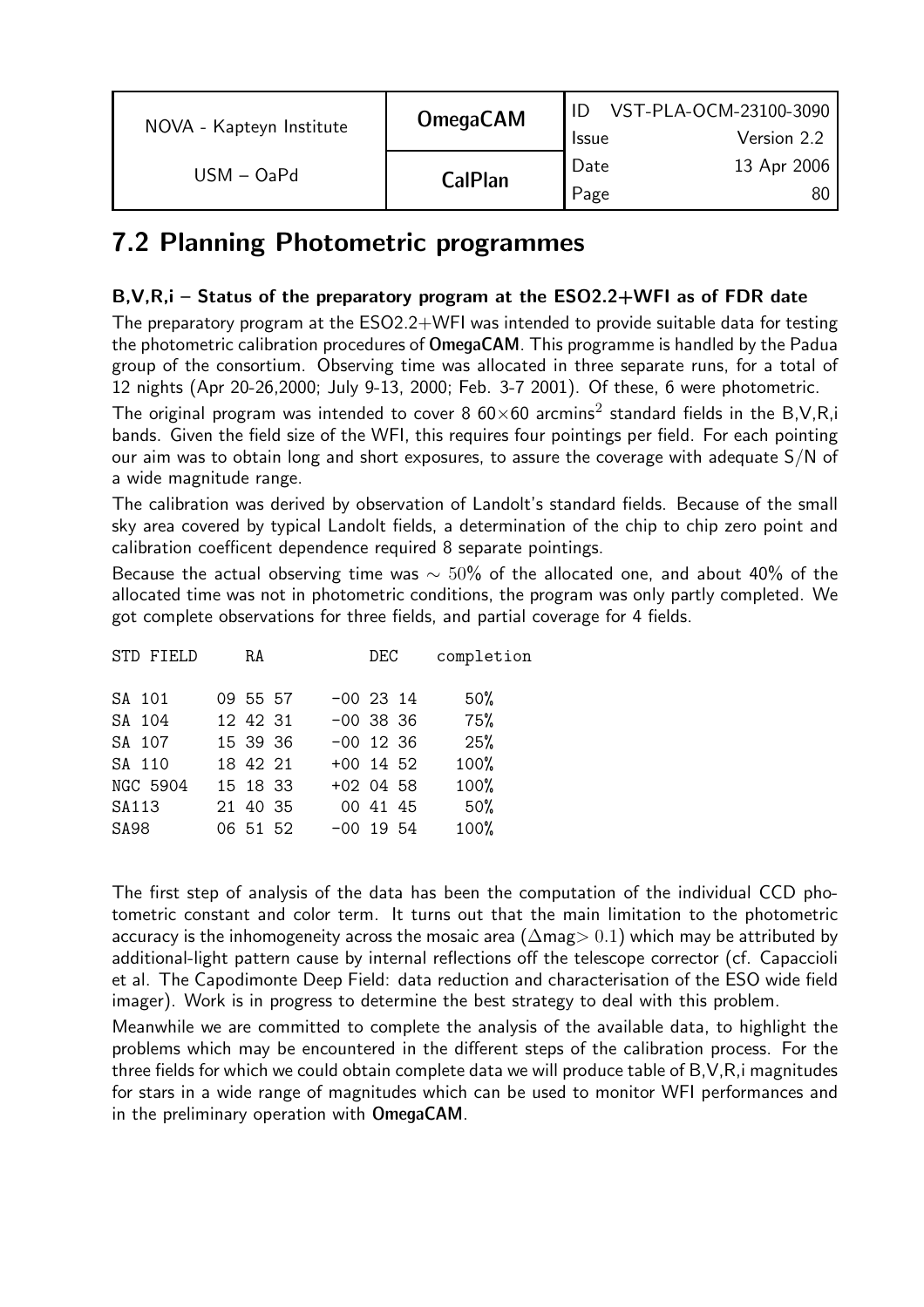## 7.2 Planning Photometric programmes

### B,V,R,i – Status of the preparatory program at the ESO2.2+WFI as of FDR date

The preparatory program at the ESO2.2+WFI was intended to provide suitable data for testing the photometric calibration procedures of **OmegaCAM**. This programme is handled by the Padua group of the consortium. Observing time was allocated in three separate runs, for a total of 12 nights (Apr 20-26,2000; July 9-13, 2000; Feb. 3-7 2001). Of these, 6 were photometric.

The original program was intended to cover 8 60×60 arcmins$^2$ standard fields in the B,V,R,i bands. Given the field size of the WFI, this requires four pointings per field. For each pointing our aim was to obtain long and short exposures, to assure the coverage with adequate S/N of a wide magnitude range.

The calibration was derived by observation of Landolt's standard fields. Because of the small sky area covered by typical Landolt fields, a determination of the chip to chip zero point and calibration coefficent dependence required 8 separate pointings.

Because the actual observing time was $\sim 50\%$ of the allocated one, and about 40% of the allocated time was not in photometric conditions, the program was only partly completed. We got complete observations for three fields, and partial coverage for 4 fields.

| STD FIELD | RA | DEC | completion |
|---|---|---|---|
| SA 101 | 09 55 57 | -00 23 14 | 50% |
| SA 104 | 12 42 31 | -00 38 36 | 75% |
| SA 107 | 15 39 36 | -00 12 36 | 25% |
| SA 110 | 18 42 21 | +00 14 52 | 100% |
| NGC 5904 | 15 18 33 | +02 04 58 | 100% |
| SA113 | 21 40 35 | 00 41 45 | 50% |
| SA98 | 06 51 52 | -00 19 54 | 100% |

The first step of analysis of the data has been the computation of the individual CCD photometric constant and color term. It turns out that the main limitation to the photometric accuracy is the inhomogeneity across the mosaic area ($\Delta$mag$> 0.1$) which may be attributed by additional-light pattern cause by internal reflections off the telescope corrector (cf. Capaccioli et al. The Capodimonte Deep Field: data reduction and characterisation of the ESO wide field imager). Work is in progress to determine the best strategy to deal with this problem.

Meanwhile we are committed to complete the analysis of the available data, to highlight the problems which may be encountered in the different steps of the calibration process. For the three fields for which we could obtain complete data we will produce table of B,V,R,i magnitudes for stars in a wide range of magnitudes which can be used to monitor WFI performances and in the preliminary operation with **OmegaCAM**.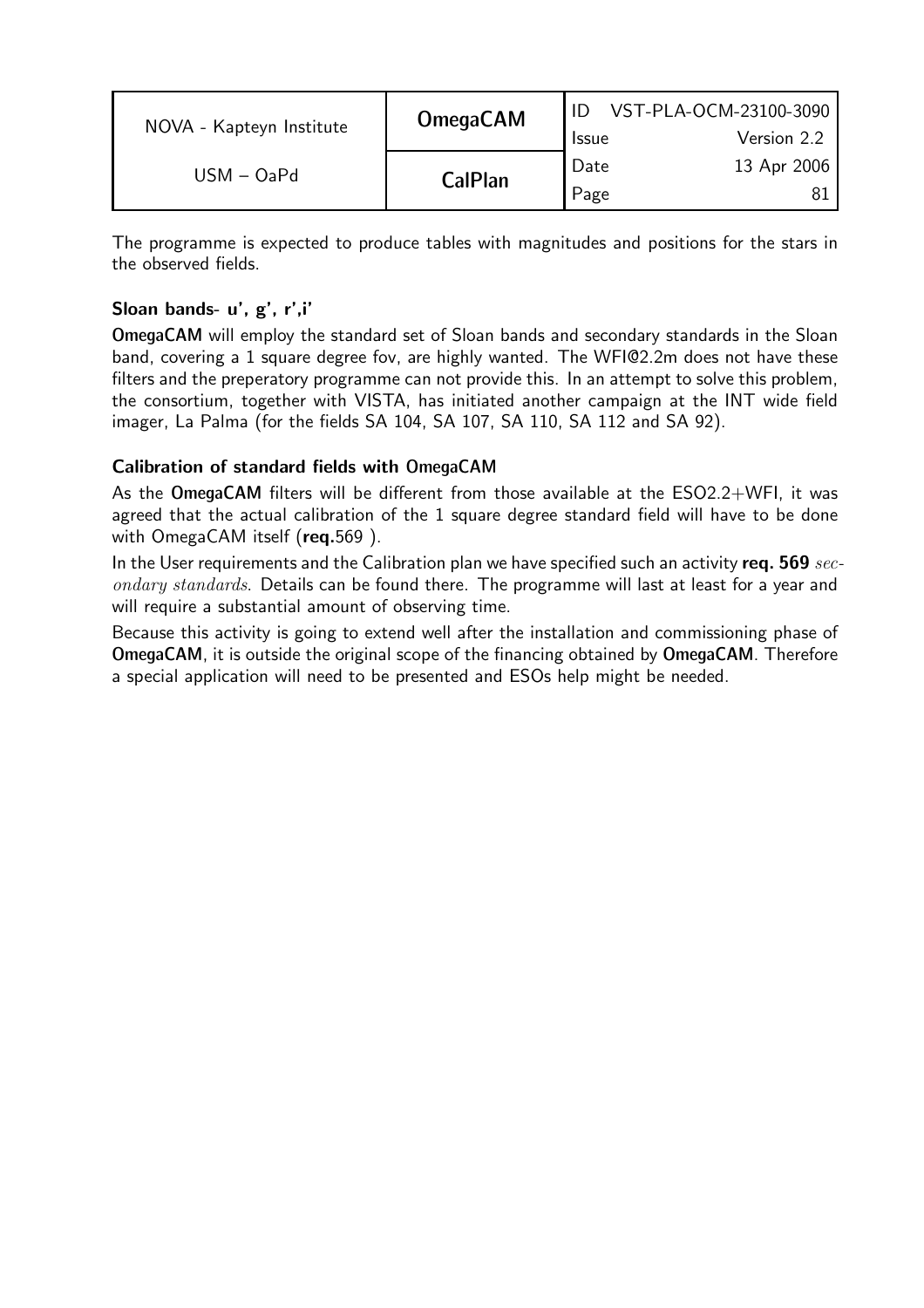The programme is expected to produce tables with magnitudes and positions for the stars in the observed fields.

### Sloan bands- u', g', r',i'

**OmegaCAM** will employ the standard set of Sloan bands and secondary standards in the Sloan band, covering a 1 square degree fov, are highly wanted. The WFI@2.2m does not have these filters and the preperatory programme can not provide this. In an attempt to solve this problem, the consortium, together with VISTA, has initiated another campaign at the INT wide field imager, La Palma (for the fields SA 104, SA 107, SA 110, SA 112 and SA 92).

### Calibration of standard fields with OmegaCAM

As the **OmegaCAM** filters will be different from those available at the ESO2.2+WFI, it was agreed that the actual calibration of the 1 square degree standard field will have to be done with OmegaCAM itself (**req.**569 ).

In the User requirements and the Calibration plan we have specified such an activity **req. 569** *secondary standards*. Details can be found there. The programme will last at least for a year and will require a substantial amount of observing time.

Because this activity is going to extend well after the installation and commissioning phase of **OmegaCAM**, it is outside the original scope of the financing obtained by **OmegaCAM**. Therefore a special application will need to be presented and ESOs help might be needed.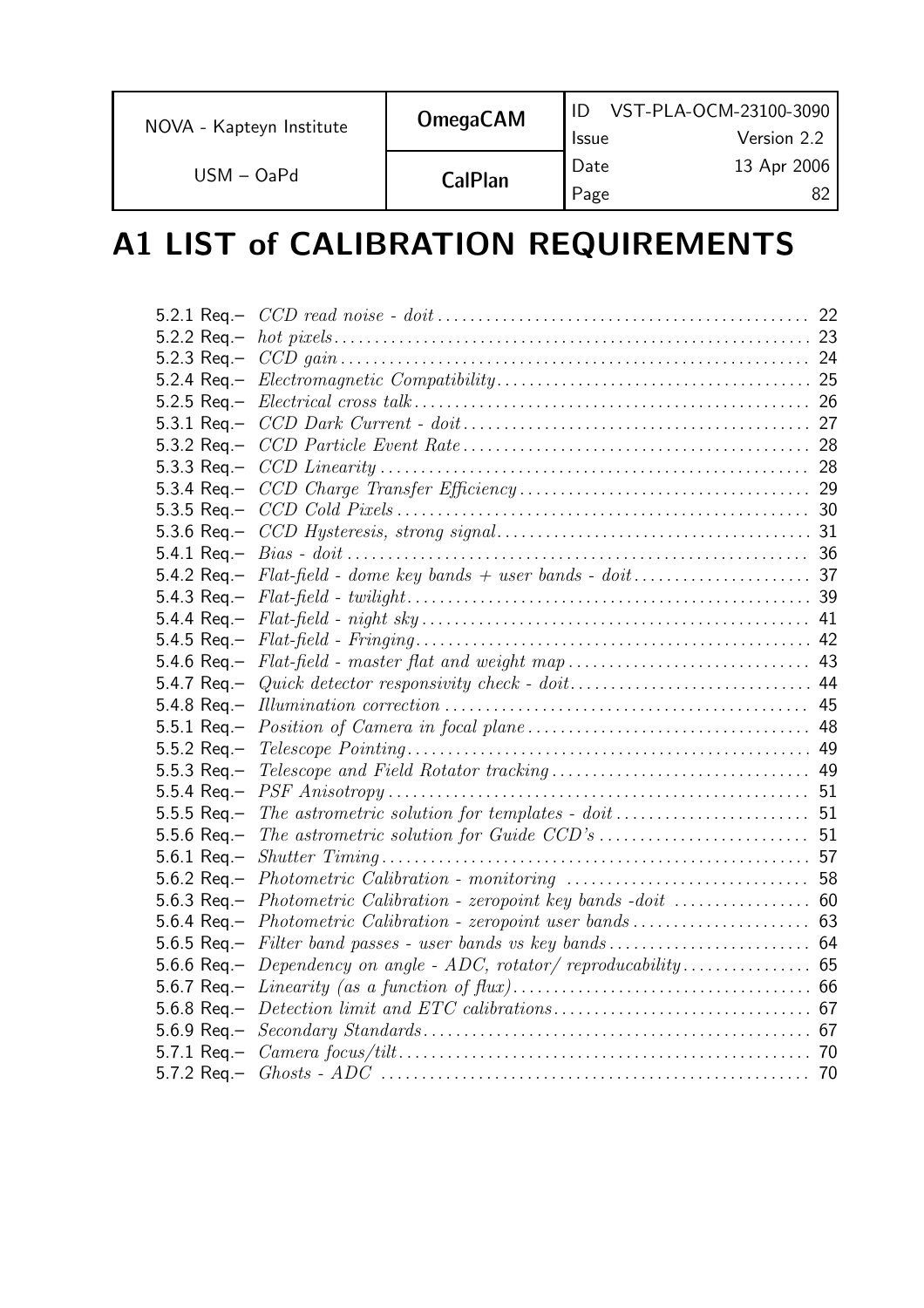# A1 LIST of CALIBRATION REQUIREMENTS

5.2.1 Req.– *CCD read noise - doit* ..... 22
5.2.2 Req.– *hot pixels* ..... 23
5.2.3 Req.– *CCD gain* ..... 24
5.2.4 Req.– *Electromagnetic Compatibility* ..... 25
5.2.5 Req.– *Electrical cross talk* ..... 26
5.3.1 Req.– *CCD Dark Current - doit* ..... 27
5.3.2 Req.– *CCD Particle Event Rate* ..... 28
5.3.3 Req.– *CCD Linearity* ..... 28
5.3.4 Req.– *CCD Charge Transfer Efficiency* ..... 29
5.3.5 Req.– *CCD Cold Pixels* ..... 30
5.3.6 Req.– *CCD Hysteresis, strong signal* ..... 31
5.4.1 Req.– *Bias - doit* ..... 36
5.4.2 Req.– *Flat-field - dome key bands + user bands - doit* ..... 37
5.4.3 Req.– *Flat-field - twilight* ..... 39
5.4.4 Req.– *Flat-field - night sky* ..... 41
5.4.5 Req.– *Flat-field - Fringing* ..... 42
5.4.6 Req.– *Flat-field - master flat and weight map* ..... 43
5.4.7 Req.– *Quick detector responsivity check - doit* ..... 44
5.4.8 Req.– *Illumination correction* ..... 45
5.5.1 Req.– *Position of Camera in focal plane* ..... 48
5.5.2 Req.– *Telescope Pointing* ..... 49
5.5.3 Req.– *Telescope and Field Rotator tracking* ..... 49
5.5.4 Req.– *PSF Anisotropy* ..... 51
5.5.5 Req.– *The astrometric solution for templates - doit* ..... 51
5.5.6 Req.– *The astrometric solution for Guide CCD's* ..... 51
5.6.1 Req.– *Shutter Timing* ..... 57
5.6.2 Req.– *Photometric Calibration - monitoring* ..... 58
5.6.3 Req.– *Photometric Calibration - zeropoint key bands -doit* ..... 60
5.6.4 Req.– *Photometric Calibration - zeropoint user bands* ..... 63
5.6.5 Req.– *Filter band passes - user bands vs key bands* ..... 64
5.6.6 Req.– *Dependency on angle - ADC, rotator/ reproducability* ..... 65
5.6.7 Req.– *Linearity (as a function of flux)* ..... 66
5.6.8 Req.– *Detection limit and ETC calibrations* ..... 67
5.6.9 Req.– *Secondary Standards* ..... 67
5.7.1 Req.– *Camera focus/tilt* ..... 70
5.7.2 Req.– *Ghosts - ADC* ..... 70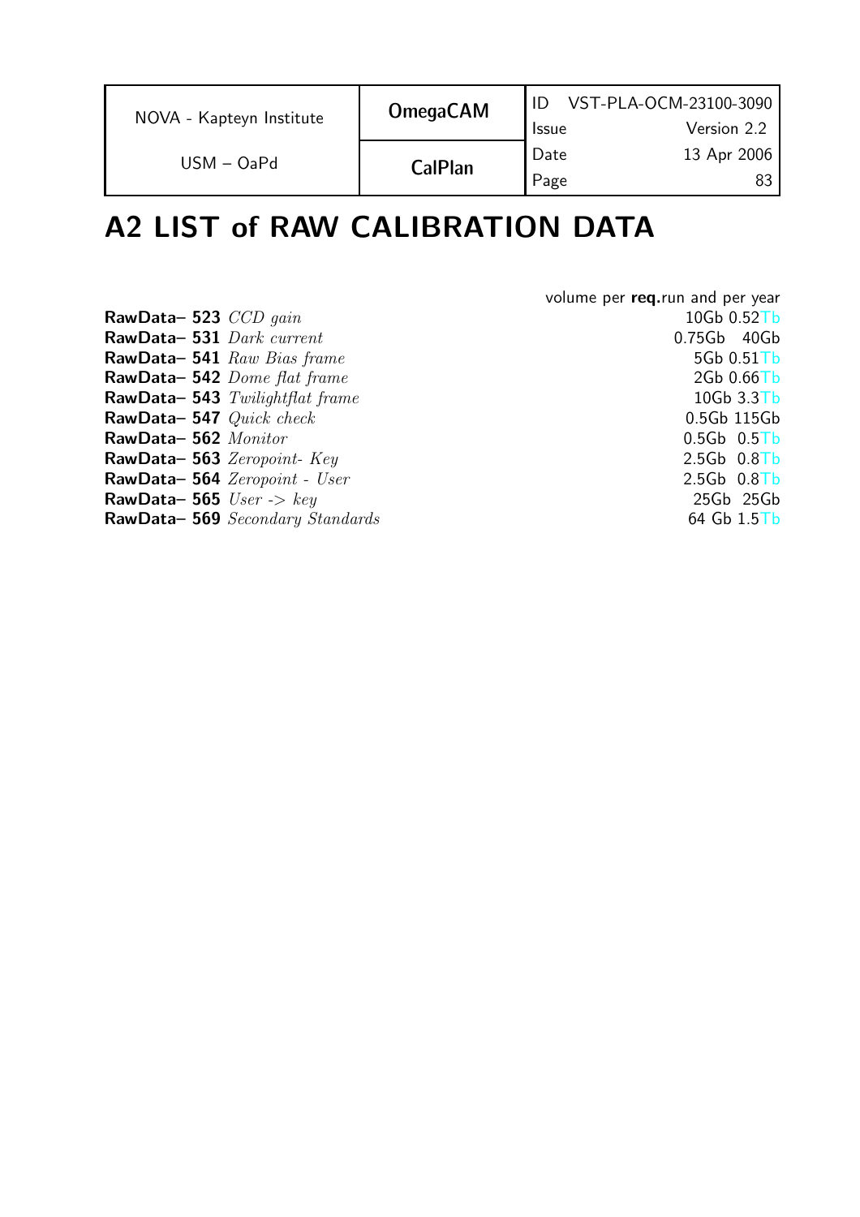# A2 LIST of RAW CALIBRATION DATA

| | volume per **req.**run and per year |
|---|---|
| **RawData– 523** *CCD gain* | 10Gb 0.52Tb |
| **RawData– 531** *Dark current* | 0.75Gb 40Gb |
| **RawData– 541** *Raw Bias frame* | 5Gb 0.51Tb |
| **RawData– 542** *Dome flat frame* | 2Gb 0.66Tb |
| **RawData– 543** *Twilightflat frame* | 10Gb 3.3Tb |
| **RawData– 547** *Quick check* | 0.5Gb 115Gb |
| **RawData– 562** *Monitor* | 0.5Gb 0.5Tb |
| **RawData– 563** *Zeropoint- Key* | 2.5Gb 0.8Tb |
| **RawData– 564** *Zeropoint - User* | 2.5Gb 0.8Tb |
| **RawData– 565** *User -> key* | 25Gb 25Gb |
| **RawData– 569** *Secondary Standards* | 64 Gb 1.5Tb |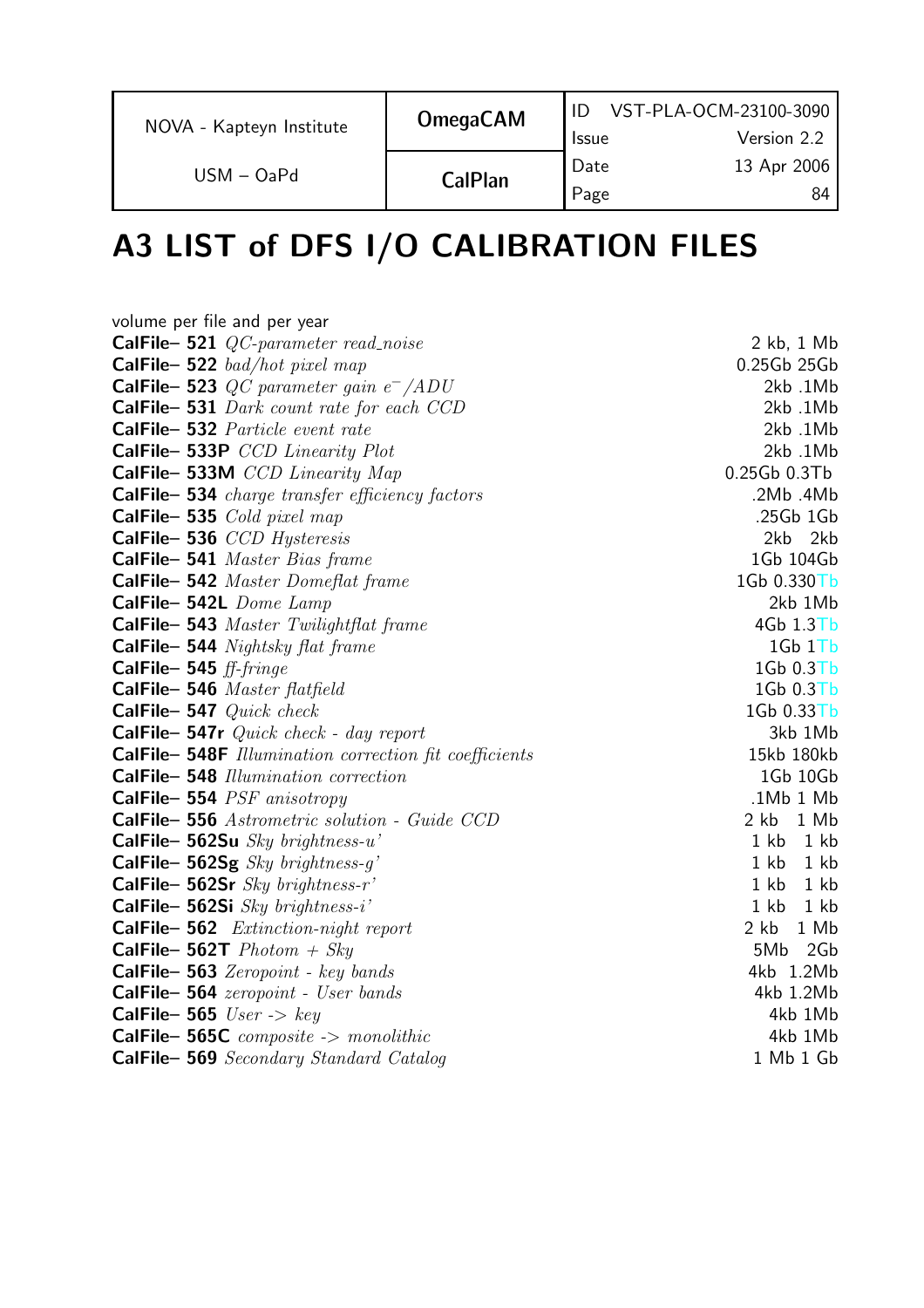# A3 LIST of DFS I/O CALIBRATION FILES

volume per file and per year

| | |
|---|---|
| **CalFile– 521** *QC-parameter read_noise* | 2 kb, 1 Mb |
| **CalFile– 522** *bad/hot pixel map* | 0.25Gb 25Gb |
| **CalFile– 523** *QC parameter gain* $e^{-}/ADU$ | 2kb .1Mb |
| **CalFile– 531** *Dark count rate for each CCD* | 2kb .1Mb |
| **CalFile– 532** *Particle event rate* | 2kb .1Mb |
| **CalFile– 533P** *CCD Linearity Plot* | 2kb .1Mb |
| **CalFile– 533M** *CCD Linearity Map* | 0.25Gb 0.3Tb |
| **CalFile– 534** *charge transfer efficiency factors* | .2Mb .4Mb |
| **CalFile– 535** *Cold pixel map* | .25Gb 1Gb |
| **CalFile– 536** *CCD Hysteresis* | 2kb 2kb |
| **CalFile– 541** *Master Bias frame* | 1Gb 104Gb |
| **CalFile– 542** *Master Domeflat frame* | 1Gb 0.330Tb |
| **CalFile– 542L** *Dome Lamp* | 2kb 1Mb |
| **CalFile– 543** *Master Twilightflat frame* | 4Gb 1.3Tb |
| **CalFile– 544** *Nightsky flat frame* | 1Gb 1Tb |
| **CalFile– 545** *ff-fringe* | 1Gb 0.3Tb |
| **CalFile– 546** *Master flatfield* | 1Gb 0.3Tb |
| **CalFile– 547** *Quick check* | 1Gb 0.33Tb |
| **CalFile– 547r** *Quick check - day report* | 3kb 1Mb |
| **CalFile– 548F** *Illumination correction fit coefficients* | 15kb 180kb |
| **CalFile– 548** *Illumination correction* | 1Gb 10Gb |
| **CalFile– 554** *PSF anisotropy* | .1Mb 1 Mb |
| **CalFile– 556** *Astrometric solution - Guide CCD* | 2 kb 1 Mb |
| **CalFile– 562Su** *Sky brightness-u'* | 1 kb 1 kb |
| **CalFile– 562Sg** *Sky brightness-g'* | 1 kb 1 kb |
| **CalFile– 562Sr** *Sky brightness-r'* | 1 kb 1 kb |
| **CalFile– 562Si** *Sky brightness-i'* | 1 kb 1 kb |
| **CalFile– 562** *Extinction-night report* | 2 kb 1 Mb |
| **CalFile– 562T** *Photom + Sky* | 5Mb 2Gb |
| **CalFile– 563** *Zeropoint - key bands* | 4kb 1.2Mb |
| **CalFile– 564** *zeropoint - User bands* | 4kb 1.2Mb |
| **CalFile– 565** *User -> key* | 4kb 1Mb |
| **CalFile– 565C** *composite -> monolithic* | 4kb 1Mb |
| **CalFile– 569** *Secondary Standard Catalog* | 1 Mb 1 Gb |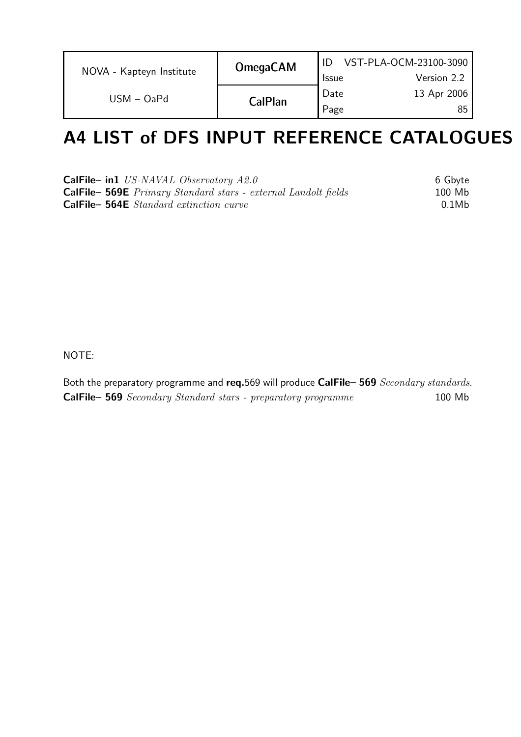# A4 LIST of DFS INPUT REFERENCE CATALOGUES

| | | |
|---|---|---|
| **CalFile– in1** | *US-NAVAL Observatory A2.0* | 6 Gbyte |
| **CalFile– 569E** | *Primary Standard stars - external Landolt fields* | 100 Mb |
| **CalFile– 564E** | *Standard extinction curve* | 0.1Mb |

NOTE:

Both the preparatory programme and **req.**569 will produce **CalFile– 569** *Secondary standards*.

**CalFile– 569** *Secondary Standard stars - preparatory programme* 100 Mb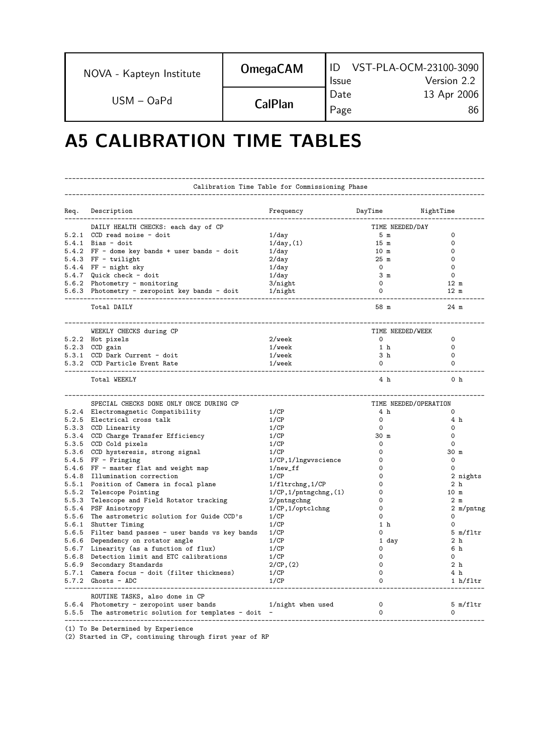# A5 CALIBRATION TIME TABLES

Calibration Time Table for Commissioning Phase

| Req. | Description | Frequency | DayTime | NightTime |
|---|---|---|---|---|
| | DAILY HEALTH CHECKS: each day of CP | | TIME NEEDED/DAY | |
| 5.2.1 | CCD read noise - doit | 1/day | 5 m | 0 |
| 5.4.1 | Bias - doit | 1/day,(1) | 15 m | 0 |
| 5.4.2 | FF - dome key bands + user bands - doit | 1/day | 10 m | 0 |
| 5.4.3 | FF - twilight | 2/day | 25 m | 0 |
| 5.4.4 | FF - night sky | 1/day | 0 | 0 |
| 5.4.7 | Quick check - doit | 1/day | 3 m | 0 |
| 5.6.2 | Photometry - monitoring | 3/night | 0 | 12 m |
| 5.6.3 | Photometry - zeropoint key bands - doit | 1/night | 0 | 12 m |
| | Total DAILY | | 58 m | 24 m |
| | WEEKLY CHECKS during CP | | TIME NEEDED/WEEK | |
| 5.2.2 | Hot pixels | 2/week | 0 | 0 |
| 5.2.3 | CCD gain | 1/week | 1 h | 0 |
| 5.3.1 | CCD Dark Current - doit | 1/week | 3 h | 0 |
| 5.3.2 | CCD Particle Event Rate | 1/week | 0 | 0 |
| | Total WEEKLY | | 4 h | 0 h |
| | SPECIAL CHECKS DONE ONLY ONCE DURING CP | | TIME NEEDED/OPERATION | |
| 5.2.4 | Electromagnetic Compatibility | 1/CP | 4 h | 0 |
| 5.2.5 | Electrical cross talk | 1/CP | 0 | 4 h |
| 5.3.3 | CCD Linearity | 1/CP | 0 | 0 |
| 5.3.4 | CCD Charge Transfer Efficiency | 1/CP | 30 m | 0 |
| 5.3.5 | CCD Cold pixels | 1/CP | 0 | 0 |
| 5.3.6 | CCD hysteresis, strong signal | 1/CP | 0 | 30 m |
| 5.4.5 | FF - Fringing | 1/CP,1/lngwvscience | 0 | 0 |
| 5.4.6 | FF - master flat and weight map | 1/new_ff | 0 | 0 |
| 5.4.8 | Illumination correction | 1/CP | 0 | 2 nights |
| 5.5.1 | Position of Camera in focal plane | 1/fltrchng,1/CP | 0 | 2 h |
| 5.5.2 | Telescope Pointing | 1/CP,1/pntngchng,(1) | 0 | 10 m |
| 5.5.3 | Telescope and Field Rotator tracking | 2/pntngchng | 0 | 2 m |
| 5.5.4 | PSF Anisotropy | 1/CP,1/optclchng | 0 | 2 m/pntng |
| 5.5.6 | The astrometric solution for Guide CCD's | 1/CP | 0 | 0 |
| 5.6.1 | Shutter Timing | 1/CP | 1 h | 0 |
| 5.6.5 | Filter band passes - user bands vs key bands | 1/CP | 0 | 5 m/fltr |
| 5.6.6 | Dependency on rotator angle | 1/CP | 1 day | 2 h |
| 5.6.7 | Linearity (as a function of flux) | 1/CP | 0 | 6 h |
| 5.6.8 | Detection limit and ETC calibrations | 1/CP | 0 | 0 |
| 5.6.9 | Secondary Standards | 2/CP,(2) | 0 | 2 h |
| 5.7.1 | Camera focus - doit (filter thickness) | 1/CP | 0 | 4 h |
| 5.7.2 | Ghosts - ADC | 1/CP | 0 | 1 h/fltr |
| | ROUTINE TASKS, also done in CP | | | |
| 5.6.4 | Photometry - zeropoint user bands | 1/night when used | 0 | 5 m/fltr |
| 5.5.5 | The astrometric solution for templates - doit | - | 0 | 0 |

(1) To Be Determined by Experience
(2) Started in CP, continuing through first year of RP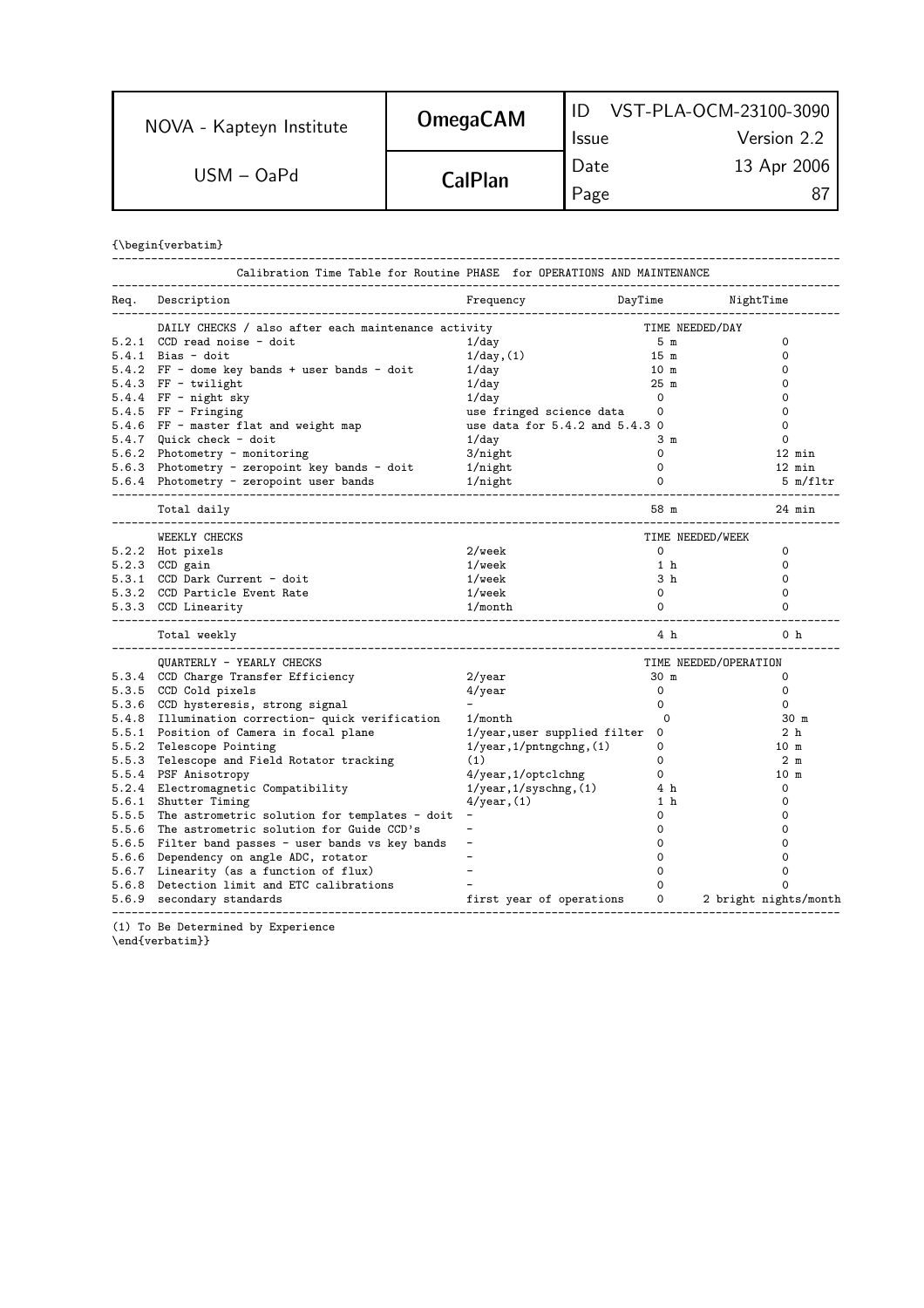{\begin{verbatim}

| Req. | Description | Frequency | DayTime | NightTime |
|---|---|---|---|---|
| | **Calibration Time Table for Routine PHASE for OPERATIONS AND MAINTENANCE** | | | |
| | DAILY CHECKS / also after each maintenance activity | | TIME NEEDED/DAY | |
| 5.2.1 | CCD read noise - doit | 1/day | 5 m | 0 |
| 5.4.1 | Bias - doit | 1/day,(1) | 15 m | 0 |
| 5.4.2 | FF - dome key bands + user bands - doit | 1/day | 10 m | 0 |
| 5.4.3 | FF - twilight | 1/day | 25 m | 0 |
| 5.4.4 | FF - night sky | 1/day | 0 | 0 |
| 5.4.5 | FF - Fringing | use fringed science data | 0 | 0 |
| 5.4.6 | FF - master flat and weight map | use data for 5.4.2 and 5.4.3 | 0 | 0 |
| 5.4.7 | Quick check - doit | 1/day | 3 m | 0 |
| 5.6.2 | Photometry - monitoring | 3/night | 0 | 12 min |
| 5.6.3 | Photometry - zeropoint key bands - doit | 1/night | 0 | 12 min |
| 5.6.4 | Photometry - zeropoint user bands | 1/night | 0 | 5 m/fltr |
| | Total daily | | 58 m | 24 min |
| | WEEKLY CHECKS | | TIME NEEDED/WEEK | |
| 5.2.2 | Hot pixels | 2/week | 0 | 0 |
| 5.2.3 | CCD gain | 1/week | 1 h | 0 |
| 5.3.1 | CCD Dark Current - doit | 1/week | 3 h | 0 |
| 5.3.2 | CCD Particle Event Rate | 1/week | 0 | 0 |
| 5.3.3 | CCD Linearity | 1/month | 0 | 0 |
| | Total weekly | | 4 h | 0 h |
| | QUARTERLY - YEARLY CHECKS | | TIME NEEDED/OPERATION | |
| 5.3.4 | CCD Charge Transfer Efficiency | 2/year | 30 m | 0 |
| 5.3.5 | CCD Cold pixels | 4/year | 0 | 0 |
| 5.3.6 | CCD hysteresis, strong signal | - | 0 | 0 |
| 5.4.8 | Illumination correction- quick verification | 1/month | 0 | 30 m |
| 5.5.1 | Position of Camera in focal plane | 1/year,user supplied filter | 0 | 2 h |
| 5.5.2 | Telescope Pointing | 1/year,1/pntngchng,(1) | 0 | 10 m |
| 5.5.3 | Telescope and Field Rotator tracking | (1) | 0 | 2 m |
| 5.5.4 | PSF Anisotropy | 4/year,1/optclchng | 0 | 10 m |
| 5.2.4 | Electromagnetic Compatibility | 1/year,1/syschng,(1) | 4 h | 0 |
| 5.6.1 | Shutter Timing | 4/year,(1) | 1 h | 0 |
| 5.5.5 | The astrometric solution for templates - doit | - | 0 | 0 |
| 5.5.6 | The astrometric solution for Guide CCD's | - | 0 | 0 |
| 5.6.5 | Filter band passes - user bands vs key bands | - | 0 | 0 |
| 5.6.6 | Dependency on angle ADC, rotator | - | 0 | 0 |
| 5.6.7 | Linearity (as a function of flux) | - | 0 | 0 |
| 5.6.8 | Detection limit and ETC calibrations | - | 0 | 0 |
| 5.6.9 | secondary standards | first year of operations | 0 | 2 bright nights/month |

(1) To Be Determined by Experience

\end{verbatim}}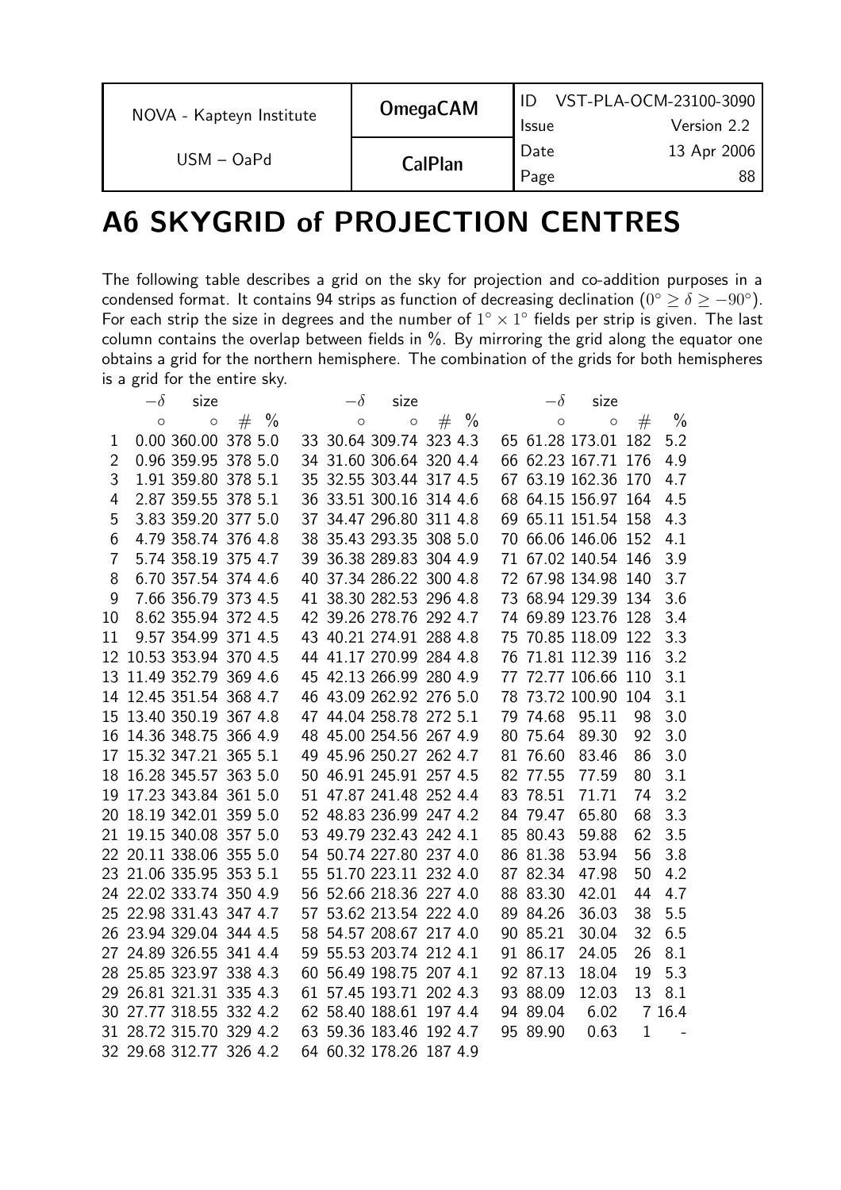# A6 SKYGRID of PROJECTION CENTRES

The following table describes a grid on the sky for projection and co-addition purposes in a condensed format. It contains 94 strips as function of decreasing declination ($0^\circ \geq \delta \geq -90^\circ$). For each strip the size in degrees and the number of $1^\circ \times 1^\circ$ fields per strip is given. The last column contains the overlap between fields in %. By mirroring the grid along the equator one obtains a grid for the northern hemisphere. The combination of the grids for both hemispheres is a grid for the entire sky.

| | $-\delta$ | size | | | | $-\delta$ | size | | | | $-\delta$ | size | | |
|---|---|---|---|---|---|---|---|---|---|---|---|---|---|---|
| | ° | ° | # | % | | ° | ° | # | % | | ° | ° | # | % |
| 1 | 0.00 | 360.00 | 378 | 5.0 | 33 | 30.64 | 309.74 | 323 | 4.3 | 65 | 61.28 | 173.01 | 182 | 5.2 |
| 2 | 0.96 | 359.95 | 378 | 5.0 | 34 | 31.60 | 306.64 | 320 | 4.4 | 66 | 62.23 | 167.71 | 176 | 4.9 |
| 3 | 1.91 | 359.80 | 378 | 5.1 | 35 | 32.55 | 303.44 | 317 | 4.5 | 67 | 63.19 | 162.36 | 170 | 4.7 |
| 4 | 2.87 | 359.55 | 378 | 5.1 | 36 | 33.51 | 300.16 | 314 | 4.6 | 68 | 64.15 | 156.97 | 164 | 4.5 |
| 5 | 3.83 | 359.20 | 377 | 5.0 | 37 | 34.47 | 296.80 | 311 | 4.8 | 69 | 65.11 | 151.54 | 158 | 4.3 |
| 6 | 4.79 | 358.74 | 376 | 4.8 | 38 | 35.43 | 293.35 | 308 | 5.0 | 70 | 66.06 | 146.06 | 152 | 4.1 |
| 7 | 5.74 | 358.19 | 375 | 4.7 | 39 | 36.38 | 289.83 | 304 | 4.9 | 71 | 67.02 | 140.54 | 146 | 3.9 |
| 8 | 6.70 | 357.54 | 374 | 4.6 | 40 | 37.34 | 286.22 | 300 | 4.8 | 72 | 67.98 | 134.98 | 140 | 3.7 |
| 9 | 7.66 | 356.79 | 373 | 4.5 | 41 | 38.30 | 282.53 | 296 | 4.8 | 73 | 68.94 | 129.39 | 134 | 3.6 |
| 10 | 8.62 | 355.94 | 372 | 4.5 | 42 | 39.26 | 278.76 | 292 | 4.7 | 74 | 69.89 | 123.76 | 128 | 3.4 |
| 11 | 9.57 | 354.99 | 371 | 4.5 | 43 | 40.21 | 274.91 | 288 | 4.8 | 75 | 70.85 | 118.09 | 122 | 3.3 |
| 12 | 10.53 | 353.94 | 370 | 4.5 | 44 | 41.17 | 270.99 | 284 | 4.8 | 76 | 71.81 | 112.39 | 116 | 3.2 |
| 13 | 11.49 | 352.79 | 369 | 4.6 | 45 | 42.13 | 266.99 | 280 | 4.9 | 77 | 72.77 | 106.66 | 110 | 3.1 |
| 14 | 12.45 | 351.54 | 368 | 4.7 | 46 | 43.09 | 262.92 | 276 | 5.0 | 78 | 73.72 | 100.90 | 104 | 3.1 |
| 15 | 13.40 | 350.19 | 367 | 4.8 | 47 | 44.04 | 258.78 | 272 | 5.1 | 79 | 74.68 | 95.11 | 98 | 3.0 |
| 16 | 14.36 | 348.75 | 366 | 4.9 | 48 | 45.00 | 254.56 | 267 | 4.9 | 80 | 75.64 | 89.30 | 92 | 3.0 |
| 17 | 15.32 | 347.21 | 365 | 5.1 | 49 | 45.96 | 250.27 | 262 | 4.7 | 81 | 76.60 | 83.46 | 86 | 3.0 |
| 18 | 16.28 | 345.57 | 363 | 5.0 | 50 | 46.91 | 245.91 | 257 | 4.5 | 82 | 77.55 | 77.59 | 80 | 3.1 |
| 19 | 17.23 | 343.84 | 361 | 5.0 | 51 | 47.87 | 241.48 | 252 | 4.4 | 83 | 78.51 | 71.71 | 74 | 3.2 |
| 20 | 18.19 | 342.01 | 359 | 5.0 | 52 | 48.83 | 236.99 | 247 | 4.2 | 84 | 79.47 | 65.80 | 68 | 3.3 |
| 21 | 19.15 | 340.08 | 357 | 5.0 | 53 | 49.79 | 232.43 | 242 | 4.1 | 85 | 80.43 | 59.88 | 62 | 3.5 |
| 22 | 20.11 | 338.06 | 355 | 5.0 | 54 | 50.74 | 227.80 | 237 | 4.0 | 86 | 81.38 | 53.94 | 56 | 3.8 |
| 23 | 21.06 | 335.95 | 353 | 5.1 | 55 | 51.70 | 223.11 | 232 | 4.0 | 87 | 82.34 | 47.98 | 50 | 4.2 |
| 24 | 22.02 | 333.74 | 350 | 4.9 | 56 | 52.66 | 218.36 | 227 | 4.0 | 88 | 83.30 | 42.01 | 44 | 4.7 |
| 25 | 22.98 | 331.43 | 347 | 4.7 | 57 | 53.62 | 213.54 | 222 | 4.0 | 89 | 84.26 | 36.03 | 38 | 5.5 |
| 26 | 23.94 | 329.04 | 344 | 4.5 | 58 | 54.57 | 208.67 | 217 | 4.0 | 90 | 85.21 | 30.04 | 32 | 6.5 |
| 27 | 24.89 | 326.55 | 341 | 4.4 | 59 | 55.53 | 203.74 | 212 | 4.1 | 91 | 86.17 | 24.05 | 26 | 8.1 |
| 28 | 25.85 | 323.97 | 338 | 4.3 | 60 | 56.49 | 198.75 | 207 | 4.1 | 92 | 87.13 | 18.04 | 19 | 5.3 |
| 29 | 26.81 | 321.31 | 335 | 4.3 | 61 | 57.45 | 193.71 | 202 | 4.3 | 93 | 88.09 | 12.03 | 13 | 8.1 |
| 30 | 27.77 | 318.55 | 332 | 4.2 | 62 | 58.40 | 188.61 | 197 | 4.4 | 94 | 89.04 | 6.02 | 7 | 16.4 |
| 31 | 28.72 | 315.70 | 329 | 4.2 | 63 | 59.36 | 183.46 | 192 | 4.7 | 95 | 89.90 | 0.63 | 1 | - |
| 32 | 29.68 | 312.77 | 326 | 4.2 | 64 | 60.32 | 178.26 | 187 | 4.9 | | | | | |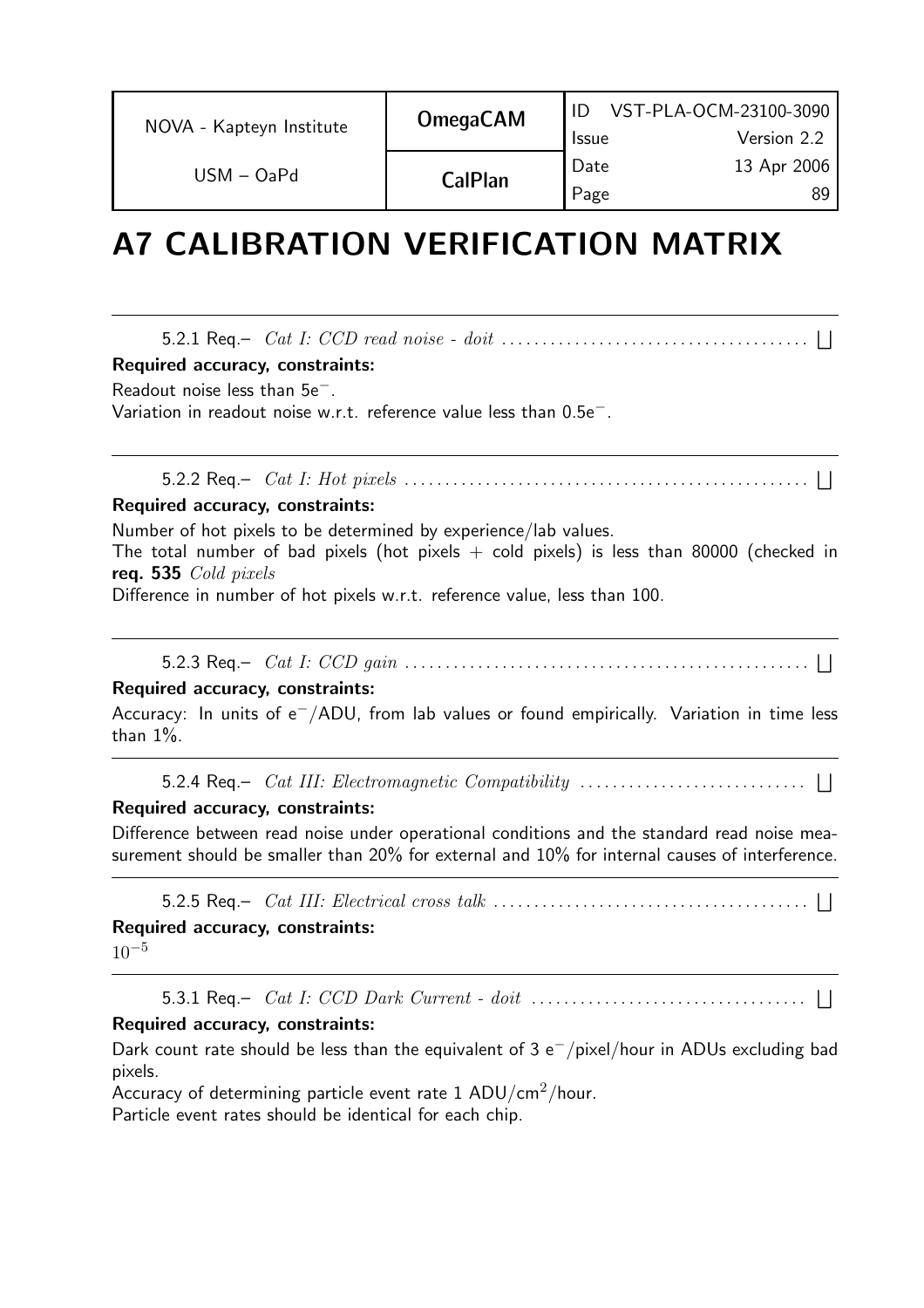# A7 CALIBRATION VERIFICATION MATRIX

---

5.2.1 Req.– *Cat I: CCD read noise - doit* .................................... ⌊⌋

**Required accuracy, constraints:**

Readout noise less than 5e$^-$.
Variation in readout noise w.r.t. reference value less than 0.5e$^-$.

---

5.2.2 Req.– *Cat I: Hot pixels* ................................................ ⌊⌋

**Required accuracy, constraints:**

Number of hot pixels to be determined by experience/lab values.
The total number of bad pixels (hot pixels + cold pixels) is less than 80000 (checked in **req. 535** *Cold pixels*
Difference in number of hot pixels w.r.t. reference value, less than 100.

---

5.2.3 Req.– *Cat I: CCD gain* ................................................ ⌊⌋

**Required accuracy, constraints:**

Accuracy: In units of e$^-$/ADU, from lab values or found empirically. Variation in time less than 1%.

---

5.2.4 Req.– *Cat III: Electromagnetic Compatibility* ........................... ⌊⌋

**Required accuracy, constraints:**

Difference between read noise under operational conditions and the standard read noise measurement should be smaller than 20% for external and 10% for internal causes of interference.

---

5.2.5 Req.– *Cat III: Electrical cross talk* .................................... ⌊⌋

**Required accuracy, constraints:**

$10^{-5}$

---

5.3.1 Req.– *Cat I: CCD Dark Current - doit* ................................. ⌊⌋

**Required accuracy, constraints:**

Dark count rate should be less than the equivalent of 3 e$^-$/pixel/hour in ADUs excluding bad pixels.
Accuracy of determining particle event rate 1 ADU/cm$^2$/hour.
Particle event rates should be identical for each chip.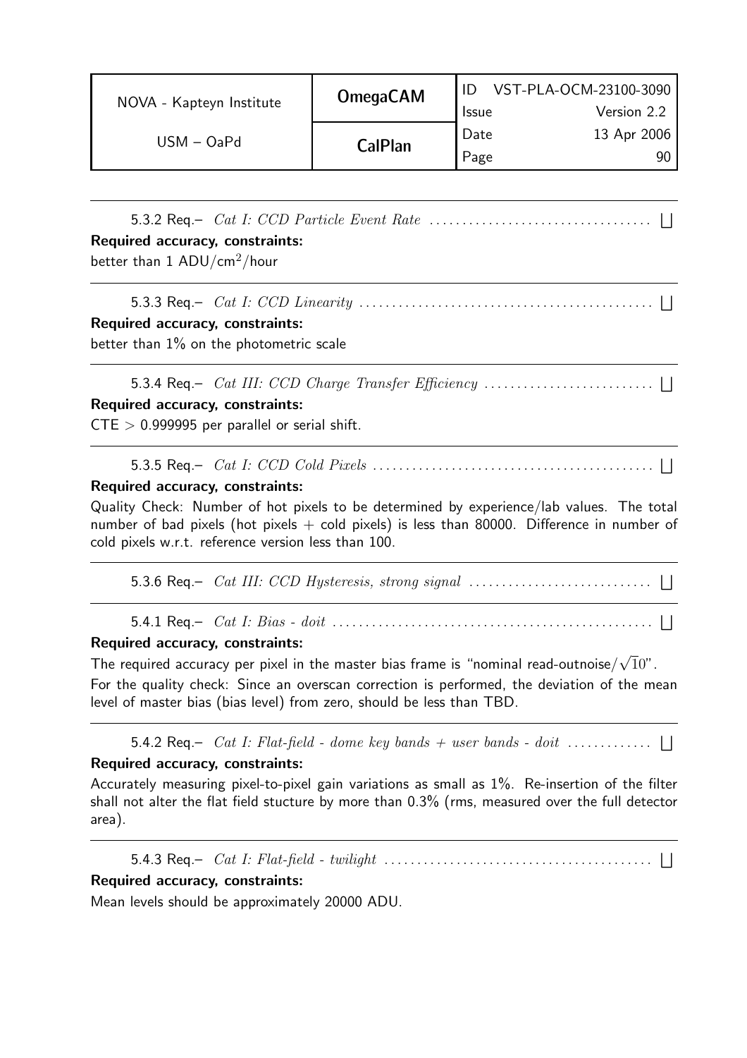---

5.3.2 Req.– *Cat I: CCD Particle Event Rate* .................................. ⌊⌋

**Required accuracy, constraints:**

better than 1 ADU/cm$^2$/hour

---

5.3.3 Req.– *Cat I: CCD Linearity* ............................................ ⌊⌋

**Required accuracy, constraints:**

better than 1% on the photometric scale

---

5.3.4 Req.– *Cat III: CCD Charge Transfer Efficiency* .......................... ⌊⌋

**Required accuracy, constraints:**

CTE > 0.999995 per parallel or serial shift.

---

5.3.5 Req.– *Cat I: CCD Cold Pixels* .......................................... ⌊⌋

**Required accuracy, constraints:**

Quality Check: Number of hot pixels to be determined by experience/lab values. The total number of bad pixels (hot pixels + cold pixels) is less than 80000. Difference in number of cold pixels w.r.t. reference version less than 100.

---

5.3.6 Req.– *Cat III: CCD Hysteresis, strong signal* ........................... ⌊⌋

---

5.4.1 Req.– *Cat I: Bias - doit* ................................................ ⌊⌋

**Required accuracy, constraints:**

The required accuracy per pixel in the master bias frame is "nominal read-outnoise/$\sqrt{10}$".

For the quality check: Since an overscan correction is performed, the deviation of the mean level of master bias (bias level) from zero, should be less than TBD.

---

5.4.2 Req.– *Cat I: Flat-field - dome key bands + user bands - doit* ............. ⌊⌋

**Required accuracy, constraints:**

Accurately measuring pixel-to-pixel gain variations as small as 1%. Re-insertion of the filter shall not alter the flat field stucture by more than 0.3% (rms, measured over the full detector area).

---

5.4.3 Req.– *Cat I: Flat-field - twilight* ......................................... ⌊⌋

**Required accuracy, constraints:**

Mean levels should be approximately 20000 ADU.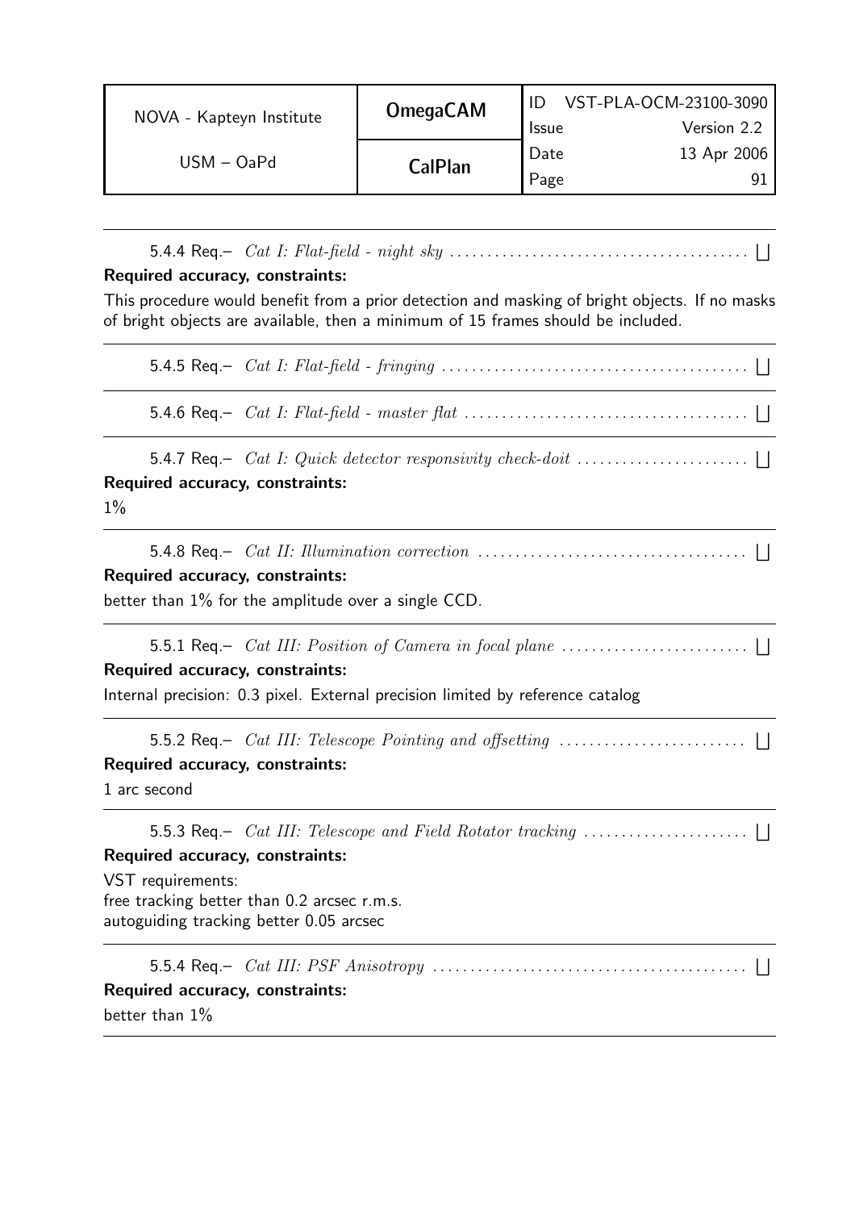---

5.4.4 Req.– *Cat I: Flat-field - night sky* . . . . . . . . . . . . . . . . . . . . . . . . . . . . . . . . . . . . . . . . ⌊⌋

**Required accuracy, constraints:**

This procedure would benefit from a prior detection and masking of bright objects. If no masks of bright objects are available, then a minimum of 15 frames should be included.

---

5.4.5 Req.– *Cat I: Flat-field - fringing* . . . . . . . . . . . . . . . . . . . . . . . . . . . . . . . . . . . . . . . . ⌊⌋

---

5.4.6 Req.– *Cat I: Flat-field - master flat* . . . . . . . . . . . . . . . . . . . . . . . . . . . . . . . . . . . . . ⌊⌋

---

5.4.7 Req.– *Cat I: Quick detector responsivity check-doit* . . . . . . . . . . . . . . . . . . . . . . . ⌊⌋

**Required accuracy, constraints:**

1%

---

5.4.8 Req.– *Cat II: Illumination correction* . . . . . . . . . . . . . . . . . . . . . . . . . . . . . . . . . . . . ⌊⌋

**Required accuracy, constraints:**

better than 1% for the amplitude over a single CCD.

---

5.5.1 Req.– *Cat III: Position of Camera in focal plane* . . . . . . . . . . . . . . . . . . . . . . . . . ⌊⌋

**Required accuracy, constraints:**

Internal precision: 0.3 pixel. External precision limited by reference catalog

---

5.5.2 Req.– *Cat III: Telescope Pointing and offsetting* . . . . . . . . . . . . . . . . . . . . . . . . . ⌊⌋

**Required accuracy, constraints:**

1 arc second

---

5.5.3 Req.– *Cat III: Telescope and Field Rotator tracking* . . . . . . . . . . . . . . . . . . . . . . ⌊⌋

**Required accuracy, constraints:**

VST requirements:
free tracking better than 0.2 arcsec r.m.s.
autoguiding tracking better 0.05 arcsec

---

5.5.4 Req.– *Cat III: PSF Anisotropy* . . . . . . . . . . . . . . . . . . . . . . . . . . . . . . . . . . . . . . . . . ⌊⌋

**Required accuracy, constraints:**

better than 1%

---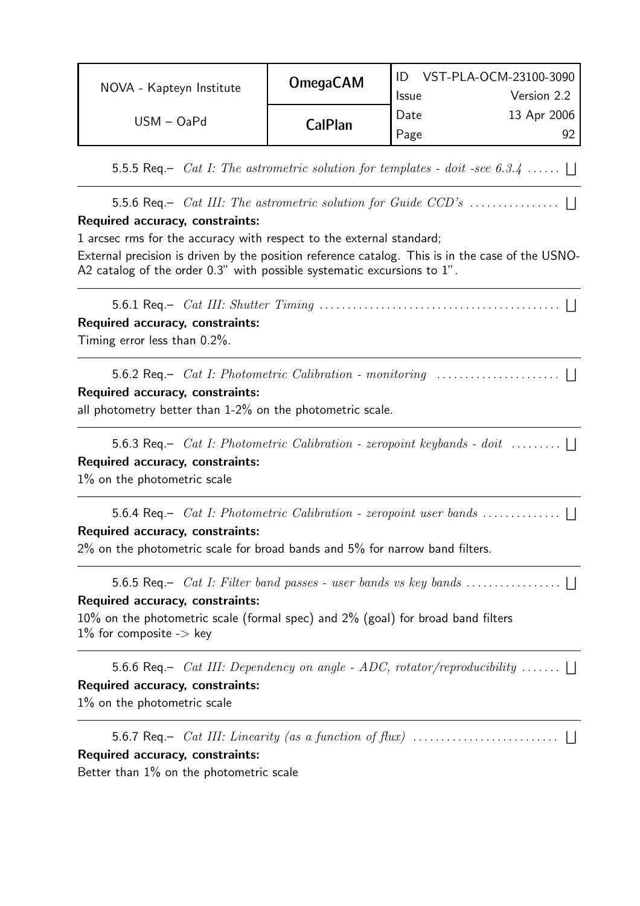5.5.5 Req.– *Cat I: The astrometric solution for templates - doit -see 6.3.4* ...... ⌊⌋

---

5.5.6 Req.– *Cat III: The astrometric solution for Guide CCD's* ................ ⌊⌋

**Required accuracy, constraints:**

1 arcsec rms for the accuracy with respect to the external standard;

External precision is driven by the position reference catalog. This is in the case of the USNO-A2 catalog of the order 0.3" with possible systematic excursions to 1".

---

5.6.1 Req.– *Cat III: Shutter Timing* .......................................... ⌊⌋

**Required accuracy, constraints:**

Timing error less than 0.2%.

---

5.6.2 Req.– *Cat I: Photometric Calibration - monitoring* ...................... ⌊⌋

**Required accuracy, constraints:**

all photometry better than 1-2% on the photometric scale.

---

5.6.3 Req.– *Cat I: Photometric Calibration - zeropoint keybands - doit* ......... ⌊⌋

**Required accuracy, constraints:**

1% on the photometric scale

---

5.6.4 Req.– *Cat I: Photometric Calibration - zeropoint user bands* .............. ⌊⌋

**Required accuracy, constraints:**

2% on the photometric scale for broad bands and 5% for narrow band filters.

---

5.6.5 Req.– *Cat I: Filter band passes - user bands vs key bands* ................. ⌊⌋

**Required accuracy, constraints:**

10% on the photometric scale (formal spec) and 2% (goal) for broad band filters
1% for composite -> key

---

5.6.6 Req.– *Cat III: Dependency on angle - ADC, rotator/reproducibility* ....... ⌊⌋

**Required accuracy, constraints:**

1% on the photometric scale

---

5.6.7 Req.– *Cat III: Linearity (as a function of flux)* .......................... ⌊⌋

**Required accuracy, constraints:**

Better than 1% on the photometric scale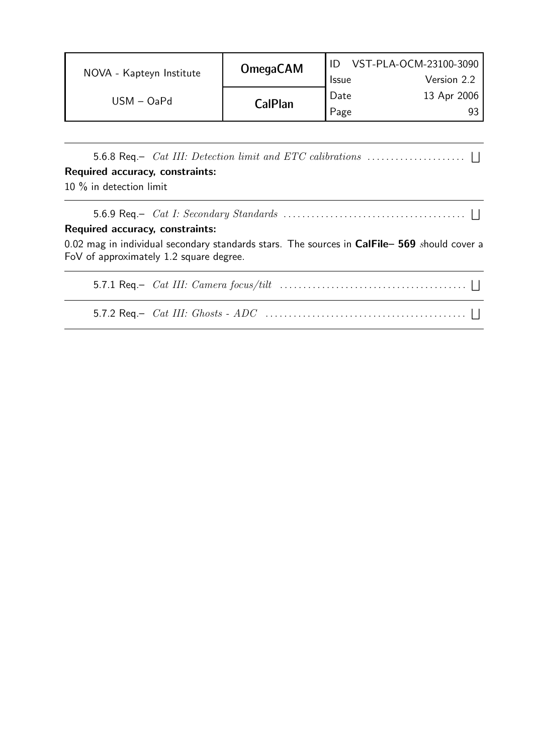---

5.6.8 Req.– *Cat III: Detection limit and ETC calibrations* .................... ⊔

**Required accuracy, constraints:**

10 % in detection limit

---

5.6.9 Req.– *Cat I: Secondary Standards* ...................................... ⊔

**Required accuracy, constraints:**

0.02 mag in individual secondary standards stars. The sources in **CalFile– 569** *s*hould cover a FoV of approximately 1.2 square degree.

---

5.7.1 Req.– *Cat III: Camera focus/tilt* ....................................... ⊔

---

5.7.2 Req.– *Cat III: Ghosts - ADC* .......................................... ⊔

---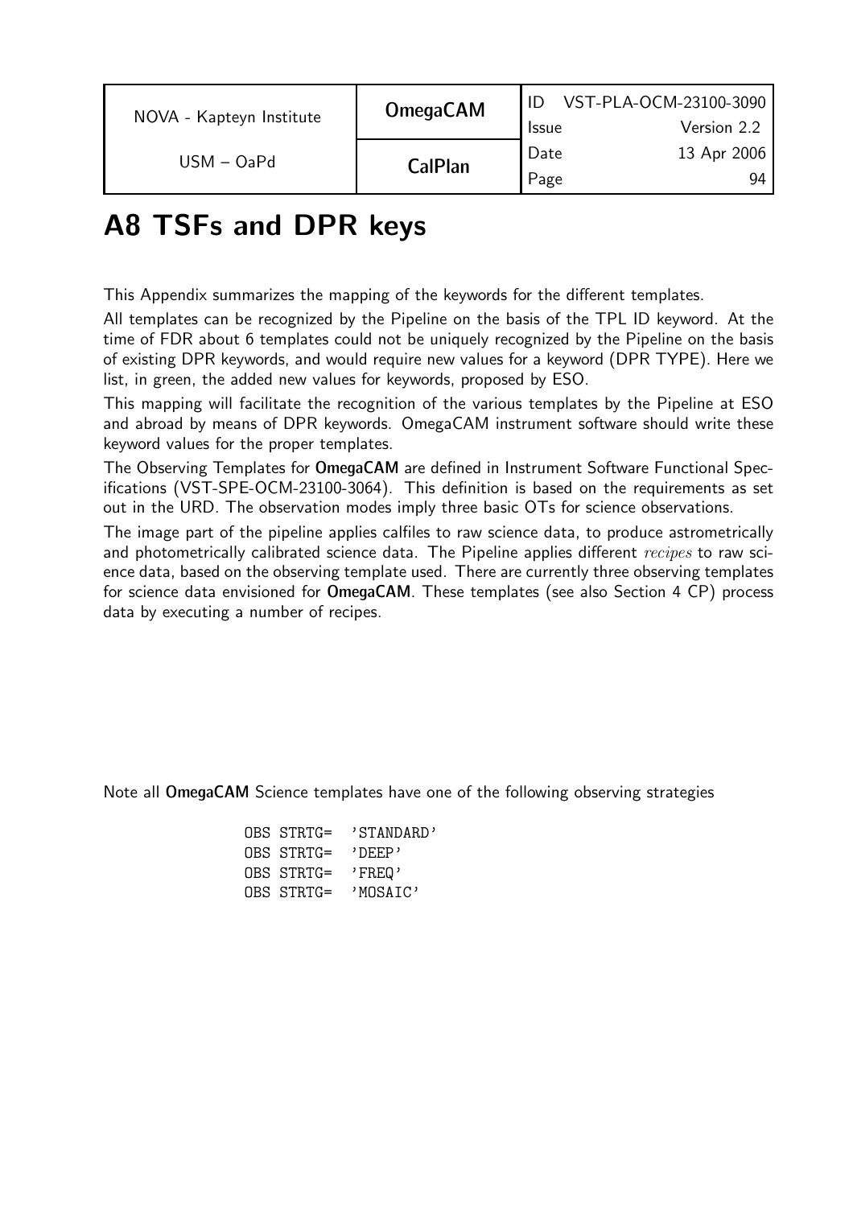# A8 TSFs and DPR keys

This Appendix summarizes the mapping of the keywords for the different templates.

All templates can be recognized by the Pipeline on the basis of the TPL ID keyword. At the time of FDR about 6 templates could not be uniquely recognized by the Pipeline on the basis of existing DPR keywords, and would require new values for a keyword (DPR TYPE). Here we list, in green, the added new values for keywords, proposed by ESO.

This mapping will facilitate the recognition of the various templates by the Pipeline at ESO and abroad by means of DPR keywords. OmegaCAM instrument software should write these keyword values for the proper templates.

The Observing Templates for **OmegaCAM** are defined in Instrument Software Functional Specifications (VST-SPE-OCM-23100-3064). This definition is based on the requirements as set out in the URD. The observation modes imply three basic OTs for science observations.

The image part of the pipeline applies calfiles to raw science data, to produce astrometrically and photometrically calibrated science data. The Pipeline applies different *recipes* to raw science data, based on the observing template used. There are currently three observing templates for science data envisioned for **OmegaCAM**. These templates (see also Section 4 CP) process data by executing a number of recipes.

Note all **OmegaCAM** Science templates have one of the following observing strategies

```
OBS STRTG=  'STANDARD'
OBS STRTG=  'DEEP'
OBS STRTG=  'FREQ'
OBS STRTG=  'MOSAIC'
```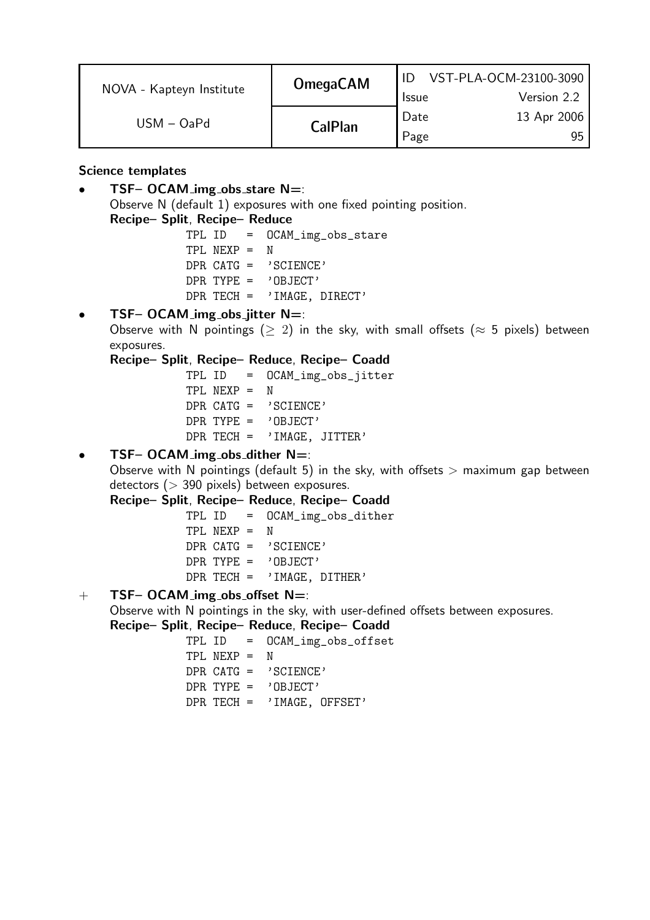**Science templates**

- **TSF– OCAM_img_obs_stare N=**:
  Observe N (default 1) exposures with one fixed pointing position.
  **Recipe– Split**, **Recipe– Reduce**

  ```
  TPL ID   =  OCAM_img_obs_stare
  TPL NEXP =  N
  DPR CATG =  'SCIENCE'
  DPR TYPE =  'OBJECT'
  DPR TECH =  'IMAGE, DIRECT'
  ```

- **TSF– OCAM_img_obs_jitter N=**:
  Observe with N pointings ($\geq 2$) in the sky, with small offsets ($\approx 5$ pixels) between exposures.
  **Recipe– Split**, **Recipe– Reduce**, **Recipe– Coadd**

  ```
  TPL ID   =  OCAM_img_obs_jitter
  TPL NEXP =  N
  DPR CATG =  'SCIENCE'
  DPR TYPE =  'OBJECT'
  DPR TECH =  'IMAGE, JITTER'
  ```

- **TSF– OCAM_img_obs_dither N=**:
  Observe with N pointings (default 5) in the sky, with offsets $>$ maximum gap between detectors ($>$ 390 pixels) between exposures.
  **Recipe– Split**, **Recipe– Reduce**, **Recipe– Coadd**

  ```
  TPL ID   =  OCAM_img_obs_dither
  TPL NEXP =  N
  DPR CATG =  'SCIENCE'
  DPR TYPE =  'OBJECT'
  DPR TECH =  'IMAGE, DITHER'
  ```

+ **TSF– OCAM_img_obs_offset N=**:
  Observe with N pointings in the sky, with user-defined offsets between exposures.
  **Recipe– Split**, **Recipe– Reduce**, **Recipe– Coadd**

  ```
  TPL ID   =  OCAM_img_obs_offset
  TPL NEXP =  N
  DPR CATG =  'SCIENCE'
  DPR TYPE =  'OBJECT'
  DPR TECH =  'IMAGE, OFFSET'
  ```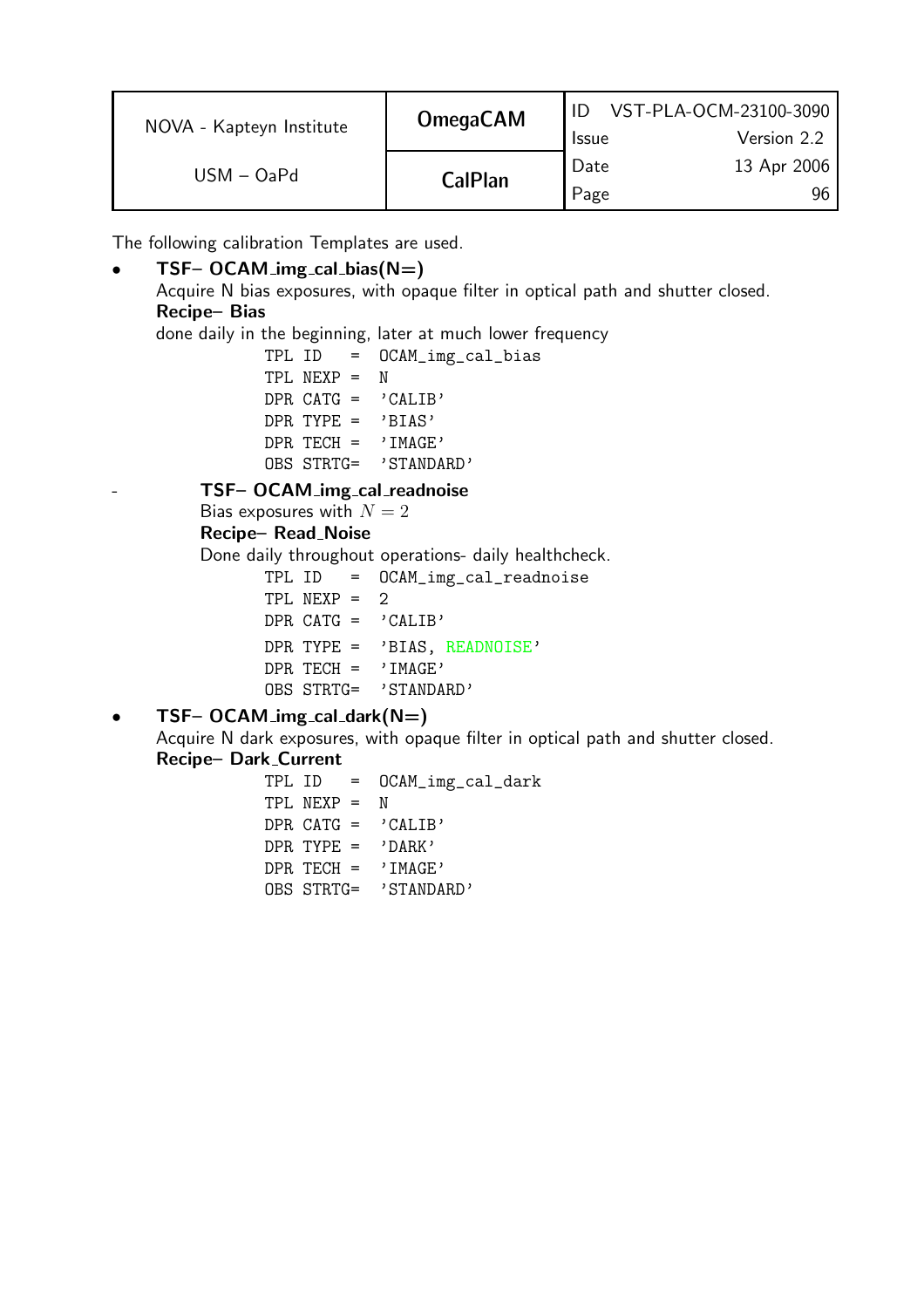The following calibration Templates are used.

- **TSF– OCAM_img_cal_bias(N=)**
  Acquire N bias exposures, with opaque filter in optical path and shutter closed.
  **Recipe– Bias**
  done daily in the beginning, later at much lower frequency

  ```
  TPL ID   =  OCAM_img_cal_bias
  TPL NEXP =  N
  DPR CATG =  'CALIB'
  DPR TYPE =  'BIAS'
  DPR TECH =  'IMAGE'
  OBS STRTG=  'STANDARD'
  ```

  - **TSF– OCAM_img_cal_readnoise**
    Bias exposures with $N = 2$
    **Recipe– Read_Noise**
    Done daily throughout operations- daily healthcheck.

    ```
    TPL ID   =  OCAM_img_cal_readnoise
    TPL NEXP =  2
    DPR CATG =  'CALIB'
    DPR TYPE =  'BIAS, READNOISE'
    DPR TECH =  'IMAGE'
    OBS STRTG=  'STANDARD'
    ```

- **TSF– OCAM_img_cal_dark(N=)**
  Acquire N dark exposures, with opaque filter in optical path and shutter closed.
  **Recipe– Dark_Current**

  ```
  TPL ID   =  OCAM_img_cal_dark
  TPL NEXP =  N
  DPR CATG =  'CALIB'
  DPR TYPE =  'DARK'
  DPR TECH =  'IMAGE'
  OBS STRTG=  'STANDARD'
  ```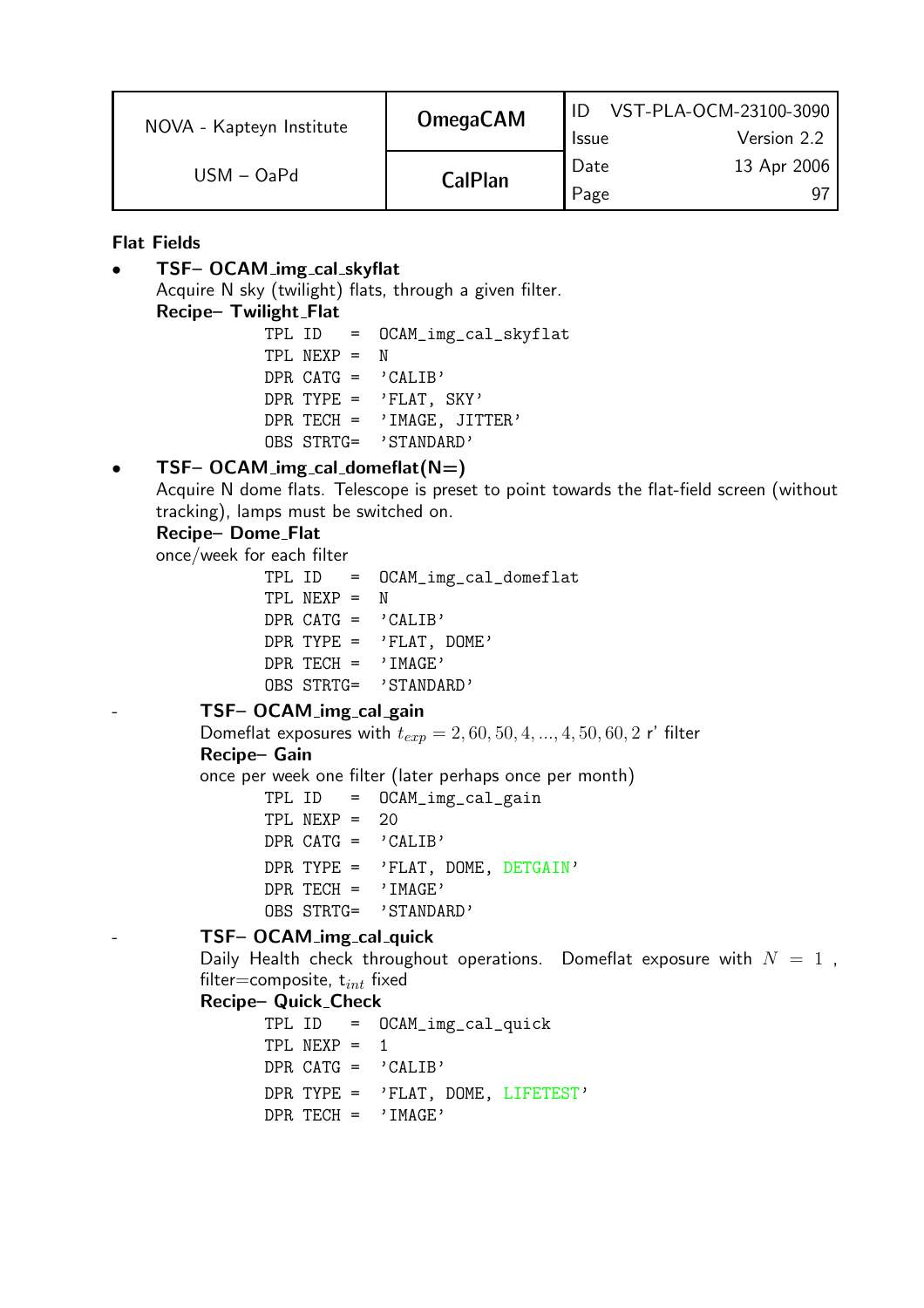**Flat Fields**

- **TSF– OCAM_img_cal_skyflat**
  Acquire N sky (twilight) flats, through a given filter.
  **Recipe– Twilight_Flat**

  ```
  TPL ID   =  OCAM_img_cal_skyflat
  TPL NEXP =  N
  DPR CATG =  'CALIB'
  DPR TYPE =  'FLAT, SKY'
  DPR TECH =  'IMAGE, JITTER'
  OBS STRTG=  'STANDARD'
  ```

- **TSF– OCAM_img_cal_domeflat(N=)**
  Acquire N dome flats. Telescope is preset to point towards the flat-field screen (without tracking), lamps must be switched on.
  **Recipe– Dome_Flat**
  once/week for each filter

  ```
  TPL ID   =  OCAM_img_cal_domeflat
  TPL NEXP =  N
  DPR CATG =  'CALIB'
  DPR TYPE =  'FLAT, DOME'
  DPR TECH =  'IMAGE'
  OBS STRTG=  'STANDARD'
  ```

  - **TSF– OCAM_img_cal_gain**
    Domeflat exposures with $t_{exp} = 2, 60, 50, 4, ..., 4, 50, 60, 2$ r' filter
    **Recipe– Gain**
    once per week one filter (later perhaps once per month)

    ```
    TPL ID   =  OCAM_img_cal_gain
    TPL NEXP =  20
    DPR CATG =  'CALIB'
    DPR TYPE =  'FLAT, DOME, DETGAIN'
    DPR TECH =  'IMAGE'
    OBS STRTG=  'STANDARD'
    ```

  - **TSF– OCAM_img_cal_quick**
    Daily Health check throughout operations. Domeflat exposure with $N = 1$, filter=composite, $t_{int}$ fixed
    **Recipe– Quick_Check**

    ```
    TPL ID   =  OCAM_img_cal_quick
    TPL NEXP =  1
    DPR CATG =  'CALIB'
    DPR TYPE =  'FLAT, DOME, LIFETEST'
    DPR TECH =  'IMAGE'
    ```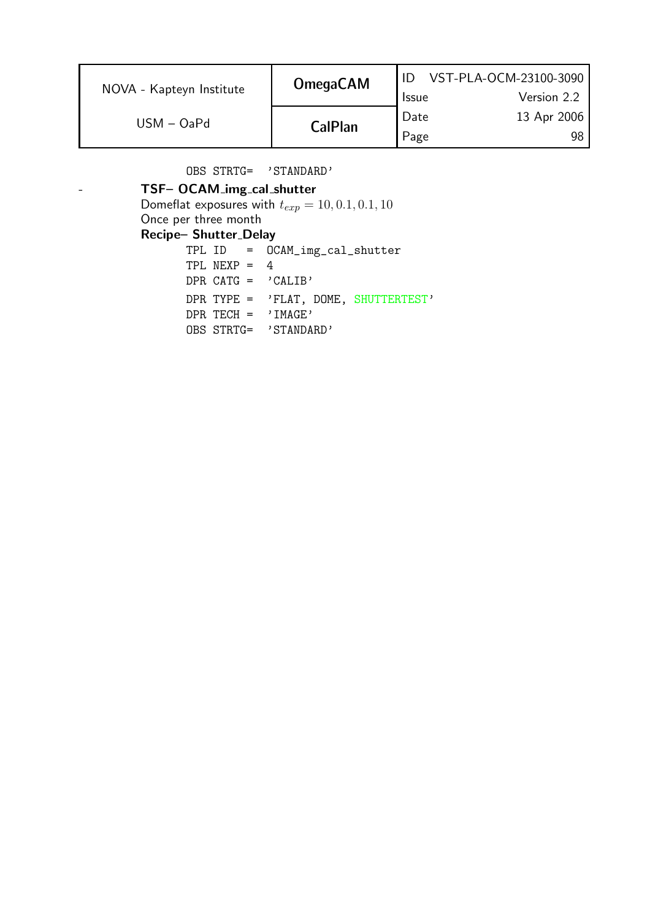```
OBS STRTG=  'STANDARD'
```

- **TSF– OCAM_img_cal_shutter**
  Domeflat exposures with $t_{exp} = 10, 0.1, 0.1, 10$
  Once per three month
  **Recipe– Shutter_Delay**

```
TPL ID    =  OCAM_img_cal_shutter
TPL NEXP  =  4
DPR CATG  =  'CALIB'
DPR TYPE  =  'FLAT, DOME, SHUTTERTEST'
DPR TECH  =  'IMAGE'
OBS STRTG=  'STANDARD'
```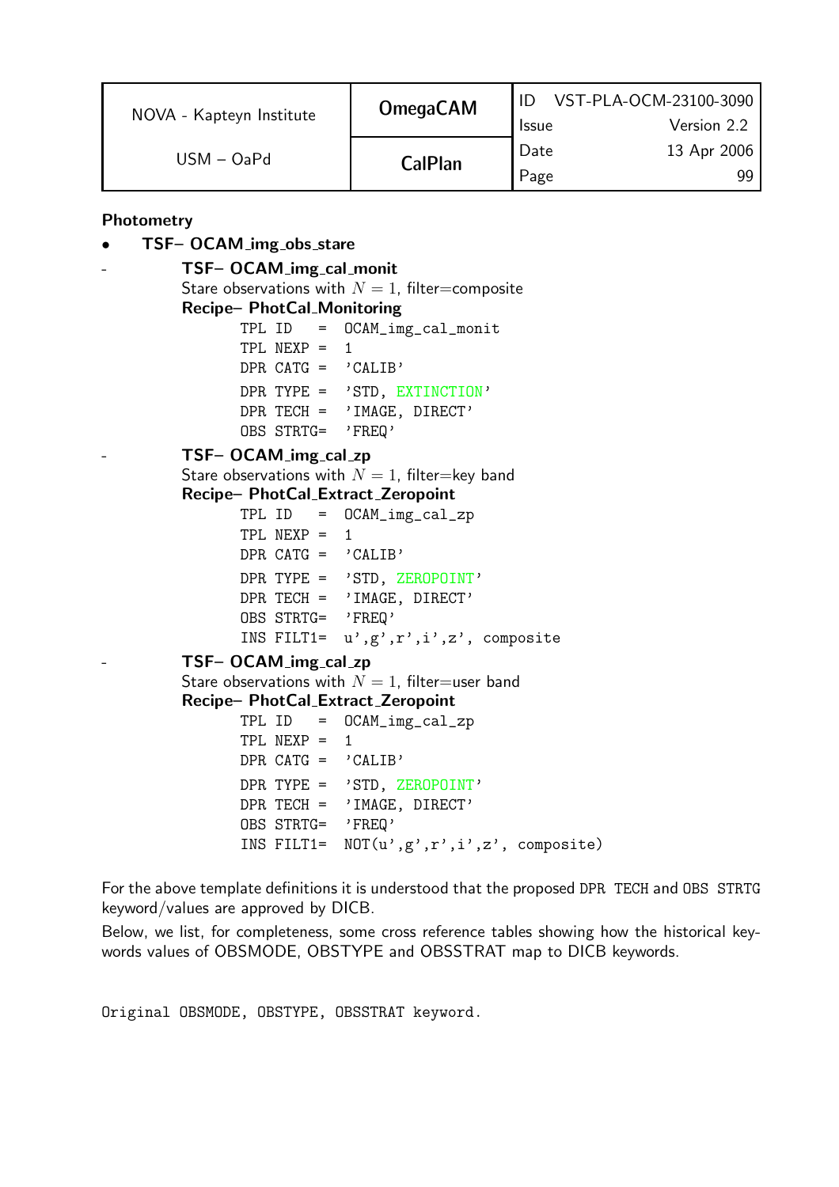**Photometry**

- **TSF– OCAM_img_obs_stare**

  - **TSF– OCAM_img_cal_monit**

    Stare observations with $N = 1$, filter=composite

    **Recipe– PhotCal_Monitoring**

    ```
    TPL ID   =  OCAM_img_cal_monit
    TPL NEXP =  1
    DPR CATG =  'CALIB'
    DPR TYPE =  'STD, EXTINCTION'
    DPR TECH =  'IMAGE, DIRECT'
    OBS STRTG=  'FREQ'
    ```

  - **TSF– OCAM_img_cal_zp**

    Stare observations with $N = 1$, filter=key band

    **Recipe– PhotCal_Extract_Zeropoint**

    ```
    TPL ID   =  OCAM_img_cal_zp
    TPL NEXP =  1
    DPR CATG =  'CALIB'
    DPR TYPE =  'STD, ZEROPOINT'
    DPR TECH =  'IMAGE, DIRECT'
    OBS STRTG=  'FREQ'
    INS FILT1=  u',g',r',i',z', composite
    ```

  - **TSF– OCAM_img_cal_zp**

    Stare observations with $N = 1$, filter=user band

    **Recipe– PhotCal_Extract_Zeropoint**

    ```
    TPL ID   =  OCAM_img_cal_zp
    TPL NEXP =  1
    DPR CATG =  'CALIB'
    DPR TYPE =  'STD, ZEROPOINT'
    DPR TECH =  'IMAGE, DIRECT'
    OBS STRTG=  'FREQ'
    INS FILT1=  NOT(u',g',r',i',z', composite)
    ```

For the above template definitions it is understood that the proposed DPR TECH and OBS STRTG keyword/values are approved by DICB.

Below, we list, for completeness, some cross reference tables showing how the historical keywords values of OBSMODE, OBSTYPE and OBSSTRAT map to DICB keywords.

```
Original OBSMODE, OBSTYPE, OBSSTRAT keyword.
```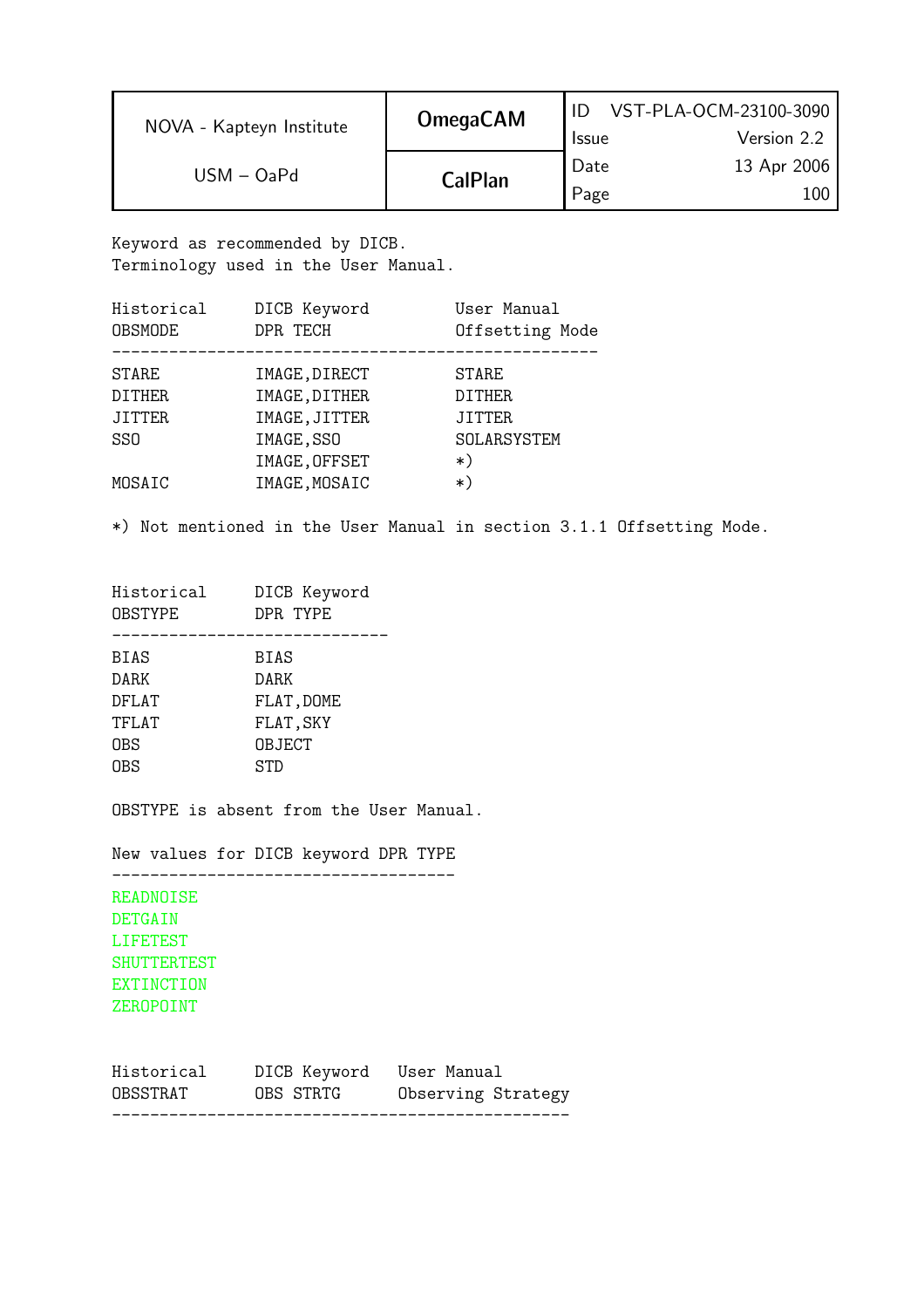Keyword as recommended by DICB.
Terminology used in the User Manual.

| Historical OBSMODE | DICB Keyword DPR TECH | User Manual Offsetting Mode |
|---|---|---|
| STARE | IMAGE,DIRECT | STARE |
| DITHER | IMAGE,DITHER | DITHER |
| JITTER | IMAGE,JITTER | JITTER |
| SSO | IMAGE,SSO | SOLARSYSTEM |
| | IMAGE,OFFSET | *) |
| MOSAIC | IMAGE,MOSAIC | *) |

*) Not mentioned in the User Manual in section 3.1.1 Offsetting Mode.

| Historical OBSTYPE | DICB Keyword DPR TYPE |
|---|---|
| BIAS | BIAS |
| DARK | DARK |
| DFLAT | FLAT,DOME |
| TFLAT | FLAT,SKY |
| OBS | OBJECT |
| OBS | STD |

OBSTYPE is absent from the User Manual.

| New values for DICB keyword DPR TYPE |
|---|
| READNOISE |
| DETGAIN |
| LIFETEST |
| SHUTTERTEST |
| EXTINCTION |
| ZEROPOINT |

| Historical OBSSTRAT | DICB Keyword OBS STRTG | User Manual Observing Strategy |
|---|---|---|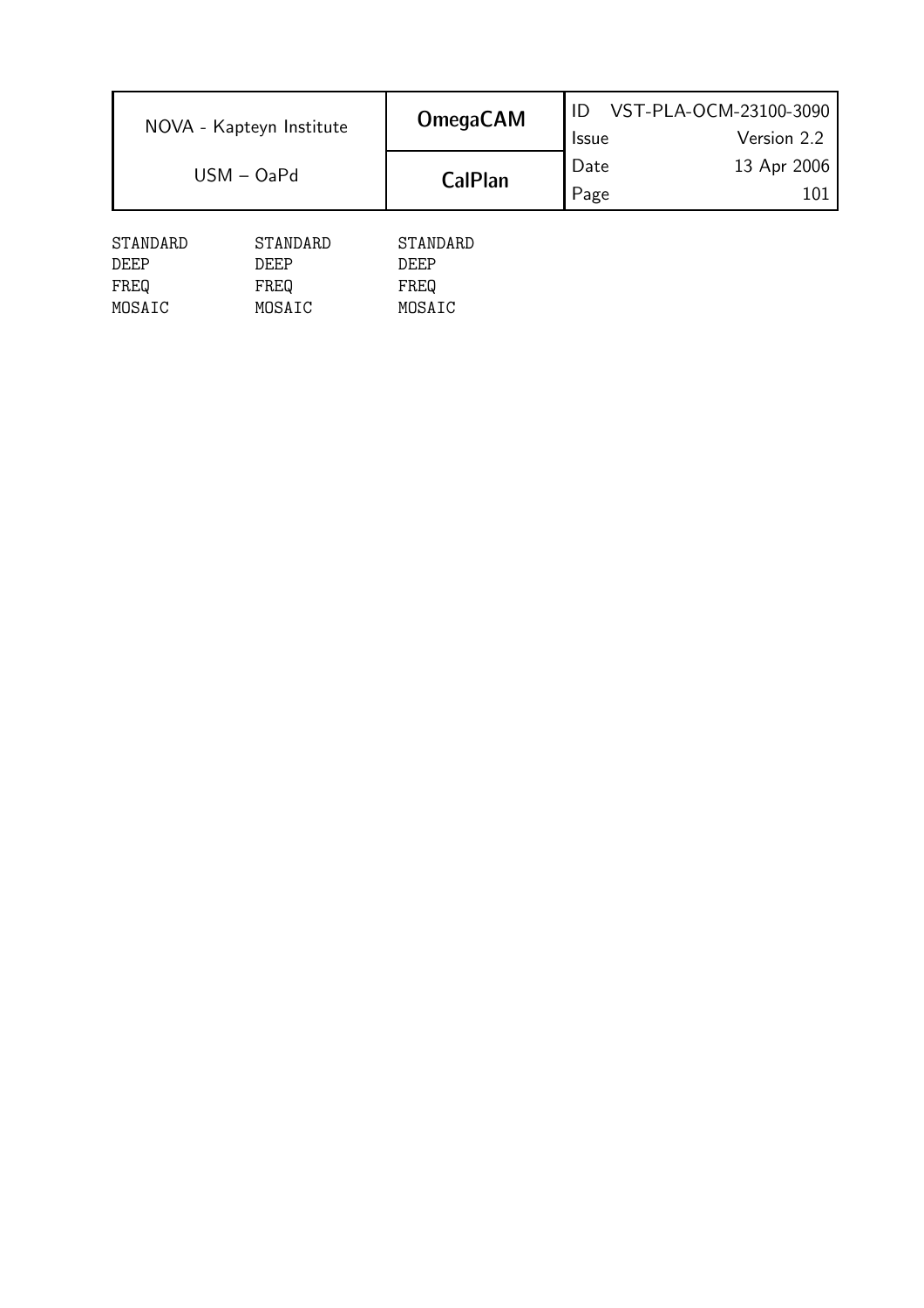```
STANDARD        STANDARD        STANDARD
DEEP            DEEP            DEEP
FREQ            FREQ            FREQ
MOSAIC          MOSAIC          MOSAIC
```